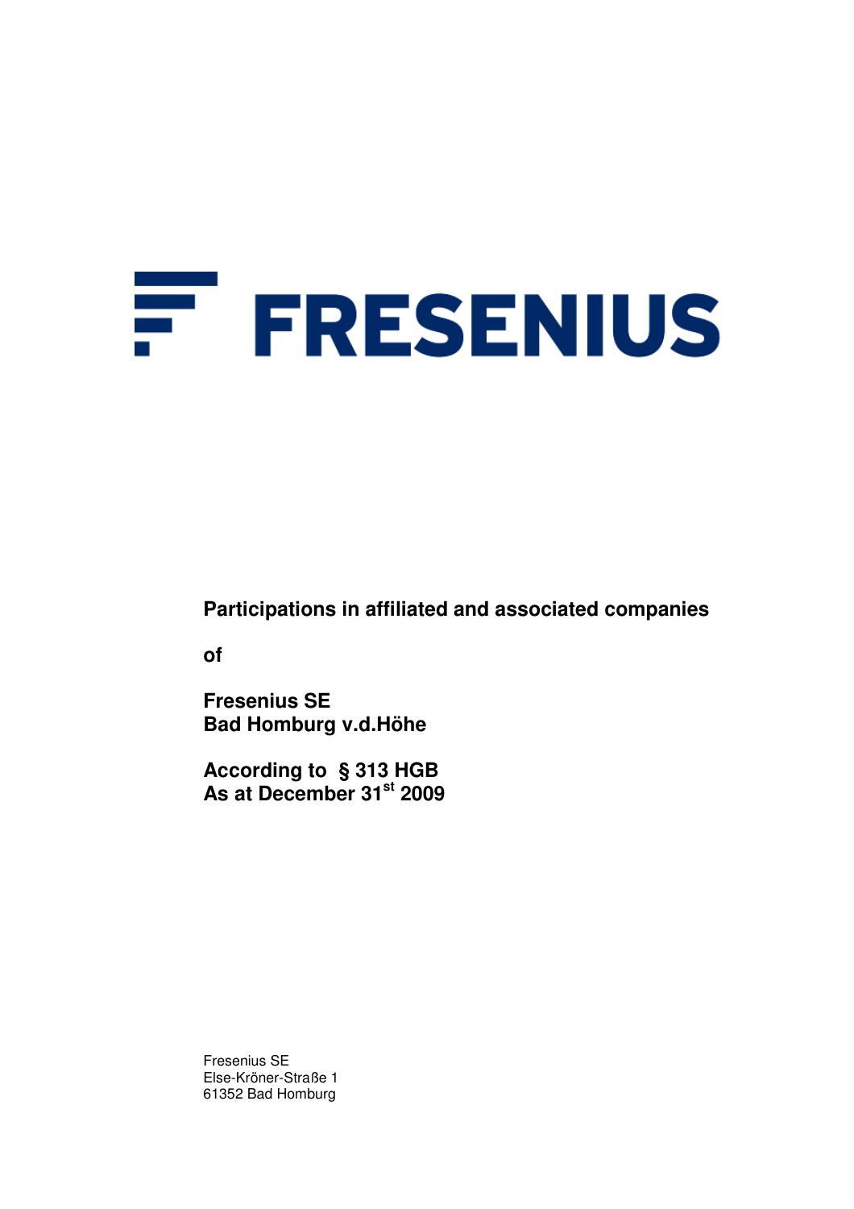# FRESENIUS

**Participations in affiliated and associated companies**

**of**

**Fresenius SE**
**Bad Homburg v.d.Höhe**

**According to § 313 HGB**
**As at December 31st 2009**

Fresenius SE
Else-Kröner-Straße 1
61352 Bad Homburg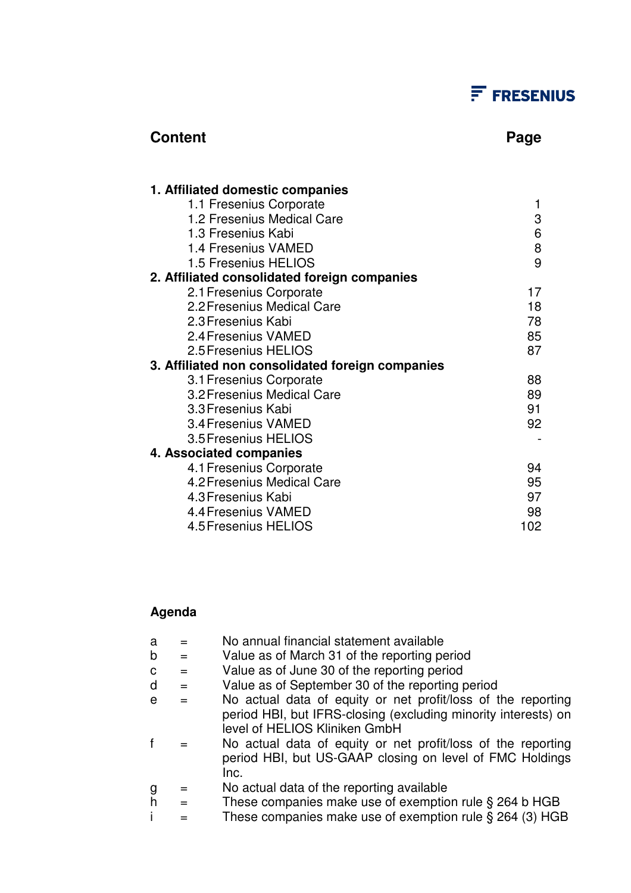FRESENIUS

| Content | Page |
|---|---|
| **1. Affiliated domestic companies** | |
| 1.1 Fresenius Corporate | 1 |
| 1.2 Fresenius Medical Care | 3 |
| 1.3 Fresenius Kabi | 6 |
| 1.4 Fresenius VAMED | 8 |
| 1.5 Fresenius HELIOS | 9 |
| **2. Affiliated consolidated foreign companies** | |
| 2.1 Fresenius Corporate | 17 |
| 2.2 Fresenius Medical Care | 18 |
| 2.3 Fresenius Kabi | 78 |
| 2.4 Fresenius VAMED | 85 |
| 2.5 Fresenius HELIOS | 87 |
| **3. Affiliated non consolidated foreign companies** | |
| 3.1 Fresenius Corporate | 88 |
| 3.2 Fresenius Medical Care | 89 |
| 3.3 Fresenius Kabi | 91 |
| 3.4 Fresenius VAMED | 92 |
| 3.5 Fresenius HELIOS | - |
| **4. Associated companies** | |
| 4.1 Fresenius Corporate | 94 |
| 4.2 Fresenius Medical Care | 95 |
| 4.3 Fresenius Kabi | 97 |
| 4.4 Fresenius VAMED | 98 |
| 4.5 Fresenius HELIOS | 102 |

**Agenda**

| | | |
|---|---|---|
| a | = | No annual financial statement available |
| b | = | Value as of March 31 of the reporting period |
| c | = | Value as of June 30 of the reporting period |
| d | = | Value as of September 30 of the reporting period |
| e | = | No actual data of equity or net profit/loss of the reporting period HBI, but IFRS-closing (excluding minority interests) on level of HELIOS Kliniken GmbH |
| f | = | No actual data of equity or net profit/loss of the reporting period HBI, but US-GAAP closing on level of FMC Holdings Inc. |
| g | = | No actual data of the reporting available |
| h | = | These companies make use of exemption rule § 264 b HGB |
| i | = | These companies make use of exemption rule § 264 (3) HGB |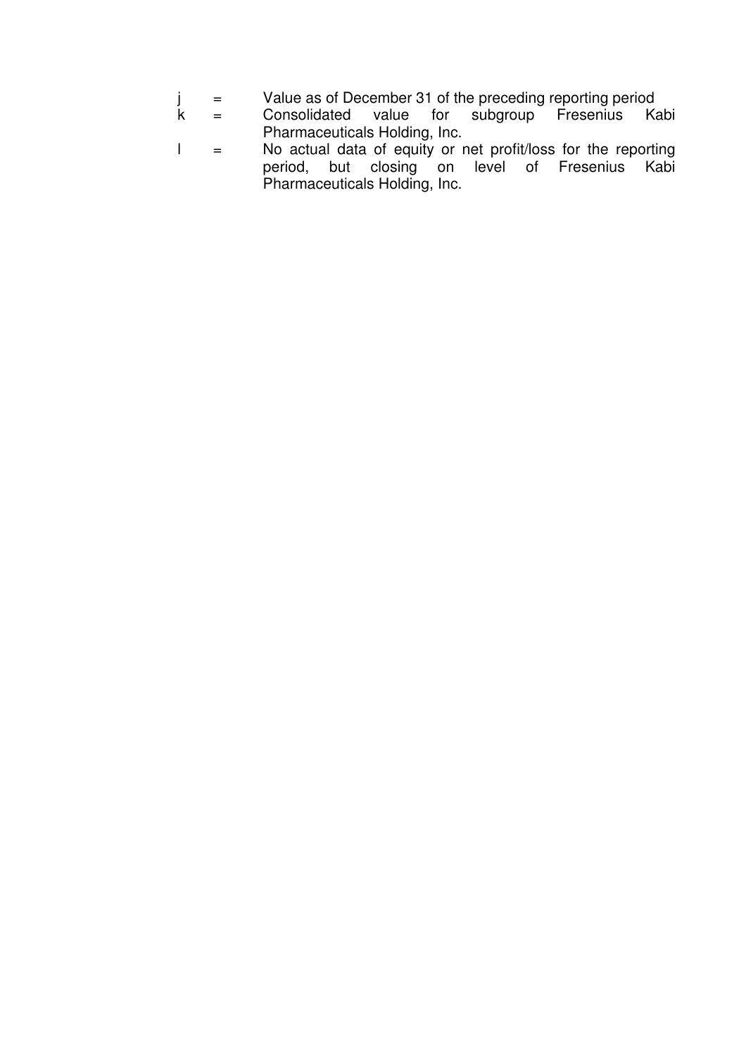j = Value as of December 31 of the preceding reporting period

k = Consolidated value for subgroup Fresenius Kabi Pharmaceuticals Holding, Inc.

l = No actual data of equity or net profit/loss for the reporting period, but closing on level of Fresenius Kabi Pharmaceuticals Holding, Inc.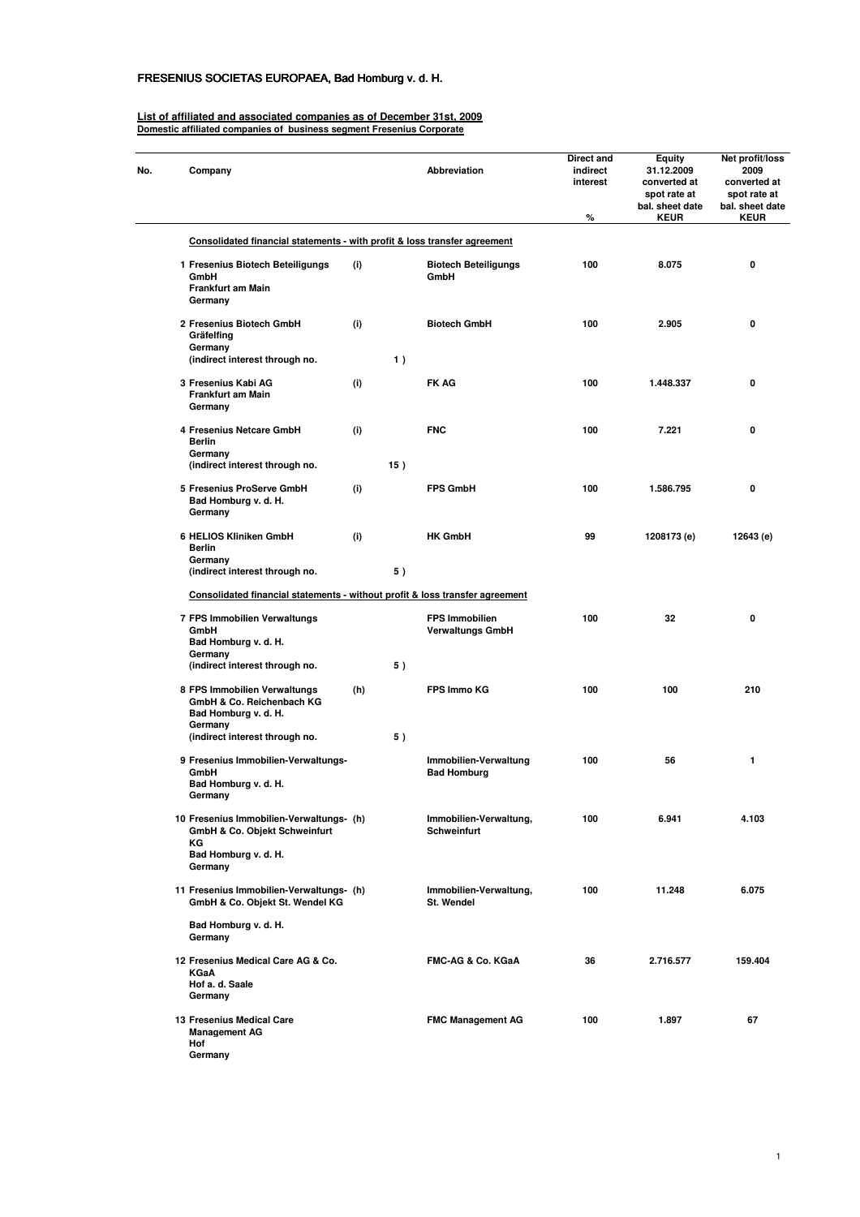FRESENIUS SOCIETAS EUROPAEA, Bad Homburg v. d. H.

**List of affiliated and associated companies as of December 31st, 2009**
**Domestic affiliated companies of business segment Fresenius Corporate**

| No. | Company | | | Abbreviation | Direct and indirect interest % | Equity 31.12.2009 converted at spot rate at bal. sheet date KEUR | Net profit/loss 2009 converted at spot rate at bal. sheet date KEUR |
|---|---|---|---|---|---|---|---|
| | **Consolidated financial statements - with profit & loss transfer agreement** | | | | | | |
| 1 | Fresenius Biotech Beteiligungs GmbH<br>Frankfurt am Main<br>Germany | (i) | | Biotech Beteiligungs GmbH | 100 | 8.075 | 0 |
| 2 | Fresenius Biotech GmbH<br>Gräfelfing<br>Germany<br>(indirect interest through no. | (i) | 1 ) | Biotech GmbH | 100 | 2.905 | 0 |
| 3 | Fresenius Kabi AG<br>Frankfurt am Main<br>Germany | (i) | | FK AG | 100 | 1.448.337 | 0 |
| 4 | Fresenius Netcare GmbH<br>Berlin<br>Germany<br>(indirect interest through no. | (i) | 15 ) | FNC | 100 | 7.221 | 0 |
| 5 | Fresenius ProServe GmbH<br>Bad Homburg v. d. H.<br>Germany | (i) | | FPS GmbH | 100 | 1.586.795 | 0 |
| 6 | HELIOS Kliniken GmbH<br>Berlin<br>Germany<br>(indirect interest through no. | (i) | 5 ) | HK GmbH | 99 | 1208173 (e) | 12643 (e) |
| | **Consolidated financial statements - without profit & loss transfer agreement** | | | | | | |
| 7 | FPS Immobilien Verwaltungs GmbH<br>Bad Homburg v. d. H.<br>Germany<br>(indirect interest through no. | | 5 ) | FPS Immobilien Verwaltungs GmbH | 100 | 32 | 0 |
| 8 | FPS Immobilien Verwaltungs GmbH & Co. Reichenbach KG<br>Bad Homburg v. d. H.<br>Germany<br>(indirect interest through no. | (h) | 5 ) | FPS Immo KG | 100 | 100 | 210 |
| 9 | Fresenius Immobilien-Verwaltungs-GmbH<br>Bad Homburg v. d. H.<br>Germany | | | Immobilien-Verwaltung Bad Homburg | 100 | 56 | 1 |
| 10 | Fresenius Immobilien-Verwaltungs-GmbH & Co. Objekt Schweinfurt KG<br>Bad Homburg v. d. H.<br>Germany | (h) | | Immobilien-Verwaltung, Schweinfurt | 100 | 6.941 | 4.103 |
| 11 | Fresenius Immobilien-Verwaltungs-GmbH & Co. Objekt St. Wendel KG<br>Bad Homburg v. d. H.<br>Germany | (h) | | Immobilien-Verwaltung, St. Wendel | 100 | 11.248 | 6.075 |
| 12 | Fresenius Medical Care AG & Co. KGaA<br>Hof a. d. Saale<br>Germany | | | FMC-AG & Co. KGaA | 36 | 2.716.577 | 159.404 |
| 13 | Fresenius Medical Care Management AG<br>Hof<br>Germany | | | FMC Management AG | 100 | 1.897 | 67 |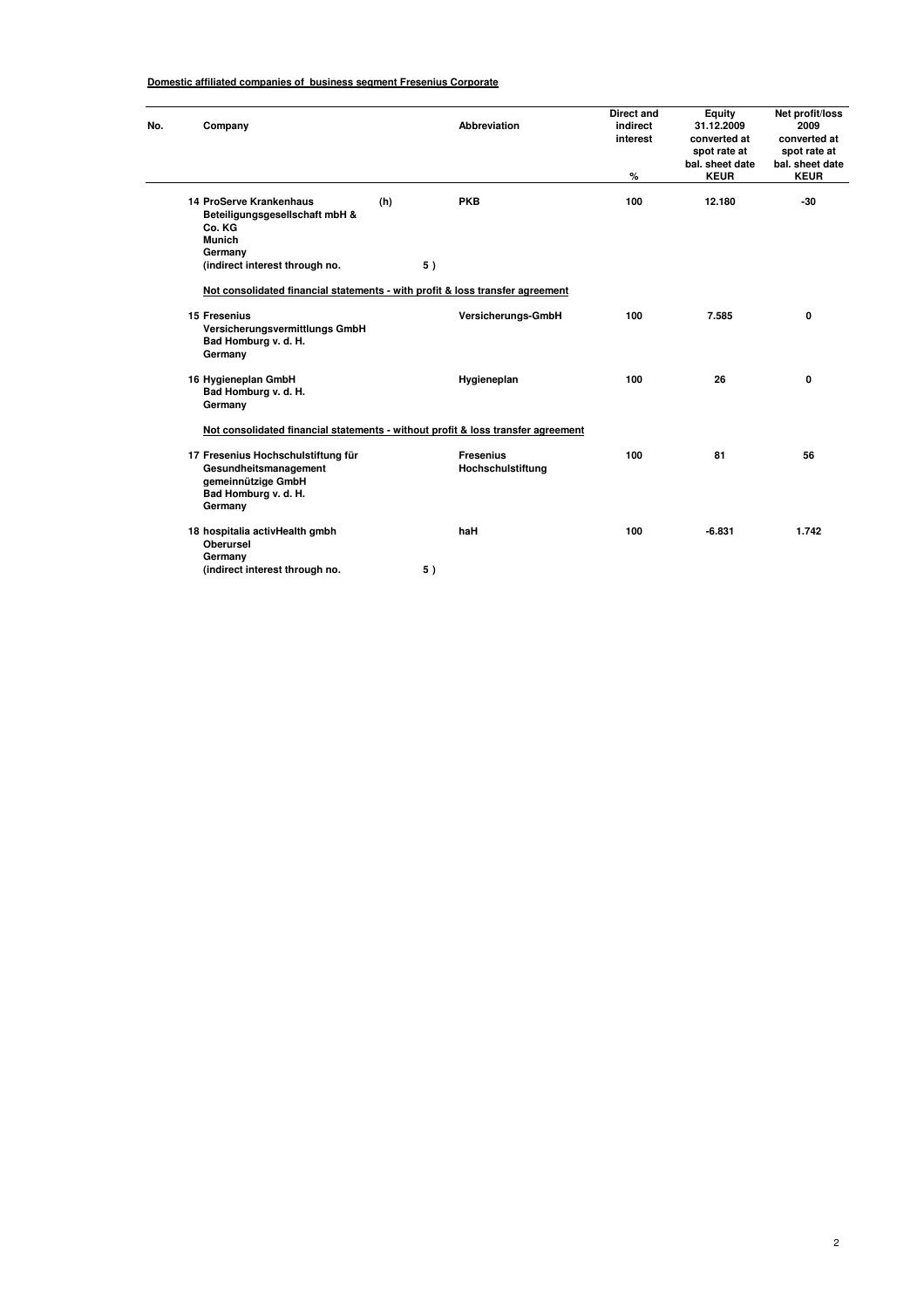**Domestic affiliated companies of business segment Fresenius Corporate**

| No. | Company | | Abbreviation | Direct and indirect interest % | Equity 31.12.2009 converted at spot rate at bal. sheet date KEUR | Net profit/loss 2009 converted at spot rate at bal. sheet date KEUR |
|---|---|---|---|---|---|---|
| 14 | ProServe Krankenhaus Beteiligungsgesellschaft mbH & Co. KG Munich Germany (indirect interest through no. 5 ) | (h) | PKB | 100 | 12.180 | -30 |
| | **Not consolidated financial statements - with profit & loss transfer agreement** | | | | | |
| 15 | Fresenius Versicherungsvermittlungs GmbH Bad Homburg v. d. H. Germany | | Versicherungs-GmbH | 100 | 7.585 | 0 |
| 16 | Hygieneplan GmbH Bad Homburg v. d. H. Germany | | Hygieneplan | 100 | 26 | 0 |
| | **Not consolidated financial statements - without profit & loss transfer agreement** | | | | | |
| 17 | Fresenius Hochschulstiftung für Gesundheitsmanagement gemeinnützige GmbH Bad Homburg v. d. H. Germany | | Fresenius Hochschulstiftung | 100 | 81 | 56 |
| 18 | hospitalia activHealth gmbh Oberursel Germany (indirect interest through no. 5 ) | | haH | 100 | -6.831 | 1.742 |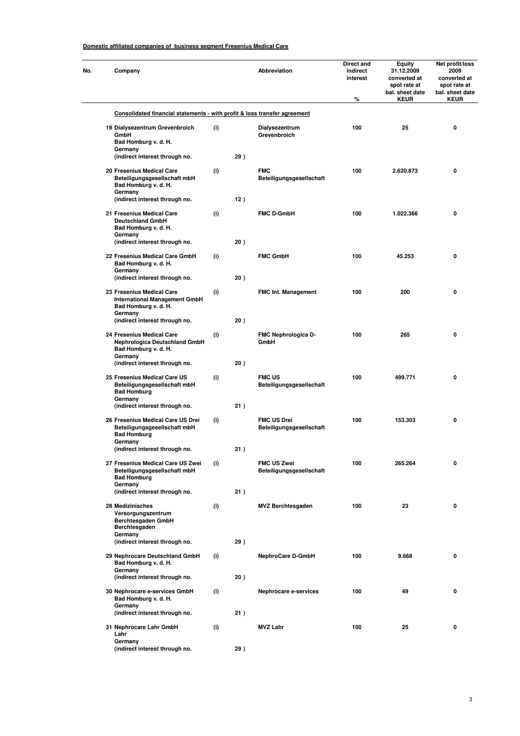**Domestic affiliated companies of business segment Fresenius Medical Care**

| No. | Company | | | Abbreviation | Direct and indirect interest % | Equity 31.12.2009 converted at spot rate at bal. sheet date KEUR | Net profit/loss 2009 converted at spot rate at bal. sheet date KEUR |
|---|---|---|---|---|---|---|---|
| | **Consolidated financial statements - with profit & loss transfer agreement** | | | | | | |
| 19 | Dialysezentrum Grevenbroich GmbH<br>Bad Homburg v. d. H.<br>Germany<br>(indirect interest through no. | (i) | 29 ) | Dialysezentrum Grevenbroich | 100 | 25 | 0 |
| 20 | Fresenius Medical Care Beteiligungsgesellschaft mbH<br>Bad Homburg v. d. H.<br>Germany<br>(indirect interest through no. | (i) | 12 ) | FMC Beteiligungsgesellschaft | 100 | 2.620.873 | 0 |
| 21 | Fresenius Medical Care Deutschland GmbH<br>Bad Homburg v. d. H.<br>Germany<br>(indirect interest through no. | (i) | 20 ) | FMC D-GmbH | 100 | 1.022.366 | 0 |
| 22 | Fresenius Medical Care GmbH<br>Bad Homburg v. d. H.<br>Germany<br>(indirect interest through no. | (i) | 20 ) | FMC GmbH | 100 | 45.253 | 0 |
| 23 | Fresenius Medical Care International Management GmbH<br>Bad Homburg v. d. H.<br>Germany<br>(indirect interest through no. | (i) | 20 ) | FMC Int. Management | 100 | 200 | 0 |
| 24 | Fresenius Medical Care Nephrologica Deutschland GmbH<br>Bad Homburg v. d. H.<br>Germany<br>(indirect interest through no. | (i) | 20 ) | FMC Nephrologica D-GmbH | 100 | 265 | 0 |
| 25 | Fresenius Medical Care US Beteiligungsgesellschaft mbH<br>Bad Homburg<br>Germany<br>(indirect interest through no. | (i) | 21 ) | FMC US Beteiligungsgesellschaft | 100 | 499.771 | 0 |
| 26 | Fresenius Medical Care US Drei Beteiligungsgesellschaft mbH<br>Bad Homburg<br>Germany<br>(indirect interest through no. | (i) | 21 ) | FMC US Drei Beteiligungsgesellschaft | 100 | 153.303 | 0 |
| 27 | Fresenius Medical Care US Zwei Beteiligungsgesellschaft mbH<br>Bad Homburg<br>Germany<br>(indirect interest through no. | (i) | 21 ) | FMC US Zwei Beteiligungsgesellschaft | 100 | 265.264 | 0 |
| 28 | Medizinisches Versorgungszentrum Berchtesgaden GmbH<br>Berchtesgaden<br>Germany<br>(indirect interest through no. | (i) | 29 ) | MVZ Berchtesgaden | 100 | 23 | 0 |
| 29 | Nephrocare Deutschland GmbH<br>Bad Homburg v. d. H.<br>Germany<br>(indirect interest through no. | (i) | 20 ) | NephroCare D-GmbH | 100 | 9.668 | 0 |
| 30 | Nephrocare e-services GmbH<br>Bad Homburg v. d. H.<br>Germany<br>(indirect interest through no. | (i) | 21 ) | Nephrocare e-services | 100 | 49 | 0 |
| 31 | Nephrocare Lahr GmbH<br>Lahr<br>Germany<br>(indirect interest through no. | (i) | 29 ) | MVZ Lahr | 100 | 25 | 0 |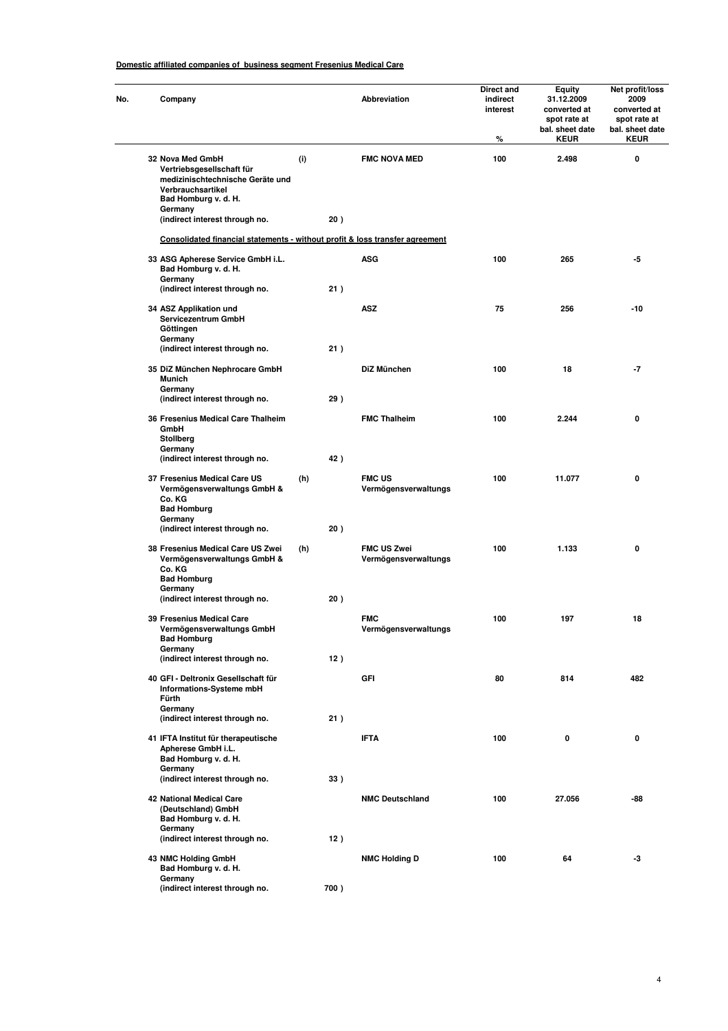**Domestic affiliated companies of business segment Fresenius Medical Care**

| No. | Company | | | Abbreviation | Direct and indirect interest % | Equity 31.12.2009 converted at spot rate at bal. sheet date KEUR | Net profit/loss 2009 converted at spot rate at bal. sheet date KEUR |
|---|---|---|---|---|---|---|---|
| 32 | Nova Med GmbH Vertriebsgesellschaft für medizinischtechnische Geräte und Verbrauchsartikel Bad Homburg v. d. H. Germany (indirect interest through no. | (i) | 20 ) | FMC NOVA MED | 100 | 2.498 | 0 |
| | **Consolidated financial statements - without profit & loss transfer agreement** | | | | | | |
| 33 | ASG Apherese Service GmbH i.L. Bad Homburg v. d. H. Germany (indirect interest through no. | | 21 ) | ASG | 100 | 265 | -5 |
| 34 | ASZ Applikation und Servicezentrum GmbH Göttingen Germany (indirect interest through no. | | 21 ) | ASZ | 75 | 256 | -10 |
| 35 | DiZ München Nephrocare GmbH Munich Germany (indirect interest through no. | | 29 ) | DiZ München | 100 | 18 | -7 |
| 36 | Fresenius Medical Care Thalheim GmbH Stollberg Germany (indirect interest through no. | | 42 ) | FMC Thalheim | 100 | 2.244 | 0 |
| 37 | Fresenius Medical Care US Vermögensverwaltungs GmbH & Co. KG Bad Homburg Germany (indirect interest through no. | (h) | 20 ) | FMC US Vermögensverwaltungs | 100 | 11.077 | 0 |
| 38 | Fresenius Medical Care US Zwei Vermögensverwaltungs GmbH & Co. KG Bad Homburg Germany (indirect interest through no. | (h) | 20 ) | FMC US Zwei Vermögensverwaltungs | 100 | 1.133 | 0 |
| 39 | Fresenius Medical Care Vermögensverwaltungs GmbH Bad Homburg Germany (indirect interest through no. | | 12 ) | FMC Vermögensverwaltungs | 100 | 197 | 18 |
| 40 | GFI - Deltronix Gesellschaft für Informations-Systeme mbH Fürth Germany (indirect interest through no. | | 21 ) | GFI | 80 | 814 | 482 |
| 41 | IFTA Institut für therapeutische Apherese GmbH i.L. Bad Homburg v. d. H. Germany (indirect interest through no. | | 33 ) | IFTA | 100 | 0 | 0 |
| 42 | National Medical Care (Deutschland) GmbH Bad Homburg v. d. H. Germany (indirect interest through no. | | 12 ) | NMC Deutschland | 100 | 27.056 | -88 |
| 43 | NMC Holding GmbH Bad Homburg v. d. H. Germany (indirect interest through no. | | 700 ) | NMC Holding D | 100 | 64 | -3 |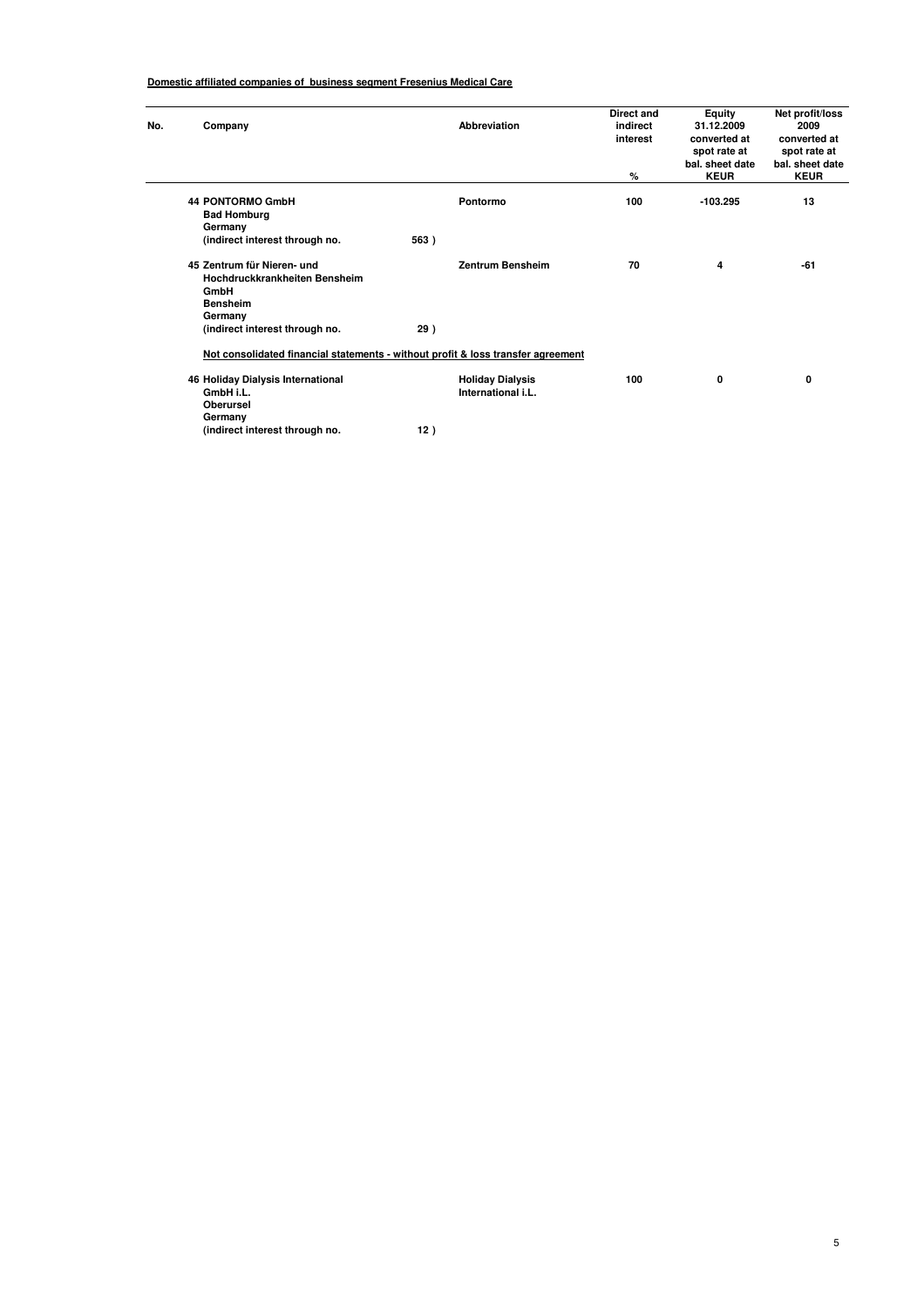**Domestic affiliated companies of business segment Fresenius Medical Care**

| No. | Company | | Abbreviation | Direct and indirect interest<br>% | Equity 31.12.2009 converted at spot rate at bal. sheet date<br>KEUR | Net profit/loss 2009 converted at spot rate at bal. sheet date<br>KEUR |
|---|---|---|---|---|---|---|
| 44 | PONTORMO GmbH<br>Bad Homburg<br>Germany<br>(indirect interest through no. | 563 ) | Pontormo | 100 | -103.295 | 13 |
| 45 | Zentrum für Nieren- und Hochdruckkrankheiten Bensheim GmbH<br>Bensheim<br>Germany<br>(indirect interest through no. | 29 ) | Zentrum Bensheim | 70 | 4 | -61 |
| | **Not consolidated financial statements - without profit & loss transfer agreement** | | | | | |
| 46 | Holiday Dialysis International GmbH i.L.<br>Oberursel<br>Germany<br>(indirect interest through no. | 12 ) | Holiday Dialysis International i.L. | 100 | 0 | 0 |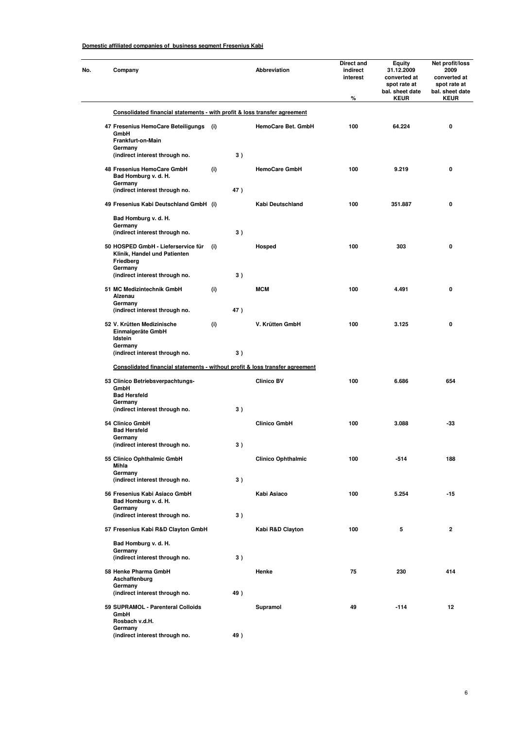**Domestic affiliated companies of business segment Fresenius Kabi**

| No. | Company | | | Abbreviation | Direct and indirect interest % | Equity 31.12.2009 converted at spot rate at bal. sheet date KEUR | Net profit/loss 2009 converted at spot rate at bal. sheet date KEUR |
|---|---|---|---|---|---|---|---|
| | **Consolidated financial statements - with profit & loss transfer agreement** | | | | | | |
| 47 | **Fresenius HemoCare Beteiligungs GmbH**<br>**Frankfurt-on-Main**<br>**Germany**<br>**(indirect interest through no.** | (i) | 3 ) | **HemoCare Bet. GmbH** | **100** | **64.224** | **0** |
| 48 | **Fresenius HemoCare GmbH**<br>**Bad Homburg v. d. H.**<br>**Germany**<br>**(indirect interest through no.** | (i) | 47 ) | **HemoCare GmbH** | **100** | **9.219** | **0** |
| 49 | **Fresenius Kabi Deutschland GmbH**<br>**Bad Homburg v. d. H.**<br>**Germany**<br>**(indirect interest through no.** | (i) | 3 ) | **Kabi Deutschland** | **100** | **351.887** | **0** |
| 50 | **HOSPED GmbH - Lieferservice für Klinik, Handel und Patienten**<br>**Friedberg**<br>**Germany**<br>**(indirect interest through no.** | (i) | 3 ) | **Hosped** | **100** | **303** | **0** |
| 51 | **MC Medizintechnik GmbH**<br>**Alzenau**<br>**Germany**<br>**(indirect interest through no.** | (i) | 47 ) | **MCM** | **100** | **4.491** | **0** |
| 52 | **V. Krütten Medizinische Einmalgeräte GmbH**<br>**Idstein**<br>**Germany**<br>**(indirect interest through no.** | (i) | 3 ) | **V. Krütten GmbH** | **100** | **3.125** | **0** |
| | **Consolidated financial statements - without profit & loss transfer agreement** | | | | | | |
| 53 | **Clinico Betriebsverpachtungs-GmbH**<br>**Bad Hersfeld**<br>**Germany**<br>**(indirect interest through no.** | | 3 ) | **Clinico BV** | **100** | **6.686** | **654** |
| 54 | **Clinico GmbH**<br>**Bad Hersfeld**<br>**Germany**<br>**(indirect interest through no.** | | 3 ) | **Clinico GmbH** | **100** | **3.088** | **-33** |
| 55 | **Clinico Ophthalmic GmbH**<br>**Mihla**<br>**Germany**<br>**(indirect interest through no.** | | 3 ) | **Clinico Ophthalmic** | **100** | **-514** | **188** |
| 56 | **Fresenius Kabi Asiaco GmbH**<br>**Bad Homburg v. d. H.**<br>**Germany**<br>**(indirect interest through no.** | | 3 ) | **Kabi Asiaco** | **100** | **5.254** | **-15** |
| 57 | **Fresenius Kabi R&D Clayton GmbH**<br>**Bad Homburg v. d. H.**<br>**Germany**<br>**(indirect interest through no.** | | 3 ) | **Kabi R&D Clayton** | **100** | **5** | **2** |
| 58 | **Henke Pharma GmbH**<br>**Aschaffenburg**<br>**Germany**<br>**(indirect interest through no.** | | 49 ) | **Henke** | **75** | **230** | **414** |
| 59 | **SUPRAMOL - Parenteral Colloids GmbH**<br>**Rosbach v.d.H.**<br>**Germany**<br>**(indirect interest through no.** | | 49 ) | **Supramol** | **49** | **-114** | **12** |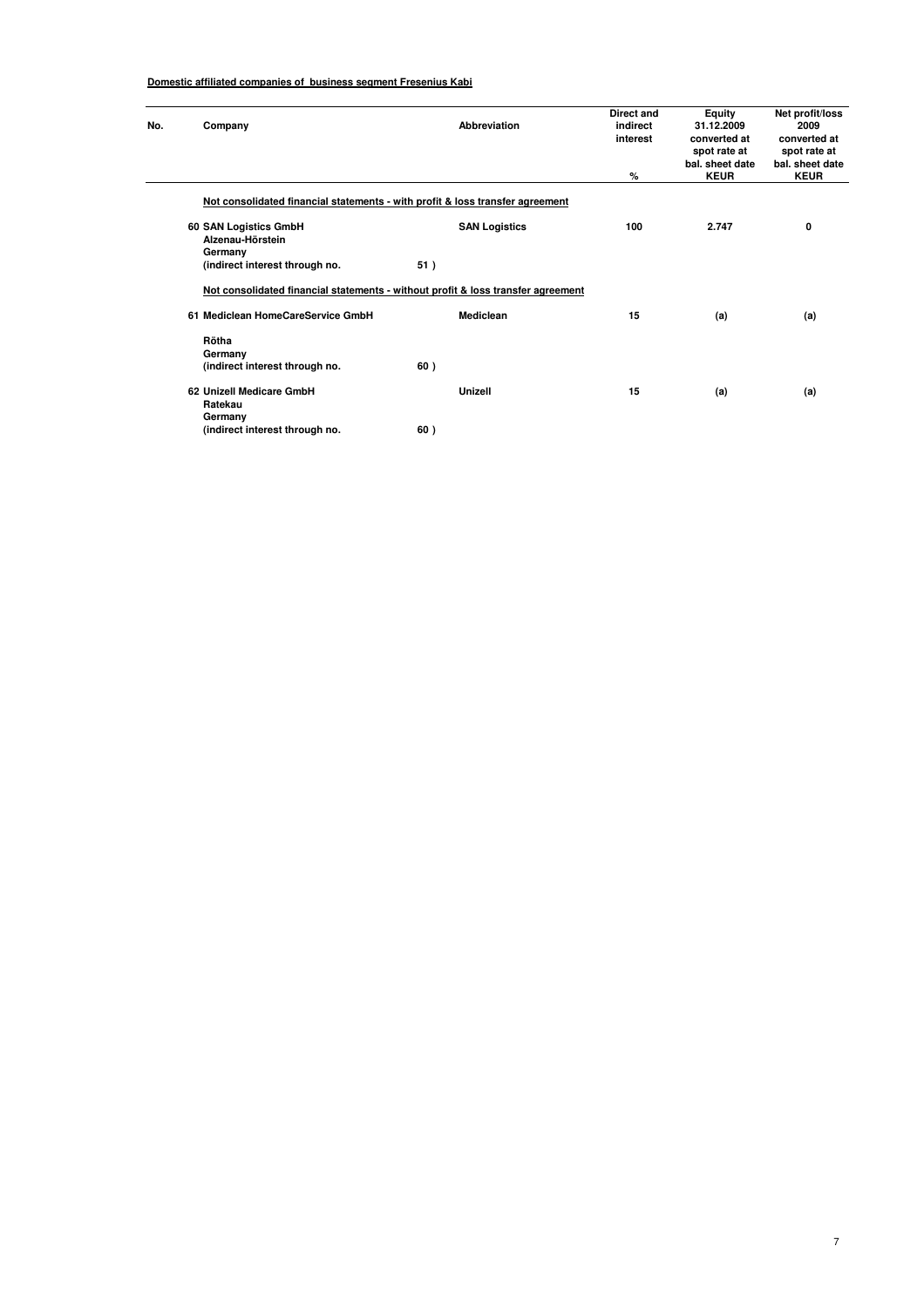**Domestic affiliated companies of business segment Fresenius Kabi**

| No. | Company | | Abbreviation | Direct and indirect interest<br>% | Equity 31.12.2009 converted at spot rate at bal. sheet date<br>KEUR | Net profit/loss 2009 converted at spot rate at bal. sheet date<br>KEUR |
|---|---|---|---|---|---|---|
| | **Not consolidated financial statements - with profit & loss transfer agreement** | | | | | |
| 60 | SAN Logistics GmbH<br>Alzenau-Hörstein<br>Germany<br>(indirect interest through no. | 51 ) | SAN Logistics | 100 | 2.747 | 0 |
| | **Not consolidated financial statements - without profit & loss transfer agreement** | | | | | |
| 61 | Mediclean HomeCareService GmbH<br>Rötha<br>Germany<br>(indirect interest through no. | 60 ) | Mediclean | 15 | (a) | (a) |
| 62 | Unizell Medicare GmbH<br>Ratekau<br>Germany<br>(indirect interest through no. | 60 ) | Unizell | 15 | (a) | (a) |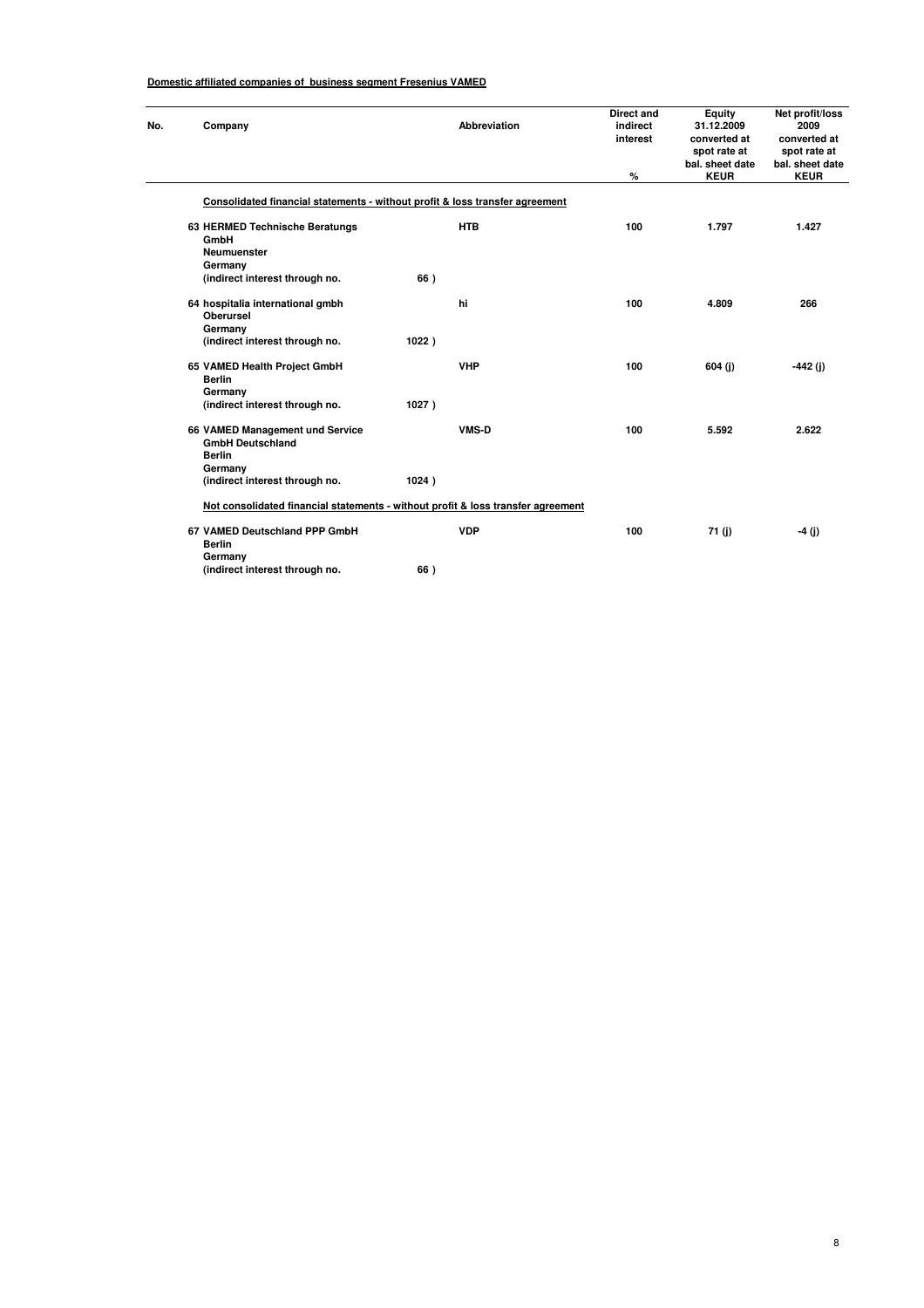**Domestic affiliated companies of business segment Fresenius VAMED**

| No. | Company | | Abbreviation | Direct and indirect interest % | Equity 31.12.2009 converted at spot rate at bal. sheet date KEUR | Net profit/loss 2009 converted at spot rate at bal. sheet date KEUR |
|---|---|---|---|---|---|---|
| | **Consolidated financial statements - without profit & loss transfer agreement** | | | | | |
| 63 | HERMED Technische Beratungs GmbH Neumuenster Germany (indirect interest through no. | 66 ) | HTB | 100 | 1.797 | 1.427 |
| 64 | hospitalia international gmbh Oberursel Germany (indirect interest through no. | 1022 ) | hi | 100 | 4.809 | 266 |
| 65 | VAMED Health Project GmbH Berlin Germany (indirect interest through no. | 1027 ) | VHP | 100 | 604 (j) | -442 (j) |
| 66 | VAMED Management und Service GmbH Deutschland Berlin Germany (indirect interest through no. | 1024 ) | VMS-D | 100 | 5.592 | 2.622 |
| | **Not consolidated financial statements - without profit & loss transfer agreement** | | | | | |
| 67 | VAMED Deutschland PPP GmbH Berlin Germany (indirect interest through no. | 66 ) | VDP | 100 | 71 (j) | -4 (j) |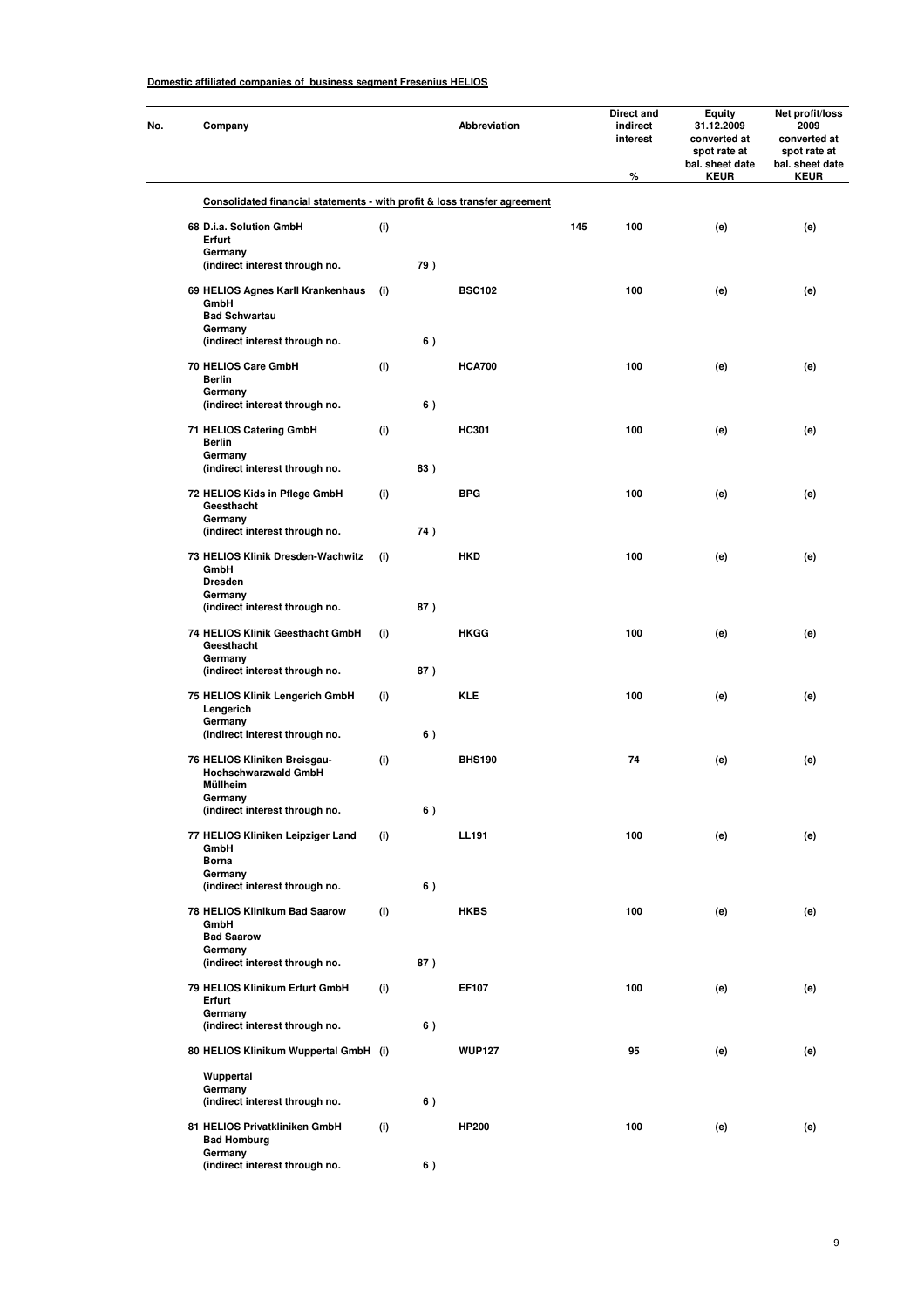**Domestic affiliated companies of business segment Fresenius HELIOS**

| No. | Company | | | Abbreviation | | Direct and indirect interest % | Equity 31.12.2009 converted at spot rate at bal. sheet date KEUR | Net profit/loss 2009 converted at spot rate at bal. sheet date KEUR |
|---|---|---|---|---|---|---|---|---|
| | **Consolidated financial statements - with profit & loss transfer agreement** | | | | | | | |
| 68 | D.i.a. Solution GmbH<br>Erfurt<br>Germany<br>(indirect interest through no. | (i) | 79 ) | | 145 | 100 | (e) | (e) |
| 69 | HELIOS Agnes Karll Krankenhaus GmbH<br>Bad Schwartau<br>Germany<br>(indirect interest through no. | (i) | 6 ) | BSC102 | | 100 | (e) | (e) |
| 70 | HELIOS Care GmbH<br>Berlin<br>Germany<br>(indirect interest through no. | (i) | 6 ) | HCA700 | | 100 | (e) | (e) |
| 71 | HELIOS Catering GmbH<br>Berlin<br>Germany<br>(indirect interest through no. | (i) | 83 ) | HC301 | | 100 | (e) | (e) |
| 72 | HELIOS Kids in Pflege GmbH<br>Geesthacht<br>Germany<br>(indirect interest through no. | (i) | 74 ) | BPG | | 100 | (e) | (e) |
| 73 | HELIOS Klinik Dresden-Wachwitz GmbH<br>Dresden<br>Germany<br>(indirect interest through no. | (i) | 87 ) | HKD | | 100 | (e) | (e) |
| 74 | HELIOS Klinik Geesthacht GmbH<br>Geesthacht<br>Germany<br>(indirect interest through no. | (i) | 87 ) | HKGG | | 100 | (e) | (e) |
| 75 | HELIOS Klinik Lengerich GmbH<br>Lengerich<br>Germany<br>(indirect interest through no. | (i) | 6 ) | KLE | | 100 | (e) | (e) |
| 76 | HELIOS Kliniken Breisgau-Hochschwarzwald GmbH<br>Müllheim<br>Germany<br>(indirect interest through no. | (i) | 6 ) | BHS190 | | 74 | (e) | (e) |
| 77 | HELIOS Kliniken Leipziger Land GmbH<br>Borna<br>Germany<br>(indirect interest through no. | (i) | 6 ) | LL191 | | 100 | (e) | (e) |
| 78 | HELIOS Klinikum Bad Saarow GmbH<br>Bad Saarow<br>Germany<br>(indirect interest through no. | (i) | 87 ) | HKBS | | 100 | (e) | (e) |
| 79 | HELIOS Klinikum Erfurt GmbH<br>Erfurt<br>Germany<br>(indirect interest through no. | (i) | 6 ) | EF107 | | 100 | (e) | (e) |
| 80 | HELIOS Klinikum Wuppertal GmbH<br>Wuppertal<br>Germany<br>(indirect interest through no. | (i) | 6 ) | WUP127 | | 95 | (e) | (e) |
| 81 | HELIOS Privatkliniken GmbH<br>Bad Homburg<br>Germany<br>(indirect interest through no. | (i) | 6 ) | HP200 | | 100 | (e) | (e) |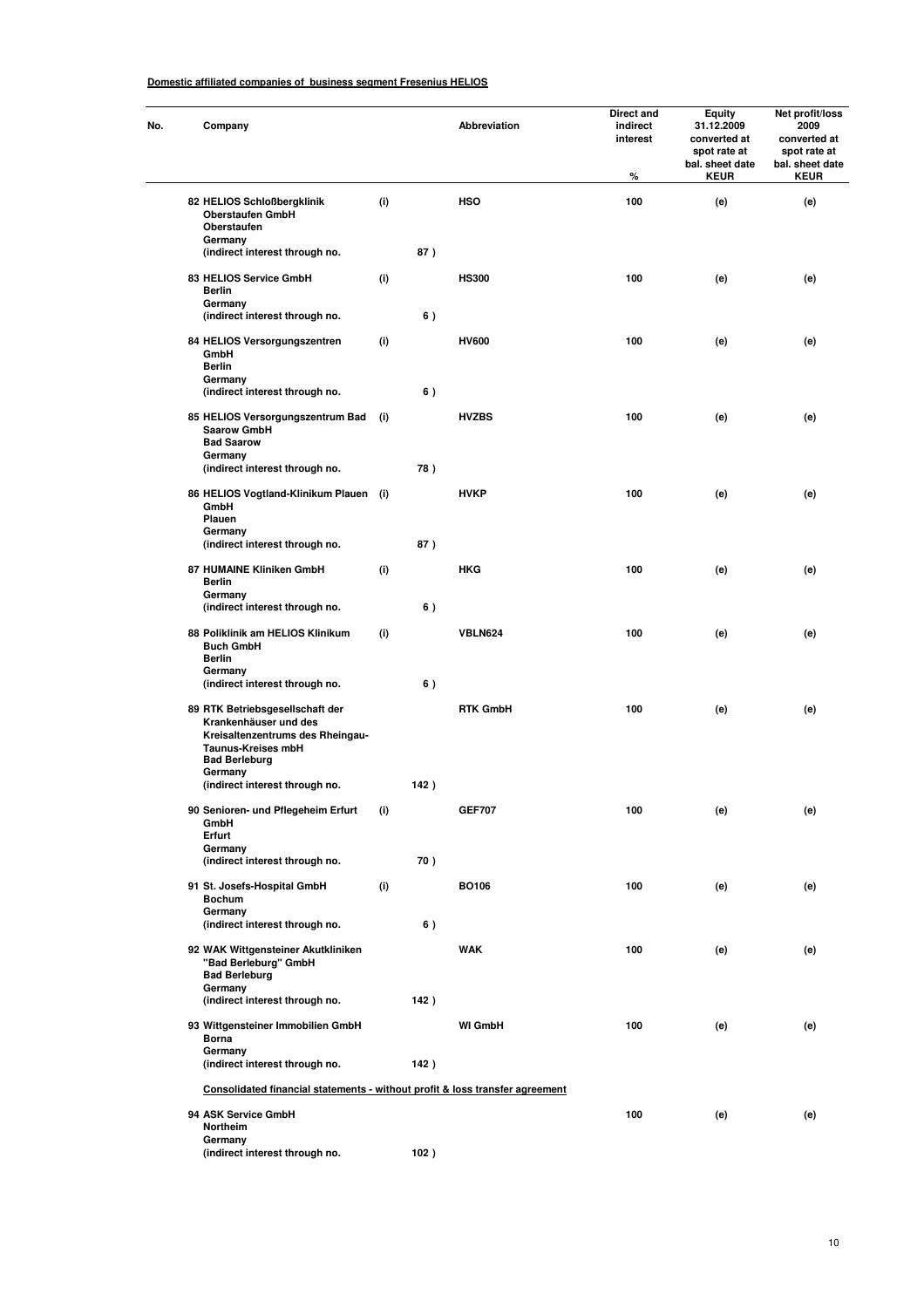**Domestic affiliated companies of business segment Fresenius HELIOS**

| No. | Company | | | Abbreviation | Direct and indirect interest % | Equity 31.12.2009 converted at spot rate at bal. sheet date KEUR | Net profit/loss 2009 converted at spot rate at bal. sheet date KEUR |
|---|---|---|---|---|---|---|---|
| 82 | HELIOS Schloßbergklinik Oberstaufen GmbH Oberstaufen Germany (indirect interest through no. | (i) | 87 ) | HSO | 100 | (e) | (e) |
| 83 | HELIOS Service GmbH Berlin Germany (indirect interest through no. | (i) | 6 ) | HS300 | 100 | (e) | (e) |
| 84 | HELIOS Versorgungszentren GmbH Berlin Germany (indirect interest through no. | (i) | 6 ) | HV600 | 100 | (e) | (e) |
| 85 | HELIOS Versorgungszentrum Bad Saarow GmbH Bad Saarow Germany (indirect interest through no. | (i) | 78 ) | HVZBS | 100 | (e) | (e) |
| 86 | HELIOS Vogtland-Klinikum Plauen GmbH Plauen Germany (indirect interest through no. | (i) | 87 ) | HVKP | 100 | (e) | (e) |
| 87 | HUMAINE Kliniken GmbH Berlin Germany (indirect interest through no. | (i) | 6 ) | HKG | 100 | (e) | (e) |
| 88 | Poliklinik am HELIOS Klinikum Buch GmbH Berlin Germany (indirect interest through no. | (i) | 6 ) | VBLN624 | 100 | (e) | (e) |
| 89 | RTK Betriebsgesellschaft der Krankenhäuser und des Kreisaltenzentrums des Rheingau-Taunus-Kreises mbH Bad Berleburg Germany (indirect interest through no. | | 142 ) | RTK GmbH | 100 | (e) | (e) |
| 90 | Senioren- und Pflegeheim Erfurt GmbH Erfurt Germany (indirect interest through no. | (i) | 70 ) | GEF707 | 100 | (e) | (e) |
| 91 | St. Josefs-Hospital GmbH Bochum Germany (indirect interest through no. | (i) | 6 ) | BO106 | 100 | (e) | (e) |
| 92 | WAK Wittgensteiner Akutkliniken "Bad Berleburg" GmbH Bad Berleburg Germany (indirect interest through no. | | 142 ) | WAK | 100 | (e) | (e) |
| 93 | Wittgensteiner Immobilien GmbH Borna Germany (indirect interest through no. | | 142 ) | WI GmbH | 100 | (e) | (e) |
| | **Consolidated financial statements - without profit & loss transfer agreement** | | | | | | |
| 94 | ASK Service GmbH Northeim Germany (indirect interest through no. | | 102 ) | | 100 | (e) | (e) |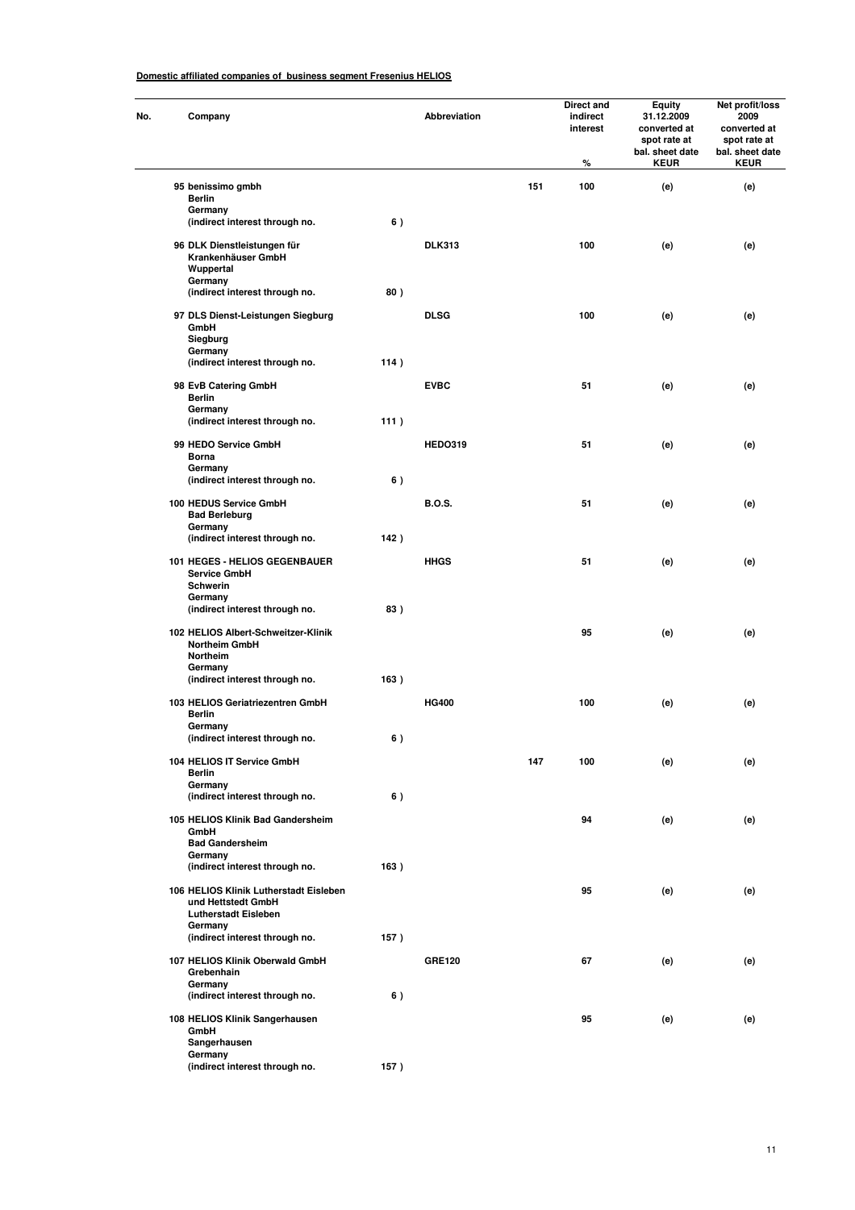**Domestic affiliated companies of business segment Fresenius HELIOS**

| No. | Company | | Abbreviation | | Direct and indirect interest % | Equity 31.12.2009 converted at spot rate at bal. sheet date KEUR | Net profit/loss 2009 converted at spot rate at bal. sheet date KEUR |
|---|---|---|---|---|---|---|---|
| 95 | benissimo gmbh<br>Berlin<br>Germany<br>(indirect interest through no. | 6 ) | | 151 | 100 | (e) | (e) |
| 96 | DLK Dienstleistungen für Krankenhäuser GmbH<br>Wuppertal<br>Germany<br>(indirect interest through no. | 80 ) | DLK313 | | 100 | (e) | (e) |
| 97 | DLS Dienst-Leistungen Siegburg GmbH<br>Siegburg<br>Germany<br>(indirect interest through no. | 114 ) | DLSG | | 100 | (e) | (e) |
| 98 | EvB Catering GmbH<br>Berlin<br>Germany<br>(indirect interest through no. | 111 ) | EVBC | | 51 | (e) | (e) |
| 99 | HEDO Service GmbH<br>Borna<br>Germany<br>(indirect interest through no. | 6 ) | HEDO319 | | 51 | (e) | (e) |
| 100 | HEDUS Service GmbH<br>Bad Berleburg<br>Germany<br>(indirect interest through no. | 142 ) | B.O.S. | | 51 | (e) | (e) |
| 101 | HEGES - HELIOS GEGENBAUER Service GmbH<br>Schwerin<br>Germany<br>(indirect interest through no. | 83 ) | HHGS | | 51 | (e) | (e) |
| 102 | HELIOS Albert-Schweitzer-Klinik Northeim GmbH<br>Northeim<br>Germany<br>(indirect interest through no. | 163 ) | | | 95 | (e) | (e) |
| 103 | HELIOS Geriatriezentren GmbH<br>Berlin<br>Germany<br>(indirect interest through no. | 6 ) | HG400 | | 100 | (e) | (e) |
| 104 | HELIOS IT Service GmbH<br>Berlin<br>Germany<br>(indirect interest through no. | 6 ) | | 147 | 100 | (e) | (e) |
| 105 | HELIOS Klinik Bad Gandersheim GmbH<br>Bad Gandersheim<br>Germany<br>(indirect interest through no. | 163 ) | | | 94 | (e) | (e) |
| 106 | HELIOS Klinik Lutherstadt Eisleben und Hettstedt GmbH<br>Lutherstadt Eisleben<br>Germany<br>(indirect interest through no. | 157 ) | | | 95 | (e) | (e) |
| 107 | HELIOS Klinik Oberwald GmbH<br>Grebenhain<br>Germany<br>(indirect interest through no. | 6 ) | GRE120 | | 67 | (e) | (e) |
| 108 | HELIOS Klinik Sangerhausen GmbH<br>Sangerhausen<br>Germany<br>(indirect interest through no. | 157 ) | | | 95 | (e) | (e) |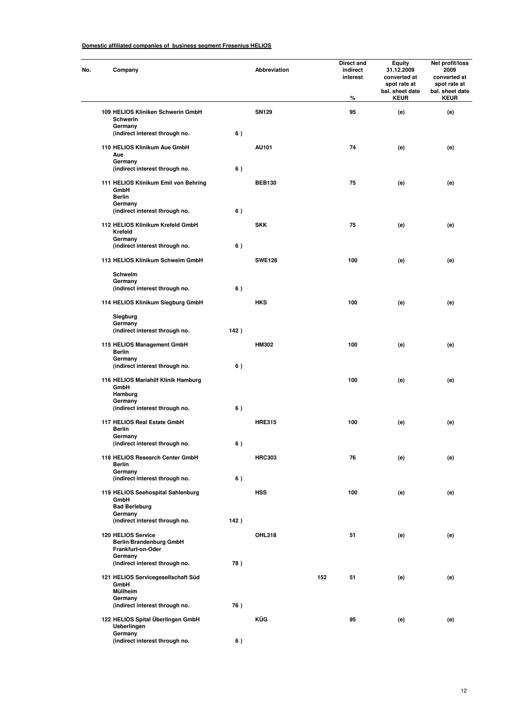**Domestic affiliated companies of business segment Fresenius HELIOS**

| No. | Company | | Abbreviation | | Direct and indirect interest % | Equity 31.12.2009 converted at spot rate at bal. sheet date KEUR | Net profit/loss 2009 converted at spot rate at bal. sheet date KEUR |
|---|---|---|---|---|---|---|---|
| 109 | HELIOS Kliniken Schwerin GmbH<br>Schwerin<br>Germany<br>(indirect interest through no. | 6 ) | SN129 | | 95 | (e) | (e) |
| 110 | HELIOS Klinikum Aue GmbH<br>Aue<br>Germany<br>(indirect interest through no. | 6 ) | AU101 | | 74 | (e) | (e) |
| 111 | HELIOS Klinikum Emil von Behring GmbH<br>Berlin<br>Germany<br>(indirect interest through no. | 6 ) | BEB130 | | 75 | (e) | (e) |
| 112 | HELIOS Klinikum Krefeld GmbH<br>Krefeld<br>Germany<br>(indirect interest through no. | 6 ) | SKK | | 75 | (e) | (e) |
| 113 | HELIOS Klinikum Schwelm GmbH<br>Schwelm<br>Germany<br>(indirect interest through no. | 6 ) | SWE128 | | 100 | (e) | (e) |
| 114 | HELIOS Klinikum Siegburg GmbH<br>Siegburg<br>Germany<br>(indirect interest through no. | 142 ) | HKS | | 100 | (e) | (e) |
| 115 | HELIOS Management GmbH<br>Berlin<br>Germany<br>(indirect interest through no. | 6 ) | HM302 | | 100 | (e) | (e) |
| 116 | HELIOS Mariahilf Klinik Hamburg GmbH<br>Hamburg<br>Germany<br>(indirect interest through no. | 6 ) | | | 100 | (e) | (e) |
| 117 | HELIOS Real Estate GmbH<br>Berlin<br>Germany<br>(indirect interest through no. | 6 ) | HRE315 | | 100 | (e) | (e) |
| 118 | HELIOS Research Center GmbH<br>Berlin<br>Germany<br>(indirect interest through no. | 6 ) | HRC303 | | 76 | (e) | (e) |
| 119 | HELIOS Seehospital Sahlenburg GmbH<br>Bad Berleburg<br>Germany<br>(indirect interest through no. | 142 ) | HSS | | 100 | (e) | (e) |
| 120 | HELIOS Service Berlin/Brandenburg GmbH<br>Frankfurt-on-Oder<br>Germany<br>(indirect interest through no. | 78 ) | OHL318 | | 51 | (e) | (e) |
| 121 | HELIOS Servicegesellschaft Süd GmbH<br>Müllheim<br>Germany<br>(indirect interest through no. | 76 ) | | 152 | 51 | (e) | (e) |
| 122 | HELIOS Spital Überlingen GmbH<br>Ueberlingen<br>Germany<br>(indirect interest through no. | 6 ) | KÜG | | 95 | (e) | (e) |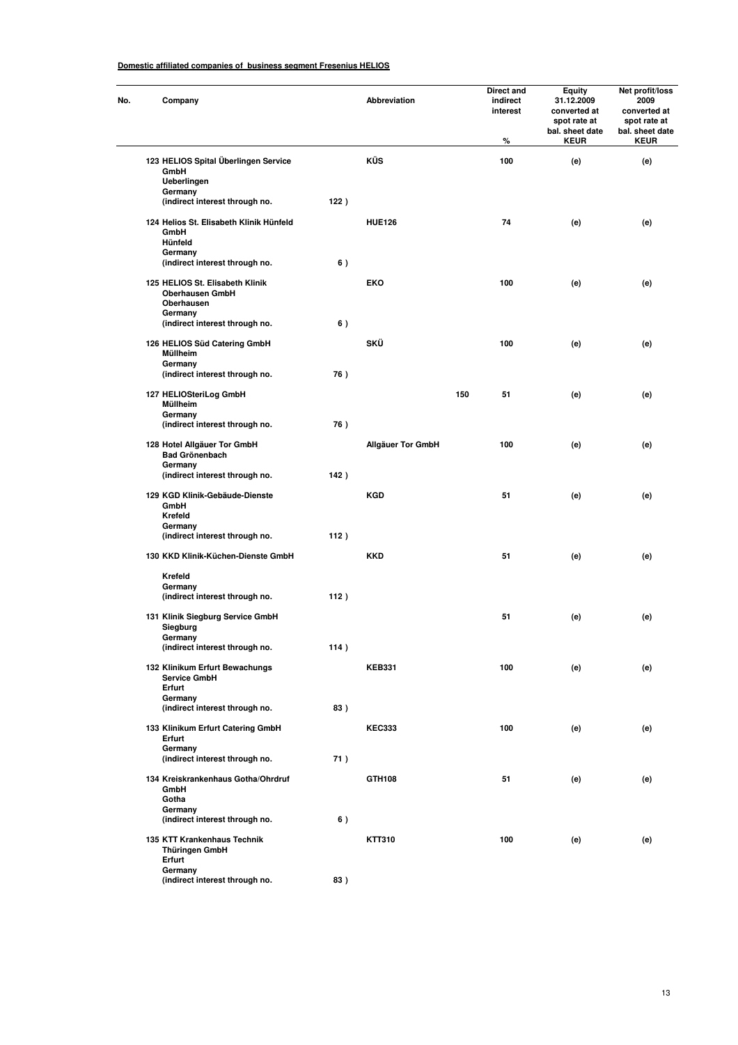**Domestic affiliated companies of business segment Fresenius HELIOS**

| No. | Company | | Abbreviation | | Direct and indirect interest % | Equity 31.12.2009 converted at spot rate at bal. sheet date KEUR | Net profit/loss 2009 converted at spot rate at bal. sheet date KEUR |
|---|---|---|---|---|---|---|---|
| 123 | HELIOS Spital Überlingen Service GmbH<br>Ueberlingen<br>Germany<br>(indirect interest through no. | 122 ) | KÜS | | 100 | (e) | (e) |
| 124 | Helios St. Elisabeth Klinik Hünfeld GmbH<br>Hünfeld<br>Germany<br>(indirect interest through no. | 6 ) | HUE126 | | 74 | (e) | (e) |
| 125 | HELIOS St. Elisabeth Klinik Oberhausen GmbH<br>Oberhausen<br>Germany<br>(indirect interest through no. | 6 ) | EKO | | 100 | (e) | (e) |
| 126 | HELIOS Süd Catering GmbH<br>Müllheim<br>Germany<br>(indirect interest through no. | 76 ) | SKÜ | | 100 | (e) | (e) |
| 127 | HELIOSteriLog GmbH<br>Müllheim<br>Germany<br>(indirect interest through no. | 76 ) | | 150 | 51 | (e) | (e) |
| 128 | Hotel Allgäuer Tor GmbH<br>Bad Grönenbach<br>Germany<br>(indirect interest through no. | 142 ) | Allgäuer Tor GmbH | | 100 | (e) | (e) |
| 129 | KGD Klinik-Gebäude-Dienste GmbH<br>Krefeld<br>Germany<br>(indirect interest through no. | 112 ) | KGD | | 51 | (e) | (e) |
| 130 | KKD Klinik-Küchen-Dienste GmbH<br>Krefeld<br>Germany<br>(indirect interest through no. | 112 ) | KKD | | 51 | (e) | (e) |
| 131 | Klinik Siegburg Service GmbH<br>Siegburg<br>Germany<br>(indirect interest through no. | 114 ) | | | 51 | (e) | (e) |
| 132 | Klinikum Erfurt Bewachungs Service GmbH<br>Erfurt<br>Germany<br>(indirect interest through no. | 83 ) | KEB331 | | 100 | (e) | (e) |
| 133 | Klinikum Erfurt Catering GmbH<br>Erfurt<br>Germany<br>(indirect interest through no. | 71 ) | KEC333 | | 100 | (e) | (e) |
| 134 | Kreiskrankenhaus Gotha/Ohrdruf GmbH<br>Gotha<br>Germany<br>(indirect interest through no. | 6 ) | GTH108 | | 51 | (e) | (e) |
| 135 | KTT Krankenhaus Technik Thüringen GmbH<br>Erfurt<br>Germany<br>(indirect interest through no. | 83 ) | KTT310 | | 100 | (e) | (e) |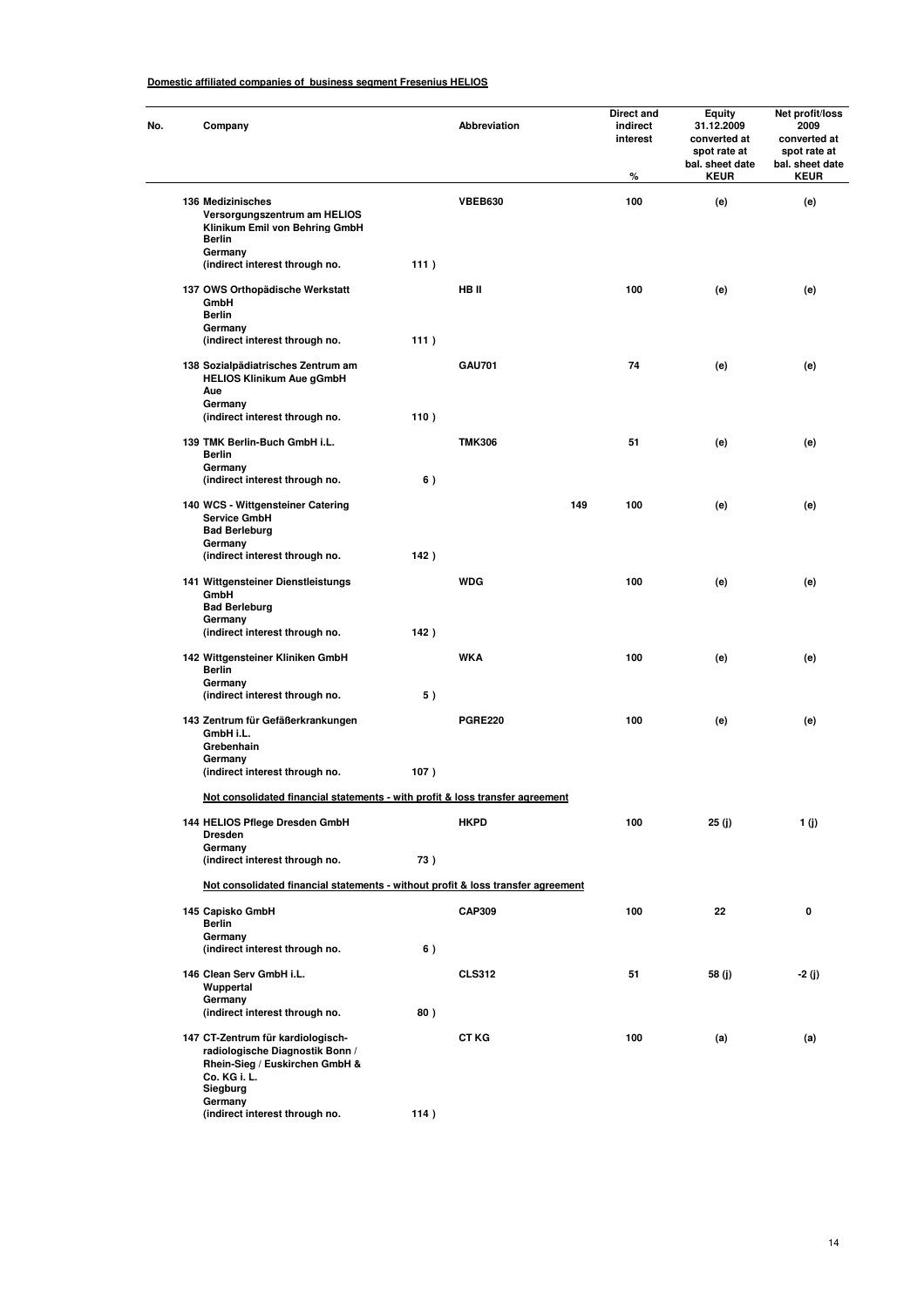**Domestic affiliated companies of business segment Fresenius HELIOS**

| No. | Company | | Abbreviation | | Direct and indirect interest % | Equity 31.12.2009 converted at spot rate at bal. sheet date KEUR | Net profit/loss 2009 converted at spot rate at bal. sheet date KEUR |
|---|---|---|---|---|---|---|---|
| 136 | Medizinisches Versorgungszentrum am HELIOS Klinikum Emil von Behring GmbH<br>Berlin<br>Germany<br>(indirect interest through no. | 111 ) | VBEB630 | | 100 | (e) | (e) |
| 137 | OWS Orthopädische Werkstatt GmbH<br>Berlin<br>Germany<br>(indirect interest through no. | 111 ) | HB II | | 100 | (e) | (e) |
| 138 | Sozialpädiatrisches Zentrum am HELIOS Klinikum Aue gGmbH<br>Aue<br>Germany<br>(indirect interest through no. | 110 ) | GAU701 | | 74 | (e) | (e) |
| 139 | TMK Berlin-Buch GmbH i.L.<br>Berlin<br>Germany<br>(indirect interest through no. | 6 ) | TMK306 | | 51 | (e) | (e) |
| 140 | WCS - Wittgensteiner Catering Service GmbH<br>Bad Berleburg<br>Germany<br>(indirect interest through no. | 142 ) | | 149 | 100 | (e) | (e) |
| 141 | Wittgensteiner Dienstleistungs GmbH<br>Bad Berleburg<br>Germany<br>(indirect interest through no. | 142 ) | WDG | | 100 | (e) | (e) |
| 142 | Wittgensteiner Kliniken GmbH<br>Berlin<br>Germany<br>(indirect interest through no. | 5 ) | WKA | | 100 | (e) | (e) |
| 143 | Zentrum für Gefäßerkrankungen GmbH i.L.<br>Grebenhain<br>Germany<br>(indirect interest through no. | 107 ) | PGRE220 | | 100 | (e) | (e) |
| | **Not consolidated financial statements - with profit & loss transfer agreement** | | | | | | |
| 144 | HELIOS Pflege Dresden GmbH<br>Dresden<br>Germany<br>(indirect interest through no. | 73 ) | HKPD | | 100 | 25 (j) | 1 (j) |
| | **Not consolidated financial statements - without profit & loss transfer agreement** | | | | | | |
| 145 | Capisko GmbH<br>Berlin<br>Germany<br>(indirect interest through no. | 6 ) | CAP309 | | 100 | 22 | 0 |
| 146 | Clean Serv GmbH i.L.<br>Wuppertal<br>Germany<br>(indirect interest through no. | 80 ) | CLS312 | | 51 | 58 (j) | -2 (j) |
| 147 | CT-Zentrum für kardiologisch-radiologische Diagnostik Bonn / Rhein-Sieg / Euskirchen GmbH & Co. KG i. L.<br>Siegburg<br>Germany<br>(indirect interest through no. | 114 ) | CT KG | | 100 | (a) | (a) |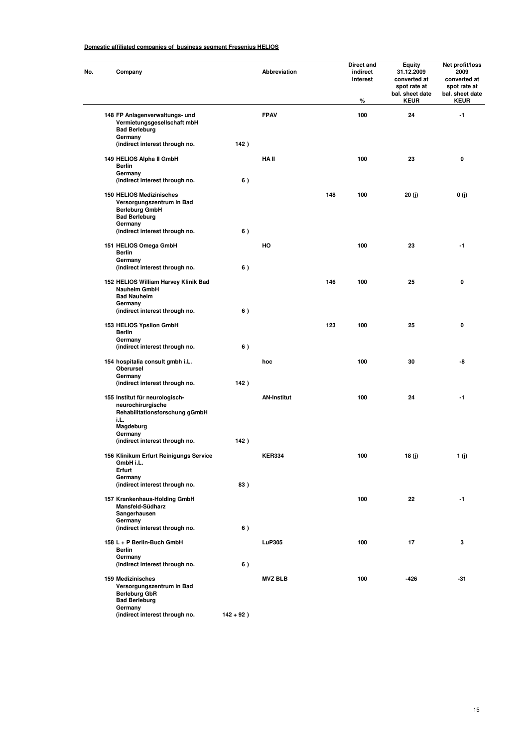**Domestic affiliated companies of business segment Fresenius HELIOS**

| No. | Company | | Abbreviation | | Direct and indirect interest % | Equity 31.12.2009 converted at spot rate at bal. sheet date KEUR | Net profit/loss 2009 converted at spot rate at bal. sheet date KEUR |
|---|---|---|---|---|---|---|---|
| 148 | FP Anlagenverwaltungs- und Vermietungsgesellschaft mbH<br>Bad Berleburg<br>Germany<br>(indirect interest through no. | 142 ) | FPAV | | 100 | 24 | -1 |
| 149 | HELIOS Alpha II GmbH<br>Berlin<br>Germany<br>(indirect interest through no. | 6 ) | HA II | | 100 | 23 | 0 |
| 150 | HELIOS Medizinisches Versorgungszentrum in Bad Berleburg GmbH<br>Bad Berleburg<br>Germany<br>(indirect interest through no. | 6 ) | | 148 | 100 | 20 (j) | 0 (j) |
| 151 | HELIOS Omega GmbH<br>Berlin<br>Germany<br>(indirect interest through no. | 6 ) | HO | | 100 | 23 | -1 |
| 152 | HELIOS William Harvey Klinik Bad Nauheim GmbH<br>Bad Nauheim<br>Germany<br>(indirect interest through no. | 6 ) | | 146 | 100 | 25 | 0 |
| 153 | HELIOS Ypsilon GmbH<br>Berlin<br>Germany<br>(indirect interest through no. | 6 ) | | 123 | 100 | 25 | 0 |
| 154 | hospitalia consult gmbh i.L.<br>Oberursel<br>Germany<br>(indirect interest through no. | 142 ) | hoc | | 100 | 30 | -8 |
| 155 | Institut für neurologisch-neurochirurgische Rehabilitationsforschung gGmbH i.L.<br>Magdeburg<br>Germany<br>(indirect interest through no. | 142 ) | AN-Institut | | 100 | 24 | -1 |
| 156 | Klinikum Erfurt Reinigungs Service GmbH i.L.<br>Erfurt<br>Germany<br>(indirect interest through no. | 83 ) | KER334 | | 100 | 18 (j) | 1 (j) |
| 157 | Krankenhaus-Holding GmbH Mansfeld-Südharz<br>Sangerhausen<br>Germany<br>(indirect interest through no. | 6 ) | | | 100 | 22 | -1 |
| 158 | L + P Berlin-Buch GmbH<br>Berlin<br>Germany<br>(indirect interest through no. | 6 ) | LuP305 | | 100 | 17 | 3 |
| 159 | Medizinisches Versorgungszentrum in Bad Berleburg GbR<br>Bad Berleburg<br>Germany<br>(indirect interest through no. | 142 + 92 ) | MVZ BLB | | 100 | -426 | -31 |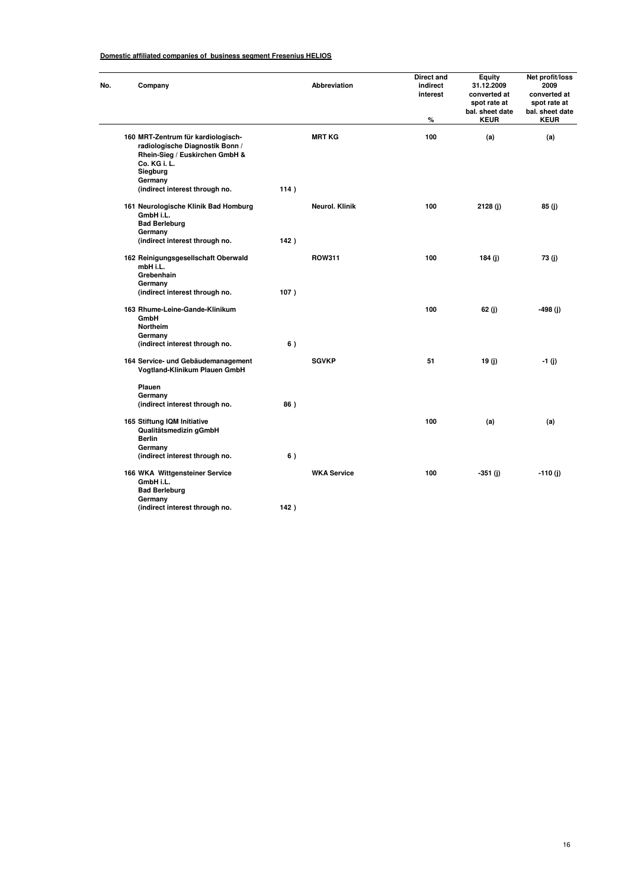**Domestic affiliated companies of business segment Fresenius HELIOS**

| No. | Company | | Abbreviation | Direct and indirect interest % | Equity 31.12.2009 converted at spot rate at bal. sheet date KEUR | Net profit/loss 2009 converted at spot rate at bal. sheet date KEUR |
|---|---|---|---|---|---|---|
| 160 | MRT-Zentrum für kardiologisch-radiologische Diagnostik Bonn / Rhein-Sieg / Euskirchen GmbH & Co. KG i. L.<br>Siegburg<br>Germany<br>(indirect interest through no. | 114 ) | MRT KG | 100 | (a) | (a) |
| 161 | Neurologische Klinik Bad Homburg GmbH i.L.<br>Bad Berleburg<br>Germany<br>(indirect interest through no. | 142 ) | Neurol. Klinik | 100 | 2128 (j) | 85 (j) |
| 162 | Reinigungsgesellschaft Oberwald mbH i.L.<br>Grebenhain<br>Germany<br>(indirect interest through no. | 107 ) | ROW311 | 100 | 184 (j) | 73 (j) |
| 163 | Rhume-Leine-Gande-Klinikum GmbH<br>Northeim<br>Germany<br>(indirect interest through no. | 6 ) | | 100 | 62 (j) | -498 (j) |
| 164 | Service- und Gebäudemanagement Vogtland-Klinikum Plauen GmbH<br>Plauen<br>Germany<br>(indirect interest through no. | 86 ) | SGVKP | 51 | 19 (j) | -1 (j) |
| 165 | Stiftung IQM Initiative Qualitätsmedizin gGmbH<br>Berlin<br>Germany<br>(indirect interest through no. | 6 ) | | 100 | (a) | (a) |
| 166 | WKA Wittgensteiner Service GmbH i.L.<br>Bad Berleburg<br>Germany<br>(indirect interest through no. | 142 ) | WKA Service | 100 | -351 (j) | -110 (j) |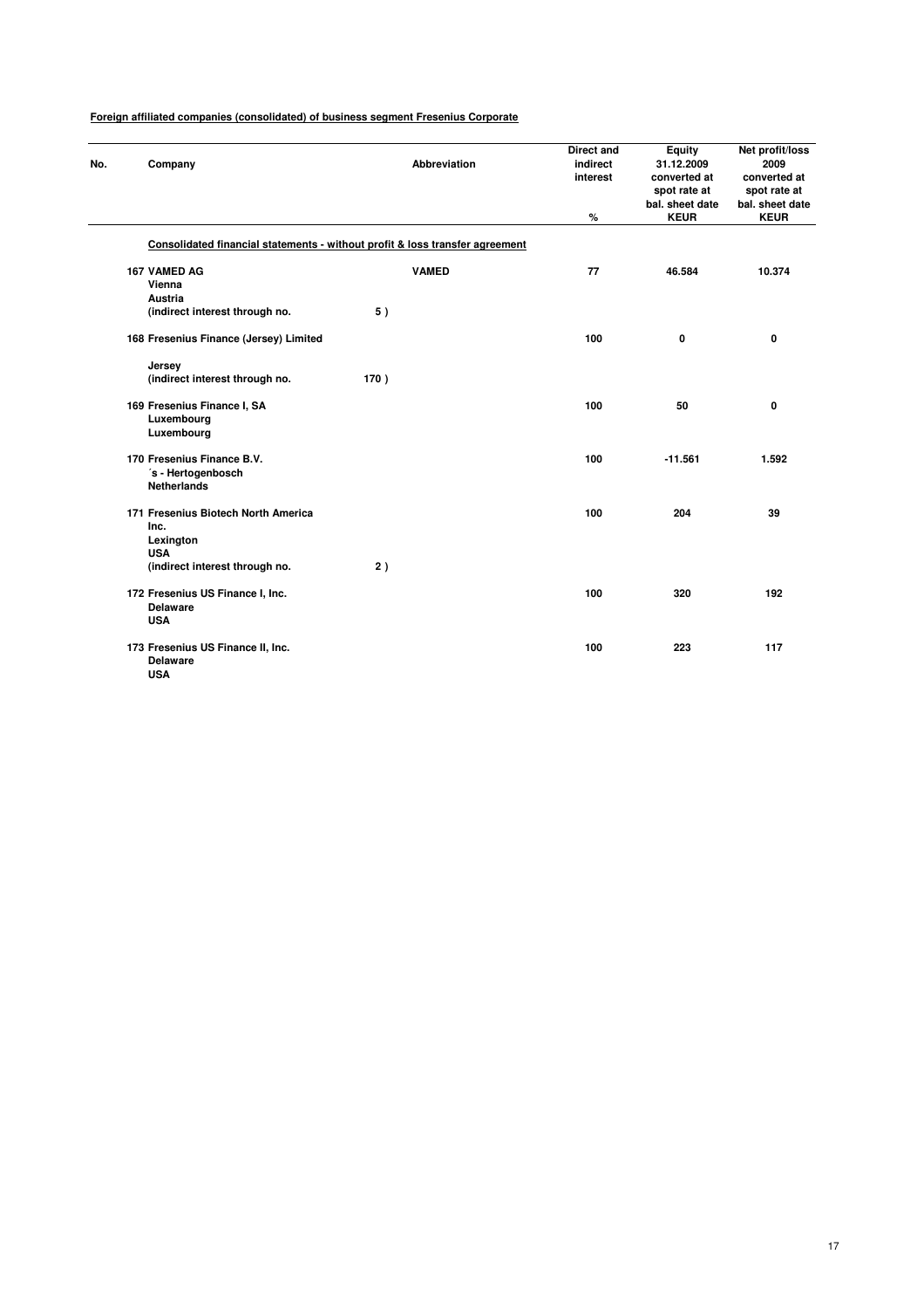**Foreign affiliated companies (consolidated) of business segment Fresenius Corporate**

| No. | Company | | Abbreviation | Direct and indirect interest % | Equity 31.12.2009 converted at spot rate at bal. sheet date KEUR | Net profit/loss 2009 converted at spot rate at bal. sheet date KEUR |
|---|---|---|---|---|---|---|
| | **Consolidated financial statements - without profit & loss transfer agreement** | | | | | |
| 167 | VAMED AG<br>Vienna<br>Austria<br>(indirect interest through no. | 5 ) | VAMED | 77 | 46.584 | 10.374 |
| 168 | Fresenius Finance (Jersey) Limited<br>Jersey<br>(indirect interest through no. | 170 ) | | 100 | 0 | 0 |
| 169 | Fresenius Finance I, SA<br>Luxembourg<br>Luxembourg | | | 100 | 50 | 0 |
| 170 | Fresenius Finance B.V.<br>´s - Hertogenbosch<br>Netherlands | | | 100 | -11.561 | 1.592 |
| 171 | Fresenius Biotech North America Inc.<br>Lexington<br>USA<br>(indirect interest through no. | 2 ) | | 100 | 204 | 39 |
| 172 | Fresenius US Finance I, Inc.<br>Delaware<br>USA | | | 100 | 320 | 192 |
| 173 | Fresenius US Finance II, Inc.<br>Delaware<br>USA | | | 100 | 223 | 117 |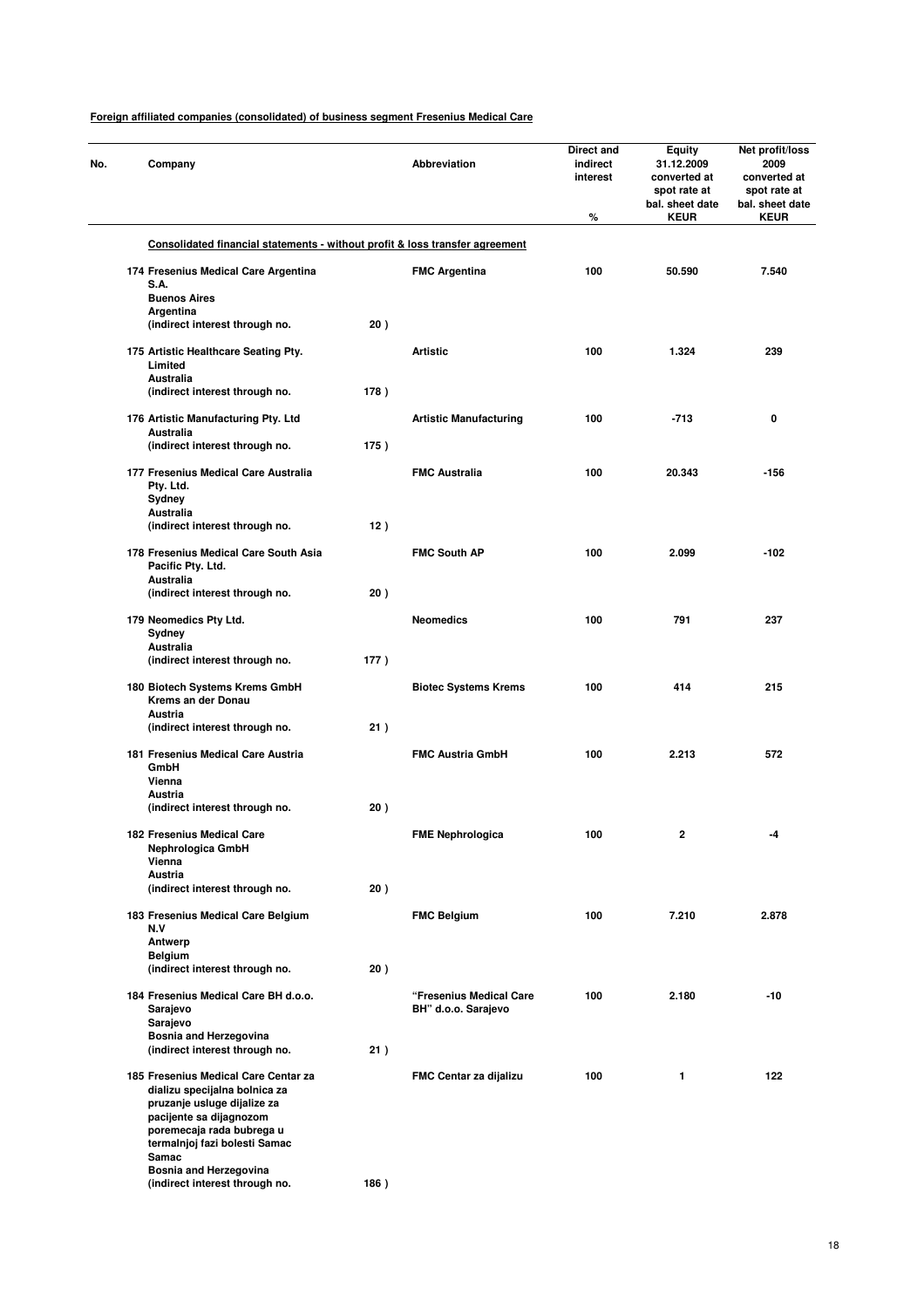**Foreign affiliated companies (consolidated) of business segment Fresenius Medical Care**

| No. | Company | | Abbreviation | Direct and indirect interest % | Equity 31.12.2009 converted at spot rate at bal. sheet date KEUR | Net profit/loss 2009 converted at spot rate at bal. sheet date KEUR |
|---|---|---|---|---|---|---|
| | **Consolidated financial statements - without profit & loss transfer agreement** | | | | | |
| 174 | Fresenius Medical Care Argentina S.A. Buenos Aires Argentina (indirect interest through no. | 20 ) | FMC Argentina | 100 | 50.590 | 7.540 |
| 175 | Artistic Healthcare Seating Pty. Limited Australia (indirect interest through no. | 178 ) | Artistic | 100 | 1.324 | 239 |
| 176 | Artistic Manufacturing Pty. Ltd Australia (indirect interest through no. | 175 ) | Artistic Manufacturing | 100 | -713 | 0 |
| 177 | Fresenius Medical Care Australia Pty. Ltd. Sydney Australia (indirect interest through no. | 12 ) | FMC Australia | 100 | 20.343 | -156 |
| 178 | Fresenius Medical Care South Asia Pacific Pty. Ltd. Australia (indirect interest through no. | 20 ) | FMC South AP | 100 | 2.099 | -102 |
| 179 | Neomedics Pty Ltd. Sydney Australia (indirect interest through no. | 177 ) | Neomedics | 100 | 791 | 237 |
| 180 | Biotech Systems Krems GmbH Krems an der Donau Austria (indirect interest through no. | 21 ) | Biotec Systems Krems | 100 | 414 | 215 |
| 181 | Fresenius Medical Care Austria GmbH Vienna Austria (indirect interest through no. | 20 ) | FMC Austria GmbH | 100 | 2.213 | 572 |
| 182 | Fresenius Medical Care Nephrologica GmbH Vienna Austria (indirect interest through no. | 20 ) | FME Nephrologica | 100 | 2 | -4 |
| 183 | Fresenius Medical Care Belgium N.V Antwerp Belgium (indirect interest through no. | 20 ) | FMC Belgium | 100 | 7.210 | 2.878 |
| 184 | Fresenius Medical Care BH d.o.o. Sarajevo Sarajevo Bosnia and Herzegovina (indirect interest through no. | 21 ) | "Fresenius Medical Care BH" d.o.o. Sarajevo | 100 | 2.180 | -10 |
| 185 | Fresenius Medical Care Centar za dializu specijalna bolnica za pruzanje usluge dijalize za pacijente sa dijagnozom poremecaja rada bubrega u termalnoj fazi bolesti Samac Samac Bosnia and Herzegovina (indirect interest through no. | 186 ) | FMC Centar za dijalizu | 100 | 1 | 122 |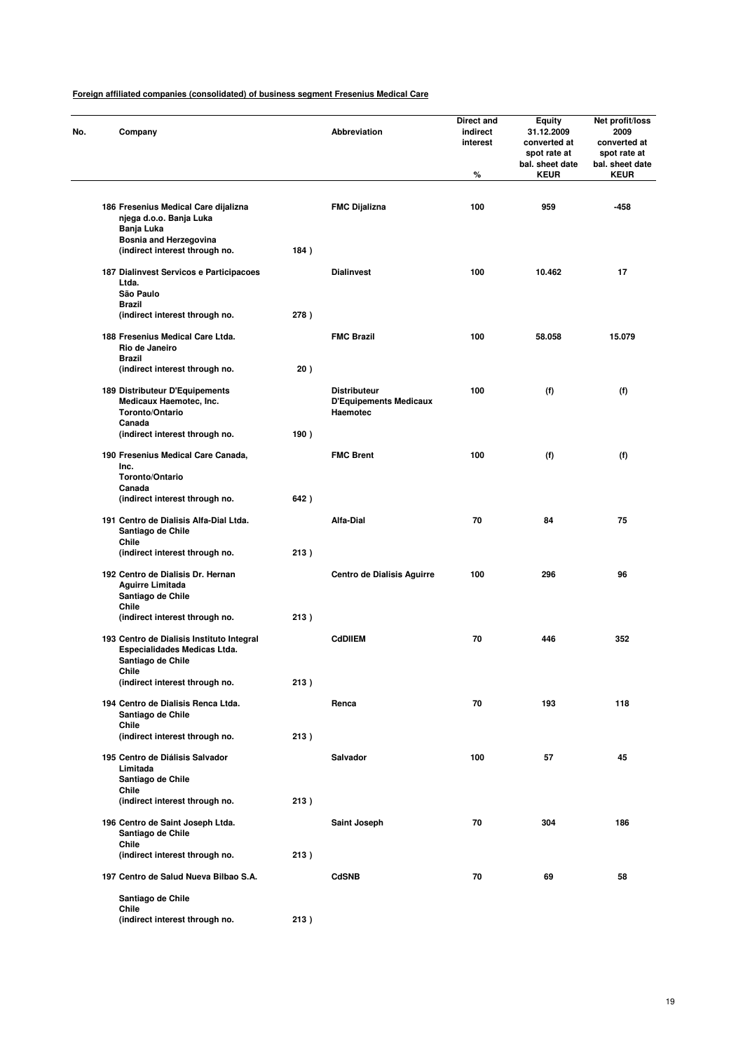**Foreign affiliated companies (consolidated) of business segment Fresenius Medical Care**

| No. | Company | | Abbreviation | Direct and indirect interest % | Equity 31.12.2009 converted at spot rate at bal. sheet date KEUR | Net profit/loss 2009 converted at spot rate at bal. sheet date KEUR |
|---|---|---|---|---|---|---|
| 186 | Fresenius Medical Care dijalizna njega d.o.o. Banja Luka Banja Luka Bosnia and Herzegovina (indirect interest through no. | 184 ) | FMC Dijalizna | 100 | 959 | -458 |
| 187 | Dialinvest Servicos e Participacoes Ltda. São Paulo Brazil (indirect interest through no. | 278 ) | Dialinvest | 100 | 10.462 | 17 |
| 188 | Fresenius Medical Care Ltda. Rio de Janeiro Brazil (indirect interest through no. | 20 ) | FMC Brazil | 100 | 58.058 | 15.079 |
| 189 | Distributeur D'Equipements Medicaux Haemotec, Inc. Toronto/Ontario Canada (indirect interest through no. | 190 ) | Distributeur D'Equipements Medicaux Haemotec | 100 | (f) | (f) |
| 190 | Fresenius Medical Care Canada, Inc. Toronto/Ontario Canada (indirect interest through no. | 642 ) | FMC Brent | 100 | (f) | (f) |
| 191 | Centro de Dialisis Alfa-Dial Ltda. Santiago de Chile Chile (indirect interest through no. | 213 ) | Alfa-Dial | 70 | 84 | 75 |
| 192 | Centro de Dialisis Dr. Hernan Aguirre Limitada Santiago de Chile Chile (indirect interest through no. | 213 ) | Centro de Dialisis Aguirre | 100 | 296 | 96 |
| 193 | Centro de Dialisis Instituto Integral Especialidades Medicas Ltda. Santiago de Chile Chile (indirect interest through no. | 213 ) | CdDIIEM | 70 | 446 | 352 |
| 194 | Centro de Dialisis Renca Ltda. Santiago de Chile Chile (indirect interest through no. | 213 ) | Renca | 70 | 193 | 118 |
| 195 | Centro de Diálisis Salvador Limitada Santiago de Chile Chile (indirect interest through no. | 213 ) | Salvador | 100 | 57 | 45 |
| 196 | Centro de Saint Joseph Ltda. Santiago de Chile Chile (indirect interest through no. | 213 ) | Saint Joseph | 70 | 304 | 186 |
| 197 | Centro de Salud Nueva Bilbao S.A. Santiago de Chile Chile (indirect interest through no. | 213 ) | CdSNB | 70 | 69 | 58 |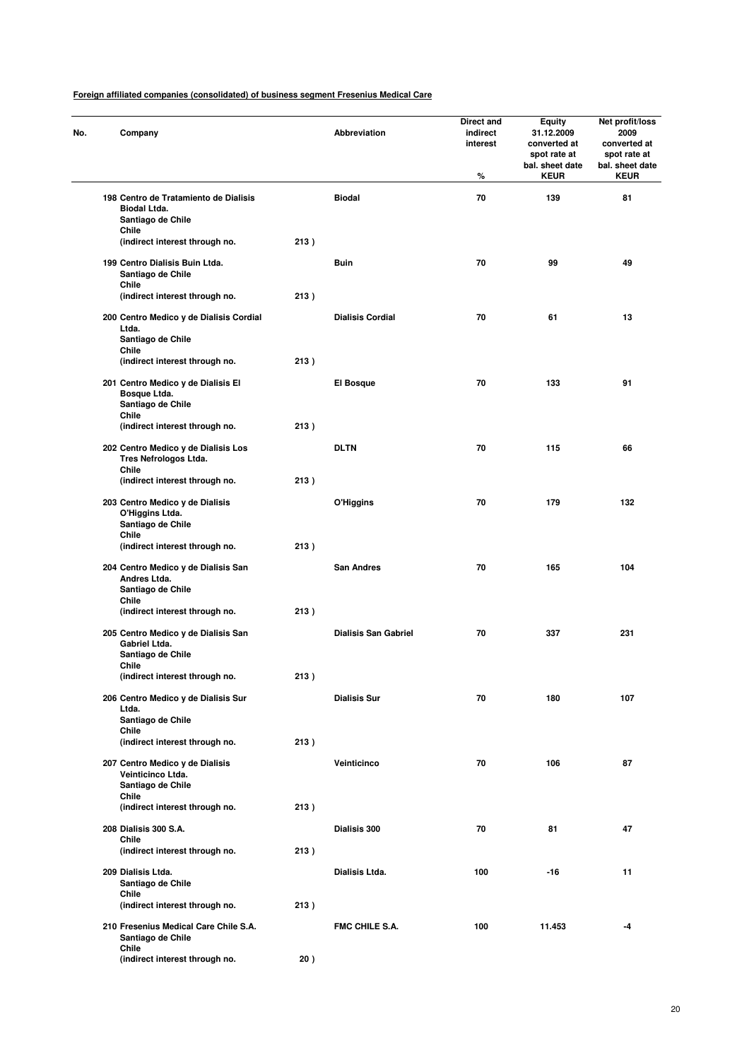**Foreign affiliated companies (consolidated) of business segment Fresenius Medical Care**

| No. | Company | | Abbreviation | Direct and indirect interest % | Equity 31.12.2009 converted at spot rate at bal. sheet date KEUR | Net profit/loss 2009 converted at spot rate at bal. sheet date KEUR |
|---|---|---|---|---|---|---|
| 198 | Centro de Tratamiento de Dialisis Biodal Ltda. Santiago de Chile Chile (indirect interest through no. | 213 ) | Biodal | 70 | 139 | 81 |
| 199 | Centro Dialisis Buin Ltda. Santiago de Chile Chile (indirect interest through no. | 213 ) | Buin | 70 | 99 | 49 |
| 200 | Centro Medico y de Dialisis Cordial Ltda. Santiago de Chile Chile (indirect interest through no. | 213 ) | Dialisis Cordial | 70 | 61 | 13 |
| 201 | Centro Medico y de Dialisis El Bosque Ltda. Santiago de Chile Chile (indirect interest through no. | 213 ) | El Bosque | 70 | 133 | 91 |
| 202 | Centro Medico y de Dialisis Los Tres Nefrologos Ltda. Chile (indirect interest through no. | 213 ) | DLTN | 70 | 115 | 66 |
| 203 | Centro Medico y de Dialisis O'Higgins Ltda. Santiago de Chile Chile (indirect interest through no. | 213 ) | O'Higgins | 70 | 179 | 132 |
| 204 | Centro Medico y de Dialisis San Andres Ltda. Santiago de Chile Chile (indirect interest through no. | 213 ) | San Andres | 70 | 165 | 104 |
| 205 | Centro Medico y de Dialisis San Gabriel Ltda. Santiago de Chile Chile (indirect interest through no. | 213 ) | Dialisis San Gabriel | 70 | 337 | 231 |
| 206 | Centro Medico y de Dialisis Sur Ltda. Santiago de Chile Chile (indirect interest through no. | 213 ) | Dialisis Sur | 70 | 180 | 107 |
| 207 | Centro Medico y de Dialisis Veinticinco Ltda. Santiago de Chile Chile (indirect interest through no. | 213 ) | Veinticinco | 70 | 106 | 87 |
| 208 | Dialisis 300 S.A. Chile (indirect interest through no. | 213 ) | Dialisis 300 | 70 | 81 | 47 |
| 209 | Dialisis Ltda. Santiago de Chile Chile (indirect interest through no. | 213 ) | Dialisis Ltda. | 100 | -16 | 11 |
| 210 | Fresenius Medical Care Chile S.A. Santiago de Chile Chile (indirect interest through no. | 20 ) | FMC CHILE S.A. | 100 | 11.453 | -4 |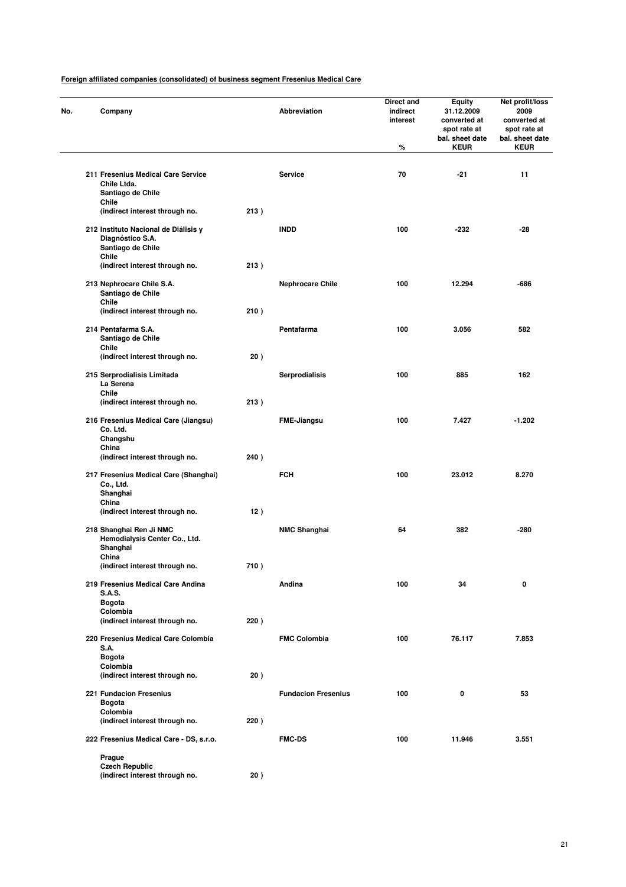**Foreign affiliated companies (consolidated) of business segment Fresenius Medical Care**

| No. | Company | | Abbreviation | Direct and indirect interest % | Equity 31.12.2009 converted at spot rate at bal. sheet date KEUR | Net profit/loss 2009 converted at spot rate at bal. sheet date KEUR |
|---|---|---|---|---|---|---|
| 211 | Fresenius Medical Care Service Chile Ltda. Santiago de Chile Chile (indirect interest through no. | 213 ) | Service | 70 | -21 | 11 |
| 212 | Instituto Nacional de Diálisis y Diagnóstico S.A. Santiago de Chile Chile (indirect interest through no. | 213 ) | INDD | 100 | -232 | -28 |
| 213 | Nephrocare Chile S.A. Santiago de Chile Chile (indirect interest through no. | 210 ) | Nephrocare Chile | 100 | 12.294 | -686 |
| 214 | Pentafarma S.A. Santiago de Chile Chile (indirect interest through no. | 20 ) | Pentafarma | 100 | 3.056 | 582 |
| 215 | Serprodialisis Limitada La Serena Chile (indirect interest through no. | 213 ) | Serprodialisis | 100 | 885 | 162 |
| 216 | Fresenius Medical Care (Jiangsu) Co. Ltd. Changshu China (indirect interest through no. | 240 ) | FME-Jiangsu | 100 | 7.427 | -1.202 |
| 217 | Fresenius Medical Care (Shanghai) Co., Ltd. Shanghai China (indirect interest through no. | 12 ) | FCH | 100 | 23.012 | 8.270 |
| 218 | Shanghai Ren Ji NMC Hemodialysis Center Co., Ltd. Shanghai China (indirect interest through no. | 710 ) | NMC Shanghai | 64 | 382 | -280 |
| 219 | Fresenius Medical Care Andina S.A.S. Bogota Colombia (indirect interest through no. | 220 ) | Andina | 100 | 34 | 0 |
| 220 | Fresenius Medical Care Colombia S.A. Bogota Colombia (indirect interest through no. | 20 ) | FMC Colombia | 100 | 76.117 | 7.853 |
| 221 | Fundacion Fresenius Bogota Colombia (indirect interest through no. | 220 ) | Fundacion Fresenius | 100 | 0 | 53 |
| 222 | Fresenius Medical Care - DS, s.r.o. Prague Czech Republic (indirect interest through no. | 20 ) | FMC-DS | 100 | 11.946 | 3.551 |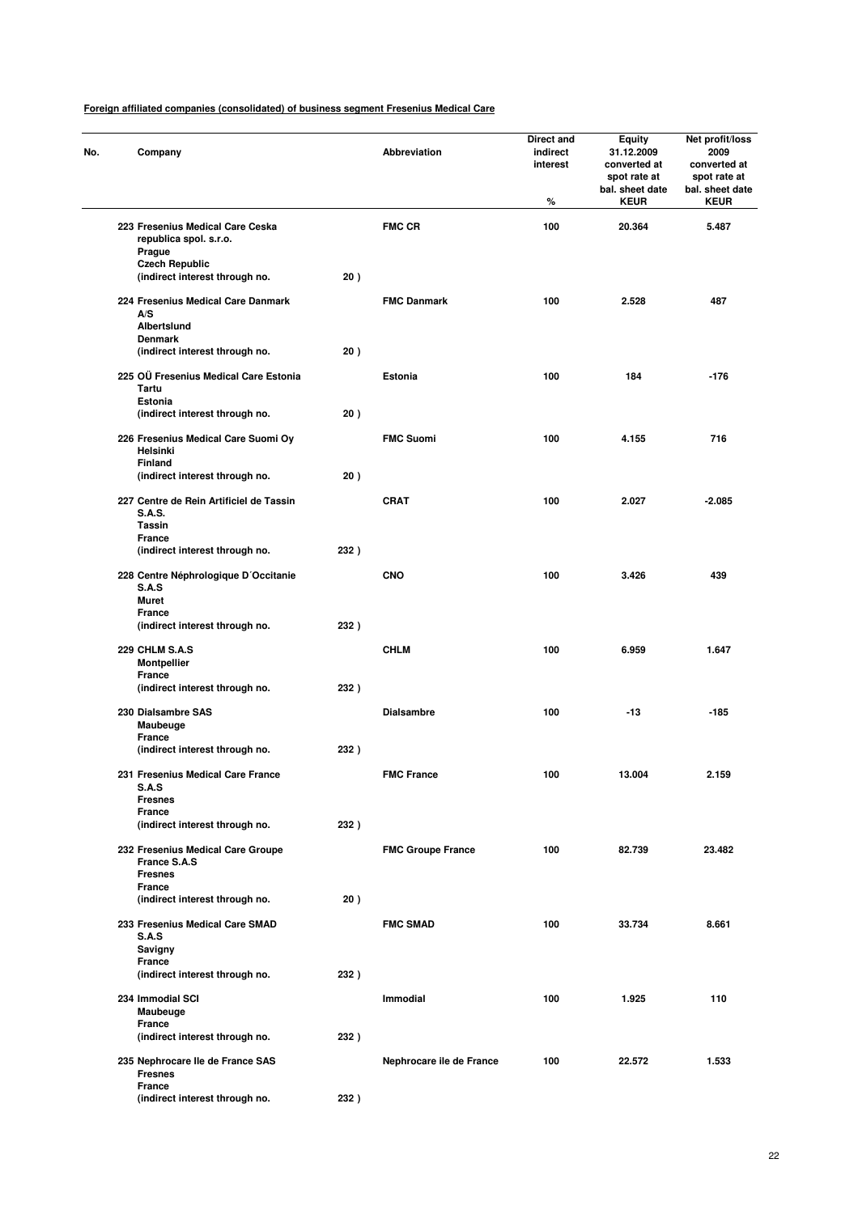**Foreign affiliated companies (consolidated) of business segment Fresenius Medical Care**

| No. | Company | | Abbreviation | Direct and indirect interest % | Equity 31.12.2009 converted at spot rate at bal. sheet date KEUR | Net profit/loss 2009 converted at spot rate at bal. sheet date KEUR |
|---|---|---|---|---|---|---|
| 223 | Fresenius Medical Care Ceska republica spol. s.r.o. Prague Czech Republic (indirect interest through no. | 20 ) | FMC CR | 100 | 20.364 | 5.487 |
| 224 | Fresenius Medical Care Danmark A/S Albertslund Denmark (indirect interest through no. | 20 ) | FMC Danmark | 100 | 2.528 | 487 |
| 225 | OÜ Fresenius Medical Care Estonia Tartu Estonia (indirect interest through no. | 20 ) | Estonia | 100 | 184 | -176 |
| 226 | Fresenius Medical Care Suomi Oy Helsinki Finland (indirect interest through no. | 20 ) | FMC Suomi | 100 | 4.155 | 716 |
| 227 | Centre de Rein Artificiel de Tassin S.A.S. Tassin France (indirect interest through no. | 232 ) | CRAT | 100 | 2.027 | -2.085 |
| 228 | Centre Néphrologique D´Occitanie S.A.S Muret France (indirect interest through no. | 232 ) | CNO | 100 | 3.426 | 439 |
| 229 | CHLM S.A.S Montpellier France (indirect interest through no. | 232 ) | CHLM | 100 | 6.959 | 1.647 |
| 230 | Dialsambre SAS Maubeuge France (indirect interest through no. | 232 ) | Dialsambre | 100 | -13 | -185 |
| 231 | Fresenius Medical Care France S.A.S Fresnes France (indirect interest through no. | 232 ) | FMC France | 100 | 13.004 | 2.159 |
| 232 | Fresenius Medical Care Groupe France S.A.S Fresnes France (indirect interest through no. | 20 ) | FMC Groupe France | 100 | 82.739 | 23.482 |
| 233 | Fresenius Medical Care SMAD S.A.S Savigny France (indirect interest through no. | 232 ) | FMC SMAD | 100 | 33.734 | 8.661 |
| 234 | Immodial SCI Maubeuge France (indirect interest through no. | 232 ) | Immodial | 100 | 1.925 | 110 |
| 235 | Nephrocare Ile de France SAS Fresnes France (indirect interest through no. | 232 ) | Nephrocare ile de France | 100 | 22.572 | 1.533 |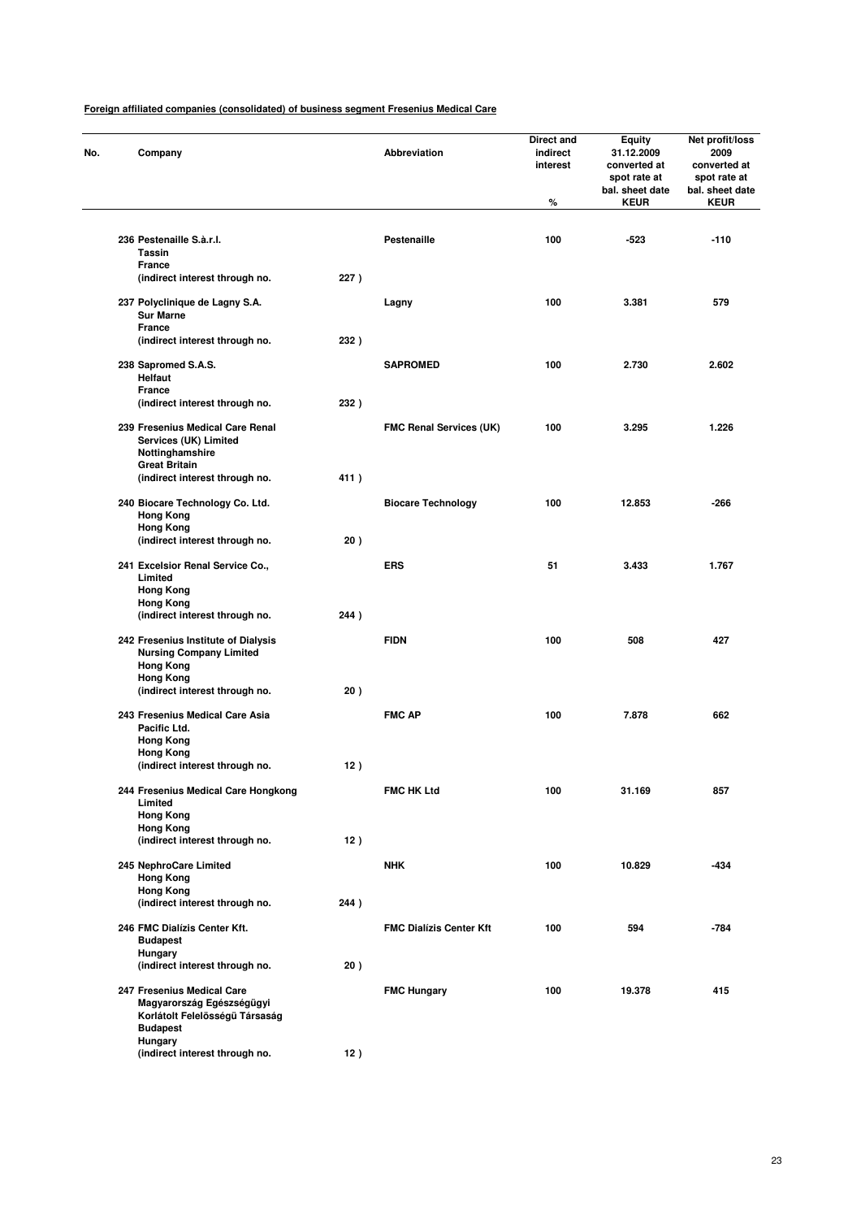**Foreign affiliated companies (consolidated) of business segment Fresenius Medical Care**

| No. | Company | | Abbreviation | Direct and indirect interest<br>% | Equity 31.12.2009 converted at spot rate at bal. sheet date<br>KEUR | Net profit/loss 2009 converted at spot rate at bal. sheet date<br>KEUR |
|---|---|---|---|---|---|---|
| 236 | Pestenaille S.à.r.l.<br>Tassin<br>France<br>(indirect interest through no. | 227 ) | Pestenaille | 100 | -523 | -110 |
| 237 | Polyclinique de Lagny S.A.<br>Sur Marne<br>France<br>(indirect interest through no. | 232 ) | Lagny | 100 | 3.381 | 579 |
| 238 | Sapromed S.A.S.<br>Helfaut<br>France<br>(indirect interest through no. | 232 ) | SAPROMED | 100 | 2.730 | 2.602 |
| 239 | Fresenius Medical Care Renal Services (UK) Limited<br>Nottinghamshire<br>Great Britain<br>(indirect interest through no. | 411 ) | FMC Renal Services (UK) | 100 | 3.295 | 1.226 |
| 240 | Biocare Technology Co. Ltd.<br>Hong Kong<br>Hong Kong<br>(indirect interest through no. | 20 ) | Biocare Technology | 100 | 12.853 | -266 |
| 241 | Excelsior Renal Service Co., Limited<br>Hong Kong<br>Hong Kong<br>(indirect interest through no. | 244 ) | ERS | 51 | 3.433 | 1.767 |
| 242 | Fresenius Institute of Dialysis Nursing Company Limited<br>Hong Kong<br>Hong Kong<br>(indirect interest through no. | 20 ) | FIDN | 100 | 508 | 427 |
| 243 | Fresenius Medical Care Asia Pacific Ltd.<br>Hong Kong<br>Hong Kong<br>(indirect interest through no. | 12 ) | FMC AP | 100 | 7.878 | 662 |
| 244 | Fresenius Medical Care Hongkong Limited<br>Hong Kong<br>Hong Kong<br>(indirect interest through no. | 12 ) | FMC HK Ltd | 100 | 31.169 | 857 |
| 245 | NephroCare Limited<br>Hong Kong<br>Hong Kong<br>(indirect interest through no. | 244 ) | NHK | 100 | 10.829 | -434 |
| 246 | FMC Dialízis Center Kft.<br>Budapest<br>Hungary<br>(indirect interest through no. | 20 ) | FMC Dialízis Center Kft | 100 | 594 | -784 |
| 247 | Fresenius Medical Care Magyarország Egészségügyi Korlátolt Felelösségü Társaság<br>Budapest<br>Hungary<br>(indirect interest through no. | 12 ) | FMC Hungary | 100 | 19.378 | 415 |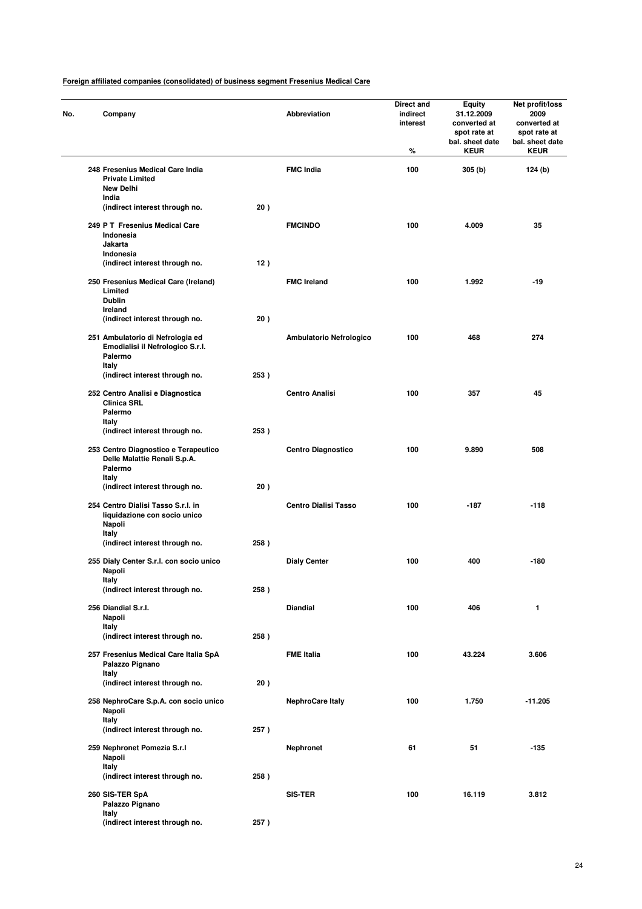**Foreign affiliated companies (consolidated) of business segment Fresenius Medical Care**

| No. | Company | | Abbreviation | Direct and indirect interest % | Equity 31.12.2009 converted at spot rate at bal. sheet date KEUR | Net profit/loss 2009 converted at spot rate at bal. sheet date KEUR |
|---|---|---|---|---|---|---|
| 248 | Fresenius Medical Care India Private Limited New Delhi India (indirect interest through no. | 20 ) | FMC India | 100 | 305 (b) | 124 (b) |
| 249 | P T Fresenius Medical Care Indonesia Jakarta Indonesia (indirect interest through no. | 12 ) | FMCINDO | 100 | 4.009 | 35 |
| 250 | Fresenius Medical Care (Ireland) Limited Dublin Ireland (indirect interest through no. | 20 ) | FMC Ireland | 100 | 1.992 | -19 |
| 251 | Ambulatorio di Nefrologia ed Emodialisi il Nefrologico S.r.l. Palermo Italy (indirect interest through no. | 253 ) | Ambulatorio Nefrologico | 100 | 468 | 274 |
| 252 | Centro Analisi e Diagnostica Clinica SRL Palermo Italy (indirect interest through no. | 253 ) | Centro Analisi | 100 | 357 | 45 |
| 253 | Centro Diagnostico e Terapeutico Delle Malattie Renali S.p.A. Palermo Italy (indirect interest through no. | 20 ) | Centro Diagnostico | 100 | 9.890 | 508 |
| 254 | Centro Dialisi Tasso S.r.l. in liquidazione con socio unico Napoli Italy (indirect interest through no. | 258 ) | Centro Dialisi Tasso | 100 | -187 | -118 |
| 255 | Dialy Center S.r.l. con socio unico Napoli Italy (indirect interest through no. | 258 ) | Dialy Center | 100 | 400 | -180 |
| 256 | Diandial S.r.l. Napoli Italy (indirect interest through no. | 258 ) | Diandial | 100 | 406 | 1 |
| 257 | Fresenius Medical Care Italia SpA Palazzo Pignano Italy (indirect interest through no. | 20 ) | FME Italia | 100 | 43.224 | 3.606 |
| 258 | NephroCare S.p.A. con socio unico Napoli Italy (indirect interest through no. | 257 ) | NephroCare Italy | 100 | 1.750 | -11.205 |
| 259 | Nephronet Pomezia S.r.l Napoli Italy (indirect interest through no. | 258 ) | Nephronet | 61 | 51 | -135 |
| 260 | SIS-TER SpA Palazzo Pignano Italy (indirect interest through no. | 257 ) | SIS-TER | 100 | 16.119 | 3.812 |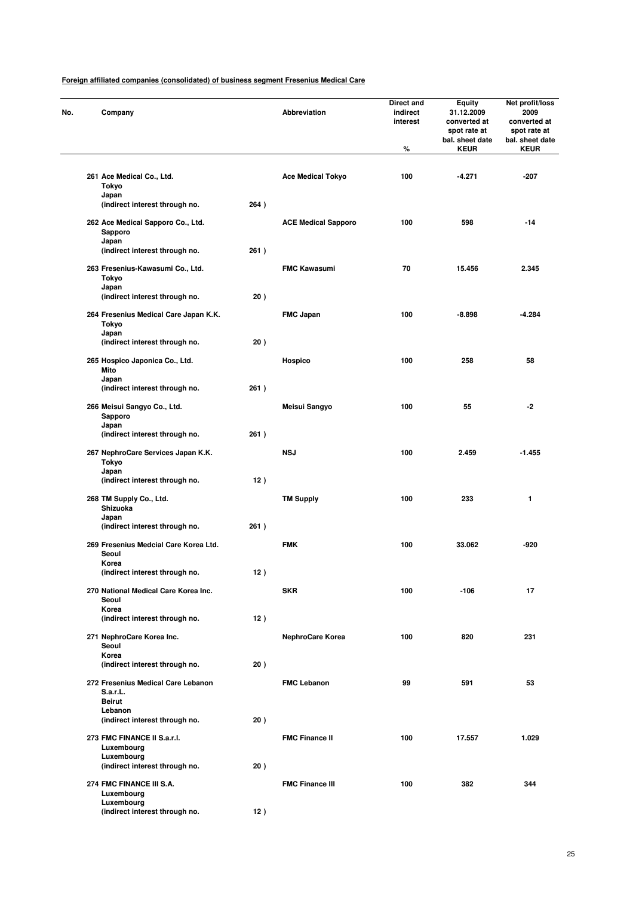**Foreign affiliated companies (consolidated) of business segment Fresenius Medical Care**

| No. | Company | | Abbreviation | Direct and indirect interest % | Equity 31.12.2009 converted at spot rate at bal. sheet date KEUR | Net profit/loss 2009 converted at spot rate at bal. sheet date KEUR |
|---|---|---|---|---|---|---|
| 261 | Ace Medical Co., Ltd. Tokyo Japan (indirect interest through no. | 264 ) | Ace Medical Tokyo | 100 | -4.271 | -207 |
| 262 | Ace Medical Sapporo Co., Ltd. Sapporo Japan (indirect interest through no. | 261 ) | ACE Medical Sapporo | 100 | 598 | -14 |
| 263 | Fresenius-Kawasumi Co., Ltd. Tokyo Japan (indirect interest through no. | 20 ) | FMC Kawasumi | 70 | 15.456 | 2.345 |
| 264 | Fresenius Medical Care Japan K.K. Tokyo Japan (indirect interest through no. | 20 ) | FMC Japan | 100 | -8.898 | -4.284 |
| 265 | Hospico Japonica Co., Ltd. Mito Japan (indirect interest through no. | 261 ) | Hospico | 100 | 258 | 58 |
| 266 | Meisui Sangyo Co., Ltd. Sapporo Japan (indirect interest through no. | 261 ) | Meisui Sangyo | 100 | 55 | -2 |
| 267 | NephroCare Services Japan K.K. Tokyo Japan (indirect interest through no. | 12 ) | NSJ | 100 | 2.459 | -1.455 |
| 268 | TM Supply Co., Ltd. Shizuoka Japan (indirect interest through no. | 261 ) | TM Supply | 100 | 233 | 1 |
| 269 | Fresenius Medcial Care Korea Ltd. Seoul Korea (indirect interest through no. | 12 ) | FMK | 100 | 33.062 | -920 |
| 270 | National Medical Care Korea Inc. Seoul Korea (indirect interest through no. | 12 ) | SKR | 100 | -106 | 17 |
| 271 | NephroCare Korea Inc. Seoul Korea (indirect interest through no. | 20 ) | NephroCare Korea | 100 | 820 | 231 |
| 272 | Fresenius Medical Care Lebanon S.a.r.L. Beirut Lebanon (indirect interest through no. | 20 ) | FMC Lebanon | 99 | 591 | 53 |
| 273 | FMC FINANCE II S.a.r.l. Luxembourg Luxembourg (indirect interest through no. | 20 ) | FMC Finance II | 100 | 17.557 | 1.029 |
| 274 | FMC FINANCE III S.A. Luxembourg Luxembourg (indirect interest through no. | 12 ) | FMC Finance III | 100 | 382 | 344 |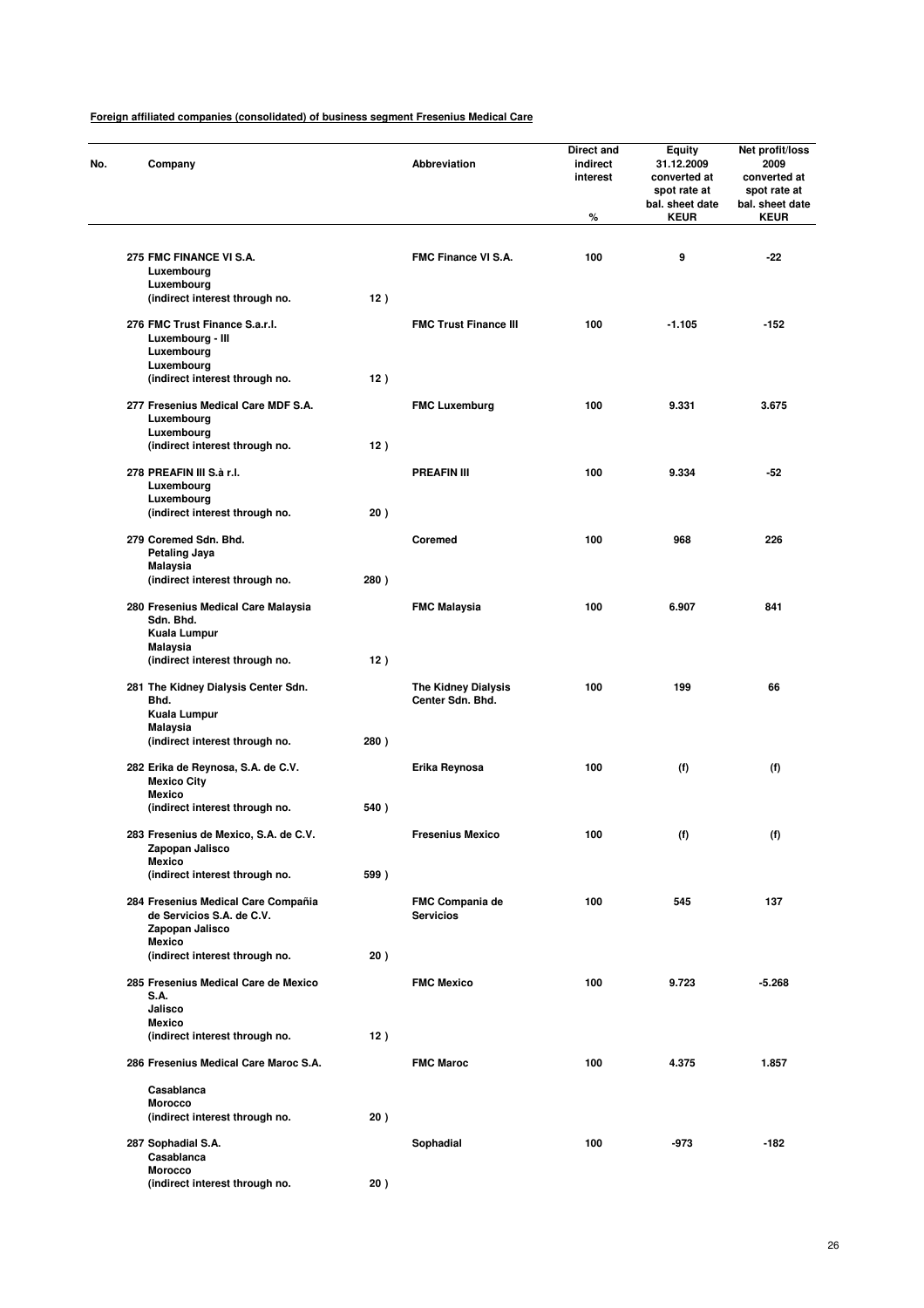**Foreign affiliated companies (consolidated) of business segment Fresenius Medical Care**

| No. | Company | | Abbreviation | Direct and indirect interest<br>% | Equity 31.12.2009 converted at spot rate at bal. sheet date<br>KEUR | Net profit/loss 2009 converted at spot rate at bal. sheet date<br>KEUR |
|---|---|---|---|---|---|---|
| 275 | FMC FINANCE VI S.A.<br>Luxembourg<br>Luxembourg<br>(indirect interest through no. | 12 ) | FMC Finance VI S.A. | 100 | 9 | -22 |
| 276 | FMC Trust Finance S.a.r.l. Luxembourg - III<br>Luxembourg<br>Luxembourg<br>(indirect interest through no. | 12 ) | FMC Trust Finance III | 100 | -1.105 | -152 |
| 277 | Fresenius Medical Care MDF S.A.<br>Luxembourg<br>Luxembourg<br>(indirect interest through no. | 12 ) | FMC Luxemburg | 100 | 9.331 | 3.675 |
| 278 | PREAFIN III S.à r.l.<br>Luxembourg<br>Luxembourg<br>(indirect interest through no. | 20 ) | PREAFIN III | 100 | 9.334 | -52 |
| 279 | Coremed Sdn. Bhd.<br>Petaling Jaya<br>Malaysia<br>(indirect interest through no. | 280 ) | Coremed | 100 | 968 | 226 |
| 280 | Fresenius Medical Care Malaysia Sdn. Bhd.<br>Kuala Lumpur<br>Malaysia<br>(indirect interest through no. | 12 ) | FMC Malaysia | 100 | 6.907 | 841 |
| 281 | The Kidney Dialysis Center Sdn. Bhd.<br>Kuala Lumpur<br>Malaysia<br>(indirect interest through no. | 280 ) | The Kidney Dialysis Center Sdn. Bhd. | 100 | 199 | 66 |
| 282 | Erika de Reynosa, S.A. de C.V.<br>Mexico City<br>Mexico<br>(indirect interest through no. | 540 ) | Erika Reynosa | 100 | (f) | (f) |
| 283 | Fresenius de Mexico, S.A. de C.V.<br>Zapopan Jalisco<br>Mexico<br>(indirect interest through no. | 599 ) | Fresenius Mexico | 100 | (f) | (f) |
| 284 | Fresenius Medical Care Compañia de Servicios S.A. de C.V.<br>Zapopan Jalisco<br>Mexico<br>(indirect interest through no. | 20 ) | FMC Compania de Servicios | 100 | 545 | 137 |
| 285 | Fresenius Medical Care de Mexico S.A.<br>Jalisco<br>Mexico<br>(indirect interest through no. | 12 ) | FMC Mexico | 100 | 9.723 | -5.268 |
| 286 | Fresenius Medical Care Maroc S.A.<br>Casablanca<br>Morocco<br>(indirect interest through no. | 20 ) | FMC Maroc | 100 | 4.375 | 1.857 |
| 287 | Sophadial S.A.<br>Casablanca<br>Morocco<br>(indirect interest through no. | 20 ) | Sophadial | 100 | -973 | -182 |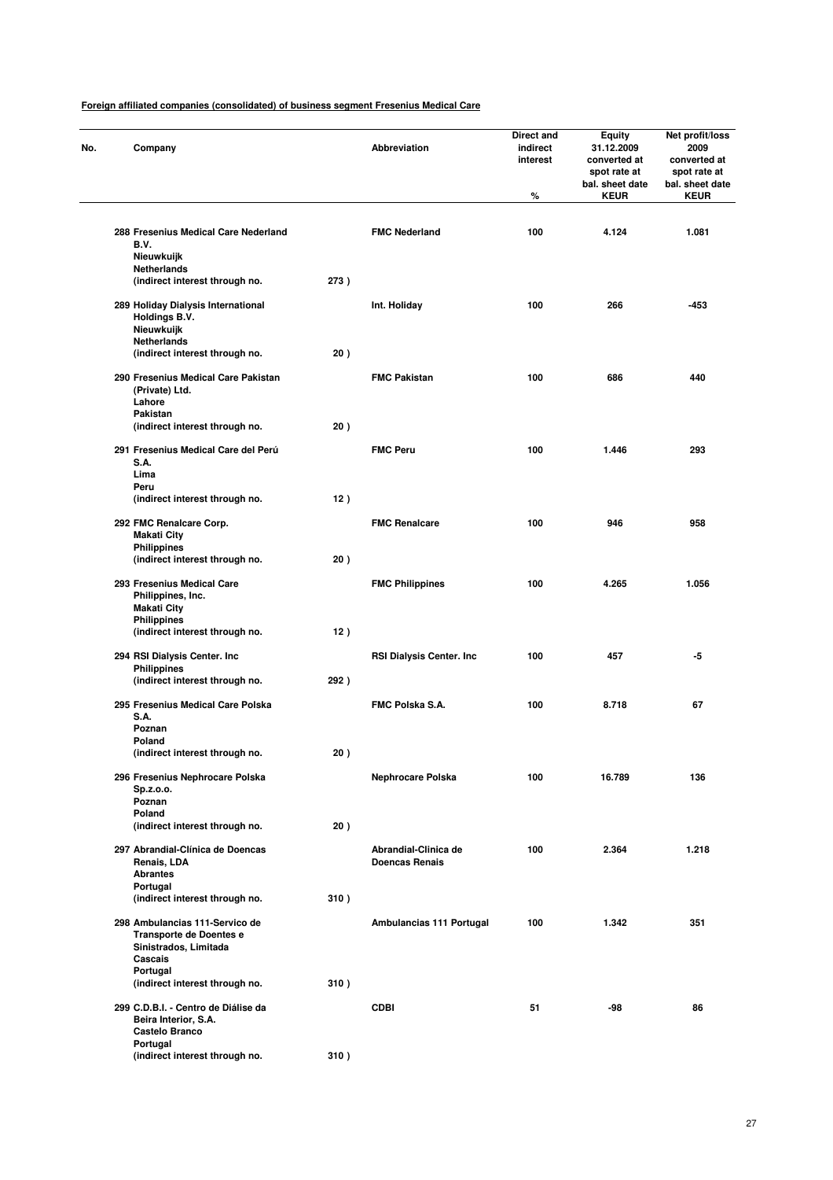**Foreign affiliated companies (consolidated) of business segment Fresenius Medical Care**

| No. | Company | | Abbreviation | Direct and indirect interest % | Equity 31.12.2009 converted at spot rate at bal. sheet date KEUR | Net profit/loss 2009 converted at spot rate at bal. sheet date KEUR |
|---|---|---|---|---|---|---|
| 288 | Fresenius Medical Care Nederland B.V. Nieuwkuijk Netherlands (indirect interest through no. | 273 ) | FMC Nederland | 100 | 4.124 | 1.081 |
| 289 | Holiday Dialysis International Holdings B.V. Nieuwkuijk Netherlands (indirect interest through no. | 20 ) | Int. Holiday | 100 | 266 | -453 |
| 290 | Fresenius Medical Care Pakistan (Private) Ltd. Lahore Pakistan (indirect interest through no. | 20 ) | FMC Pakistan | 100 | 686 | 440 |
| 291 | Fresenius Medical Care del Perú S.A. Lima Peru (indirect interest through no. | 12 ) | FMC Peru | 100 | 1.446 | 293 |
| 292 | FMC Renalcare Corp. Makati City Philippines (indirect interest through no. | 20 ) | FMC Renalcare | 100 | 946 | 958 |
| 293 | Fresenius Medical Care Philippines, Inc. Makati City Philippines (indirect interest through no. | 12 ) | FMC Philippines | 100 | 4.265 | 1.056 |
| 294 | RSI Dialysis Center. Inc Philippines (indirect interest through no. | 292 ) | RSI Dialysis Center. Inc | 100 | 457 | -5 |
| 295 | Fresenius Medical Care Polska S.A. Poznan Poland (indirect interest through no. | 20 ) | FMC Polska S.A. | 100 | 8.718 | 67 |
| 296 | Fresenius Nephrocare Polska Sp.z.o.o. Poznan Poland (indirect interest through no. | 20 ) | Nephrocare Polska | 100 | 16.789 | 136 |
| 297 | Abrandial-Clínica de Doencas Renais, LDA Abrantes Portugal (indirect interest through no. | 310 ) | Abrandial-Clinica de Doencas Renais | 100 | 2.364 | 1.218 |
| 298 | Ambulancias 111-Servico de Transporte de Doentes e Sinistrados, Limitada Cascais Portugal (indirect interest through no. | 310 ) | Ambulancias 111 Portugal | 100 | 1.342 | 351 |
| 299 | C.D.B.I. - Centro de Diálise da Beira Interior, S.A. Castelo Branco Portugal (indirect interest through no. | 310 ) | CDBI | 51 | -98 | 86 |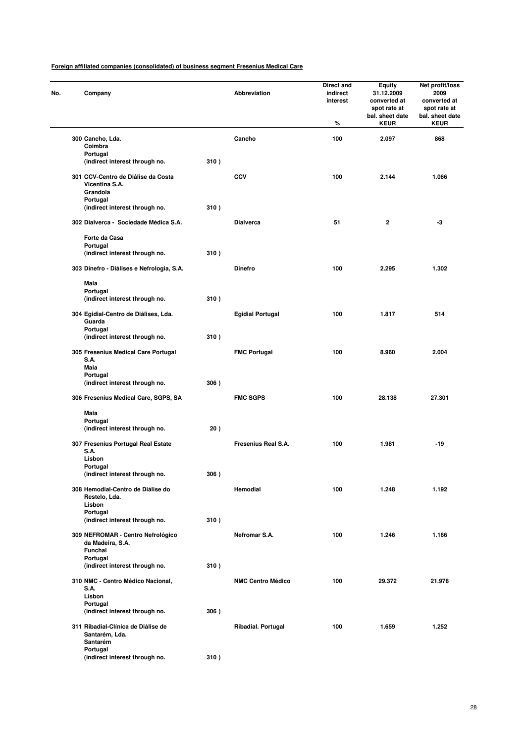**Foreign affiliated companies (consolidated) of business segment Fresenius Medical Care**

| No. | Company | | Abbreviation | Direct and indirect interest % | Equity 31.12.2009 converted at spot rate at bal. sheet date KEUR | Net profit/loss 2009 converted at spot rate at bal. sheet date KEUR |
|---|---|---|---|---|---|---|
| 300 | Cancho, Lda.<br>Coimbra<br>Portugal<br>(indirect interest through no. | 310 ) | Cancho | 100 | 2.097 | 868 |
| 301 | CCV-Centro de Diálise da Costa Vicentina S.A.<br>Grandola<br>Portugal<br>(indirect interest through no. | 310 ) | CCV | 100 | 2.144 | 1.066 |
| 302 | Dialverca - Sociedade Médica S.A.<br>Forte da Casa<br>Portugal<br>(indirect interest through no. | 310 ) | Dialverca | 51 | 2 | -3 |
| 303 | Dinefro - Diálises e Nefrologia, S.A.<br>Maia<br>Portugal<br>(indirect interest through no. | 310 ) | Dinefro | 100 | 2.295 | 1.302 |
| 304 | Egidial-Centro de Diálises, Lda.<br>Guarda<br>Portugal<br>(indirect interest through no. | 310 ) | Egidial Portugal | 100 | 1.817 | 514 |
| 305 | Fresenius Medical Care Portugal S.A.<br>Maia<br>Portugal<br>(indirect interest through no. | 306 ) | FMC Portugal | 100 | 8.960 | 2.004 |
| 306 | Fresenius Medical Care, SGPS, SA<br>Maia<br>Portugal<br>(indirect interest through no. | 20 ) | FMC SGPS | 100 | 28.138 | 27.301 |
| 307 | Fresenius Portugal Real Estate S.A.<br>Lisbon<br>Portugal<br>(indirect interest through no. | 306 ) | Fresenius Real S.A. | 100 | 1.981 | -19 |
| 308 | Hemodial-Centro de Diálise do Restelo, Lda.<br>Lisbon<br>Portugal<br>(indirect interest through no. | 310 ) | Hemodial | 100 | 1.248 | 1.192 |
| 309 | NEFROMAR - Centro Nefrológico da Madeira, S.A.<br>Funchal<br>Portugal<br>(indirect interest through no. | 310 ) | Nefromar S.A. | 100 | 1.246 | 1.166 |
| 310 | NMC - Centro Médico Nacional, S.A.<br>Lisbon<br>Portugal<br>(indirect interest through no. | 306 ) | NMC Centro Médico | 100 | 29.372 | 21.978 |
| 311 | Ribadial-Clínica de Diálise de Santarém, Lda.<br>Santarém<br>Portugal<br>(indirect interest through no. | 310 ) | Ribadial. Portugal | 100 | 1.659 | 1.252 |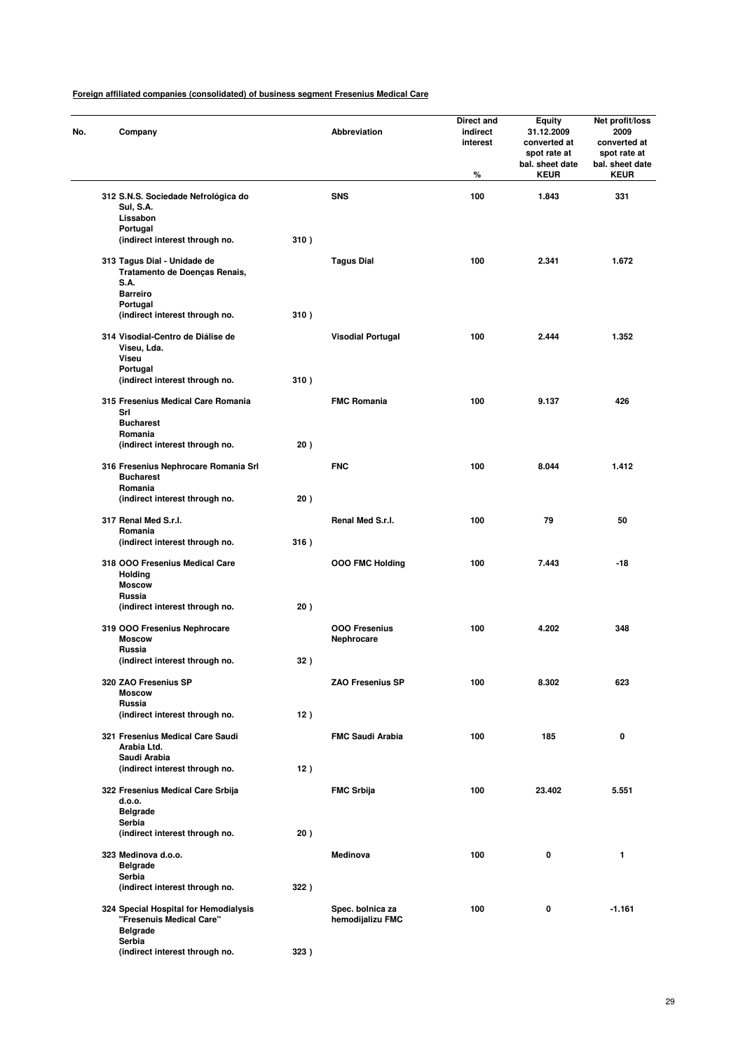**Foreign affiliated companies (consolidated) of business segment Fresenius Medical Care**

| No. | Company | | Abbreviation | Direct and indirect interest % | Equity 31.12.2009 converted at spot rate at bal. sheet date KEUR | Net profit/loss 2009 converted at spot rate at bal. sheet date KEUR |
|---|---|---|---|---|---|---|
| 312 | S.N.S. Sociedade Nefrológica do Sul, S.A. Lissabon Portugal (indirect interest through no. | 310 ) | SNS | 100 | 1.843 | 331 |
| 313 | Tagus Dial - Unidade de Tratamento de Doenças Renais, S.A. Barreiro Portugal (indirect interest through no. | 310 ) | Tagus Dial | 100 | 2.341 | 1.672 |
| 314 | Visodial-Centro de Diálise de Viseu, Lda. Viseu Portugal (indirect interest through no. | 310 ) | Visodial Portugal | 100 | 2.444 | 1.352 |
| 315 | Fresenius Medical Care Romania Srl Bucharest Romania (indirect interest through no. | 20 ) | FMC Romania | 100 | 9.137 | 426 |
| 316 | Fresenius Nephrocare Romania Srl Bucharest Romania (indirect interest through no. | 20 ) | FNC | 100 | 8.044 | 1.412 |
| 317 | Renal Med S.r.l. Romania (indirect interest through no. | 316 ) | Renal Med S.r.l. | 100 | 79 | 50 |
| 318 | OOO Fresenius Medical Care Holding Moscow Russia (indirect interest through no. | 20 ) | OOO FMC Holding | 100 | 7.443 | -18 |
| 319 | OOO Fresenius Nephrocare Moscow Russia (indirect interest through no. | 32 ) | OOO Fresenius Nephrocare | 100 | 4.202 | 348 |
| 320 | ZAO Fresenius SP Moscow Russia (indirect interest through no. | 12 ) | ZAO Fresenius SP | 100 | 8.302 | 623 |
| 321 | Fresenius Medical Care Saudi Arabia Ltd. Saudi Arabia (indirect interest through no. | 12 ) | FMC Saudi Arabia | 100 | 185 | 0 |
| 322 | Fresenius Medical Care Srbija d.o.o. Belgrade Serbia (indirect interest through no. | 20 ) | FMC Srbija | 100 | 23.402 | 5.551 |
| 323 | Medinova d.o.o. Belgrade Serbia (indirect interest through no. | 322 ) | Medinova | 100 | 0 | 1 |
| 324 | Special Hospital for Hemodialysis "Fresenuis Medical Care" Belgrade Serbia (indirect interest through no. | 323 ) | Spec. bolnica za hemodijalizu FMC | 100 | 0 | -1.161 |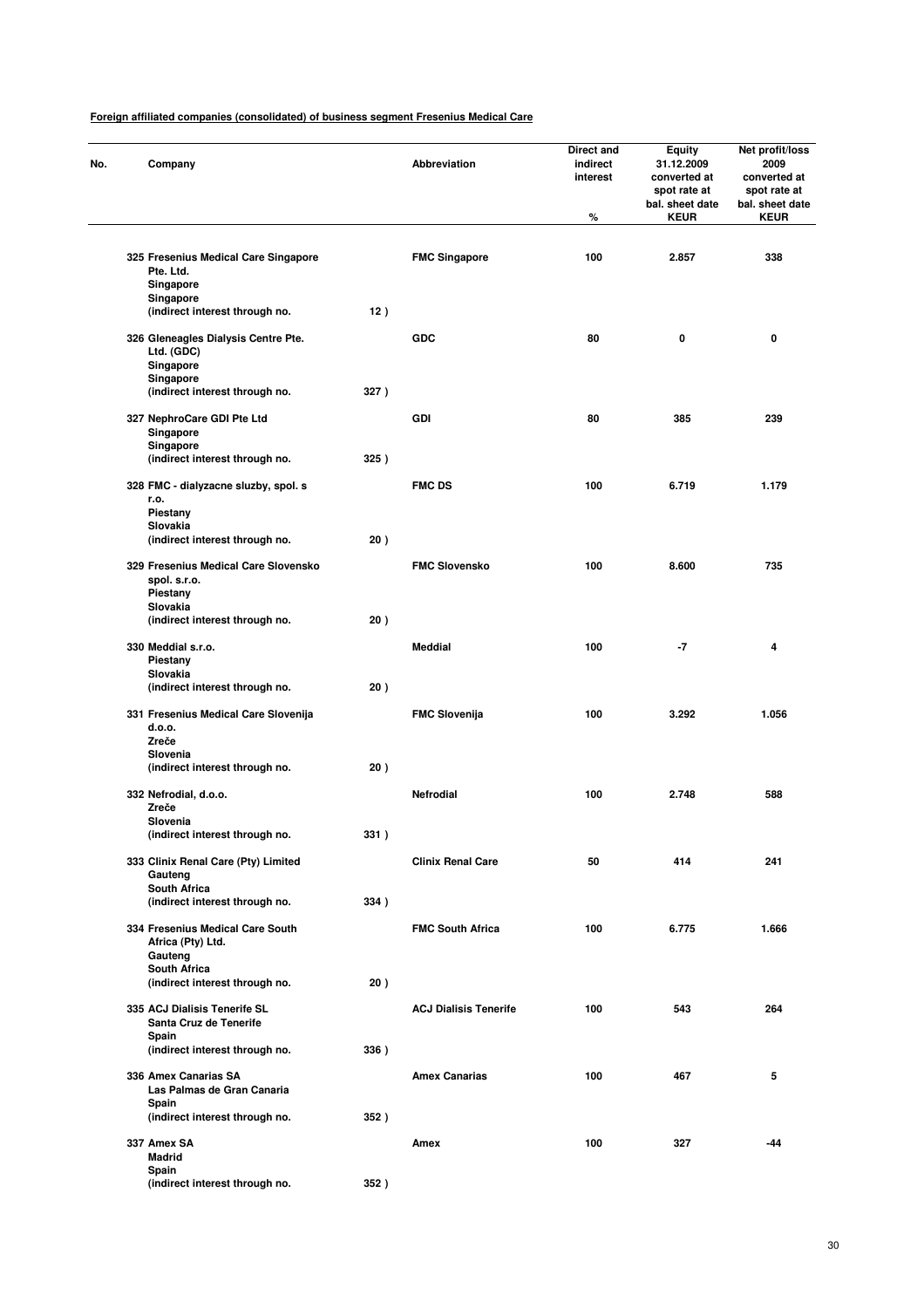**Foreign affiliated companies (consolidated) of business segment Fresenius Medical Care**

| No. | Company | | Abbreviation | Direct and indirect interest % | Equity 31.12.2009 converted at spot rate at bal. sheet date KEUR | Net profit/loss 2009 converted at spot rate at bal. sheet date KEUR |
|---|---|---|---|---|---|---|
| 325 | Fresenius Medical Care Singapore Pte. Ltd.<br>Singapore<br>Singapore<br>(indirect interest through no. | 12 ) | FMC Singapore | 100 | 2.857 | 338 |
| 326 | Gleneagles Dialysis Centre Pte. Ltd. (GDC)<br>Singapore<br>Singapore<br>(indirect interest through no. | 327 ) | GDC | 80 | 0 | 0 |
| 327 | NephroCare GDI Pte Ltd<br>Singapore<br>Singapore<br>(indirect interest through no. | 325 ) | GDI | 80 | 385 | 239 |
| 328 | FMC - dialyzacne sluzby, spol. s r.o.<br>Piestany<br>Slovakia<br>(indirect interest through no. | 20 ) | FMC DS | 100 | 6.719 | 1.179 |
| 329 | Fresenius Medical Care Slovensko spol. s.r.o.<br>Piestany<br>Slovakia<br>(indirect interest through no. | 20 ) | FMC Slovensko | 100 | 8.600 | 735 |
| 330 | Meddial s.r.o.<br>Piestany<br>Slovakia<br>(indirect interest through no. | 20 ) | Meddial | 100 | -7 | 4 |
| 331 | Fresenius Medical Care Slovenija d.o.o.<br>Zreče<br>Slovenia<br>(indirect interest through no. | 20 ) | FMC Slovenija | 100 | 3.292 | 1.056 |
| 332 | Nefrodial, d.o.o.<br>Zreče<br>Slovenia<br>(indirect interest through no. | 331 ) | Nefrodial | 100 | 2.748 | 588 |
| 333 | Clinix Renal Care (Pty) Limited<br>Gauteng<br>South Africa<br>(indirect interest through no. | 334 ) | Clinix Renal Care | 50 | 414 | 241 |
| 334 | Fresenius Medical Care South Africa (Pty) Ltd.<br>Gauteng<br>South Africa<br>(indirect interest through no. | 20 ) | FMC South Africa | 100 | 6.775 | 1.666 |
| 335 | ACJ Dialisis Tenerife SL<br>Santa Cruz de Tenerife<br>Spain<br>(indirect interest through no. | 336 ) | ACJ Dialisis Tenerife | 100 | 543 | 264 |
| 336 | Amex Canarias SA<br>Las Palmas de Gran Canaria<br>Spain<br>(indirect interest through no. | 352 ) | Amex Canarias | 100 | 467 | 5 |
| 337 | Amex SA<br>Madrid<br>Spain<br>(indirect interest through no. | 352 ) | Amex | 100 | 327 | -44 |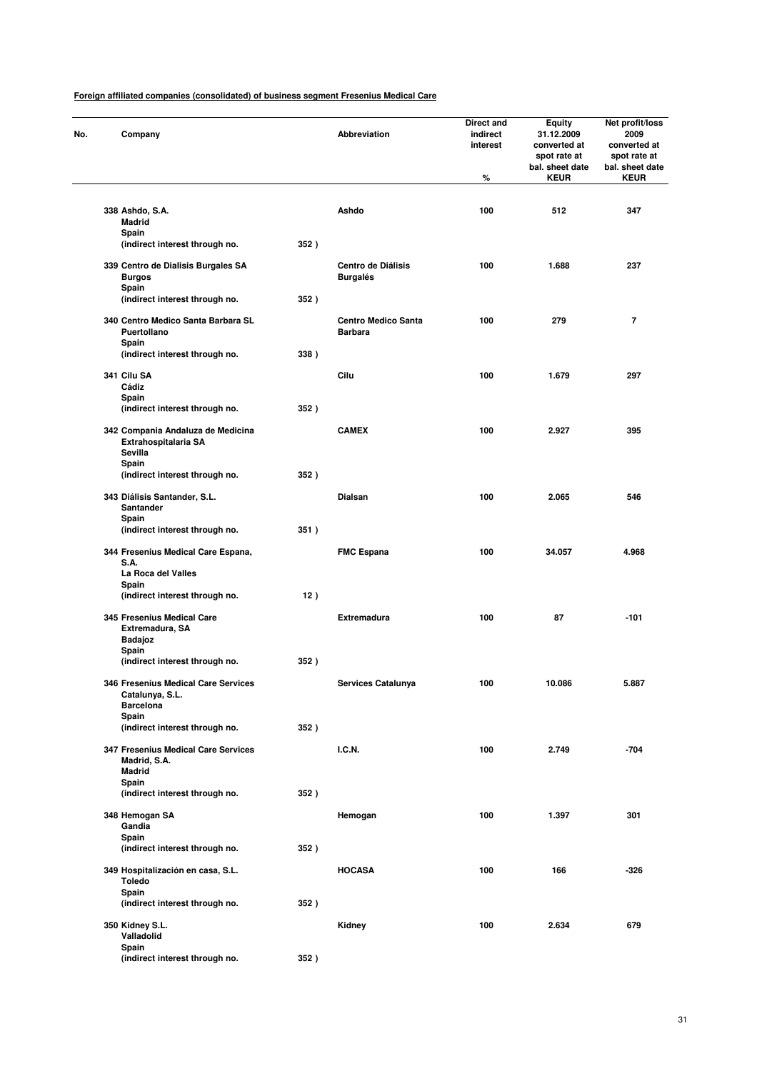**Foreign affiliated companies (consolidated) of business segment Fresenius Medical Care**

| No. | Company | | Abbreviation | Direct and indirect interest % | Equity 31.12.2009 converted at spot rate at bal. sheet date KEUR | Net profit/loss 2009 converted at spot rate at bal. sheet date KEUR |
|---|---|---|---|---|---|---|
| 338 | Ashdo, S.A. Madrid Spain (indirect interest through no. | 352 ) | Ashdo | 100 | 512 | 347 |
| 339 | Centro de Dialisis Burgales SA Burgos Spain (indirect interest through no. | 352 ) | Centro de Diálisis Burgalés | 100 | 1.688 | 237 |
| 340 | Centro Medico Santa Barbara SL Puertollano Spain (indirect interest through no. | 338 ) | Centro Medico Santa Barbara | 100 | 279 | 7 |
| 341 | Cilu SA Cádiz Spain (indirect interest through no. | 352 ) | Cilu | 100 | 1.679 | 297 |
| 342 | Compania Andaluza de Medicina Extrahospitalaria SA Sevilla Spain (indirect interest through no. | 352 ) | CAMEX | 100 | 2.927 | 395 |
| 343 | Diálisis Santander, S.L. Santander Spain (indirect interest through no. | 351 ) | Dialsan | 100 | 2.065 | 546 |
| 344 | Fresenius Medical Care Espana, S.A. La Roca del Valles Spain (indirect interest through no. | 12 ) | FMC Espana | 100 | 34.057 | 4.968 |
| 345 | Fresenius Medical Care Extremadura, SA Badajoz Spain (indirect interest through no. | 352 ) | Extremadura | 100 | 87 | -101 |
| 346 | Fresenius Medical Care Services Catalunya, S.L. Barcelona Spain (indirect interest through no. | 352 ) | Services Catalunya | 100 | 10.086 | 5.887 |
| 347 | Fresenius Medical Care Services Madrid, S.A. Madrid Spain (indirect interest through no. | 352 ) | I.C.N. | 100 | 2.749 | -704 |
| 348 | Hemogan SA Gandia Spain (indirect interest through no. | 352 ) | Hemogan | 100 | 1.397 | 301 |
| 349 | Hospitalización en casa, S.L. Toledo Spain (indirect interest through no. | 352 ) | HOCASA | 100 | 166 | -326 |
| 350 | Kidney S.L. Valladolid Spain (indirect interest through no. | 352 ) | Kidney | 100 | 2.634 | 679 |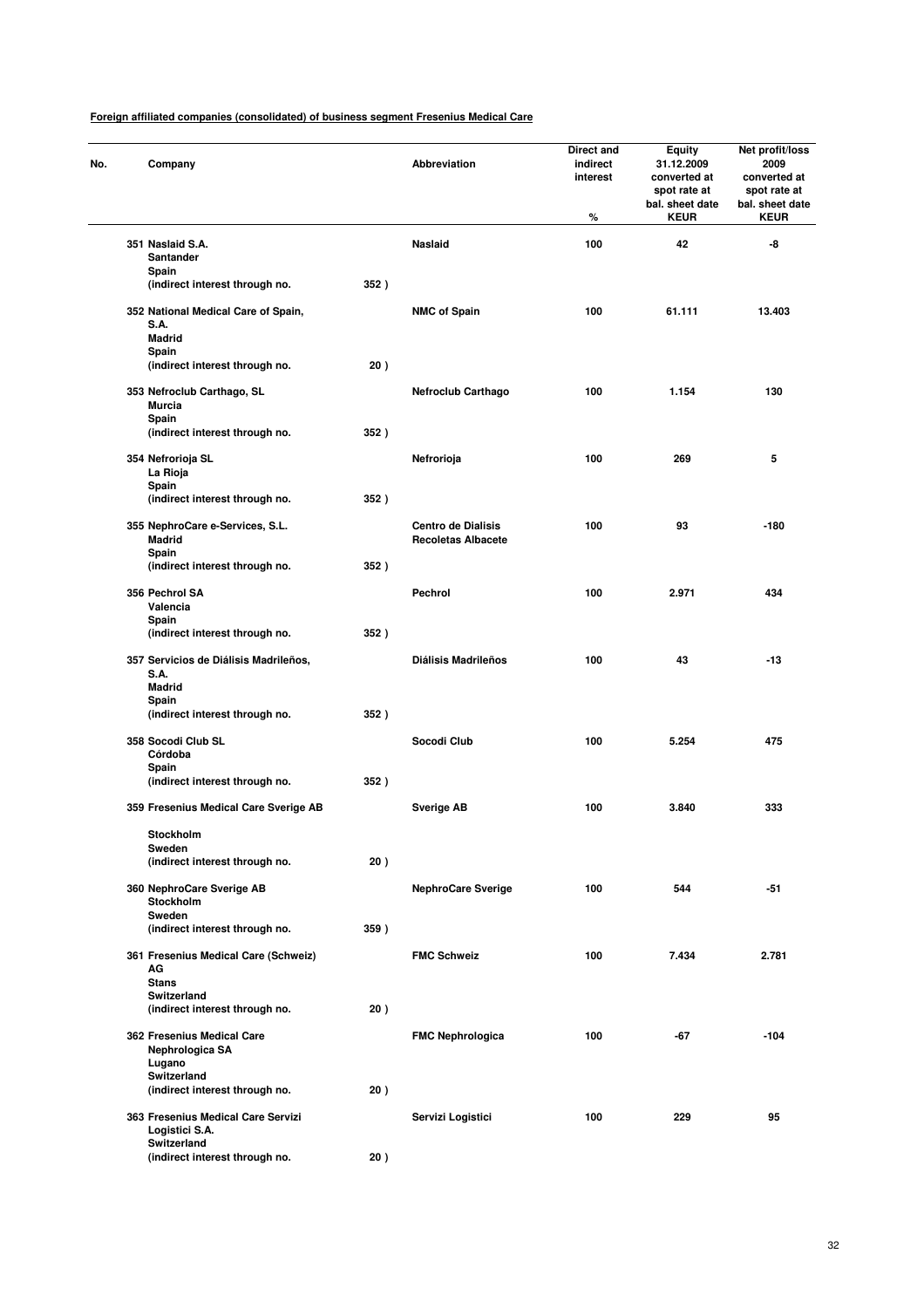**Foreign affiliated companies (consolidated) of business segment Fresenius Medical Care**

| No. | Company | | Abbreviation | Direct and indirect interest % | Equity 31.12.2009 converted at spot rate at bal. sheet date KEUR | Net profit/loss 2009 converted at spot rate at bal. sheet date KEUR |
|---|---|---|---|---|---|---|
| 351 | Naslaid S.A.<br>Santander<br>Spain<br>(indirect interest through no. | 352 ) | Naslaid | 100 | 42 | -8 |
| 352 | National Medical Care of Spain, S.A.<br>Madrid<br>Spain<br>(indirect interest through no. | 20 ) | NMC of Spain | 100 | 61.111 | 13.403 |
| 353 | Nefroclub Carthago, SL<br>Murcia<br>Spain<br>(indirect interest through no. | 352 ) | Nefroclub Carthago | 100 | 1.154 | 130 |
| 354 | Nefrorioja SL<br>La Rioja<br>Spain<br>(indirect interest through no. | 352 ) | Nefrorioja | 100 | 269 | 5 |
| 355 | NephroCare e-Services, S.L.<br>Madrid<br>Spain<br>(indirect interest through no. | 352 ) | Centro de Dialisis Recoletas Albacete | 100 | 93 | -180 |
| 356 | Pechrol SA<br>Valencia<br>Spain<br>(indirect interest through no. | 352 ) | Pechrol | 100 | 2.971 | 434 |
| 357 | Servicios de Diálisis Madrileños, S.A.<br>Madrid<br>Spain<br>(indirect interest through no. | 352 ) | Diálisis Madrileños | 100 | 43 | -13 |
| 358 | Socodi Club SL<br>Córdoba<br>Spain<br>(indirect interest through no. | 352 ) | Socodi Club | 100 | 5.254 | 475 |
| 359 | Fresenius Medical Care Sverige AB<br>Stockholm<br>Sweden<br>(indirect interest through no. | 20 ) | Sverige AB | 100 | 3.840 | 333 |
| 360 | NephroCare Sverige AB<br>Stockholm<br>Sweden<br>(indirect interest through no. | 359 ) | NephroCare Sverige | 100 | 544 | -51 |
| 361 | Fresenius Medical Care (Schweiz) AG<br>Stans<br>Switzerland<br>(indirect interest through no. | 20 ) | FMC Schweiz | 100 | 7.434 | 2.781 |
| 362 | Fresenius Medical Care Nephrologica SA<br>Lugano<br>Switzerland<br>(indirect interest through no. | 20 ) | FMC Nephrologica | 100 | -67 | -104 |
| 363 | Fresenius Medical Care Servizi Logistici S.A.<br>Switzerland<br>(indirect interest through no. | 20 ) | Servizi Logistici | 100 | 229 | 95 |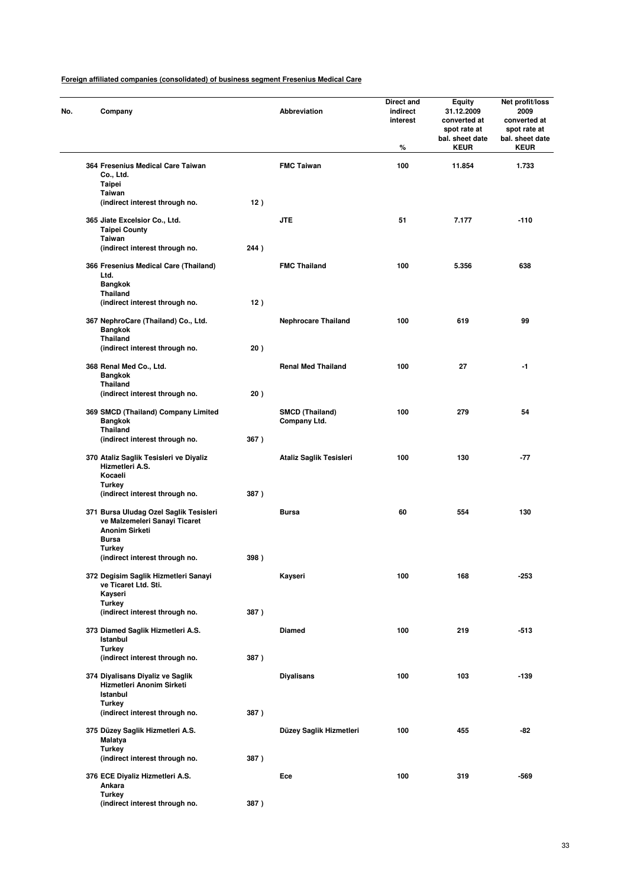**Foreign affiliated companies (consolidated) of business segment Fresenius Medical Care**

| No. | Company | | Abbreviation | Direct and indirect interest<br>% | Equity 31.12.2009 converted at spot rate at bal. sheet date<br>KEUR | Net profit/loss 2009 converted at spot rate at bal. sheet date<br>KEUR |
|---|---|---|---|---|---|---|
| 364 | Fresenius Medical Care Taiwan Co., Ltd.<br>Taipei<br>Taiwan<br>(indirect interest through no. | 12 ) | FMC Taiwan | 100 | 11.854 | 1.733 |
| 365 | Jiate Excelsior Co., Ltd.<br>Taipei County<br>Taiwan<br>(indirect interest through no. | 244 ) | JTE | 51 | 7.177 | -110 |
| 366 | Fresenius Medical Care (Thailand) Ltd.<br>Bangkok<br>Thailand<br>(indirect interest through no. | 12 ) | FMC Thailand | 100 | 5.356 | 638 |
| 367 | NephroCare (Thailand) Co., Ltd.<br>Bangkok<br>Thailand<br>(indirect interest through no. | 20 ) | Nephrocare Thailand | 100 | 619 | 99 |
| 368 | Renal Med Co., Ltd.<br>Bangkok<br>Thailand<br>(indirect interest through no. | 20 ) | Renal Med Thailand | 100 | 27 | -1 |
| 369 | SMCD (Thailand) Company Limited<br>Bangkok<br>Thailand<br>(indirect interest through no. | 367 ) | SMCD (Thailand) Company Ltd. | 100 | 279 | 54 |
| 370 | Ataliz Saglik Tesisleri ve Diyaliz Hizmetleri A.S.<br>Kocaeli<br>Turkey<br>(indirect interest through no. | 387 ) | Ataliz Saglik Tesisleri | 100 | 130 | -77 |
| 371 | Bursa Uludag Ozel Saglik Tesisleri ve Malzemeleri Sanayi Ticaret Anonim Sirketi<br>Bursa<br>Turkey<br>(indirect interest through no. | 398 ) | Bursa | 60 | 554 | 130 |
| 372 | Degisim Saglik Hizmetleri Sanayi ve Ticaret Ltd. Sti.<br>Kayseri<br>Turkey<br>(indirect interest through no. | 387 ) | Kayseri | 100 | 168 | -253 |
| 373 | Diamed Saglik Hizmetleri A.S.<br>Istanbul<br>Turkey<br>(indirect interest through no. | 387 ) | Diamed | 100 | 219 | -513 |
| 374 | Diyalisans Diyaliz ve Saglik Hizmetleri Anonim Sirketi<br>Istanbul<br>Turkey<br>(indirect interest through no. | 387 ) | Diyalisans | 100 | 103 | -139 |
| 375 | Düzey Saglik Hizmetleri A.S.<br>Malatya<br>Turkey<br>(indirect interest through no. | 387 ) | Düzey Saglik Hizmetleri | 100 | 455 | -82 |
| 376 | ECE Diyaliz Hizmetleri A.S.<br>Ankara<br>Turkey<br>(indirect interest through no. | 387 ) | Ece | 100 | 319 | -569 |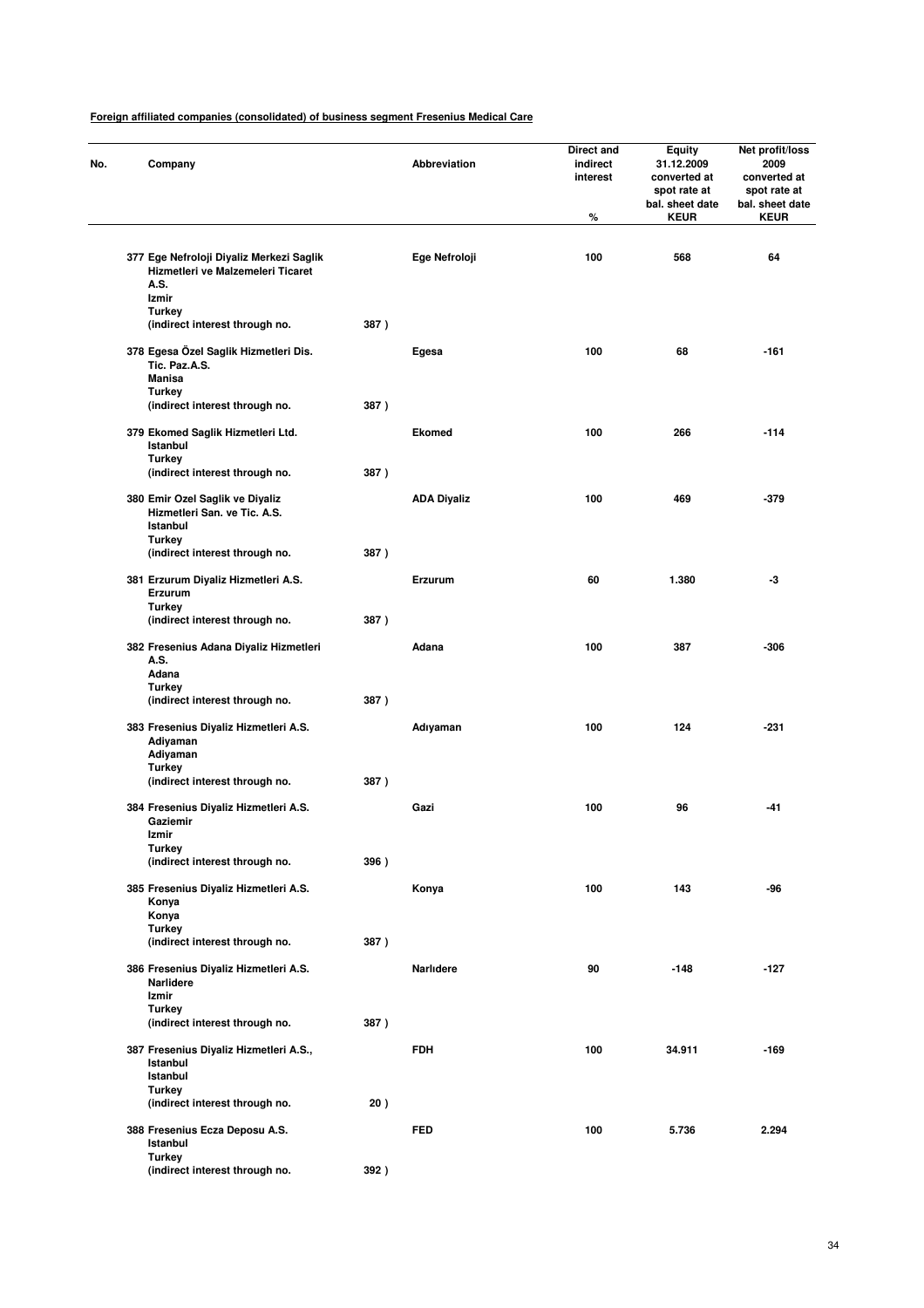**Foreign affiliated companies (consolidated) of business segment Fresenius Medical Care**

| No. | Company | | Abbreviation | Direct and indirect interest % | Equity 31.12.2009 converted at spot rate at bal. sheet date KEUR | Net profit/loss 2009 converted at spot rate at bal. sheet date KEUR |
|---|---|---|---|---|---|---|
| 377 | Ege Nefroloji Diyaliz Merkezi Saglik Hizmetleri ve Malzemeleri Ticaret A.S. Izmir Turkey (indirect interest through no. | 387 ) | Ege Nefroloji | 100 | 568 | 64 |
| 378 | Egesa Özel Saglik Hizmetleri Dis. Tic. Paz.A.S. Manisa Turkey (indirect interest through no. | 387 ) | Egesa | 100 | 68 | -161 |
| 379 | Ekomed Saglik Hizmetleri Ltd. Istanbul Turkey (indirect interest through no. | 387 ) | Ekomed | 100 | 266 | -114 |
| 380 | Emir Ozel Saglik ve Diyaliz Hizmetleri San. ve Tic. A.S. Istanbul Turkey (indirect interest through no. | 387 ) | ADA Diyaliz | 100 | 469 | -379 |
| 381 | Erzurum Diyaliz Hizmetleri A.S. Erzurum Turkey (indirect interest through no. | 387 ) | Erzurum | 60 | 1.380 | -3 |
| 382 | Fresenius Adana Diyaliz Hizmetleri A.S. Adana Turkey (indirect interest through no. | 387 ) | Adana | 100 | 387 | -306 |
| 383 | Fresenius Diyaliz Hizmetleri A.S. Adiyaman Adiyaman Turkey (indirect interest through no. | 387 ) | Adıyaman | 100 | 124 | -231 |
| 384 | Fresenius Diyaliz Hizmetleri A.S. Gaziemir Izmir Turkey (indirect interest through no. | 396 ) | Gazi | 100 | 96 | -41 |
| 385 | Fresenius Diyaliz Hizmetleri A.S. Konya Konya Turkey (indirect interest through no. | 387 ) | Konya | 100 | 143 | -96 |
| 386 | Fresenius Diyaliz Hizmetleri A.S. Narlidere Izmir Turkey (indirect interest through no. | 387 ) | Narlıdere | 90 | -148 | -127 |
| 387 | Fresenius Diyaliz Hizmetleri A.S., Istanbul Istanbul Turkey (indirect interest through no. | 20 ) | FDH | 100 | 34.911 | -169 |
| 388 | Fresenius Ecza Deposu A.S. Istanbul Turkey (indirect interest through no. | 392 ) | FED | 100 | 5.736 | 2.294 |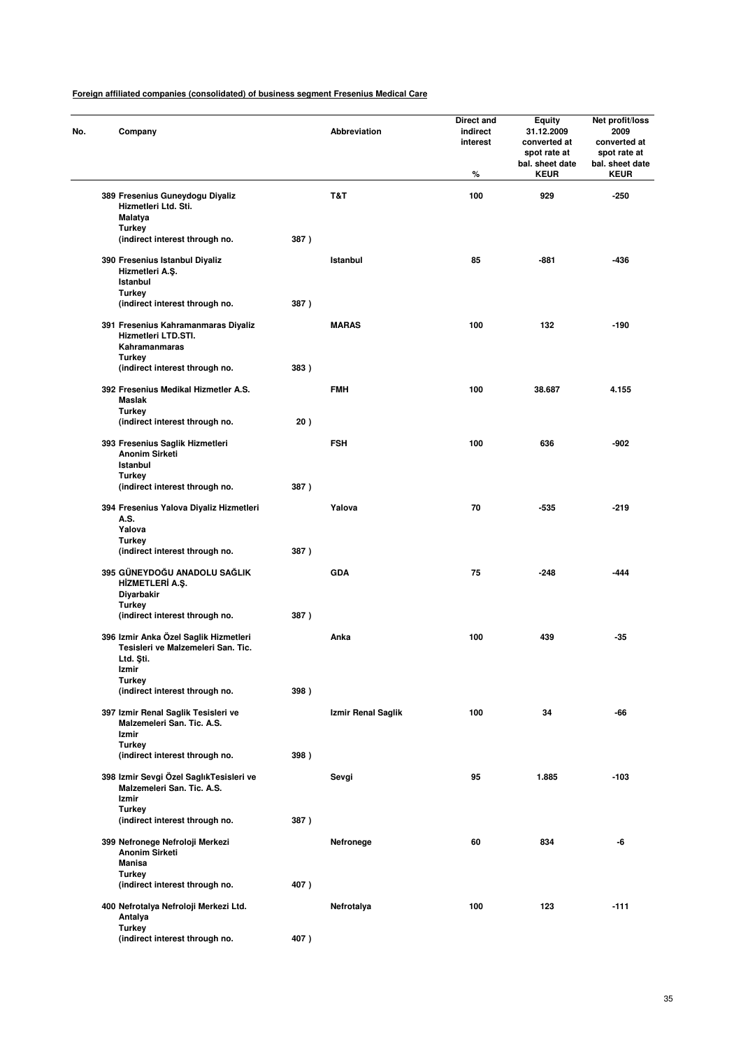**Foreign affiliated companies (consolidated) of business segment Fresenius Medical Care**

| No. | Company | | Abbreviation | Direct and indirect interest % | Equity 31.12.2009 converted at spot rate at bal. sheet date KEUR | Net profit/loss 2009 converted at spot rate at bal. sheet date KEUR |
|---|---|---|---|---|---|---|
| 389 | Fresenius Guneydogu Diyaliz Hizmetleri Ltd. Sti. Malatya Turkey (indirect interest through no. | 387 ) | T&T | 100 | 929 | -250 |
| 390 | Fresenius Istanbul Diyaliz Hizmetleri A.Ş. Istanbul Turkey (indirect interest through no. | 387 ) | Istanbul | 85 | -881 | -436 |
| 391 | Fresenius Kahramanmaras Diyaliz Hizmetleri LTD.STI. Kahramanmaras Turkey (indirect interest through no. | 383 ) | MARAS | 100 | 132 | -190 |
| 392 | Fresenius Medikal Hizmetler A.S. Maslak Turkey (indirect interest through no. | 20 ) | FMH | 100 | 38.687 | 4.155 |
| 393 | Fresenius Saglik Hizmetleri Anonim Sirketi Istanbul Turkey (indirect interest through no. | 387 ) | FSH | 100 | 636 | -902 |
| 394 | Fresenius Yalova Diyaliz Hizmetleri A.S. Yalova Turkey (indirect interest through no. | 387 ) | Yalova | 70 | -535 | -219 |
| 395 | GÜNEYDOĞU ANADOLU SAĞLIK HİZMETLERİ A.Ş. Diyarbakir Turkey (indirect interest through no. | 387 ) | GDA | 75 | -248 | -444 |
| 396 | Izmir Anka Özel Saglik Hizmetleri Tesisleri ve Malzemeleri San. Tic. Ltd. Şti. Izmir Turkey (indirect interest through no. | 398 ) | Anka | 100 | 439 | -35 |
| 397 | Izmir Renal Saglik Tesisleri ve Malzemeleri San. Tic. A.S. Izmir Turkey (indirect interest through no. | 398 ) | Izmir Renal Saglik | 100 | 34 | -66 |
| 398 | Izmir Sevgi Özel SaglıkTesisleri ve Malzemeleri San. Tic. A.S. Izmir Turkey (indirect interest through no. | 387 ) | Sevgi | 95 | 1.885 | -103 |
| 399 | Nefronege Nefroloji Merkezi Anonim Sirketi Manisa Turkey (indirect interest through no. | 407 ) | Nefronege | 60 | 834 | -6 |
| 400 | Nefrotalya Nefroloji Merkezi Ltd. Antalya Turkey (indirect interest through no. | 407 ) | Nefrotalya | 100 | 123 | -111 |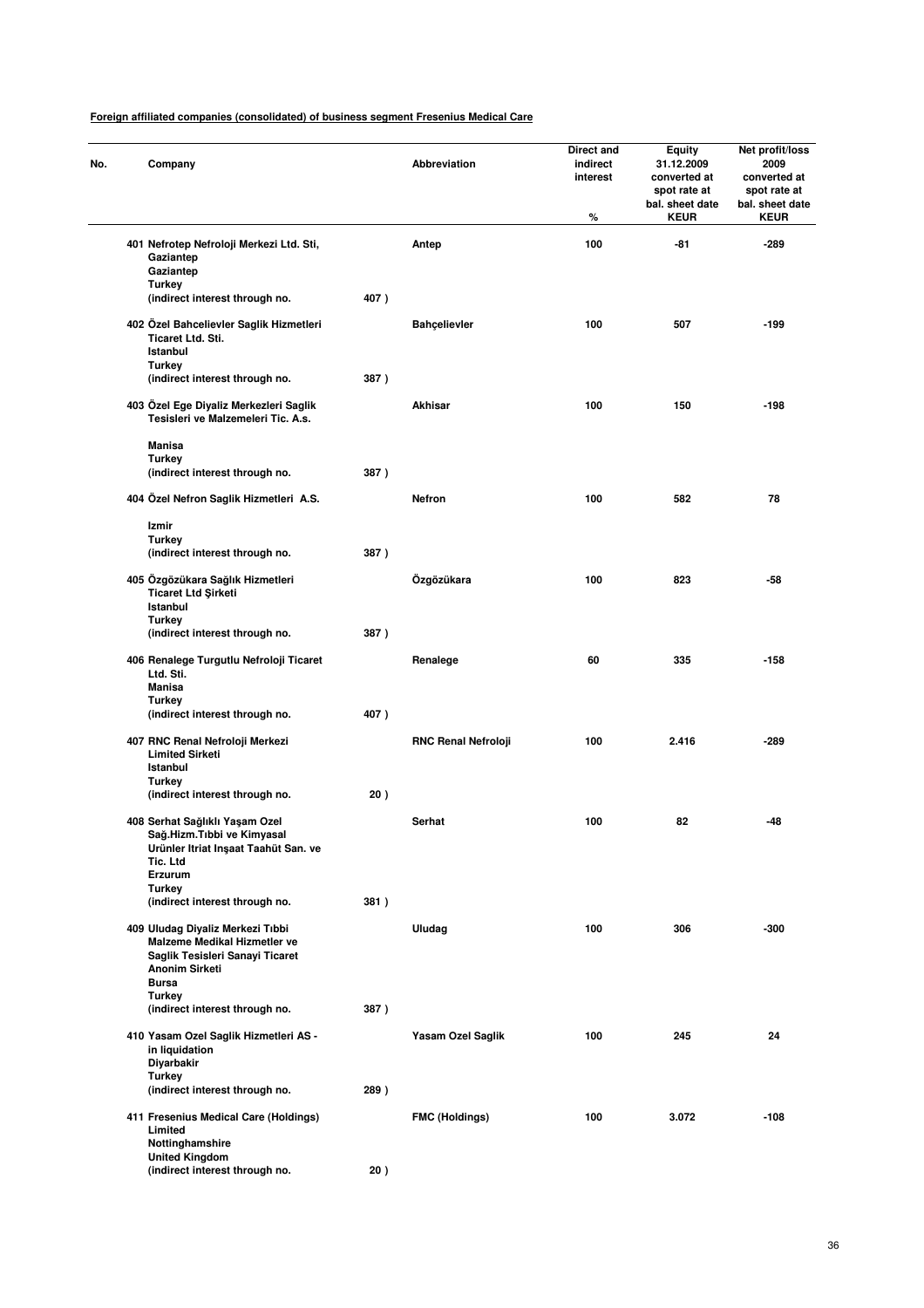**Foreign affiliated companies (consolidated) of business segment Fresenius Medical Care**

| No. | Company | | Abbreviation | Direct and indirect interest % | Equity 31.12.2009 converted at spot rate at bal. sheet date KEUR | Net profit/loss 2009 converted at spot rate at bal. sheet date KEUR |
|---|---|---|---|---|---|---|
| 401 | Nefrotep Nefroloji Merkezi Ltd. Sti, Gaziantep Gaziantep Turkey (indirect interest through no. | 407 ) | Antep | 100 | -81 | -289 |
| 402 | Özel Bahcelievler Saglik Hizmetleri Ticaret Ltd. Sti. Istanbul Turkey (indirect interest through no. | 387 ) | Bahçelievler | 100 | 507 | -199 |
| 403 | Özel Ege Diyaliz Merkezleri Saglik Tesisleri ve Malzemeleri Tic. A.s. Manisa Turkey (indirect interest through no. | 387 ) | Akhisar | 100 | 150 | -198 |
| 404 | Özel Nefron Saglik Hizmetleri A.S. Izmir Turkey (indirect interest through no. | 387 ) | Nefron | 100 | 582 | 78 |
| 405 | Özgözükara Sağlık Hizmetleri Ticaret Ltd Şirketi Istanbul Turkey (indirect interest through no. | 387 ) | Özgözükara | 100 | 823 | -58 |
| 406 | Renalege Turgutlu Nefroloji Ticaret Ltd. Sti. Manisa Turkey (indirect interest through no. | 407 ) | Renalege | 60 | 335 | -158 |
| 407 | RNC Renal Nefroloji Merkezi Limited Sirketi Istanbul Turkey (indirect interest through no. | 20 ) | RNC Renal Nefroloji | 100 | 2.416 | -289 |
| 408 | Serhat Sağlıklı Yaşam Ozel Sağ.Hizm.Tıbbi ve Kimyasal Urünler Itriat Inşaat Taahüt San. ve Tic. Ltd Erzurum Turkey (indirect interest through no. | 381 ) | Serhat | 100 | 82 | -48 |
| 409 | Uludag Diyaliz Merkezi Tıbbi Malzeme Medikal Hizmetler ve Saglik Tesisleri Sanayi Ticaret Anonim Sirketi Bursa Turkey (indirect interest through no. | 387 ) | Uludag | 100 | 306 | -300 |
| 410 | Yasam Ozel Saglik Hizmetleri AS - in liquidation Diyarbakir Turkey (indirect interest through no. | 289 ) | Yasam Ozel Saglik | 100 | 245 | 24 |
| 411 | Fresenius Medical Care (Holdings) Limited Nottinghamshire United Kingdom (indirect interest through no. | 20 ) | FMC (Holdings) | 100 | 3.072 | -108 |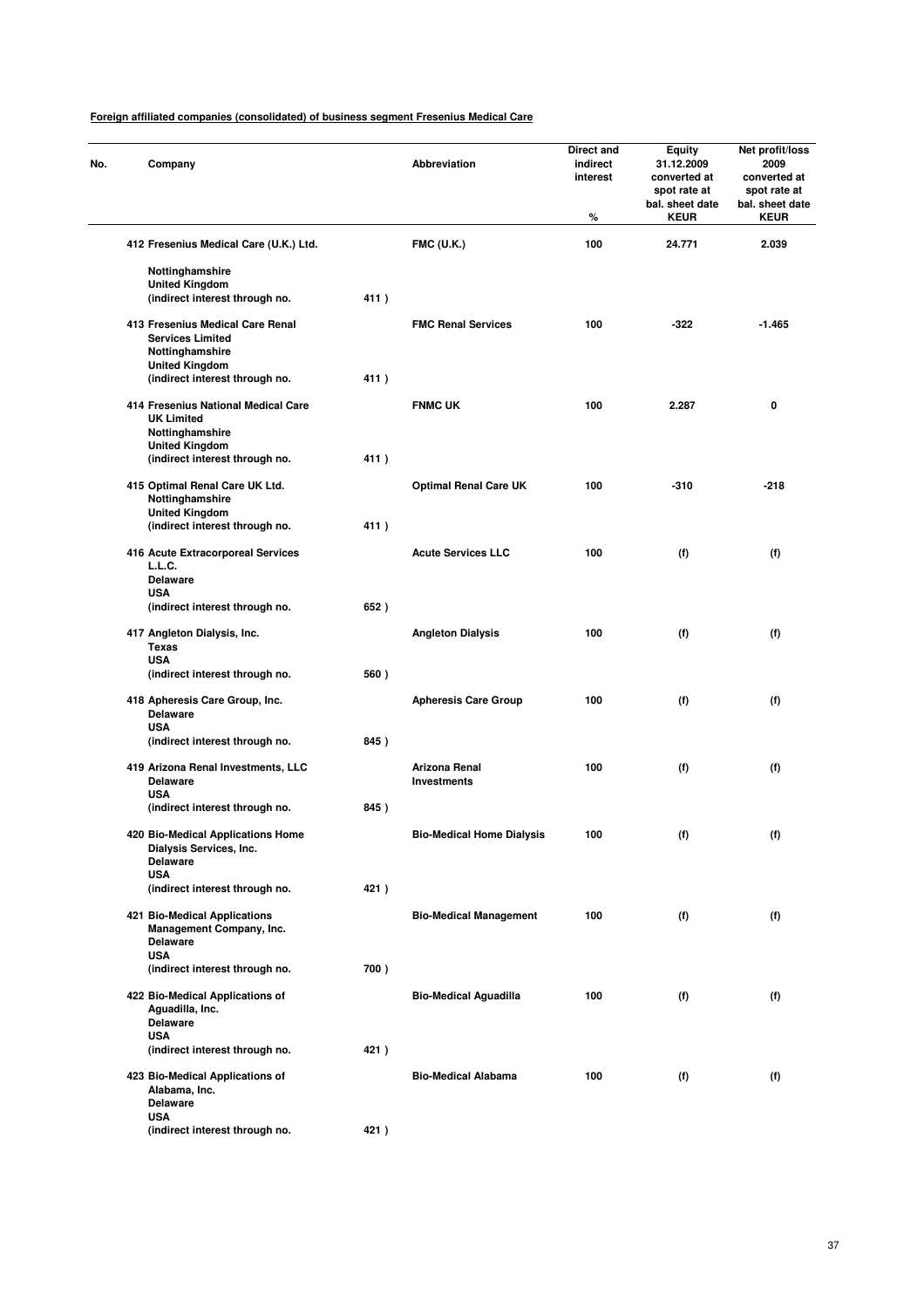**Foreign affiliated companies (consolidated) of business segment Fresenius Medical Care**

| No. | Company | | Abbreviation | Direct and indirect interest % | Equity 31.12.2009 converted at spot rate at bal. sheet date KEUR | Net profit/loss 2009 converted at spot rate at bal. sheet date KEUR |
|---|---|---|---|---|---|---|
| 412 | Fresenius Medical Care (U.K.) Ltd. Nottinghamshire United Kingdom (indirect interest through no. | 411 ) | FMC (U.K.) | 100 | 24.771 | 2.039 |
| 413 | Fresenius Medical Care Renal Services Limited Nottinghamshire United Kingdom (indirect interest through no. | 411 ) | FMC Renal Services | 100 | -322 | -1.465 |
| 414 | Fresenius National Medical Care UK Limited Nottinghamshire United Kingdom (indirect interest through no. | 411 ) | FNMC UK | 100 | 2.287 | 0 |
| 415 | Optimal Renal Care UK Ltd. Nottinghamshire United Kingdom (indirect interest through no. | 411 ) | Optimal Renal Care UK | 100 | -310 | -218 |
| 416 | Acute Extracorporeal Services L.L.C. Delaware USA (indirect interest through no. | 652 ) | Acute Services LLC | 100 | (f) | (f) |
| 417 | Angleton Dialysis, Inc. Texas USA (indirect interest through no. | 560 ) | Angleton Dialysis | 100 | (f) | (f) |
| 418 | Apheresis Care Group, Inc. Delaware USA (indirect interest through no. | 845 ) | Apheresis Care Group | 100 | (f) | (f) |
| 419 | Arizona Renal Investments, LLC Delaware USA (indirect interest through no. | 845 ) | Arizona Renal Investments | 100 | (f) | (f) |
| 420 | Bio-Medical Applications Home Dialysis Services, Inc. Delaware USA (indirect interest through no. | 421 ) | Bio-Medical Home Dialysis | 100 | (f) | (f) |
| 421 | Bio-Medical Applications Management Company, Inc. Delaware USA (indirect interest through no. | 700 ) | Bio-Medical Management | 100 | (f) | (f) |
| 422 | Bio-Medical Applications of Aguadilla, Inc. Delaware USA (indirect interest through no. | 421 ) | Bio-Medical Aguadilla | 100 | (f) | (f) |
| 423 | Bio-Medical Applications of Alabama, Inc. Delaware USA (indirect interest through no. | 421 ) | Bio-Medical Alabama | 100 | (f) | (f) |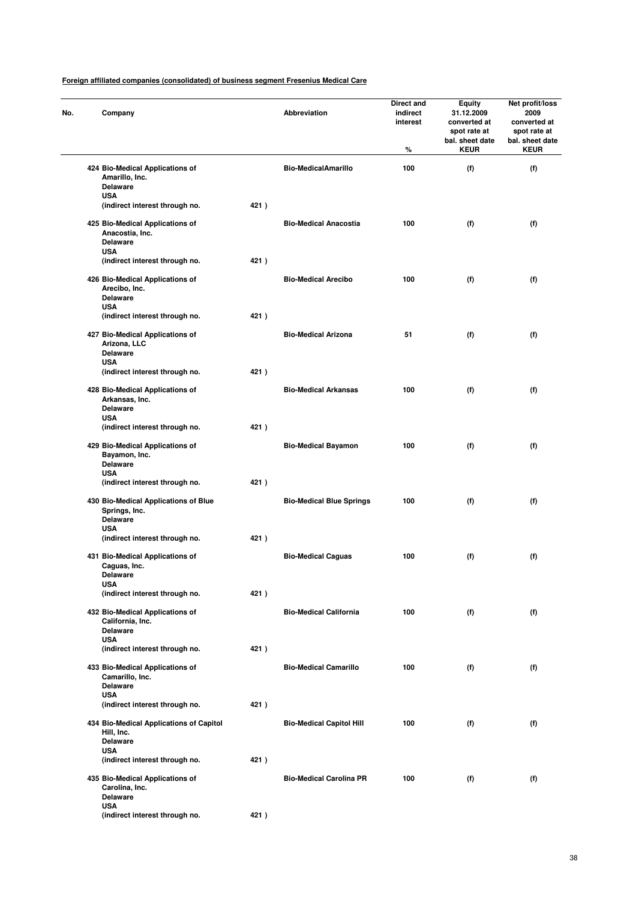**Foreign affiliated companies (consolidated) of business segment Fresenius Medical Care**

| No. | Company | | Abbreviation | Direct and indirect interest % | Equity 31.12.2009 converted at spot rate at bal. sheet date KEUR | Net profit/loss 2009 converted at spot rate at bal. sheet date KEUR |
|---|---|---|---|---|---|---|
| 424 | Bio-Medical Applications of Amarillo, Inc. Delaware USA (indirect interest through no. | 421 ) | Bio-MedicalAmarillo | 100 | (f) | (f) |
| 425 | Bio-Medical Applications of Anacostia, Inc. Delaware USA (indirect interest through no. | 421 ) | Bio-Medical Anacostia | 100 | (f) | (f) |
| 426 | Bio-Medical Applications of Arecibo, Inc. Delaware USA (indirect interest through no. | 421 ) | Bio-Medical Arecibo | 100 | (f) | (f) |
| 427 | Bio-Medical Applications of Arizona, LLC Delaware USA (indirect interest through no. | 421 ) | Bio-Medical Arizona | 51 | (f) | (f) |
| 428 | Bio-Medical Applications of Arkansas, Inc. Delaware USA (indirect interest through no. | 421 ) | Bio-Medical Arkansas | 100 | (f) | (f) |
| 429 | Bio-Medical Applications of Bayamon, Inc. Delaware USA (indirect interest through no. | 421 ) | Bio-Medical Bayamon | 100 | (f) | (f) |
| 430 | Bio-Medical Applications of Blue Springs, Inc. Delaware USA (indirect interest through no. | 421 ) | Bio-Medical Blue Springs | 100 | (f) | (f) |
| 431 | Bio-Medical Applications of Caguas, Inc. Delaware USA (indirect interest through no. | 421 ) | Bio-Medical Caguas | 100 | (f) | (f) |
| 432 | Bio-Medical Applications of California, Inc. Delaware USA (indirect interest through no. | 421 ) | Bio-Medical California | 100 | (f) | (f) |
| 433 | Bio-Medical Applications of Camarillo, Inc. Delaware USA (indirect interest through no. | 421 ) | Bio-Medical Camarillo | 100 | (f) | (f) |
| 434 | Bio-Medical Applications of Capitol Hill, Inc. Delaware USA (indirect interest through no. | 421 ) | Bio-Medical Capitol Hill | 100 | (f) | (f) |
| 435 | Bio-Medical Applications of Carolina, Inc. Delaware USA (indirect interest through no. | 421 ) | Bio-Medical Carolina PR | 100 | (f) | (f) |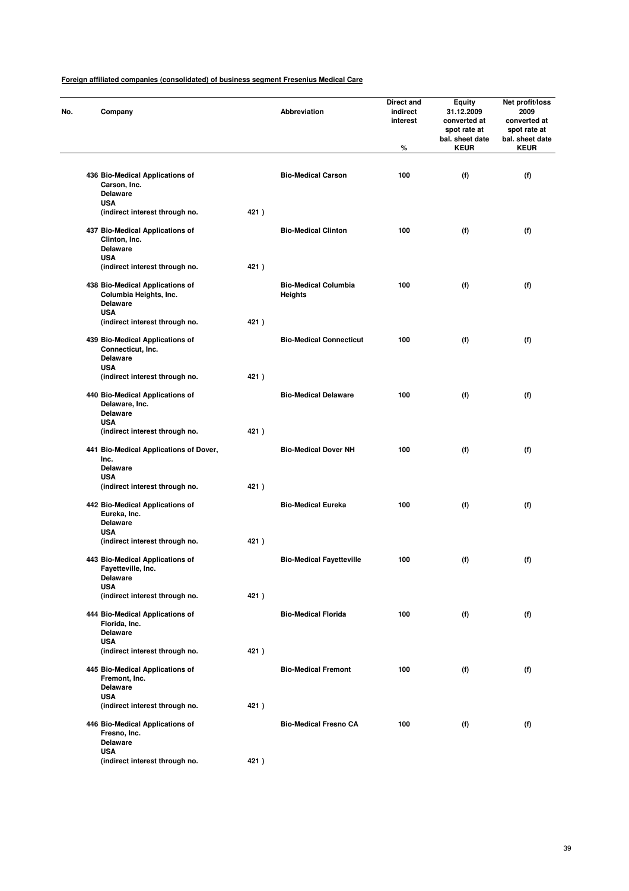**Foreign affiliated companies (consolidated) of business segment Fresenius Medical Care**

| No. | Company | Abbreviation | Direct and indirect interest % | Equity 31.12.2009 converted at spot rate at bal. sheet date KEUR | Net profit/loss 2009 converted at spot rate at bal. sheet date KEUR |
|---|---|---|---|---|---|
| 436 | Bio-Medical Applications of Carson, Inc. Delaware USA (indirect interest through no. 421 ) | Bio-Medical Carson | 100 | (f) | (f) |
| 437 | Bio-Medical Applications of Clinton, Inc. Delaware USA (indirect interest through no. 421 ) | Bio-Medical Clinton | 100 | (f) | (f) |
| 438 | Bio-Medical Applications of Columbia Heights, Inc. Delaware USA (indirect interest through no. 421 ) | Bio-Medical Columbia Heights | 100 | (f) | (f) |
| 439 | Bio-Medical Applications of Connecticut, Inc. Delaware USA (indirect interest through no. 421 ) | Bio-Medical Connecticut | 100 | (f) | (f) |
| 440 | Bio-Medical Applications of Delaware, Inc. Delaware USA (indirect interest through no. 421 ) | Bio-Medical Delaware | 100 | (f) | (f) |
| 441 | Bio-Medical Applications of Dover, Inc. Delaware USA (indirect interest through no. 421 ) | Bio-Medical Dover NH | 100 | (f) | (f) |
| 442 | Bio-Medical Applications of Eureka, Inc. Delaware USA (indirect interest through no. 421 ) | Bio-Medical Eureka | 100 | (f) | (f) |
| 443 | Bio-Medical Applications of Fayetteville, Inc. Delaware USA (indirect interest through no. 421 ) | Bio-Medical Fayetteville | 100 | (f) | (f) |
| 444 | Bio-Medical Applications of Florida, Inc. Delaware USA (indirect interest through no. 421 ) | Bio-Medical Florida | 100 | (f) | (f) |
| 445 | Bio-Medical Applications of Fremont, Inc. Delaware USA (indirect interest through no. 421 ) | Bio-Medical Fremont | 100 | (f) | (f) |
| 446 | Bio-Medical Applications of Fresno, Inc. Delaware USA (indirect interest through no. 421 ) | Bio-Medical Fresno CA | 100 | (f) | (f) |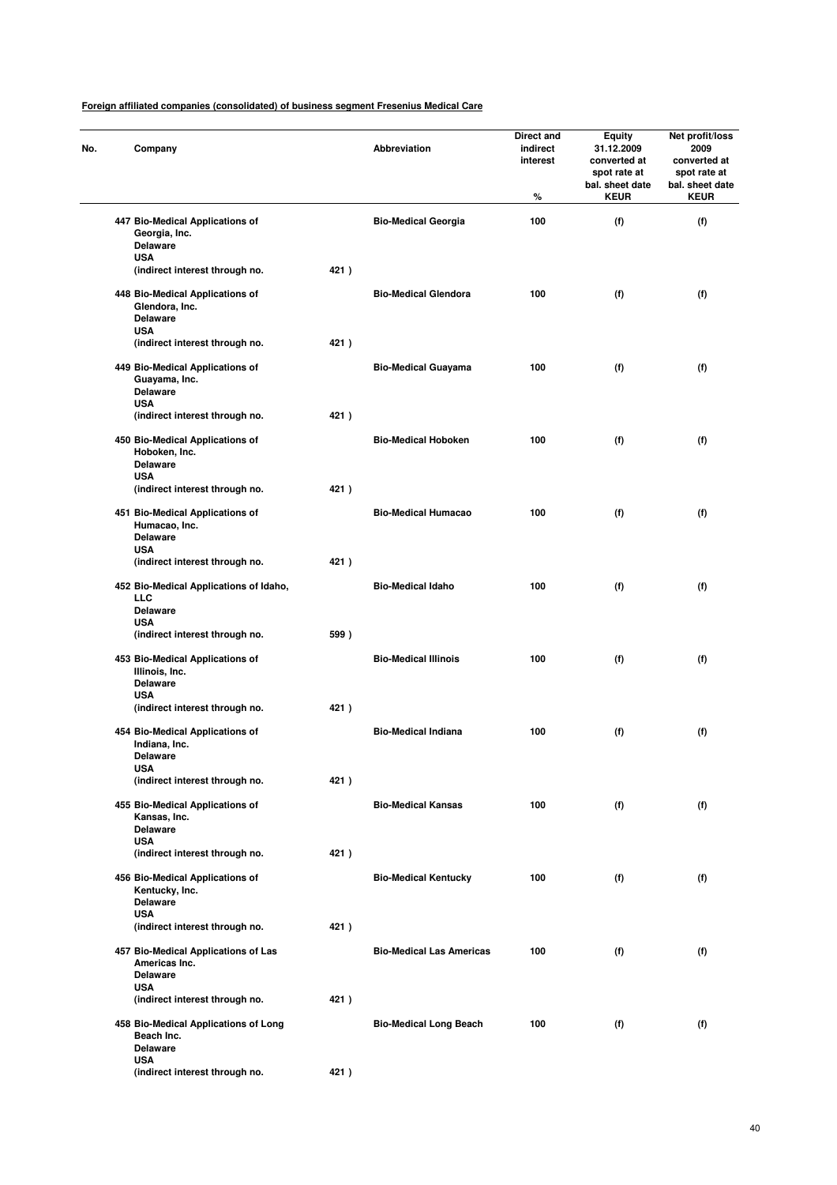**Foreign affiliated companies (consolidated) of business segment Fresenius Medical Care**

| No. | Company | | Abbreviation | Direct and indirect interest % | Equity 31.12.2009 converted at spot rate at bal. sheet date KEUR | Net profit/loss 2009 converted at spot rate at bal. sheet date KEUR |
|---|---|---|---|---|---|---|
| 447 | Bio-Medical Applications of Georgia, Inc. Delaware USA (indirect interest through no. | 421 ) | Bio-Medical Georgia | 100 | (f) | (f) |
| 448 | Bio-Medical Applications of Glendora, Inc. Delaware USA (indirect interest through no. | 421 ) | Bio-Medical Glendora | 100 | (f) | (f) |
| 449 | Bio-Medical Applications of Guayama, Inc. Delaware USA (indirect interest through no. | 421 ) | Bio-Medical Guayama | 100 | (f) | (f) |
| 450 | Bio-Medical Applications of Hoboken, Inc. Delaware USA (indirect interest through no. | 421 ) | Bio-Medical Hoboken | 100 | (f) | (f) |
| 451 | Bio-Medical Applications of Humacao, Inc. Delaware USA (indirect interest through no. | 421 ) | Bio-Medical Humacao | 100 | (f) | (f) |
| 452 | Bio-Medical Applications of Idaho, LLC Delaware USA (indirect interest through no. | 599 ) | Bio-Medical Idaho | 100 | (f) | (f) |
| 453 | Bio-Medical Applications of Illinois, Inc. Delaware USA (indirect interest through no. | 421 ) | Bio-Medical Illinois | 100 | (f) | (f) |
| 454 | Bio-Medical Applications of Indiana, Inc. Delaware USA (indirect interest through no. | 421 ) | Bio-Medical Indiana | 100 | (f) | (f) |
| 455 | Bio-Medical Applications of Kansas, Inc. Delaware USA (indirect interest through no. | 421 ) | Bio-Medical Kansas | 100 | (f) | (f) |
| 456 | Bio-Medical Applications of Kentucky, Inc. Delaware USA (indirect interest through no. | 421 ) | Bio-Medical Kentucky | 100 | (f) | (f) |
| 457 | Bio-Medical Applications of Las Americas Inc. Delaware USA (indirect interest through no. | 421 ) | Bio-Medical Las Americas | 100 | (f) | (f) |
| 458 | Bio-Medical Applications of Long Beach Inc. Delaware USA (indirect interest through no. | 421 ) | Bio-Medical Long Beach | 100 | (f) | (f) |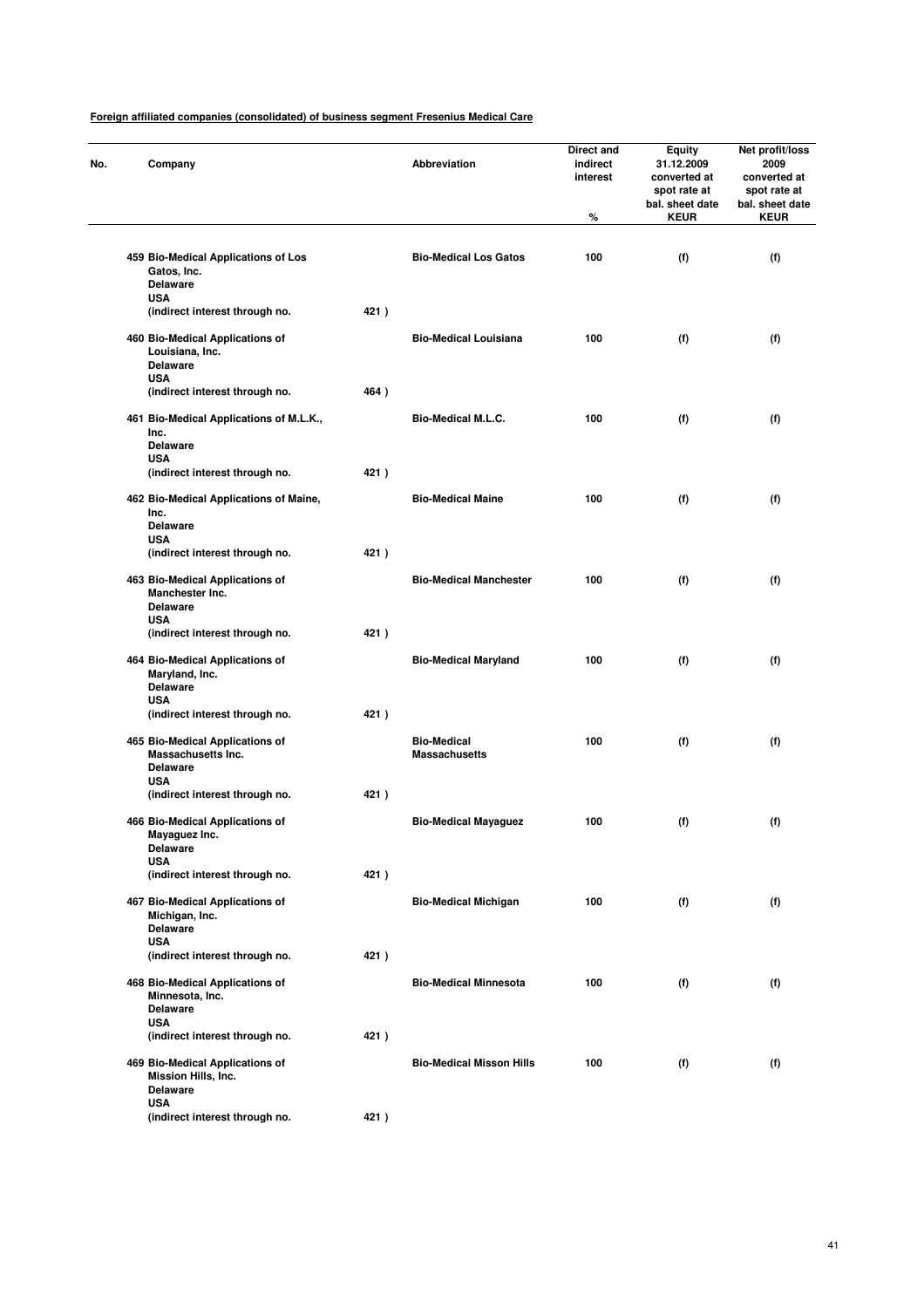**Foreign affiliated companies (consolidated) of business segment Fresenius Medical Care**

| No. | Company | | Abbreviation | Direct and indirect interest % | Equity 31.12.2009 converted at spot rate at bal. sheet date KEUR | Net profit/loss 2009 converted at spot rate at bal. sheet date KEUR |
|---|---|---|---|---|---|---|
| 459 | Bio-Medical Applications of Los Gatos, Inc. Delaware USA (indirect interest through no. | 421 ) | Bio-Medical Los Gatos | 100 | (f) | (f) |
| 460 | Bio-Medical Applications of Louisiana, Inc. Delaware USA (indirect interest through no. | 464 ) | Bio-Medical Louisiana | 100 | (f) | (f) |
| 461 | Bio-Medical Applications of M.L.K., Inc. Delaware USA (indirect interest through no. | 421 ) | Bio-Medical M.L.C. | 100 | (f) | (f) |
| 462 | Bio-Medical Applications of Maine, Inc. Delaware USA (indirect interest through no. | 421 ) | Bio-Medical Maine | 100 | (f) | (f) |
| 463 | Bio-Medical Applications of Manchester Inc. Delaware USA (indirect interest through no. | 421 ) | Bio-Medical Manchester | 100 | (f) | (f) |
| 464 | Bio-Medical Applications of Maryland, Inc. Delaware USA (indirect interest through no. | 421 ) | Bio-Medical Maryland | 100 | (f) | (f) |
| 465 | Bio-Medical Applications of Massachusetts Inc. Delaware USA (indirect interest through no. | 421 ) | Bio-Medical Massachusetts | 100 | (f) | (f) |
| 466 | Bio-Medical Applications of Mayaguez Inc. Delaware USA (indirect interest through no. | 421 ) | Bio-Medical Mayaguez | 100 | (f) | (f) |
| 467 | Bio-Medical Applications of Michigan, Inc. Delaware USA (indirect interest through no. | 421 ) | Bio-Medical Michigan | 100 | (f) | (f) |
| 468 | Bio-Medical Applications of Minnesota, Inc. Delaware USA (indirect interest through no. | 421 ) | Bio-Medical Minnesota | 100 | (f) | (f) |
| 469 | Bio-Medical Applications of Mission Hills, Inc. Delaware USA (indirect interest through no. | 421 ) | Bio-Medical Misson Hills | 100 | (f) | (f) |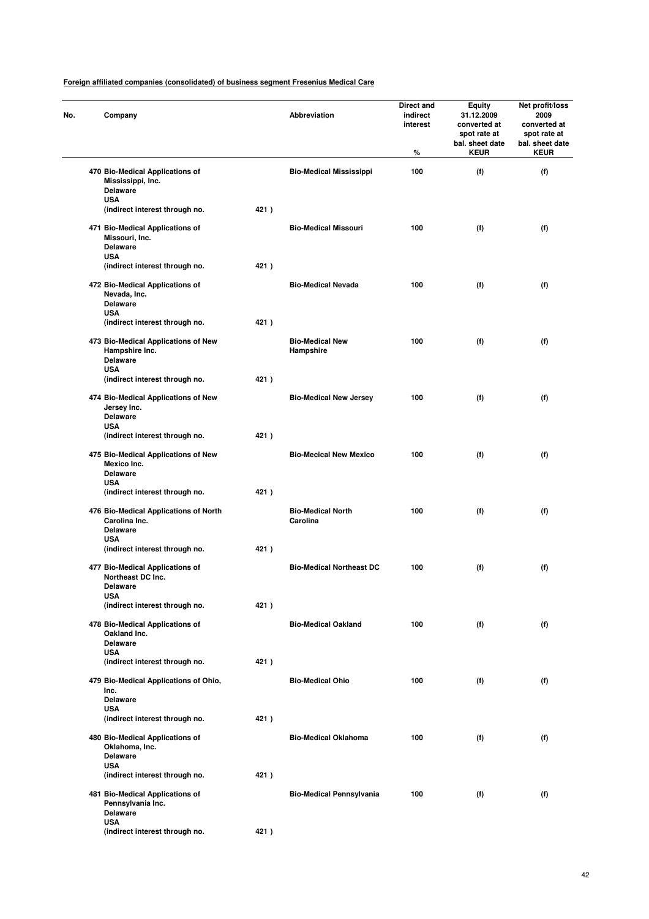**Foreign affiliated companies (consolidated) of business segment Fresenius Medical Care**

| No. | Company | | Abbreviation | Direct and indirect interest % | Equity 31.12.2009 converted at spot rate at bal. sheet date KEUR | Net profit/loss 2009 converted at spot rate at bal. sheet date KEUR |
|---|---|---|---|---|---|---|
| 470 | Bio-Medical Applications of Mississippi, Inc. Delaware USA (indirect interest through no. | 421 ) | Bio-Medical Mississippi | 100 | (f) | (f) |
| 471 | Bio-Medical Applications of Missouri, Inc. Delaware USA (indirect interest through no. | 421 ) | Bio-Medical Missouri | 100 | (f) | (f) |
| 472 | Bio-Medical Applications of Nevada, Inc. Delaware USA (indirect interest through no. | 421 ) | Bio-Medical Nevada | 100 | (f) | (f) |
| 473 | Bio-Medical Applications of New Hampshire Inc. Delaware USA (indirect interest through no. | 421 ) | Bio-Medical New Hampshire | 100 | (f) | (f) |
| 474 | Bio-Medical Applications of New Jersey Inc. Delaware USA (indirect interest through no. | 421 ) | Bio-Medical New Jersey | 100 | (f) | (f) |
| 475 | Bio-Medical Applications of New Mexico Inc. Delaware USA (indirect interest through no. | 421 ) | Bio-Mecical New Mexico | 100 | (f) | (f) |
| 476 | Bio-Medical Applications of North Carolina Inc. Delaware USA (indirect interest through no. | 421 ) | Bio-Medical North Carolina | 100 | (f) | (f) |
| 477 | Bio-Medical Applications of Northeast DC Inc. Delaware USA (indirect interest through no. | 421 ) | Bio-Medical Northeast DC | 100 | (f) | (f) |
| 478 | Bio-Medical Applications of Oakland Inc. Delaware USA (indirect interest through no. | 421 ) | Bio-Medical Oakland | 100 | (f) | (f) |
| 479 | Bio-Medical Applications of Ohio, Inc. Delaware USA (indirect interest through no. | 421 ) | Bio-Medical Ohio | 100 | (f) | (f) |
| 480 | Bio-Medical Applications of Oklahoma, Inc. Delaware USA (indirect interest through no. | 421 ) | Bio-Medical Oklahoma | 100 | (f) | (f) |
| 481 | Bio-Medical Applications of Pennsylvania Inc. Delaware USA (indirect interest through no. | 421 ) | Bio-Medical Pennsylvania | 100 | (f) | (f) |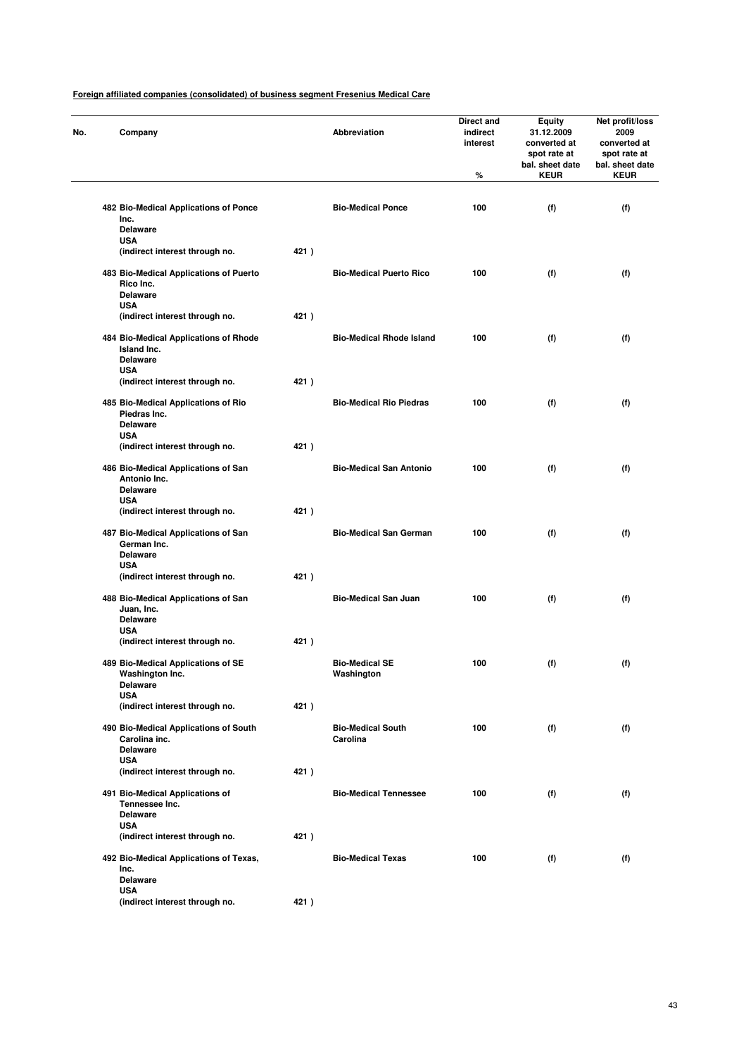**Foreign affiliated companies (consolidated) of business segment Fresenius Medical Care**

| No. | Company | | Abbreviation | Direct and indirect interest % | Equity 31.12.2009 converted at spot rate at bal. sheet date KEUR | Net profit/loss 2009 converted at spot rate at bal. sheet date KEUR |
|---|---|---|---|---|---|---|
| 482 | Bio-Medical Applications of Ponce Inc. Delaware USA (indirect interest through no. | 421 ) | Bio-Medical Ponce | 100 | (f) | (f) |
| 483 | Bio-Medical Applications of Puerto Rico Inc. Delaware USA (indirect interest through no. | 421 ) | Bio-Medical Puerto Rico | 100 | (f) | (f) |
| 484 | Bio-Medical Applications of Rhode Island Inc. Delaware USA (indirect interest through no. | 421 ) | Bio-Medical Rhode Island | 100 | (f) | (f) |
| 485 | Bio-Medical Applications of Rio Piedras Inc. Delaware USA (indirect interest through no. | 421 ) | Bio-Medical Rio Piedras | 100 | (f) | (f) |
| 486 | Bio-Medical Applications of San Antonio Inc. Delaware USA (indirect interest through no. | 421 ) | Bio-Medical San Antonio | 100 | (f) | (f) |
| 487 | Bio-Medical Applications of San German Inc. Delaware USA (indirect interest through no. | 421 ) | Bio-Medical San German | 100 | (f) | (f) |
| 488 | Bio-Medical Applications of San Juan, Inc. Delaware USA (indirect interest through no. | 421 ) | Bio-Medical San Juan | 100 | (f) | (f) |
| 489 | Bio-Medical Applications of SE Washington Inc. Delaware USA (indirect interest through no. | 421 ) | Bio-Medical SE Washington | 100 | (f) | (f) |
| 490 | Bio-Medical Applications of South Carolina inc. Delaware USA (indirect interest through no. | 421 ) | Bio-Medical South Carolina | 100 | (f) | (f) |
| 491 | Bio-Medical Applications of Tennessee Inc. Delaware USA (indirect interest through no. | 421 ) | Bio-Medical Tennessee | 100 | (f) | (f) |
| 492 | Bio-Medical Applications of Texas, Inc. Delaware USA (indirect interest through no. | 421 ) | Bio-Medical Texas | 100 | (f) | (f) |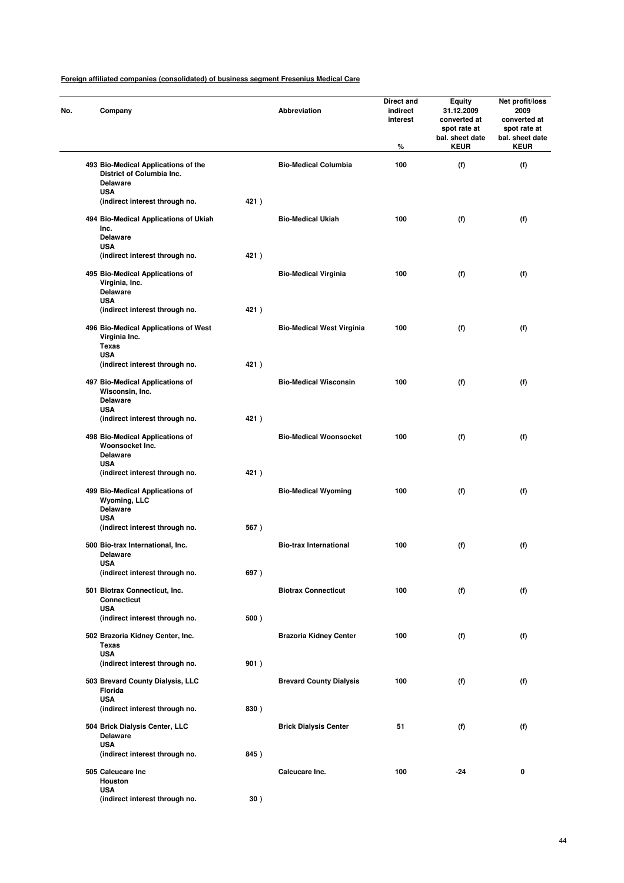**Foreign affiliated companies (consolidated) of business segment Fresenius Medical Care**

| No. | Company | | Abbreviation | Direct and indirect interest % | Equity 31.12.2009 converted at spot rate at bal. sheet date KEUR | Net profit/loss 2009 converted at spot rate at bal. sheet date KEUR |
|---|---|---|---|---|---|---|
| 493 | Bio-Medical Applications of the District of Columbia Inc. Delaware USA (indirect interest through no. | 421 ) | Bio-Medical Columbia | 100 | (f) | (f) |
| 494 | Bio-Medical Applications of Ukiah Inc. Delaware USA (indirect interest through no. | 421 ) | Bio-Medical Ukiah | 100 | (f) | (f) |
| 495 | Bio-Medical Applications of Virginia, Inc. Delaware USA (indirect interest through no. | 421 ) | Bio-Medical Virginia | 100 | (f) | (f) |
| 496 | Bio-Medical Applications of West Virginia Inc. Texas USA (indirect interest through no. | 421 ) | Bio-Medical West Virginia | 100 | (f) | (f) |
| 497 | Bio-Medical Applications of Wisconsin, Inc. Delaware USA (indirect interest through no. | 421 ) | Bio-Medical Wisconsin | 100 | (f) | (f) |
| 498 | Bio-Medical Applications of Woonsocket Inc. Delaware USA (indirect interest through no. | 421 ) | Bio-Medical Woonsocket | 100 | (f) | (f) |
| 499 | Bio-Medical Applications of Wyoming, LLC Delaware USA (indirect interest through no. | 567 ) | Bio-Medical Wyoming | 100 | (f) | (f) |
| 500 | Bio-trax International, Inc. Delaware USA (indirect interest through no. | 697 ) | Bio-trax International | 100 | (f) | (f) |
| 501 | Biotrax Connecticut, Inc. Connecticut USA (indirect interest through no. | 500 ) | Biotrax Connecticut | 100 | (f) | (f) |
| 502 | Brazoria Kidney Center, Inc. Texas USA (indirect interest through no. | 901 ) | Brazoria Kidney Center | 100 | (f) | (f) |
| 503 | Brevard County Dialysis, LLC Florida USA (indirect interest through no. | 830 ) | Brevard County Dialysis | 100 | (f) | (f) |
| 504 | Brick Dialysis Center, LLC Delaware USA (indirect interest through no. | 845 ) | Brick Dialysis Center | 51 | (f) | (f) |
| 505 | Calcucare Inc Houston USA (indirect interest through no. | 30 ) | Calcucare Inc. | 100 | -24 | 0 |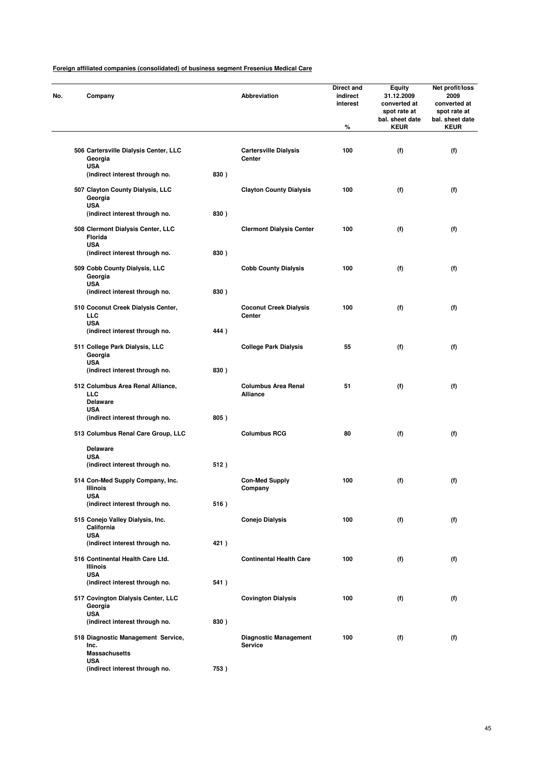**Foreign affiliated companies (consolidated) of business segment Fresenius Medical Care**

| No. | Company | Abbreviation | Direct and indirect interest % | Equity 31.12.2009 converted at spot rate at bal. sheet date KEUR | Net profit/loss 2009 converted at spot rate at bal. sheet date KEUR |
|---|---|---|---|---|---|
| 506 | Cartersville Dialysis Center, LLC Georgia USA (indirect interest through no. 830 ) | Cartersville Dialysis Center | 100 | (f) | (f) |
| 507 | Clayton County Dialysis, LLC Georgia USA (indirect interest through no. 830 ) | Clayton County Dialysis | 100 | (f) | (f) |
| 508 | Clermont Dialysis Center, LLC Florida USA (indirect interest through no. 830 ) | Clermont Dialysis Center | 100 | (f) | (f) |
| 509 | Cobb County Dialysis, LLC Georgia USA (indirect interest through no. 830 ) | Cobb County Dialysis | 100 | (f) | (f) |
| 510 | Coconut Creek Dialysis Center, LLC USA (indirect interest through no. 444 ) | Coconut Creek Dialysis Center | 100 | (f) | (f) |
| 511 | College Park Dialysis, LLC Georgia USA (indirect interest through no. 830 ) | College Park Dialysis | 55 | (f) | (f) |
| 512 | Columbus Area Renal Alliance, LLC Delaware USA (indirect interest through no. 805 ) | Columbus Area Renal Alliance | 51 | (f) | (f) |
| 513 | Columbus Renal Care Group, LLC Delaware USA (indirect interest through no. 512 ) | Columbus RCG | 80 | (f) | (f) |
| 514 | Con-Med Supply Company, Inc. Illinois USA (indirect interest through no. 516 ) | Con-Med Supply Company | 100 | (f) | (f) |
| 515 | Conejo Valley Dialysis, Inc. California USA (indirect interest through no. 421 ) | Conejo Dialysis | 100 | (f) | (f) |
| 516 | Continental Health Care Ltd. Illinois USA (indirect interest through no. 541 ) | Continental Health Care | 100 | (f) | (f) |
| 517 | Covington Dialysis Center, LLC Georgia USA (indirect interest through no. 830 ) | Covington Dialysis | 100 | (f) | (f) |
| 518 | Diagnostic Management Service, Inc. Massachusetts USA (indirect interest through no. 753 ) | Diagnostic Management Service | 100 | (f) | (f) |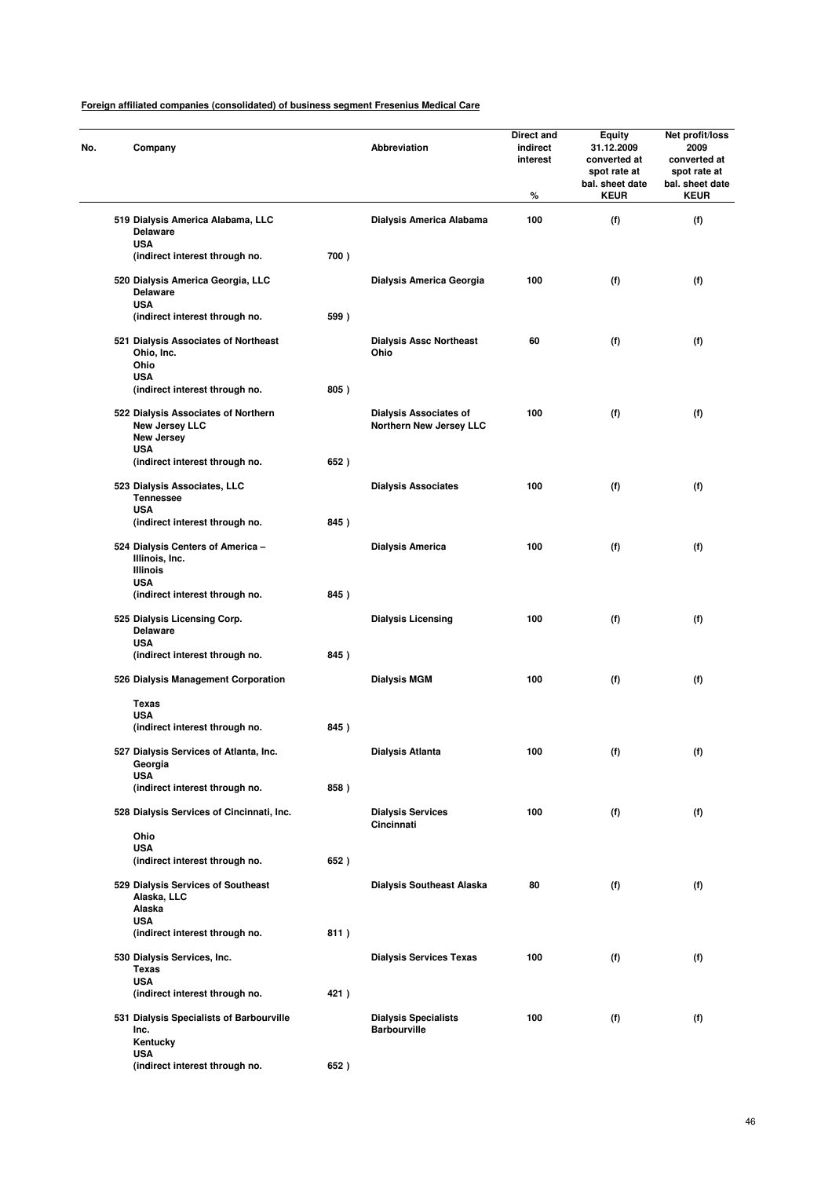**Foreign affiliated companies (consolidated) of business segment Fresenius Medical Care**

| No. | Company | | Abbreviation | Direct and indirect interest % | Equity 31.12.2009 converted at spot rate at bal. sheet date KEUR | Net profit/loss 2009 converted at spot rate at bal. sheet date KEUR |
|---|---|---|---|---|---|---|
| 519 | Dialysis America Alabama, LLC<br>Delaware<br>USA<br>(indirect interest through no. | 700 ) | Dialysis America Alabama | 100 | (f) | (f) |
| 520 | Dialysis America Georgia, LLC<br>Delaware<br>USA<br>(indirect interest through no. | 599 ) | Dialysis America Georgia | 100 | (f) | (f) |
| 521 | Dialysis Associates of Northeast Ohio, Inc.<br>Ohio<br>USA<br>(indirect interest through no. | 805 ) | Dialysis Assc Northeast Ohio | 60 | (f) | (f) |
| 522 | Dialysis Associates of Northern New Jersey LLC<br>New Jersey<br>USA<br>(indirect interest through no. | 652 ) | Dialysis Associates of Northern New Jersey LLC | 100 | (f) | (f) |
| 523 | Dialysis Associates, LLC<br>Tennessee<br>USA<br>(indirect interest through no. | 845 ) | Dialysis Associates | 100 | (f) | (f) |
| 524 | Dialysis Centers of America – Illinois, Inc.<br>Illinois<br>USA<br>(indirect interest through no. | 845 ) | Dialysis America | 100 | (f) | (f) |
| 525 | Dialysis Licensing Corp.<br>Delaware<br>USA<br>(indirect interest through no. | 845 ) | Dialysis Licensing | 100 | (f) | (f) |
| 526 | Dialysis Management Corporation<br>Texas<br>USA<br>(indirect interest through no. | 845 ) | Dialysis MGM | 100 | (f) | (f) |
| 527 | Dialysis Services of Atlanta, Inc.<br>Georgia<br>USA<br>(indirect interest through no. | 858 ) | Dialysis Atlanta | 100 | (f) | (f) |
| 528 | Dialysis Services of Cincinnati, Inc.<br>Ohio<br>USA<br>(indirect interest through no. | 652 ) | Dialysis Services Cincinnati | 100 | (f) | (f) |
| 529 | Dialysis Services of Southeast Alaska, LLC<br>Alaska<br>USA<br>(indirect interest through no. | 811 ) | Dialysis Southeast Alaska | 80 | (f) | (f) |
| 530 | Dialysis Services, Inc.<br>Texas<br>USA<br>(indirect interest through no. | 421 ) | Dialysis Services Texas | 100 | (f) | (f) |
| 531 | Dialysis Specialists of Barbourville Inc.<br>Kentucky<br>USA<br>(indirect interest through no. | 652 ) | Dialysis Specialists Barbourville | 100 | (f) | (f) |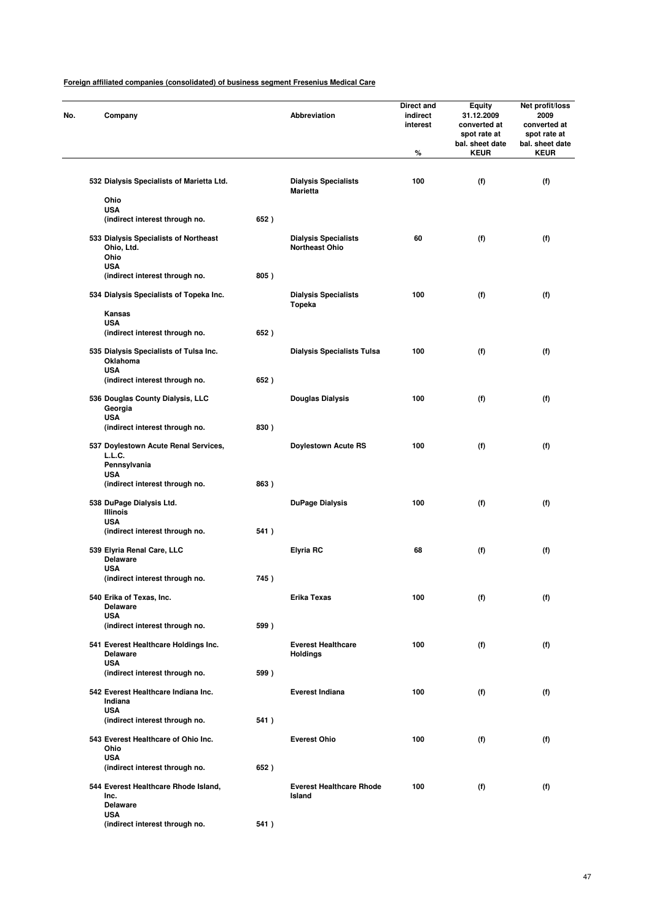**Foreign affiliated companies (consolidated) of business segment Fresenius Medical Care**

| No. | Company | | Abbreviation | Direct and indirect interest % | Equity 31.12.2009 converted at spot rate at bal. sheet date KEUR | Net profit/loss 2009 converted at spot rate at bal. sheet date KEUR |
|---|---|---|---|---|---|---|
| 532 | Dialysis Specialists of Marietta Ltd. Ohio USA (indirect interest through no. | 652 ) | Dialysis Specialists Marietta | 100 | (f) | (f) |
| 533 | Dialysis Specialists of Northeast Ohio, Ltd. Ohio USA (indirect interest through no. | 805 ) | Dialysis Specialists Northeast Ohio | 60 | (f) | (f) |
| 534 | Dialysis Specialists of Topeka Inc. Kansas USA (indirect interest through no. | 652 ) | Dialysis Specialists Topeka | 100 | (f) | (f) |
| 535 | Dialysis Specialists of Tulsa Inc. Oklahoma USA (indirect interest through no. | 652 ) | Dialysis Specialists Tulsa | 100 | (f) | (f) |
| 536 | Douglas County Dialysis, LLC Georgia USA (indirect interest through no. | 830 ) | Douglas Dialysis | 100 | (f) | (f) |
| 537 | Doylestown Acute Renal Services, L.L.C. Pennsylvania USA (indirect interest through no. | 863 ) | Doylestown Acute RS | 100 | (f) | (f) |
| 538 | DuPage Dialysis Ltd. Illinois USA (indirect interest through no. | 541 ) | DuPage Dialysis | 100 | (f) | (f) |
| 539 | Elyria Renal Care, LLC Delaware USA (indirect interest through no. | 745 ) | Elyria RC | 68 | (f) | (f) |
| 540 | Erika of Texas, Inc. Delaware USA (indirect interest through no. | 599 ) | Erika Texas | 100 | (f) | (f) |
| 541 | Everest Healthcare Holdings Inc. Delaware USA (indirect interest through no. | 599 ) | Everest Healthcare Holdings | 100 | (f) | (f) |
| 542 | Everest Healthcare Indiana Inc. Indiana USA (indirect interest through no. | 541 ) | Everest Indiana | 100 | (f) | (f) |
| 543 | Everest Healthcare of Ohio Inc. Ohio USA (indirect interest through no. | 652 ) | Everest Ohio | 100 | (f) | (f) |
| 544 | Everest Healthcare Rhode Island, Inc. Delaware USA (indirect interest through no. | 541 ) | Everest Healthcare Rhode Island | 100 | (f) | (f) |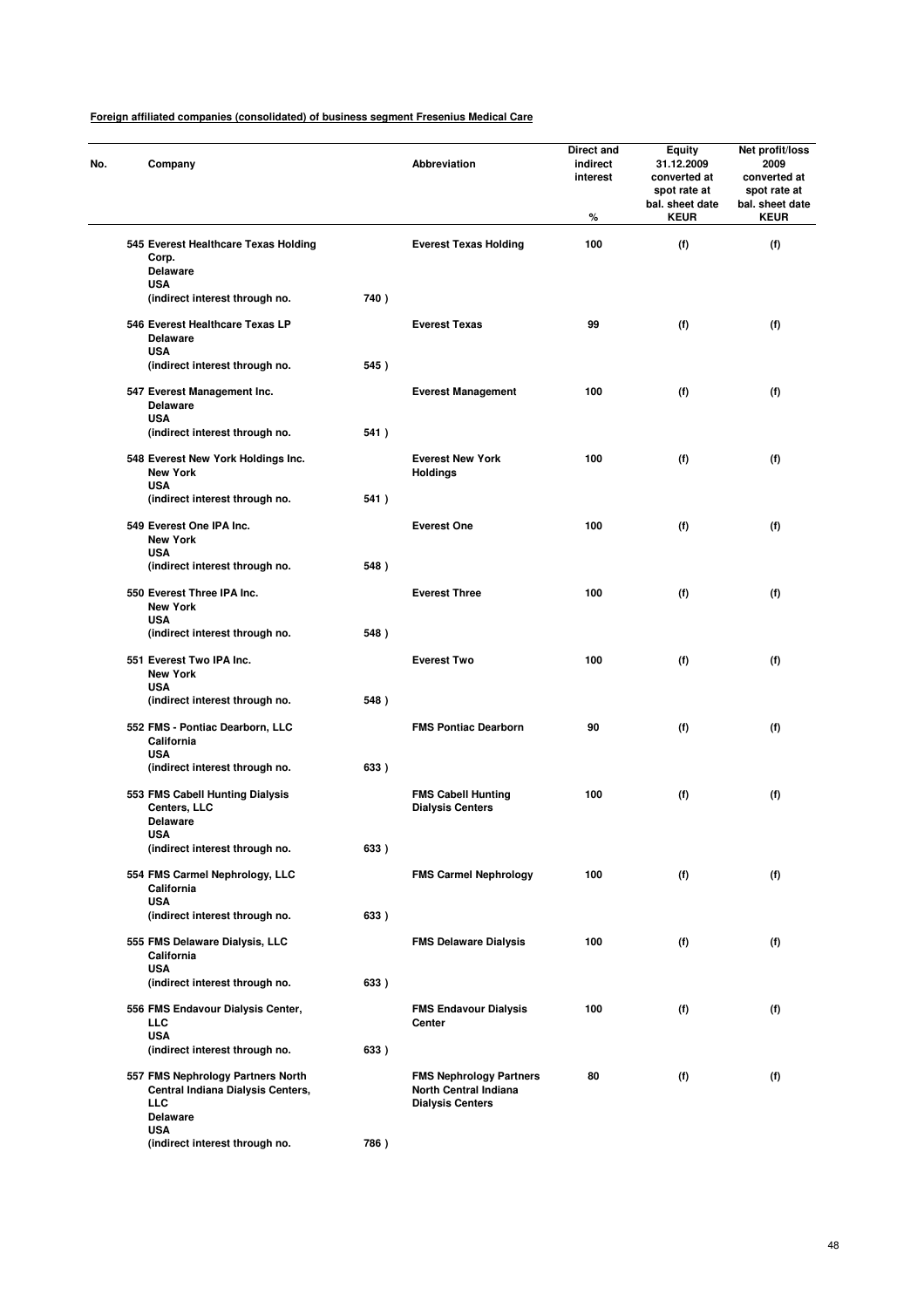**Foreign affiliated companies (consolidated) of business segment Fresenius Medical Care**

| No. | Company | | Abbreviation | Direct and indirect interest % | Equity 31.12.2009 converted at spot rate at bal. sheet date KEUR | Net profit/loss 2009 converted at spot rate at bal. sheet date KEUR |
|---|---|---|---|---|---|---|
| 545 | **Everest Healthcare Texas Holding Corp.** Delaware USA (indirect interest through no. | 740 ) | **Everest Texas Holding** | 100 | (f) | (f) |
| 546 | **Everest Healthcare Texas LP** Delaware USA (indirect interest through no. | 545 ) | **Everest Texas** | 99 | (f) | (f) |
| 547 | **Everest Management Inc.** Delaware USA (indirect interest through no. | 541 ) | **Everest Management** | 100 | (f) | (f) |
| 548 | **Everest New York Holdings Inc.** New York USA (indirect interest through no. | 541 ) | **Everest New York Holdings** | 100 | (f) | (f) |
| 549 | **Everest One IPA Inc.** New York USA (indirect interest through no. | 548 ) | **Everest One** | 100 | (f) | (f) |
| 550 | **Everest Three IPA Inc.** New York USA (indirect interest through no. | 548 ) | **Everest Three** | 100 | (f) | (f) |
| 551 | **Everest Two IPA Inc.** New York USA (indirect interest through no. | 548 ) | **Everest Two** | 100 | (f) | (f) |
| 552 | **FMS - Pontiac Dearborn, LLC** California USA (indirect interest through no. | 633 ) | **FMS Pontiac Dearborn** | 90 | (f) | (f) |
| 553 | **FMS Cabell Hunting Dialysis Centers, LLC** Delaware USA (indirect interest through no. | 633 ) | **FMS Cabell Hunting Dialysis Centers** | 100 | (f) | (f) |
| 554 | **FMS Carmel Nephrology, LLC** California USA (indirect interest through no. | 633 ) | **FMS Carmel Nephrology** | 100 | (f) | (f) |
| 555 | **FMS Delaware Dialysis, LLC** California USA (indirect interest through no. | 633 ) | **FMS Delaware Dialysis** | 100 | (f) | (f) |
| 556 | **FMS Endavour Dialysis Center, LLC** USA (indirect interest through no. | 633 ) | **FMS Endavour Dialysis Center** | 100 | (f) | (f) |
| 557 | **FMS Nephrology Partners North Central Indiana Dialysis Centers, LLC** Delaware USA (indirect interest through no. | 786 ) | **FMS Nephrology Partners North Central Indiana Dialysis Centers** | 80 | (f) | (f) |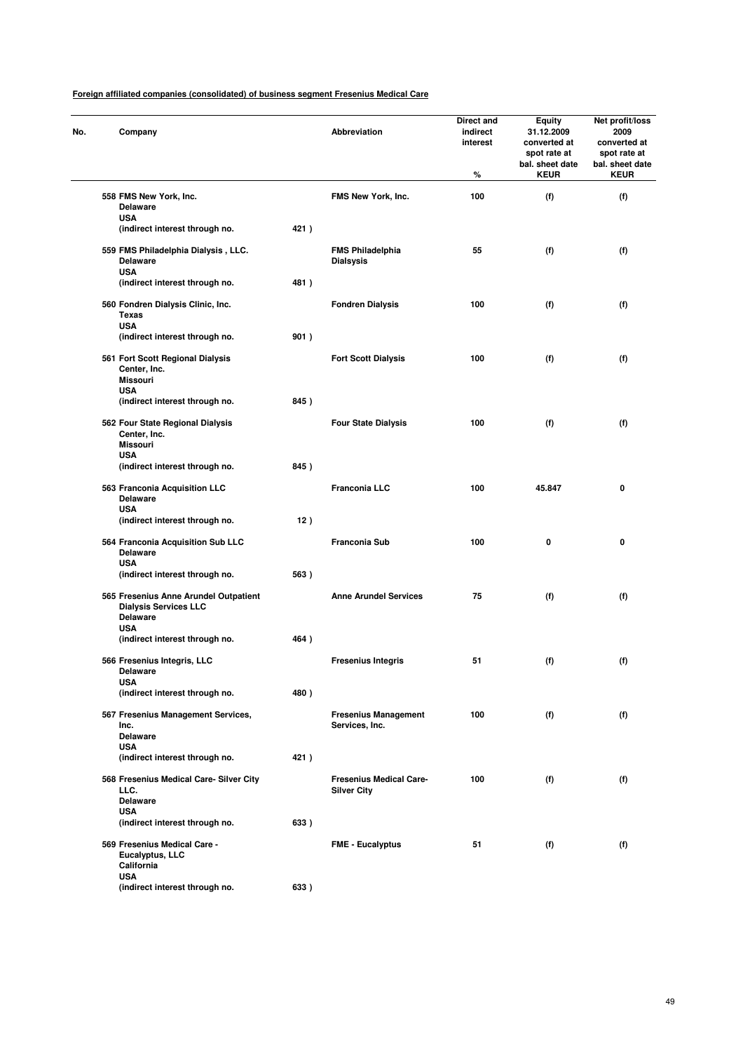**Foreign affiliated companies (consolidated) of business segment Fresenius Medical Care**

| No. | Company | | Abbreviation | Direct and indirect interest % | Equity 31.12.2009 converted at spot rate at bal. sheet date KEUR | Net profit/loss 2009 converted at spot rate at bal. sheet date KEUR |
|---|---|---|---|---|---|---|
| 558 | FMS New York, Inc. Delaware USA (indirect interest through no. | 421 ) | FMS New York, Inc. | 100 | (f) | (f) |
| 559 | FMS Philadelphia Dialysis , LLC. Delaware USA (indirect interest through no. | 481 ) | FMS Philadelphia Dialsysis | 55 | (f) | (f) |
| 560 | Fondren Dialysis Clinic, Inc. Texas USA (indirect interest through no. | 901 ) | Fondren Dialysis | 100 | (f) | (f) |
| 561 | Fort Scott Regional Dialysis Center, Inc. Missouri USA (indirect interest through no. | 845 ) | Fort Scott Dialysis | 100 | (f) | (f) |
| 562 | Four State Regional Dialysis Center, Inc. Missouri USA (indirect interest through no. | 845 ) | Four State Dialysis | 100 | (f) | (f) |
| 563 | Franconia Acquisition LLC Delaware USA (indirect interest through no. | 12 ) | Franconia LLC | 100 | 45.847 | 0 |
| 564 | Franconia Acquisition Sub LLC Delaware USA (indirect interest through no. | 563 ) | Franconia Sub | 100 | 0 | 0 |
| 565 | Fresenius Anne Arundel Outpatient Dialysis Services LLC Delaware USA (indirect interest through no. | 464 ) | Anne Arundel Services | 75 | (f) | (f) |
| 566 | Fresenius Integris, LLC Delaware USA (indirect interest through no. | 480 ) | Fresenius Integris | 51 | (f) | (f) |
| 567 | Fresenius Management Services, Inc. Delaware USA (indirect interest through no. | 421 ) | Fresenius Management Services, Inc. | 100 | (f) | (f) |
| 568 | Fresenius Medical Care- Silver City LLC. Delaware USA (indirect interest through no. | 633 ) | Fresenius Medical Care- Silver City | 100 | (f) | (f) |
| 569 | Fresenius Medical Care - Eucalyptus, LLC California USA (indirect interest through no. | 633 ) | FME - Eucalyptus | 51 | (f) | (f) |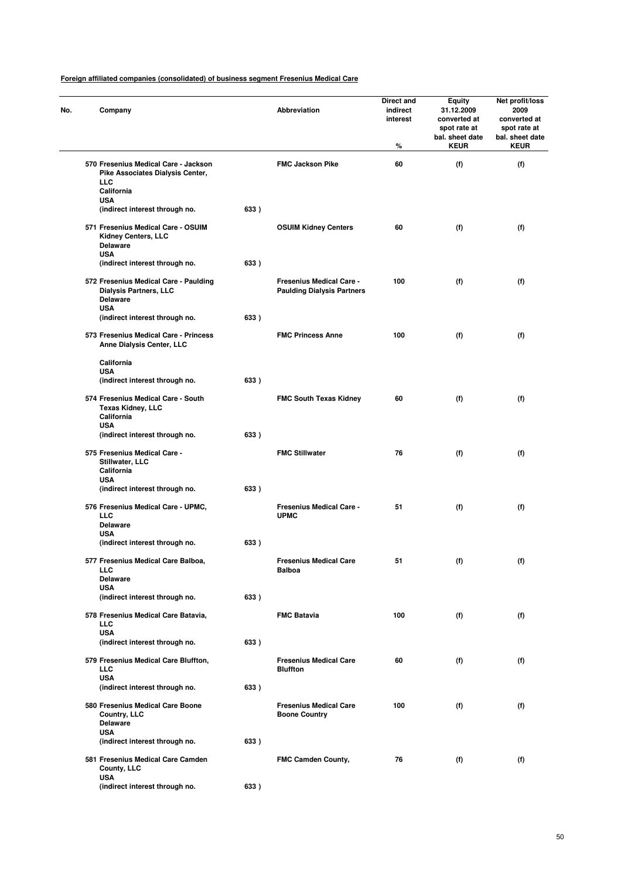**Foreign affiliated companies (consolidated) of business segment Fresenius Medical Care**

| No. | Company | | Abbreviation | Direct and indirect interest % | Equity 31.12.2009 converted at spot rate at bal. sheet date KEUR | Net profit/loss 2009 converted at spot rate at bal. sheet date KEUR |
|---|---|---|---|---|---|---|
| 570 | Fresenius Medical Care - Jackson Pike Associates Dialysis Center, LLC California USA (indirect interest through no. | 633 ) | FMC Jackson Pike | 60 | (f) | (f) |
| 571 | Fresenius Medical Care - OSUIM Kidney Centers, LLC Delaware USA (indirect interest through no. | 633 ) | OSUIM Kidney Centers | 60 | (f) | (f) |
| 572 | Fresenius Medical Care - Paulding Dialysis Partners, LLC Delaware USA (indirect interest through no. | 633 ) | Fresenius Medical Care - Paulding Dialysis Partners | 100 | (f) | (f) |
| 573 | Fresenius Medical Care - Princess Anne Dialysis Center, LLC California USA (indirect interest through no. | 633 ) | FMC Princess Anne | 100 | (f) | (f) |
| 574 | Fresenius Medical Care - South Texas Kidney, LLC California USA (indirect interest through no. | 633 ) | FMC South Texas Kidney | 60 | (f) | (f) |
| 575 | Fresenius Medical Care - Stillwater, LLC California USA (indirect interest through no. | 633 ) | FMC Stillwater | 76 | (f) | (f) |
| 576 | Fresenius Medical Care - UPMC, LLC Delaware USA (indirect interest through no. | 633 ) | Fresenius Medical Care - UPMC | 51 | (f) | (f) |
| 577 | Fresenius Medical Care Balboa, LLC Delaware USA (indirect interest through no. | 633 ) | Fresenius Medical Care Balboa | 51 | (f) | (f) |
| 578 | Fresenius Medical Care Batavia, LLC USA (indirect interest through no. | 633 ) | FMC Batavia | 100 | (f) | (f) |
| 579 | Fresenius Medical Care Bluffton, LLC USA (indirect interest through no. | 633 ) | Fresenius Medical Care Bluffton | 60 | (f) | (f) |
| 580 | Fresenius Medical Care Boone Country, LLC Delaware USA (indirect interest through no. | 633 ) | Fresenius Medical Care Boone Country | 100 | (f) | (f) |
| 581 | Fresenius Medical Care Camden County, LLC USA (indirect interest through no. | 633 ) | FMC Camden County, | 76 | (f) | (f) |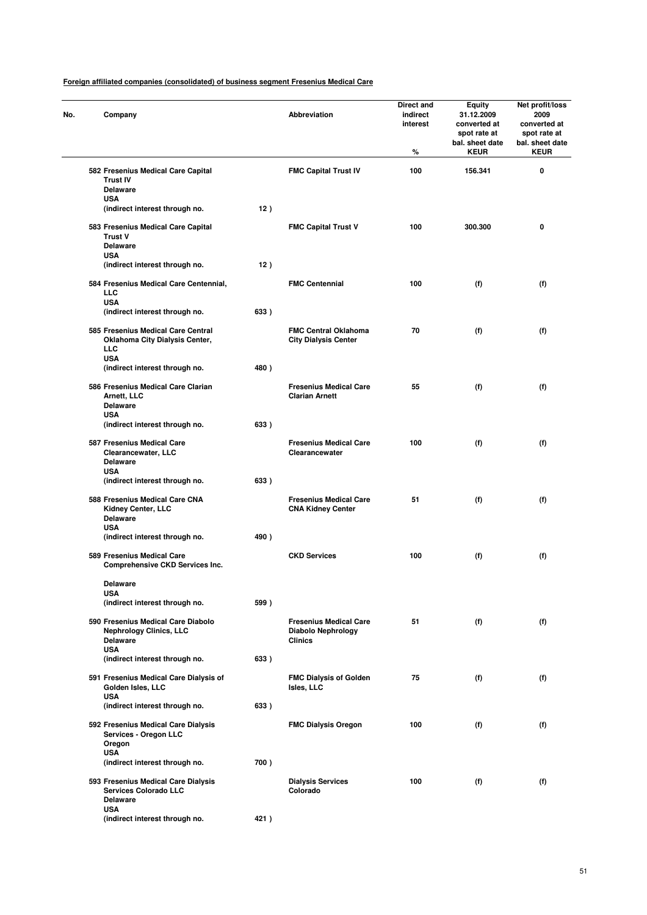**Foreign affiliated companies (consolidated) of business segment Fresenius Medical Care**

| No. | Company | | Abbreviation | Direct and indirect interest % | Equity 31.12.2009 converted at spot rate at bal. sheet date KEUR | Net profit/loss 2009 converted at spot rate at bal. sheet date KEUR |
|---|---|---|---|---|---|---|
| 582 | Fresenius Medical Care Capital Trust IV Delaware USA (indirect interest through no. | 12 ) | FMC Capital Trust IV | 100 | 156.341 | 0 |
| 583 | Fresenius Medical Care Capital Trust V Delaware USA (indirect interest through no. | 12 ) | FMC Capital Trust V | 100 | 300.300 | 0 |
| 584 | Fresenius Medical Care Centennial, LLC USA (indirect interest through no. | 633 ) | FMC Centennial | 100 | (f) | (f) |
| 585 | Fresenius Medical Care Central Oklahoma City Dialysis Center, LLC USA (indirect interest through no. | 480 ) | FMC Central Oklahoma City Dialysis Center | 70 | (f) | (f) |
| 586 | Fresenius Medical Care Clarian Arnett, LLC Delaware USA (indirect interest through no. | 633 ) | Fresenius Medical Care Clarian Arnett | 55 | (f) | (f) |
| 587 | Fresenius Medical Care Clearancewater, LLC Delaware USA (indirect interest through no. | 633 ) | Fresenius Medical Care Clearancewater | 100 | (f) | (f) |
| 588 | Fresenius Medical Care CNA Kidney Center, LLC Delaware USA (indirect interest through no. | 490 ) | Fresenius Medical Care CNA Kidney Center | 51 | (f) | (f) |
| 589 | Fresenius Medical Care Comprehensive CKD Services Inc. Delaware USA (indirect interest through no. | 599 ) | CKD Services | 100 | (f) | (f) |
| 590 | Fresenius Medical Care Diabolo Nephrology Clinics, LLC Delaware USA (indirect interest through no. | 633 ) | Fresenius Medical Care Diabolo Nephrology Clinics | 51 | (f) | (f) |
| 591 | Fresenius Medical Care Dialysis of Golden Isles, LLC USA (indirect interest through no. | 633 ) | FMC Dialysis of Golden Isles, LLC | 75 | (f) | (f) |
| 592 | Fresenius Medical Care Dialysis Services - Oregon LLC Oregon USA (indirect interest through no. | 700 ) | FMC Dialysis Oregon | 100 | (f) | (f) |
| 593 | Fresenius Medical Care Dialysis Services Colorado LLC Delaware USA (indirect interest through no. | 421 ) | Dialysis Services Colorado | 100 | (f) | (f) |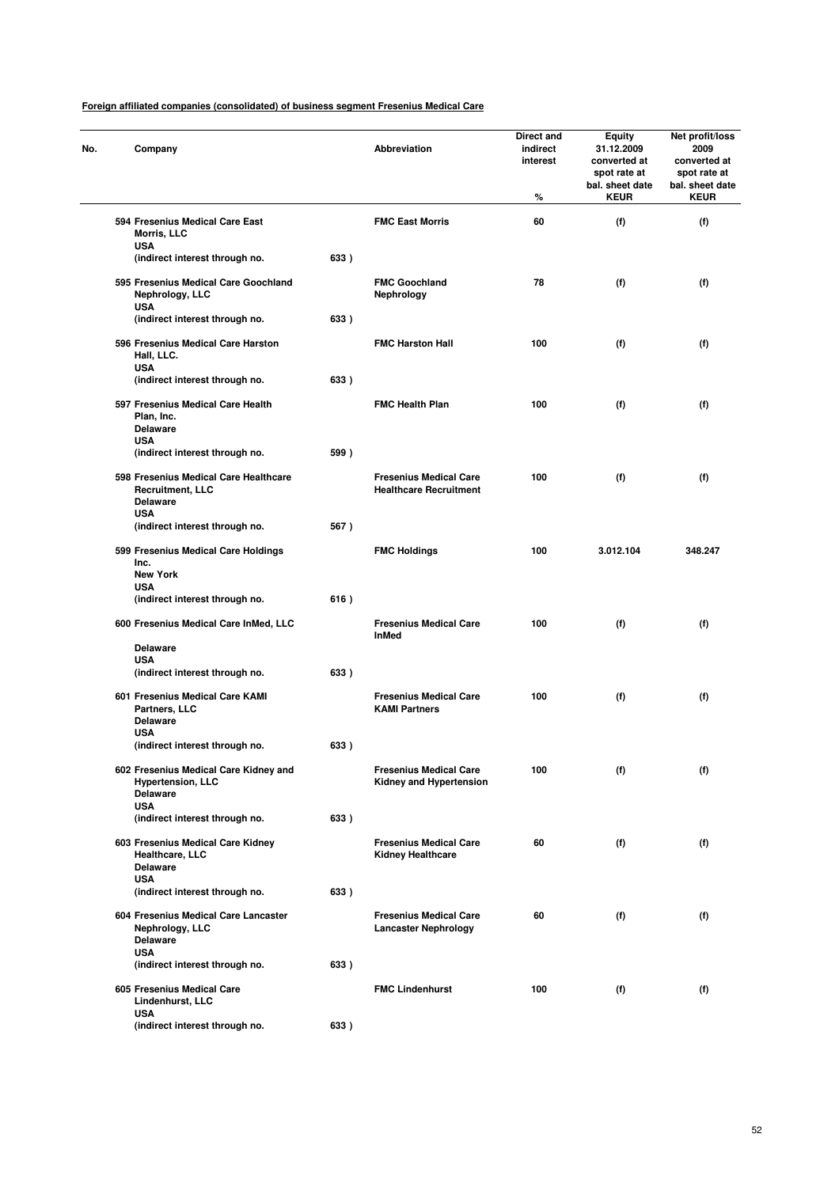**Foreign affiliated companies (consolidated) of business segment Fresenius Medical Care**

| No. | Company | | Abbreviation | Direct and indirect interest % | Equity 31.12.2009 converted at spot rate at bal. sheet date KEUR | Net profit/loss 2009 converted at spot rate at bal. sheet date KEUR |
|---|---|---|---|---|---|---|
| 594 | Fresenius Medical Care East Morris, LLC USA (indirect interest through no. | 633 ) | FMC East Morris | 60 | (f) | (f) |
| 595 | Fresenius Medical Care Goochland Nephrology, LLC USA (indirect interest through no. | 633 ) | FMC Goochland Nephrology | 78 | (f) | (f) |
| 596 | Fresenius Medical Care Harston Hall, LLC. USA (indirect interest through no. | 633 ) | FMC Harston Hall | 100 | (f) | (f) |
| 597 | Fresenius Medical Care Health Plan, Inc. Delaware USA (indirect interest through no. | 599 ) | FMC Health Plan | 100 | (f) | (f) |
| 598 | Fresenius Medical Care Healthcare Recruitment, LLC Delaware USA (indirect interest through no. | 567 ) | Fresenius Medical Care Healthcare Recruitment | 100 | (f) | (f) |
| 599 | Fresenius Medical Care Holdings Inc. New York USA (indirect interest through no. | 616 ) | FMC Holdings | 100 | 3.012.104 | 348.247 |
| 600 | Fresenius Medical Care InMed, LLC Delaware USA (indirect interest through no. | 633 ) | Fresenius Medical Care InMed | 100 | (f) | (f) |
| 601 | Fresenius Medical Care KAMI Partners, LLC Delaware USA (indirect interest through no. | 633 ) | Fresenius Medical Care KAMI Partners | 100 | (f) | (f) |
| 602 | Fresenius Medical Care Kidney and Hypertension, LLC Delaware USA (indirect interest through no. | 633 ) | Fresenius Medical Care Kidney and Hypertension | 100 | (f) | (f) |
| 603 | Fresenius Medical Care Kidney Healthcare, LLC Delaware USA (indirect interest through no. | 633 ) | Fresenius Medical Care Kidney Healthcare | 60 | (f) | (f) |
| 604 | Fresenius Medical Care Lancaster Nephrology, LLC Delaware USA (indirect interest through no. | 633 ) | Fresenius Medical Care Lancaster Nephrology | 60 | (f) | (f) |
| 605 | Fresenius Medical Care Lindenhurst, LLC USA (indirect interest through no. | 633 ) | FMC Lindenhurst | 100 | (f) | (f) |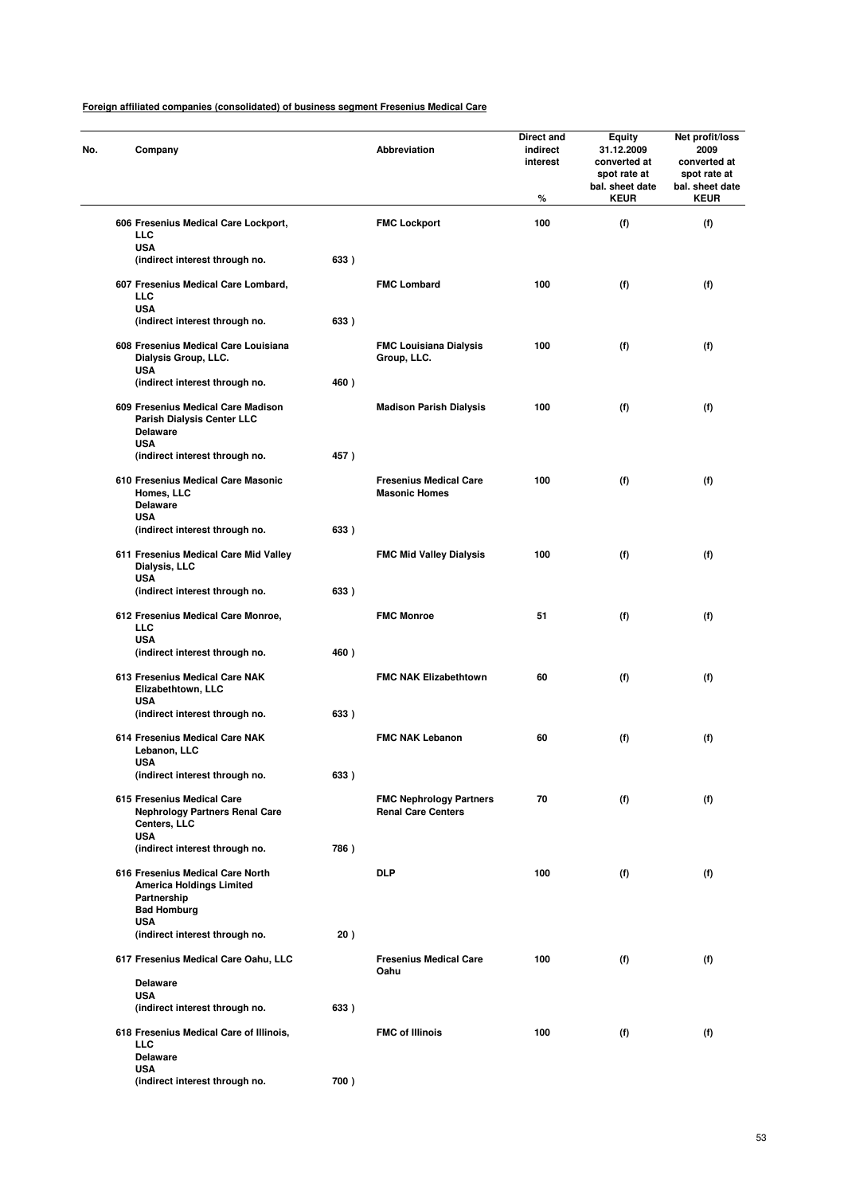**Foreign affiliated companies (consolidated) of business segment Fresenius Medical Care**

| No. | Company | | Abbreviation | Direct and indirect interest % | Equity 31.12.2009 converted at spot rate at bal. sheet date KEUR | Net profit/loss 2009 converted at spot rate at bal. sheet date KEUR |
|---|---|---|---|---|---|---|
| 606 | Fresenius Medical Care Lockport, LLC USA (indirect interest through no. | 633 ) | FMC Lockport | 100 | (f) | (f) |
| 607 | Fresenius Medical Care Lombard, LLC USA (indirect interest through no. | 633 ) | FMC Lombard | 100 | (f) | (f) |
| 608 | Fresenius Medical Care Louisiana Dialysis Group, LLC. USA (indirect interest through no. | 460 ) | FMC Louisiana Dialysis Group, LLC. | 100 | (f) | (f) |
| 609 | Fresenius Medical Care Madison Parish Dialysis Center LLC Delaware USA (indirect interest through no. | 457 ) | Madison Parish Dialysis | 100 | (f) | (f) |
| 610 | Fresenius Medical Care Masonic Homes, LLC Delaware USA (indirect interest through no. | 633 ) | Fresenius Medical Care Masonic Homes | 100 | (f) | (f) |
| 611 | Fresenius Medical Care Mid Valley Dialysis, LLC USA (indirect interest through no. | 633 ) | FMC Mid Valley Dialysis | 100 | (f) | (f) |
| 612 | Fresenius Medical Care Monroe, LLC USA (indirect interest through no. | 460 ) | FMC Monroe | 51 | (f) | (f) |
| 613 | Fresenius Medical Care NAK Elizabethtown, LLC USA (indirect interest through no. | 633 ) | FMC NAK Elizabethtown | 60 | (f) | (f) |
| 614 | Fresenius Medical Care NAK Lebanon, LLC USA (indirect interest through no. | 633 ) | FMC NAK Lebanon | 60 | (f) | (f) |
| 615 | Fresenius Medical Care Nephrology Partners Renal Care Centers, LLC USA (indirect interest through no. | 786 ) | FMC Nephrology Partners Renal Care Centers | 70 | (f) | (f) |
| 616 | Fresenius Medical Care North America Holdings Limited Partnership Bad Homburg USA (indirect interest through no. | 20 ) | DLP | 100 | (f) | (f) |
| 617 | Fresenius Medical Care Oahu, LLC Delaware USA (indirect interest through no. | 633 ) | Fresenius Medical Care Oahu | 100 | (f) | (f) |
| 618 | Fresenius Medical Care of Illinois, LLC Delaware USA (indirect interest through no. | 700 ) | FMC of Illinois | 100 | (f) | (f) |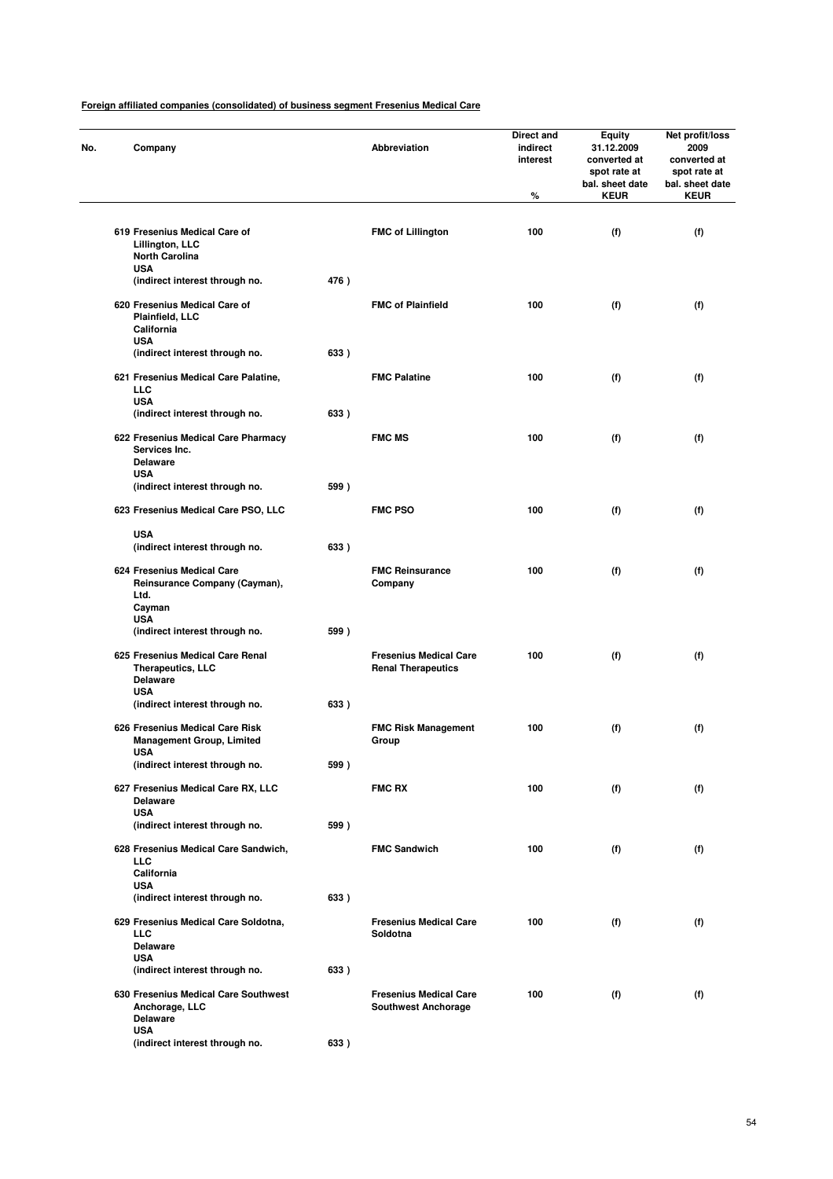**Foreign affiliated companies (consolidated) of business segment Fresenius Medical Care**

| No. | Company | | Abbreviation | Direct and indirect interest % | Equity 31.12.2009 converted at spot rate at bal. sheet date KEUR | Net profit/loss 2009 converted at spot rate at bal. sheet date KEUR |
|---|---|---|---|---|---|---|
| 619 | Fresenius Medical Care of Lillington, LLC<br>North Carolina<br>USA<br>(indirect interest through no. | 476 ) | FMC of Lillington | 100 | (f) | (f) |
| 620 | Fresenius Medical Care of Plainfield, LLC<br>California<br>USA<br>(indirect interest through no. | 633 ) | FMC of Plainfield | 100 | (f) | (f) |
| 621 | Fresenius Medical Care Palatine, LLC<br>USA<br>(indirect interest through no. | 633 ) | FMC Palatine | 100 | (f) | (f) |
| 622 | Fresenius Medical Care Pharmacy Services Inc.<br>Delaware<br>USA<br>(indirect interest through no. | 599 ) | FMC MS | 100 | (f) | (f) |
| 623 | Fresenius Medical Care PSO, LLC<br>USA<br>(indirect interest through no. | 633 ) | FMC PSO | 100 | (f) | (f) |
| 624 | Fresenius Medical Care Reinsurance Company (Cayman), Ltd.<br>Cayman<br>USA<br>(indirect interest through no. | 599 ) | FMC Reinsurance Company | 100 | (f) | (f) |
| 625 | Fresenius Medical Care Renal Therapeutics, LLC<br>Delaware<br>USA<br>(indirect interest through no. | 633 ) | Fresenius Medical Care Renal Therapeutics | 100 | (f) | (f) |
| 626 | Fresenius Medical Care Risk Management Group, Limited<br>USA<br>(indirect interest through no. | 599 ) | FMC Risk Management Group | 100 | (f) | (f) |
| 627 | Fresenius Medical Care RX, LLC<br>Delaware<br>USA<br>(indirect interest through no. | 599 ) | FMC RX | 100 | (f) | (f) |
| 628 | Fresenius Medical Care Sandwich, LLC<br>California<br>USA<br>(indirect interest through no. | 633 ) | FMC Sandwich | 100 | (f) | (f) |
| 629 | Fresenius Medical Care Soldotna, LLC<br>Delaware<br>USA<br>(indirect interest through no. | 633 ) | Fresenius Medical Care Soldotna | 100 | (f) | (f) |
| 630 | Fresenius Medical Care Southwest Anchorage, LLC<br>Delaware<br>USA<br>(indirect interest through no. | 633 ) | Fresenius Medical Care Southwest Anchorage | 100 | (f) | (f) |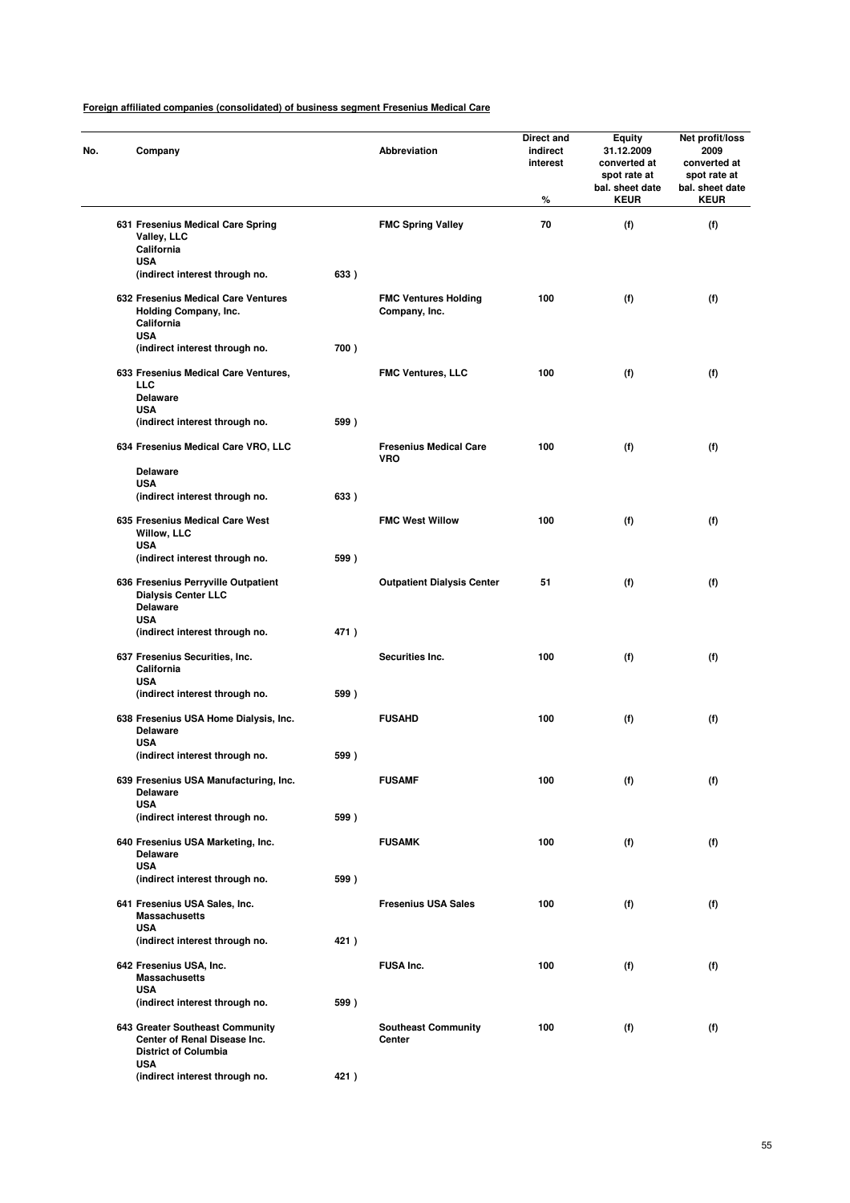**Foreign affiliated companies (consolidated) of business segment Fresenius Medical Care**

| No. | Company | | Abbreviation | Direct and indirect interest % | Equity 31.12.2009 converted at spot rate at bal. sheet date KEUR | Net profit/loss 2009 converted at spot rate at bal. sheet date KEUR |
|---|---|---|---|---|---|---|
| 631 | **Fresenius Medical Care Spring Valley, LLC California USA** (indirect interest through no. | 633 ) | **FMC Spring Valley** | 70 | (f) | (f) |
| 632 | **Fresenius Medical Care Ventures Holding Company, Inc. California USA** (indirect interest through no. | 700 ) | **FMC Ventures Holding Company, Inc.** | 100 | (f) | (f) |
| 633 | **Fresenius Medical Care Ventures, LLC Delaware USA** (indirect interest through no. | 599 ) | **FMC Ventures, LLC** | 100 | (f) | (f) |
| 634 | **Fresenius Medical Care VRO, LLC Delaware USA** (indirect interest through no. | 633 ) | **Fresenius Medical Care VRO** | 100 | (f) | (f) |
| 635 | **Fresenius Medical Care West Willow, LLC USA** (indirect interest through no. | 599 ) | **FMC West Willow** | 100 | (f) | (f) |
| 636 | **Fresenius Perryville Outpatient Dialysis Center LLC Delaware USA** (indirect interest through no. | 471 ) | **Outpatient Dialysis Center** | 51 | (f) | (f) |
| 637 | **Fresenius Securities, Inc. California USA** (indirect interest through no. | 599 ) | **Securities Inc.** | 100 | (f) | (f) |
| 638 | **Fresenius USA Home Dialysis, Inc. Delaware USA** (indirect interest through no. | 599 ) | **FUSAHD** | 100 | (f) | (f) |
| 639 | **Fresenius USA Manufacturing, Inc. Delaware USA** (indirect interest through no. | 599 ) | **FUSAMF** | 100 | (f) | (f) |
| 640 | **Fresenius USA Marketing, Inc. Delaware USA** (indirect interest through no. | 599 ) | **FUSAMK** | 100 | (f) | (f) |
| 641 | **Fresenius USA Sales, Inc. Massachusetts USA** (indirect interest through no. | 421 ) | **Fresenius USA Sales** | 100 | (f) | (f) |
| 642 | **Fresenius USA, Inc. Massachusetts USA** (indirect interest through no. | 599 ) | **FUSA Inc.** | 100 | (f) | (f) |
| 643 | **Greater Southeast Community Center of Renal Disease Inc. District of Columbia USA** (indirect interest through no. | 421 ) | **Southeast Community Center** | 100 | (f) | (f) |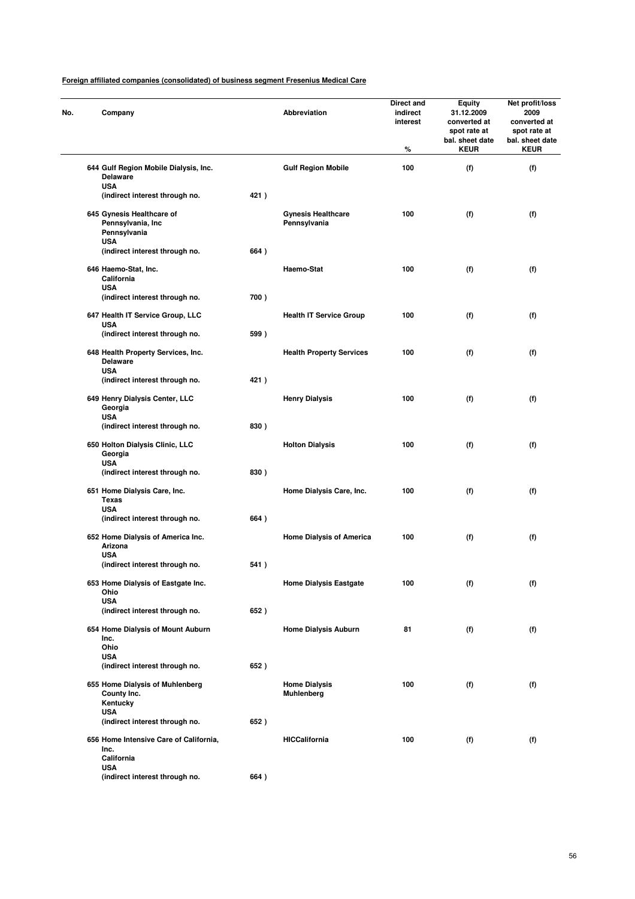**Foreign affiliated companies (consolidated) of business segment Fresenius Medical Care**

| No. | Company | Abbreviation | Direct and indirect interest % | Equity 31.12.2009 converted at spot rate at bal. sheet date KEUR | Net profit/loss 2009 converted at spot rate at bal. sheet date KEUR |
|---|---|---|---|---|---|
| 644 | Gulf Region Mobile Dialysis, Inc. Delaware USA (indirect interest through no. 421 ) | Gulf Region Mobile | 100 | (f) | (f) |
| 645 | Gynesis Healthcare of Pennsylvania, Inc Pennsylvania USA (indirect interest through no. 664 ) | Gynesis Healthcare Pennsylvania | 100 | (f) | (f) |
| 646 | Haemo-Stat, Inc. California USA (indirect interest through no. 700 ) | Haemo-Stat | 100 | (f) | (f) |
| 647 | Health IT Service Group, LLC USA (indirect interest through no. 599 ) | Health IT Service Group | 100 | (f) | (f) |
| 648 | Health Property Services, Inc. Delaware USA (indirect interest through no. 421 ) | Health Property Services | 100 | (f) | (f) |
| 649 | Henry Dialysis Center, LLC Georgia USA (indirect interest through no. 830 ) | Henry Dialysis | 100 | (f) | (f) |
| 650 | Holton Dialysis Clinic, LLC Georgia USA (indirect interest through no. 830 ) | Holton Dialysis | 100 | (f) | (f) |
| 651 | Home Dialysis Care, Inc. Texas USA (indirect interest through no. 664 ) | Home Dialysis Care, Inc. | 100 | (f) | (f) |
| 652 | Home Dialysis of America Inc. Arizona USA (indirect interest through no. 541 ) | Home Dialysis of America | 100 | (f) | (f) |
| 653 | Home Dialysis of Eastgate Inc. Ohio USA (indirect interest through no. 652 ) | Home Dialysis Eastgate | 100 | (f) | (f) |
| 654 | Home Dialysis of Mount Auburn Inc. Ohio USA (indirect interest through no. 652 ) | Home Dialysis Auburn | 81 | (f) | (f) |
| 655 | Home Dialysis of Muhlenberg County Inc. Kentucky USA (indirect interest through no. 652 ) | Home Dialysis Muhlenberg | 100 | (f) | (f) |
| 656 | Home Intensive Care of California, Inc. California USA (indirect interest through no. 664 ) | HICCalifornia | 100 | (f) | (f) |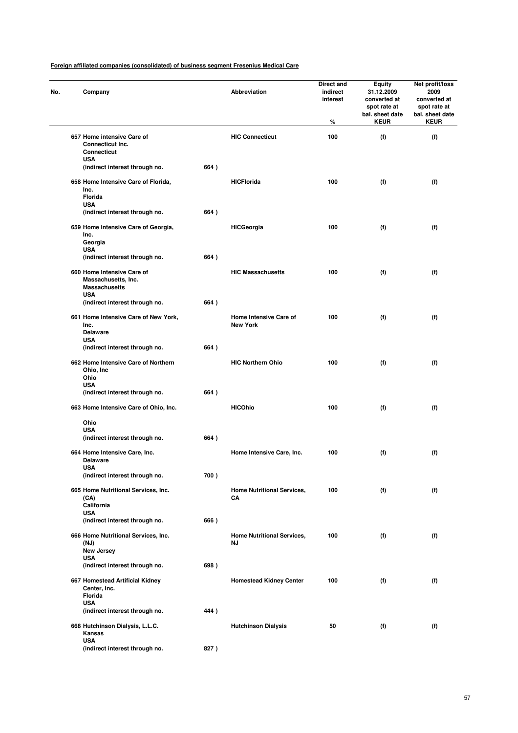**Foreign affiliated companies (consolidated) of business segment Fresenius Medical Care**

| No. | Company | | Abbreviation | Direct and indirect interest % | Equity 31.12.2009 converted at spot rate at bal. sheet date KEUR | Net profit/loss 2009 converted at spot rate at bal. sheet date KEUR |
|---|---|---|---|---|---|---|
| 657 | Home intensive Care of Connecticut Inc. Connecticut USA (indirect interest through no. | 664 ) | HIC Connecticut | 100 | (f) | (f) |
| 658 | Home Intensive Care of Florida, Inc. Florida USA (indirect interest through no. | 664 ) | HICFlorida | 100 | (f) | (f) |
| 659 | Home Intensive Care of Georgia, Inc. Georgia USA (indirect interest through no. | 664 ) | HICGeorgia | 100 | (f) | (f) |
| 660 | Home Intensive Care of Massachusetts, Inc. Massachusetts USA (indirect interest through no. | 664 ) | HIC Massachusetts | 100 | (f) | (f) |
| 661 | Home Intensive Care of New York, Inc. Delaware USA (indirect interest through no. | 664 ) | Home Intensive Care of New York | 100 | (f) | (f) |
| 662 | Home Intensive Care of Northern Ohio, Inc Ohio USA (indirect interest through no. | 664 ) | HIC Northern Ohio | 100 | (f) | (f) |
| 663 | Home Intensive Care of Ohio, Inc. Ohio USA (indirect interest through no. | 664 ) | HICOhio | 100 | (f) | (f) |
| 664 | Home Intensive Care, Inc. Delaware USA (indirect interest through no. | 700 ) | Home Intensive Care, Inc. | 100 | (f) | (f) |
| 665 | Home Nutritional Services, Inc. (CA) California USA (indirect interest through no. | 666 ) | Home Nutritional Services, CA | 100 | (f) | (f) |
| 666 | Home Nutritional Services, Inc. (NJ) New Jersey USA (indirect interest through no. | 698 ) | Home Nutritional Services, NJ | 100 | (f) | (f) |
| 667 | Homestead Artificial Kidney Center, Inc. Florida USA (indirect interest through no. | 444 ) | Homestead Kidney Center | 100 | (f) | (f) |
| 668 | Hutchinson Dialysis, L.L.C. Kansas USA (indirect interest through no. | 827 ) | Hutchinson Dialysis | 50 | (f) | (f) |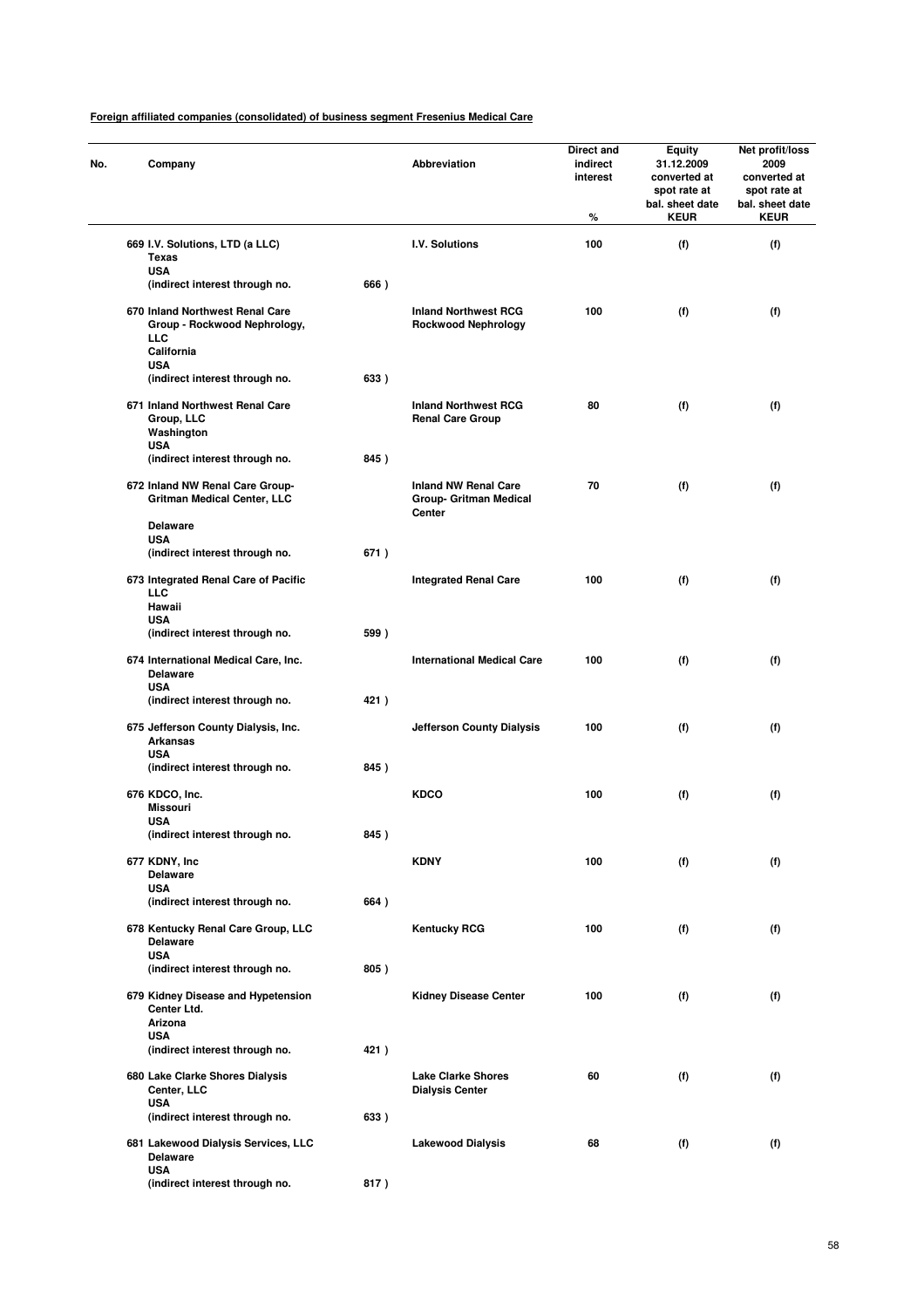**Foreign affiliated companies (consolidated) of business segment Fresenius Medical Care**

| No. | Company | | Abbreviation | Direct and indirect interest % | Equity 31.12.2009 converted at spot rate at bal. sheet date KEUR | Net profit/loss 2009 converted at spot rate at bal. sheet date KEUR |
|---|---|---|---|---|---|---|
| 669 | I.V. Solutions, LTD (a LLC) Texas USA (indirect interest through no. | 666 ) | I.V. Solutions | 100 | (f) | (f) |
| 670 | Inland Northwest Renal Care Group - Rockwood Nephrology, LLC California USA (indirect interest through no. | 633 ) | Inland Northwest RCG Rockwood Nephrology | 100 | (f) | (f) |
| 671 | Inland Northwest Renal Care Group, LLC Washington USA (indirect interest through no. | 845 ) | Inland Northwest RCG Renal Care Group | 80 | (f) | (f) |
| 672 | Inland NW Renal Care Group- Gritman Medical Center, LLC Delaware USA (indirect interest through no. | 671 ) | Inland NW Renal Care Group- Gritman Medical Center | 70 | (f) | (f) |
| 673 | Integrated Renal Care of Pacific LLC Hawaii USA (indirect interest through no. | 599 ) | Integrated Renal Care | 100 | (f) | (f) |
| 674 | International Medical Care, Inc. Delaware USA (indirect interest through no. | 421 ) | International Medical Care | 100 | (f) | (f) |
| 675 | Jefferson County Dialysis, Inc. Arkansas USA (indirect interest through no. | 845 ) | Jefferson County Dialysis | 100 | (f) | (f) |
| 676 | KDCO, Inc. Missouri USA (indirect interest through no. | 845 ) | KDCO | 100 | (f) | (f) |
| 677 | KDNY, Inc Delaware USA (indirect interest through no. | 664 ) | KDNY | 100 | (f) | (f) |
| 678 | Kentucky Renal Care Group, LLC Delaware USA (indirect interest through no. | 805 ) | Kentucky RCG | 100 | (f) | (f) |
| 679 | Kidney Disease and Hypetension Center Ltd. Arizona USA (indirect interest through no. | 421 ) | Kidney Disease Center | 100 | (f) | (f) |
| 680 | Lake Clarke Shores Dialysis Center, LLC USA (indirect interest through no. | 633 ) | Lake Clarke Shores Dialysis Center | 60 | (f) | (f) |
| 681 | Lakewood Dialysis Services, LLC Delaware USA (indirect interest through no. | 817 ) | Lakewood Dialysis | 68 | (f) | (f) |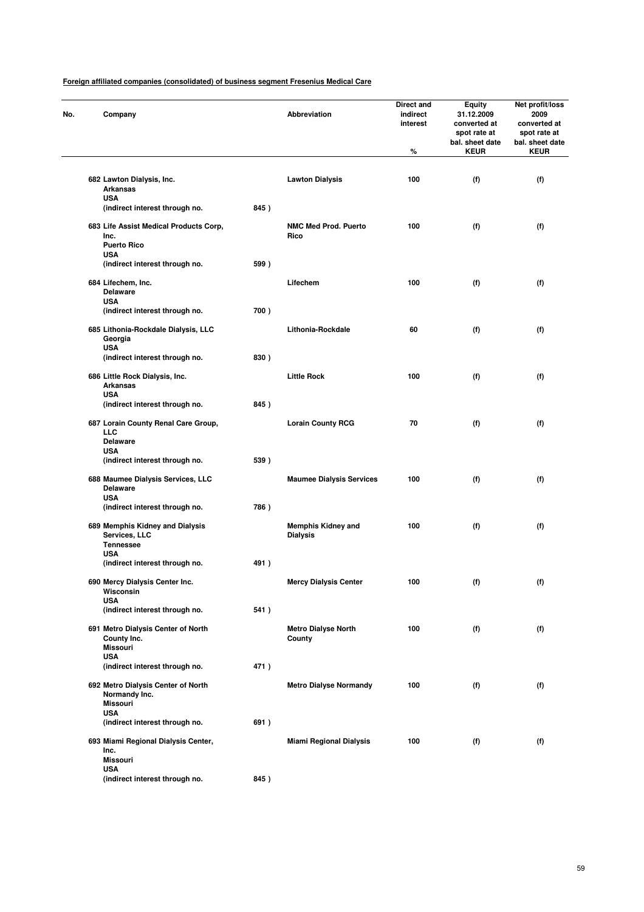**Foreign affiliated companies (consolidated) of business segment Fresenius Medical Care**

| No. | Company | | Abbreviation | Direct and indirect interest % | Equity 31.12.2009 converted at spot rate at bal. sheet date KEUR | Net profit/loss 2009 converted at spot rate at bal. sheet date KEUR |
|---|---|---|---|---|---|---|
| 682 | Lawton Dialysis, Inc. Arkansas USA (indirect interest through no. | 845 ) | Lawton Dialysis | 100 | (f) | (f) |
| 683 | Life Assist Medical Products Corp, Inc. Puerto Rico USA (indirect interest through no. | 599 ) | NMC Med Prod. Puerto Rico | 100 | (f) | (f) |
| 684 | Lifechem, Inc. Delaware USA (indirect interest through no. | 700 ) | Lifechem | 100 | (f) | (f) |
| 685 | Lithonia-Rockdale Dialysis, LLC Georgia USA (indirect interest through no. | 830 ) | Lithonia-Rockdale | 60 | (f) | (f) |
| 686 | Little Rock Dialysis, Inc. Arkansas USA (indirect interest through no. | 845 ) | Little Rock | 100 | (f) | (f) |
| 687 | Lorain County Renal Care Group, LLC Delaware USA (indirect interest through no. | 539 ) | Lorain County RCG | 70 | (f) | (f) |
| 688 | Maumee Dialysis Services, LLC Delaware USA (indirect interest through no. | 786 ) | Maumee Dialysis Services | 100 | (f) | (f) |
| 689 | Memphis Kidney and Dialysis Services, LLC Tennessee USA (indirect interest through no. | 491 ) | Memphis Kidney and Dialysis | 100 | (f) | (f) |
| 690 | Mercy Dialysis Center Inc. Wisconsin USA (indirect interest through no. | 541 ) | Mercy Dialysis Center | 100 | (f) | (f) |
| 691 | Metro Dialysis Center of North County Inc. Missouri USA (indirect interest through no. | 471 ) | Metro Dialyse North County | 100 | (f) | (f) |
| 692 | Metro Dialysis Center of North Normandy Inc. Missouri USA (indirect interest through no. | 691 ) | Metro Dialyse Normandy | 100 | (f) | (f) |
| 693 | Miami Regional Dialysis Center, Inc. Missouri USA (indirect interest through no. | 845 ) | Miami Regional Dialysis | 100 | (f) | (f) |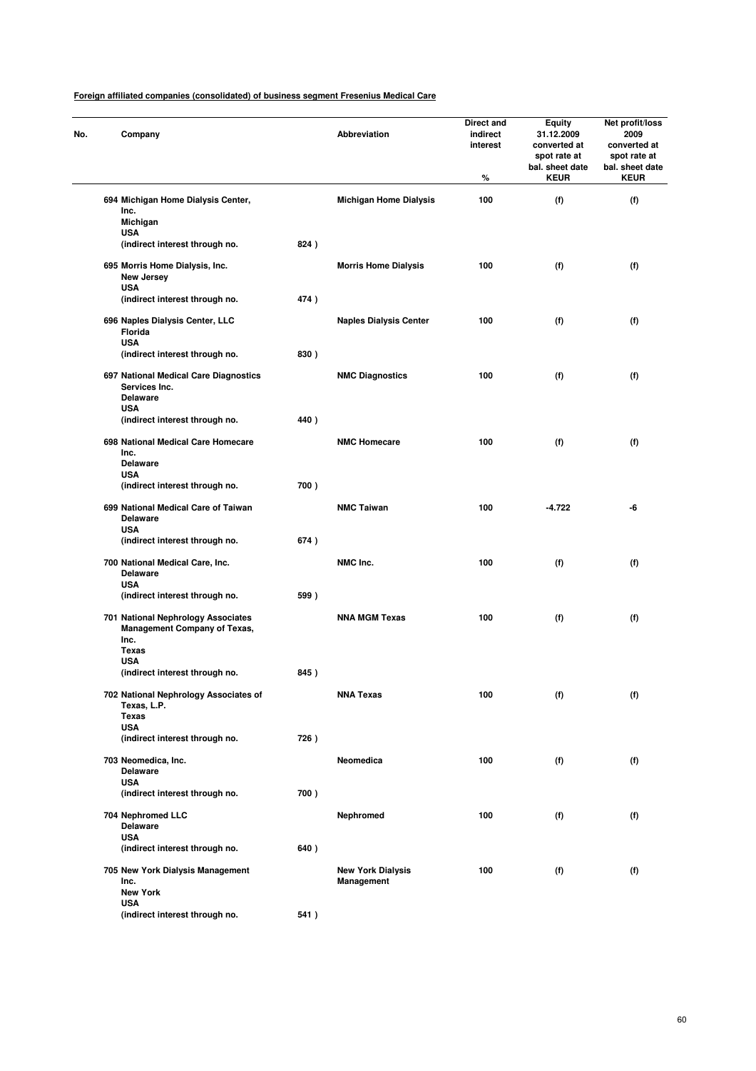**Foreign affiliated companies (consolidated) of business segment Fresenius Medical Care**

| No. | Company | | Abbreviation | Direct and indirect interest % | Equity 31.12.2009 converted at spot rate at bal. sheet date KEUR | Net profit/loss 2009 converted at spot rate at bal. sheet date KEUR |
|---|---|---|---|---|---|---|
| 694 | **Michigan Home Dialysis Center, Inc.** **Michigan** **USA** (indirect interest through no. | 824 ) | **Michigan Home Dialysis** | 100 | (f) | (f) |
| 695 | **Morris Home Dialysis, Inc.** **New Jersey** **USA** (indirect interest through no. | 474 ) | **Morris Home Dialysis** | 100 | (f) | (f) |
| 696 | **Naples Dialysis Center, LLC** **Florida** **USA** (indirect interest through no. | 830 ) | **Naples Dialysis Center** | 100 | (f) | (f) |
| 697 | **National Medical Care Diagnostics Services Inc.** **Delaware** **USA** (indirect interest through no. | 440 ) | **NMC Diagnostics** | 100 | (f) | (f) |
| 698 | **National Medical Care Homecare Inc.** **Delaware** **USA** (indirect interest through no. | 700 ) | **NMC Homecare** | 100 | (f) | (f) |
| 699 | **National Medical Care of Taiwan** **Delaware** **USA** (indirect interest through no. | 674 ) | **NMC Taiwan** | 100 | -4.722 | -6 |
| 700 | **National Medical Care, Inc.** **Delaware** **USA** (indirect interest through no. | 599 ) | **NMC Inc.** | 100 | (f) | (f) |
| 701 | **National Nephrology Associates Management Company of Texas, Inc.** **Texas** **USA** (indirect interest through no. | 845 ) | **NNA MGM Texas** | 100 | (f) | (f) |
| 702 | **National Nephrology Associates of Texas, L.P.** **Texas** **USA** (indirect interest through no. | 726 ) | **NNA Texas** | 100 | (f) | (f) |
| 703 | **Neomedica, Inc.** **Delaware** **USA** (indirect interest through no. | 700 ) | **Neomedica** | 100 | (f) | (f) |
| 704 | **Nephromed LLC** **Delaware** **USA** (indirect interest through no. | 640 ) | **Nephromed** | 100 | (f) | (f) |
| 705 | **New York Dialysis Management Inc.** **New York** **USA** (indirect interest through no. | 541 ) | **New York Dialysis Management** | 100 | (f) | (f) |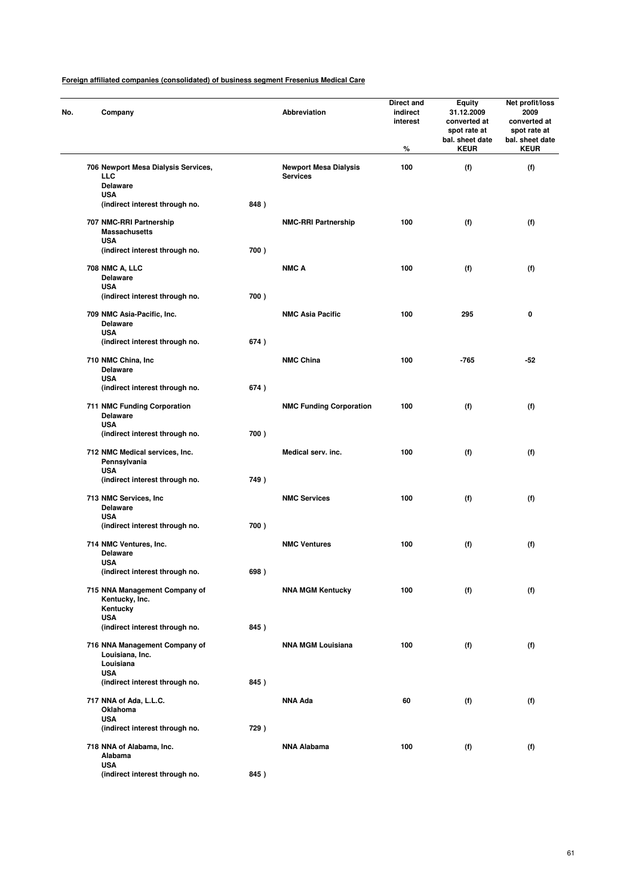**Foreign affiliated companies (consolidated) of business segment Fresenius Medical Care**

| No. | Company | | Abbreviation | Direct and indirect interest % | Equity 31.12.2009 converted at spot rate at bal. sheet date KEUR | Net profit/loss 2009 converted at spot rate at bal. sheet date KEUR |
|---|---|---|---|---|---|---|
| 706 | **Newport Mesa Dialysis Services, LLC** Delaware USA (indirect interest through no. | 848 ) | **Newport Mesa Dialysis Services** | 100 | (f) | (f) |
| 707 | **NMC-RRI Partnership** Massachusetts USA (indirect interest through no. | 700 ) | **NMC-RRI Partnership** | 100 | (f) | (f) |
| 708 | **NMC A, LLC** Delaware USA (indirect interest through no. | 700 ) | **NMC A** | 100 | (f) | (f) |
| 709 | **NMC Asia-Pacific, Inc.** Delaware USA (indirect interest through no. | 674 ) | **NMC Asia Pacific** | 100 | 295 | 0 |
| 710 | **NMC China, Inc** Delaware USA (indirect interest through no. | 674 ) | **NMC China** | 100 | -765 | -52 |
| 711 | **NMC Funding Corporation** Delaware USA (indirect interest through no. | 700 ) | **NMC Funding Corporation** | 100 | (f) | (f) |
| 712 | **NMC Medical services, Inc.** Pennsylvania USA (indirect interest through no. | 749 ) | **Medical serv. inc.** | 100 | (f) | (f) |
| 713 | **NMC Services, Inc** Delaware USA (indirect interest through no. | 700 ) | **NMC Services** | 100 | (f) | (f) |
| 714 | **NMC Ventures, Inc.** Delaware USA (indirect interest through no. | 698 ) | **NMC Ventures** | 100 | (f) | (f) |
| 715 | **NNA Management Company of Kentucky, Inc.** Kentucky USA (indirect interest through no. | 845 ) | **NNA MGM Kentucky** | 100 | (f) | (f) |
| 716 | **NNA Management Company of Louisiana, Inc.** Louisiana USA (indirect interest through no. | 845 ) | **NNA MGM Louisiana** | 100 | (f) | (f) |
| 717 | **NNA of Ada, L.L.C.** Oklahoma USA (indirect interest through no. | 729 ) | **NNA Ada** | 60 | (f) | (f) |
| 718 | **NNA of Alabama, Inc.** Alabama USA (indirect interest through no. | 845 ) | **NNA Alabama** | 100 | (f) | (f) |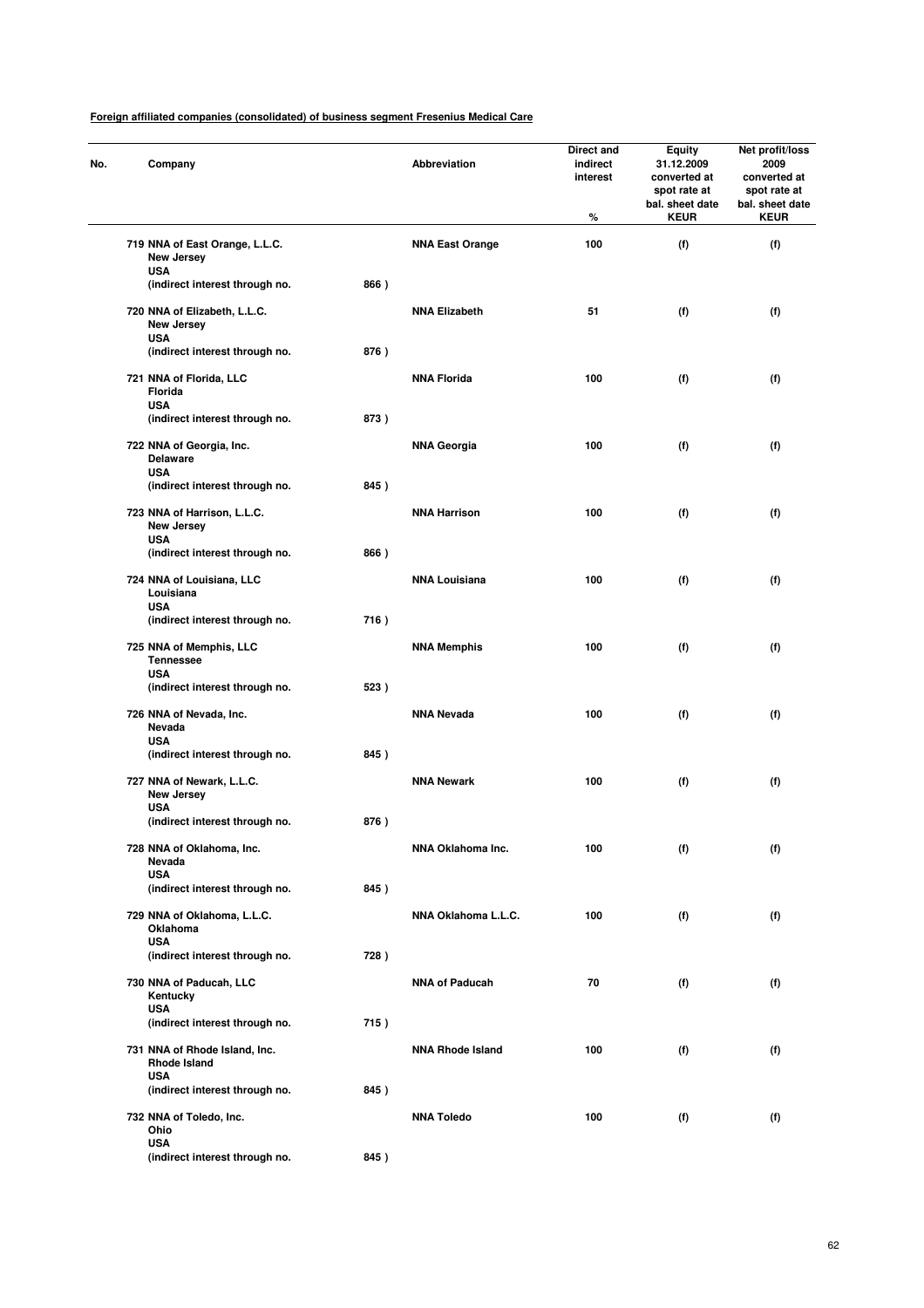**Foreign affiliated companies (consolidated) of business segment Fresenius Medical Care**

| No. | Company | Abbreviation | Direct and indirect interest<br>% | Equity 31.12.2009 converted at spot rate at bal. sheet date<br>KEUR | Net profit/loss 2009 converted at spot rate at bal. sheet date<br>KEUR |
|---|---|---|---|---|---|
| 719 | NNA of East Orange, L.L.C.<br>New Jersey<br>USA<br>(indirect interest through no. 866 ) | NNA East Orange | 100 | (f) | (f) |
| 720 | NNA of Elizabeth, L.L.C.<br>New Jersey<br>USA<br>(indirect interest through no. 876 ) | NNA Elizabeth | 51 | (f) | (f) |
| 721 | NNA of Florida, LLC<br>Florida<br>USA<br>(indirect interest through no. 873 ) | NNA Florida | 100 | (f) | (f) |
| 722 | NNA of Georgia, Inc.<br>Delaware<br>USA<br>(indirect interest through no. 845 ) | NNA Georgia | 100 | (f) | (f) |
| 723 | NNA of Harrison, L.L.C.<br>New Jersey<br>USA<br>(indirect interest through no. 866 ) | NNA Harrison | 100 | (f) | (f) |
| 724 | NNA of Louisiana, LLC<br>Louisiana<br>USA<br>(indirect interest through no. 716 ) | NNA Louisiana | 100 | (f) | (f) |
| 725 | NNA of Memphis, LLC<br>Tennessee<br>USA<br>(indirect interest through no. 523 ) | NNA Memphis | 100 | (f) | (f) |
| 726 | NNA of Nevada, Inc.<br>Nevada<br>USA<br>(indirect interest through no. 845 ) | NNA Nevada | 100 | (f) | (f) |
| 727 | NNA of Newark, L.L.C.<br>New Jersey<br>USA<br>(indirect interest through no. 876 ) | NNA Newark | 100 | (f) | (f) |
| 728 | NNA of Oklahoma, Inc.<br>Nevada<br>USA<br>(indirect interest through no. 845 ) | NNA Oklahoma Inc. | 100 | (f) | (f) |
| 729 | NNA of Oklahoma, L.L.C.<br>Oklahoma<br>USA<br>(indirect interest through no. 728 ) | NNA Oklahoma L.L.C. | 100 | (f) | (f) |
| 730 | NNA of Paducah, LLC<br>Kentucky<br>USA<br>(indirect interest through no. 715 ) | NNA of Paducah | 70 | (f) | (f) |
| 731 | NNA of Rhode Island, Inc.<br>Rhode Island<br>USA<br>(indirect interest through no. 845 ) | NNA Rhode Island | 100 | (f) | (f) |
| 732 | NNA of Toledo, Inc.<br>Ohio<br>USA<br>(indirect interest through no. 845 ) | NNA Toledo | 100 | (f) | (f) |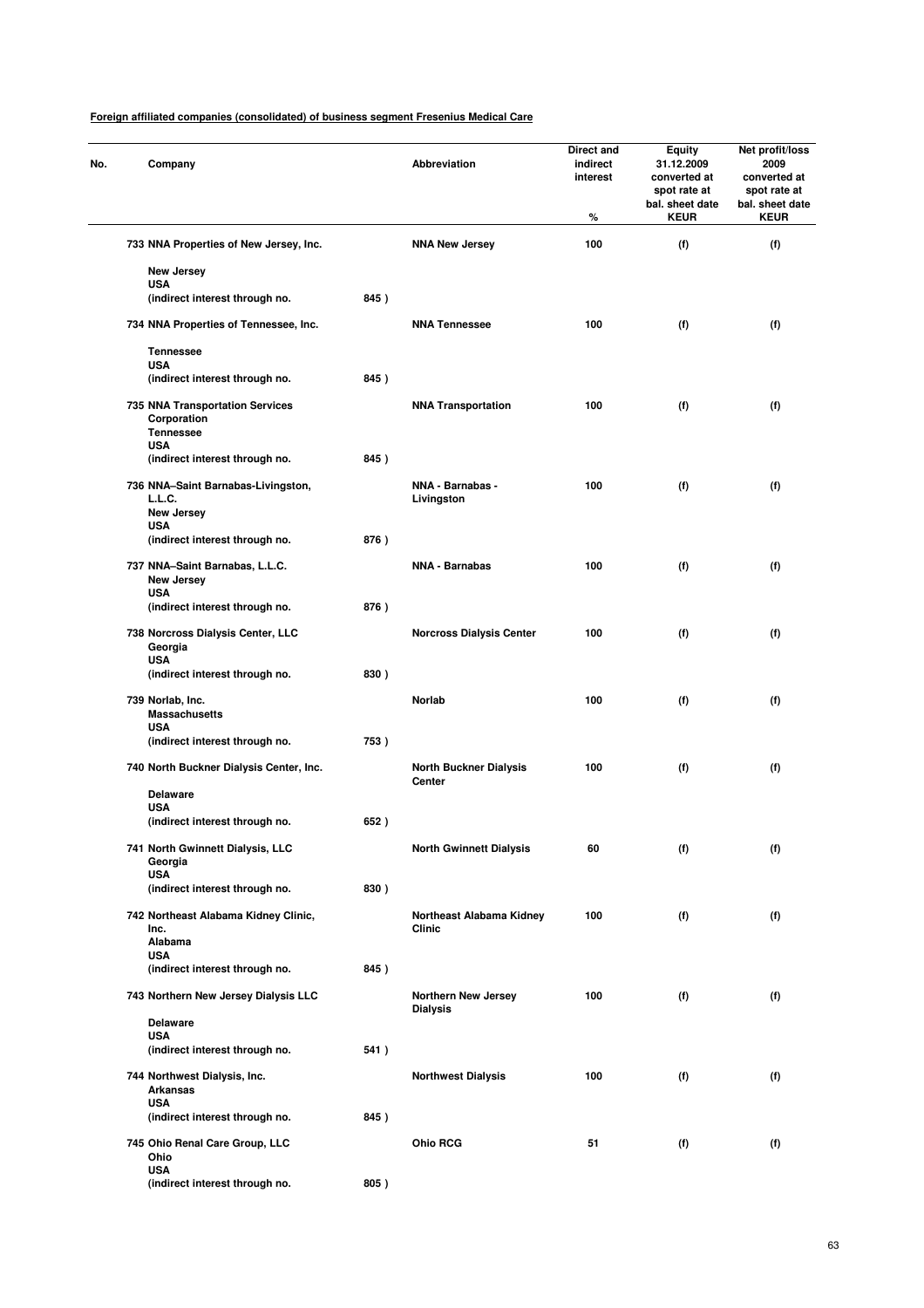**Foreign affiliated companies (consolidated) of business segment Fresenius Medical Care**

| No. | Company | | Abbreviation | Direct and indirect interest % | Equity 31.12.2009 converted at spot rate at bal. sheet date KEUR | Net profit/loss 2009 converted at spot rate at bal. sheet date KEUR |
|---|---|---|---|---|---|---|
| 733 | NNA Properties of New Jersey, Inc. New Jersey USA (indirect interest through no. | 845 ) | NNA New Jersey | 100 | (f) | (f) |
| 734 | NNA Properties of Tennessee, Inc. Tennessee USA (indirect interest through no. | 845 ) | NNA Tennessee | 100 | (f) | (f) |
| 735 | NNA Transportation Services Corporation Tennessee USA (indirect interest through no. | 845 ) | NNA Transportation | 100 | (f) | (f) |
| 736 | NNA–Saint Barnabas-Livingston, L.L.C. New Jersey USA (indirect interest through no. | 876 ) | NNA - Barnabas - Livingston | 100 | (f) | (f) |
| 737 | NNA–Saint Barnabas, L.L.C. New Jersey USA (indirect interest through no. | 876 ) | NNA - Barnabas | 100 | (f) | (f) |
| 738 | Norcross Dialysis Center, LLC Georgia USA (indirect interest through no. | 830 ) | Norcross Dialysis Center | 100 | (f) | (f) |
| 739 | Norlab, Inc. Massachusetts USA (indirect interest through no. | 753 ) | Norlab | 100 | (f) | (f) |
| 740 | North Buckner Dialysis Center, Inc. Delaware USA (indirect interest through no. | 652 ) | North Buckner Dialysis Center | 100 | (f) | (f) |
| 741 | North Gwinnett Dialysis, LLC Georgia USA (indirect interest through no. | 830 ) | North Gwinnett Dialysis | 60 | (f) | (f) |
| 742 | Northeast Alabama Kidney Clinic, Inc. Alabama USA (indirect interest through no. | 845 ) | Northeast Alabama Kidney Clinic | 100 | (f) | (f) |
| 743 | Northern New Jersey Dialysis LLC Delaware USA (indirect interest through no. | 541 ) | Northern New Jersey Dialysis | 100 | (f) | (f) |
| 744 | Northwest Dialysis, Inc. Arkansas USA (indirect interest through no. | 845 ) | Northwest Dialysis | 100 | (f) | (f) |
| 745 | Ohio Renal Care Group, LLC Ohio USA (indirect interest through no. | 805 ) | Ohio RCG | 51 | (f) | (f) |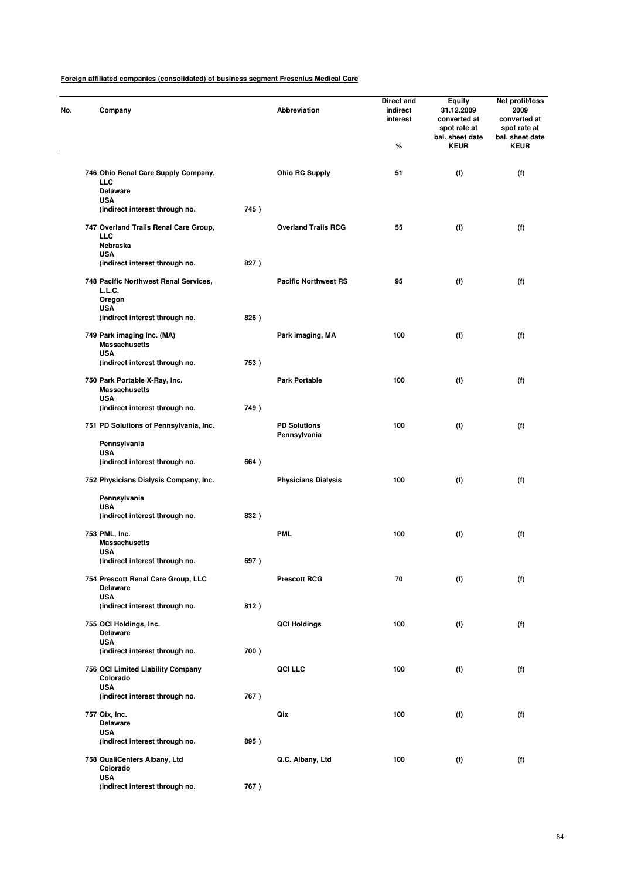**Foreign affiliated companies (consolidated) of business segment Fresenius Medical Care**

| No. | Company | | Abbreviation | Direct and indirect interest % | Equity 31.12.2009 converted at spot rate at bal. sheet date KEUR | Net profit/loss 2009 converted at spot rate at bal. sheet date KEUR |
|---|---|---|---|---|---|---|
| 746 | Ohio Renal Care Supply Company, LLC Delaware USA (indirect interest through no. | 745 ) | Ohio RC Supply | 51 | (f) | (f) |
| 747 | Overland Trails Renal Care Group, LLC Nebraska USA (indirect interest through no. | 827 ) | Overland Trails RCG | 55 | (f) | (f) |
| 748 | Pacific Northwest Renal Services, L.L.C. Oregon USA (indirect interest through no. | 826 ) | Pacific Northwest RS | 95 | (f) | (f) |
| 749 | Park imaging Inc. (MA) Massachusetts USA (indirect interest through no. | 753 ) | Park imaging, MA | 100 | (f) | (f) |
| 750 | Park Portable X-Ray, Inc. Massachusetts USA (indirect interest through no. | 749 ) | Park Portable | 100 | (f) | (f) |
| 751 | PD Solutions of Pennsylvania, Inc. Pennsylvania USA (indirect interest through no. | 664 ) | PD Solutions Pennsylvania | 100 | (f) | (f) |
| 752 | Physicians Dialysis Company, Inc. Pennsylvania USA (indirect interest through no. | 832 ) | Physicians Dialysis | 100 | (f) | (f) |
| 753 | PML, Inc. Massachusetts USA (indirect interest through no. | 697 ) | PML | 100 | (f) | (f) |
| 754 | Prescott Renal Care Group, LLC Delaware USA (indirect interest through no. | 812 ) | Prescott RCG | 70 | (f) | (f) |
| 755 | QCI Holdings, Inc. Delaware USA (indirect interest through no. | 700 ) | QCI Holdings | 100 | (f) | (f) |
| 756 | QCI Limited Liability Company Colorado USA (indirect interest through no. | 767 ) | QCI LLC | 100 | (f) | (f) |
| 757 | Qix, Inc. Delaware USA (indirect interest through no. | 895 ) | Qix | 100 | (f) | (f) |
| 758 | QualiCenters Albany, Ltd Colorado USA (indirect interest through no. | 767 ) | Q.C. Albany, Ltd | 100 | (f) | (f) |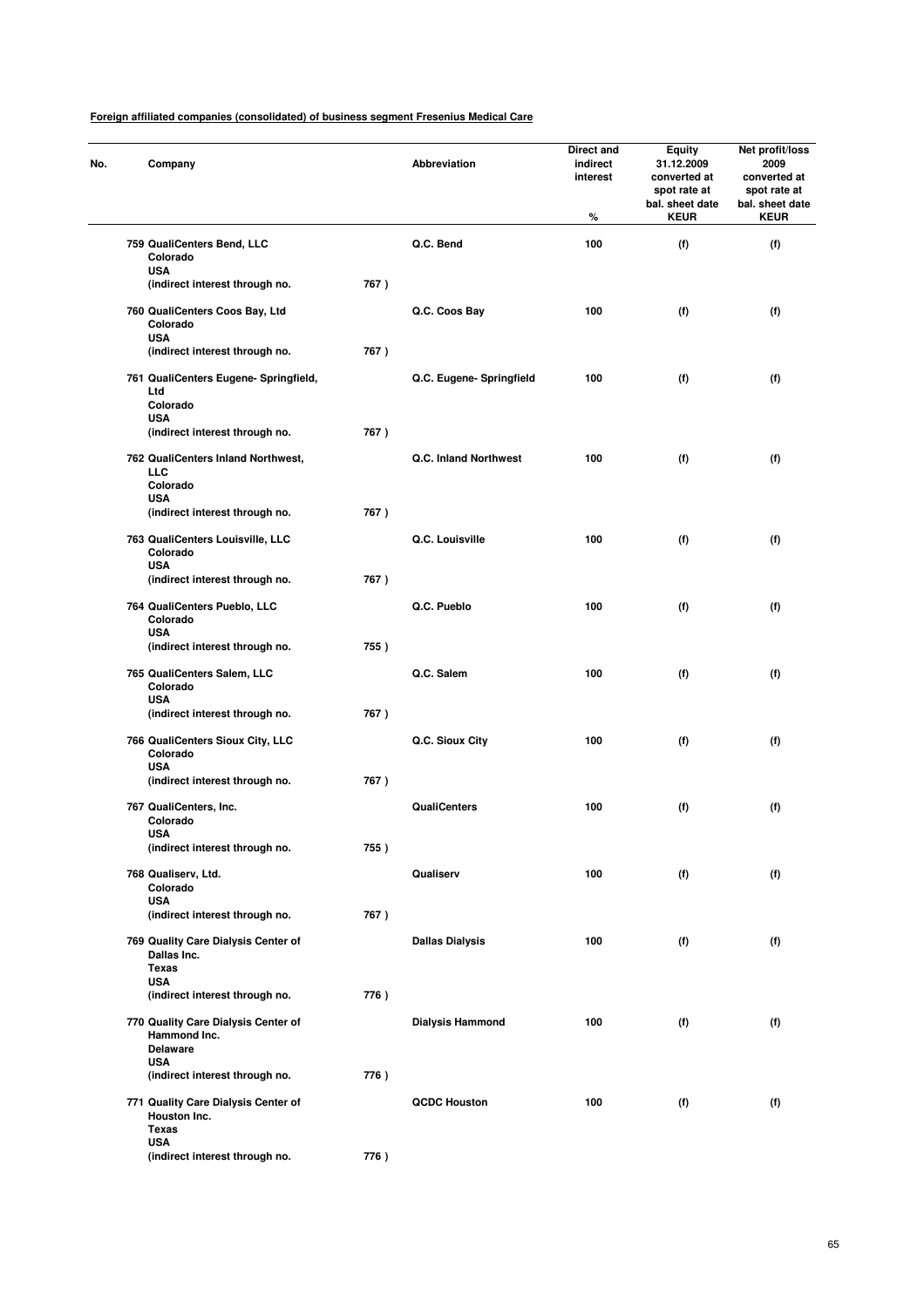**Foreign affiliated companies (consolidated) of business segment Fresenius Medical Care**

| No. | Company | | Abbreviation | Direct and indirect interest % | Equity 31.12.2009 converted at spot rate at bal. sheet date KEUR | Net profit/loss 2009 converted at spot rate at bal. sheet date KEUR |
|---|---|---|---|---|---|---|
| 759 | QualiCenters Bend, LLC Colorado USA (indirect interest through no. | 767 ) | Q.C. Bend | 100 | (f) | (f) |
| 760 | QualiCenters Coos Bay, Ltd Colorado USA (indirect interest through no. | 767 ) | Q.C. Coos Bay | 100 | (f) | (f) |
| 761 | QualiCenters Eugene- Springfield, Ltd Colorado USA (indirect interest through no. | 767 ) | Q.C. Eugene- Springfield | 100 | (f) | (f) |
| 762 | QualiCenters Inland Northwest, LLC Colorado USA (indirect interest through no. | 767 ) | Q.C. Inland Northwest | 100 | (f) | (f) |
| 763 | QualiCenters Louisville, LLC Colorado USA (indirect interest through no. | 767 ) | Q.C. Louisville | 100 | (f) | (f) |
| 764 | QualiCenters Pueblo, LLC Colorado USA (indirect interest through no. | 755 ) | Q.C. Pueblo | 100 | (f) | (f) |
| 765 | QualiCenters Salem, LLC Colorado USA (indirect interest through no. | 767 ) | Q.C. Salem | 100 | (f) | (f) |
| 766 | QualiCenters Sioux City, LLC Colorado USA (indirect interest through no. | 767 ) | Q.C. Sioux City | 100 | (f) | (f) |
| 767 | QualiCenters, Inc. Colorado USA (indirect interest through no. | 755 ) | QualiCenters | 100 | (f) | (f) |
| 768 | Qualiserv, Ltd. Colorado USA (indirect interest through no. | 767 ) | Qualiserv | 100 | (f) | (f) |
| 769 | Quality Care Dialysis Center of Dallas Inc. Texas USA (indirect interest through no. | 776 ) | Dallas Dialysis | 100 | (f) | (f) |
| 770 | Quality Care Dialysis Center of Hammond Inc. Delaware USA (indirect interest through no. | 776 ) | Dialysis Hammond | 100 | (f) | (f) |
| 771 | Quality Care Dialysis Center of Houston Inc. Texas USA (indirect interest through no. | 776 ) | QCDC Houston | 100 | (f) | (f) |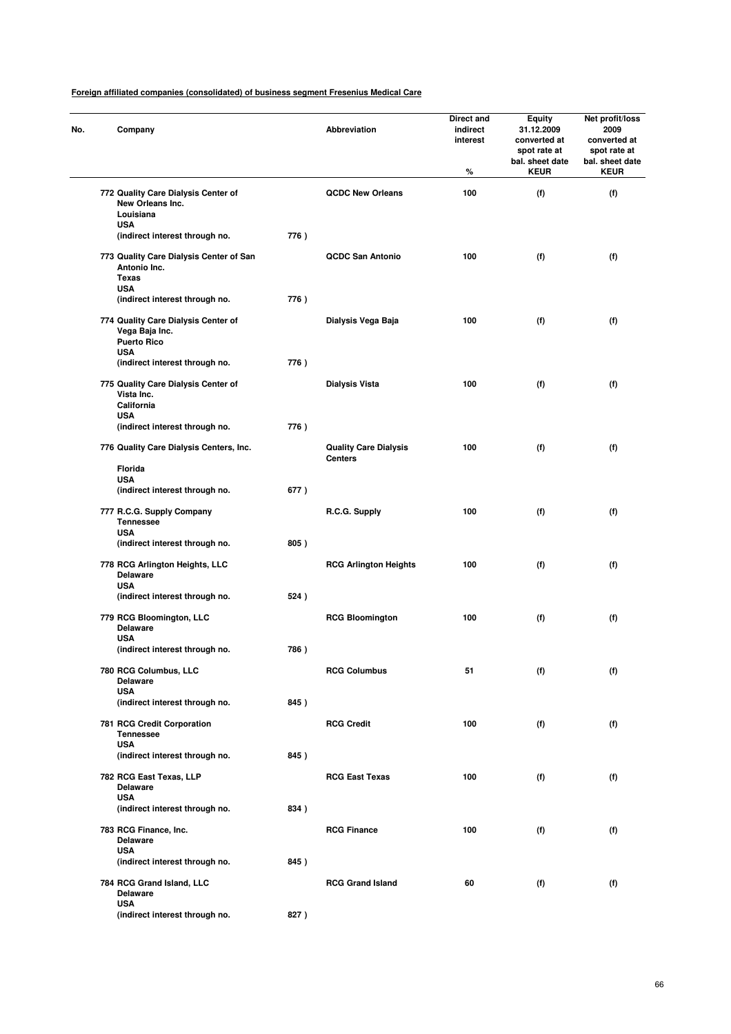**Foreign affiliated companies (consolidated) of business segment Fresenius Medical Care**

| No. | Company | | Abbreviation | Direct and indirect interest % | Equity 31.12.2009 converted at spot rate at bal. sheet date KEUR | Net profit/loss 2009 converted at spot rate at bal. sheet date KEUR |
|---|---|---|---|---|---|---|
| 772 | Quality Care Dialysis Center of New Orleans Inc. Louisiana USA (indirect interest through no. | 776 ) | QCDC New Orleans | 100 | (f) | (f) |
| 773 | Quality Care Dialysis Center of San Antonio Inc. Texas USA (indirect interest through no. | 776 ) | QCDC San Antonio | 100 | (f) | (f) |
| 774 | Quality Care Dialysis Center of Vega Baja Inc. Puerto Rico USA (indirect interest through no. | 776 ) | Dialysis Vega Baja | 100 | (f) | (f) |
| 775 | Quality Care Dialysis Center of Vista Inc. California USA (indirect interest through no. | 776 ) | Dialysis Vista | 100 | (f) | (f) |
| 776 | Quality Care Dialysis Centers, Inc. Florida USA (indirect interest through no. | 677 ) | Quality Care Dialysis Centers | 100 | (f) | (f) |
| 777 | R.C.G. Supply Company Tennessee USA (indirect interest through no. | 805 ) | R.C.G. Supply | 100 | (f) | (f) |
| 778 | RCG Arlington Heights, LLC Delaware USA (indirect interest through no. | 524 ) | RCG Arlington Heights | 100 | (f) | (f) |
| 779 | RCG Bloomington, LLC Delaware USA (indirect interest through no. | 786 ) | RCG Bloomington | 100 | (f) | (f) |
| 780 | RCG Columbus, LLC Delaware USA (indirect interest through no. | 845 ) | RCG Columbus | 51 | (f) | (f) |
| 781 | RCG Credit Corporation Tennessee USA (indirect interest through no. | 845 ) | RCG Credit | 100 | (f) | (f) |
| 782 | RCG East Texas, LLP Delaware USA (indirect interest through no. | 834 ) | RCG East Texas | 100 | (f) | (f) |
| 783 | RCG Finance, Inc. Delaware USA (indirect interest through no. | 845 ) | RCG Finance | 100 | (f) | (f) |
| 784 | RCG Grand Island, LLC Delaware USA (indirect interest through no. | 827 ) | RCG Grand Island | 60 | (f) | (f) |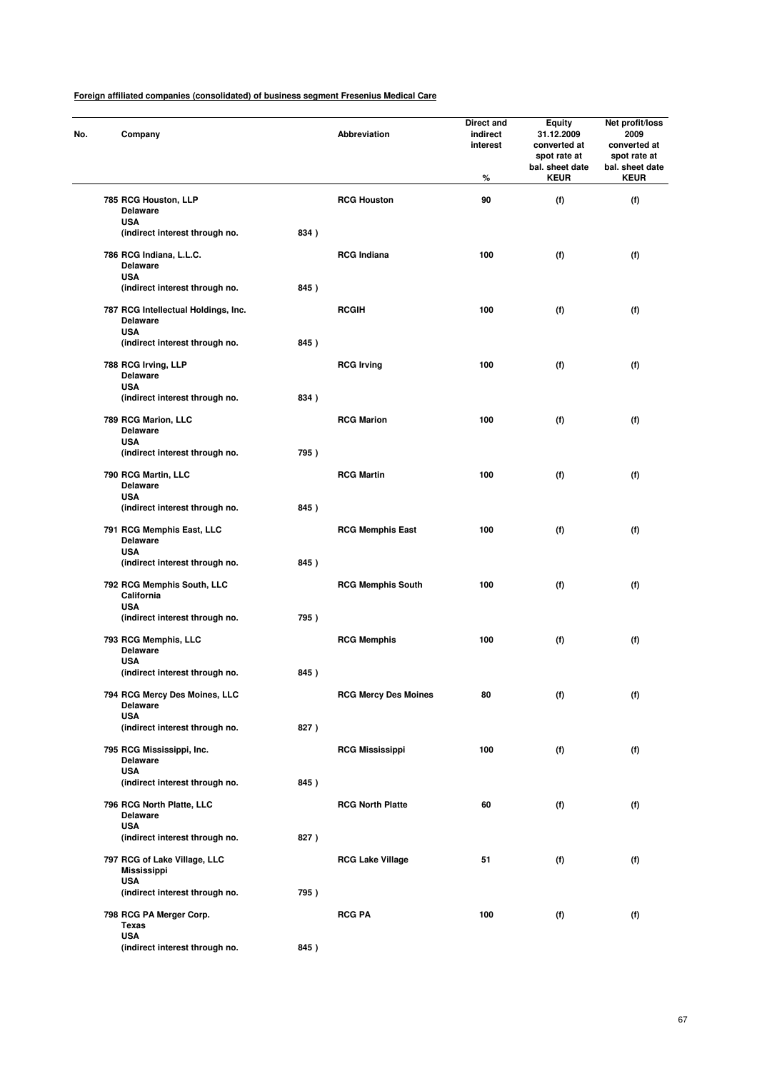**Foreign affiliated companies (consolidated) of business segment Fresenius Medical Care**

| No. | Company | | Abbreviation | Direct and indirect interest % | Equity 31.12.2009 converted at spot rate at bal. sheet date KEUR | Net profit/loss 2009 converted at spot rate at bal. sheet date KEUR |
|---|---|---|---|---|---|---|
| 785 | RCG Houston, LLP<br>Delaware<br>USA<br>(indirect interest through no. | 834 ) | RCG Houston | 90 | (f) | (f) |
| 786 | RCG Indiana, L.L.C.<br>Delaware<br>USA<br>(indirect interest through no. | 845 ) | RCG Indiana | 100 | (f) | (f) |
| 787 | RCG Intellectual Holdings, Inc.<br>Delaware<br>USA<br>(indirect interest through no. | 845 ) | RCGIH | 100 | (f) | (f) |
| 788 | RCG Irving, LLP<br>Delaware<br>USA<br>(indirect interest through no. | 834 ) | RCG Irving | 100 | (f) | (f) |
| 789 | RCG Marion, LLC<br>Delaware<br>USA<br>(indirect interest through no. | 795 ) | RCG Marion | 100 | (f) | (f) |
| 790 | RCG Martin, LLC<br>Delaware<br>USA<br>(indirect interest through no. | 845 ) | RCG Martin | 100 | (f) | (f) |
| 791 | RCG Memphis East, LLC<br>Delaware<br>USA<br>(indirect interest through no. | 845 ) | RCG Memphis East | 100 | (f) | (f) |
| 792 | RCG Memphis South, LLC<br>California<br>USA<br>(indirect interest through no. | 795 ) | RCG Memphis South | 100 | (f) | (f) |
| 793 | RCG Memphis, LLC<br>Delaware<br>USA<br>(indirect interest through no. | 845 ) | RCG Memphis | 100 | (f) | (f) |
| 794 | RCG Mercy Des Moines, LLC<br>Delaware<br>USA<br>(indirect interest through no. | 827 ) | RCG Mercy Des Moines | 80 | (f) | (f) |
| 795 | RCG Mississippi, Inc.<br>Delaware<br>USA<br>(indirect interest through no. | 845 ) | RCG Mississippi | 100 | (f) | (f) |
| 796 | RCG North Platte, LLC<br>Delaware<br>USA<br>(indirect interest through no. | 827 ) | RCG North Platte | 60 | (f) | (f) |
| 797 | RCG of Lake Village, LLC<br>Mississippi<br>USA<br>(indirect interest through no. | 795 ) | RCG Lake Village | 51 | (f) | (f) |
| 798 | RCG PA Merger Corp.<br>Texas<br>USA<br>(indirect interest through no. | 845 ) | RCG PA | 100 | (f) | (f) |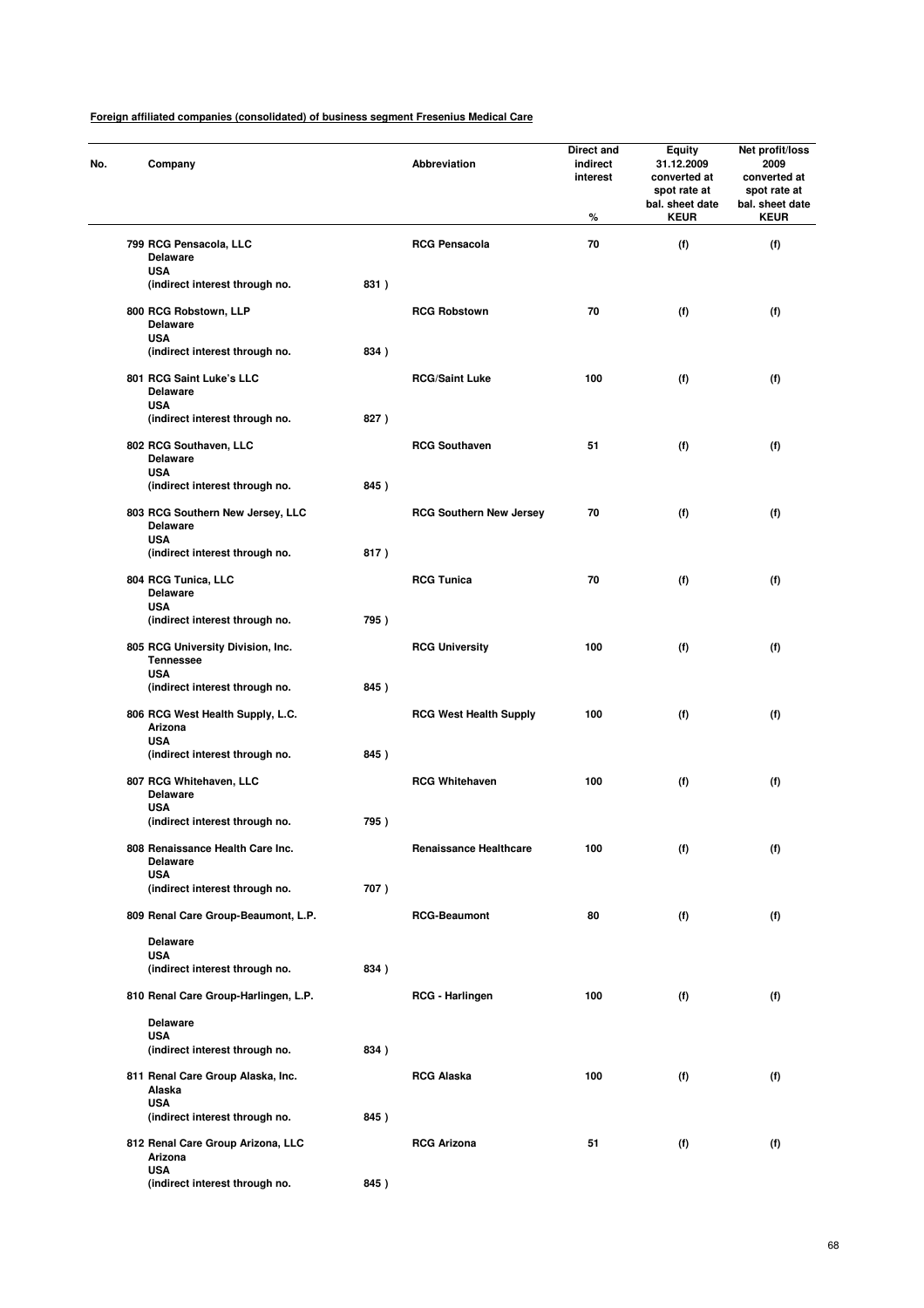**Foreign affiliated companies (consolidated) of business segment Fresenius Medical Care**

| No. | Company | | Abbreviation | Direct and indirect interest % | Equity 31.12.2009 converted at spot rate at bal. sheet date KEUR | Net profit/loss 2009 converted at spot rate at bal. sheet date KEUR |
|---|---|---|---|---|---|---|
| 799 | RCG Pensacola, LLC<br>Delaware<br>USA<br>(indirect interest through no. | 831 ) | RCG Pensacola | 70 | (f) | (f) |
| 800 | RCG Robstown, LLP<br>Delaware<br>USA<br>(indirect interest through no. | 834 ) | RCG Robstown | 70 | (f) | (f) |
| 801 | RCG Saint Luke's LLC<br>Delaware<br>USA<br>(indirect interest through no. | 827 ) | RCG/Saint Luke | 100 | (f) | (f) |
| 802 | RCG Southaven, LLC<br>Delaware<br>USA<br>(indirect interest through no. | 845 ) | RCG Southaven | 51 | (f) | (f) |
| 803 | RCG Southern New Jersey, LLC<br>Delaware<br>USA<br>(indirect interest through no. | 817 ) | RCG Southern New Jersey | 70 | (f) | (f) |
| 804 | RCG Tunica, LLC<br>Delaware<br>USA<br>(indirect interest through no. | 795 ) | RCG Tunica | 70 | (f) | (f) |
| 805 | RCG University Division, Inc.<br>Tennessee<br>USA<br>(indirect interest through no. | 845 ) | RCG University | 100 | (f) | (f) |
| 806 | RCG West Health Supply, L.C.<br>Arizona<br>USA<br>(indirect interest through no. | 845 ) | RCG West Health Supply | 100 | (f) | (f) |
| 807 | RCG Whitehaven, LLC<br>Delaware<br>USA<br>(indirect interest through no. | 795 ) | RCG Whitehaven | 100 | (f) | (f) |
| 808 | Renaissance Health Care Inc.<br>Delaware<br>USA<br>(indirect interest through no. | 707 ) | Renaissance Healthcare | 100 | (f) | (f) |
| 809 | Renal Care Group-Beaumont, L.P.<br>Delaware<br>USA<br>(indirect interest through no. | 834 ) | RCG-Beaumont | 80 | (f) | (f) |
| 810 | Renal Care Group-Harlingen, L.P.<br>Delaware<br>USA<br>(indirect interest through no. | 834 ) | RCG - Harlingen | 100 | (f) | (f) |
| 811 | Renal Care Group Alaska, Inc.<br>Alaska<br>USA<br>(indirect interest through no. | 845 ) | RCG Alaska | 100 | (f) | (f) |
| 812 | Renal Care Group Arizona, LLC<br>Arizona<br>USA<br>(indirect interest through no. | 845 ) | RCG Arizona | 51 | (f) | (f) |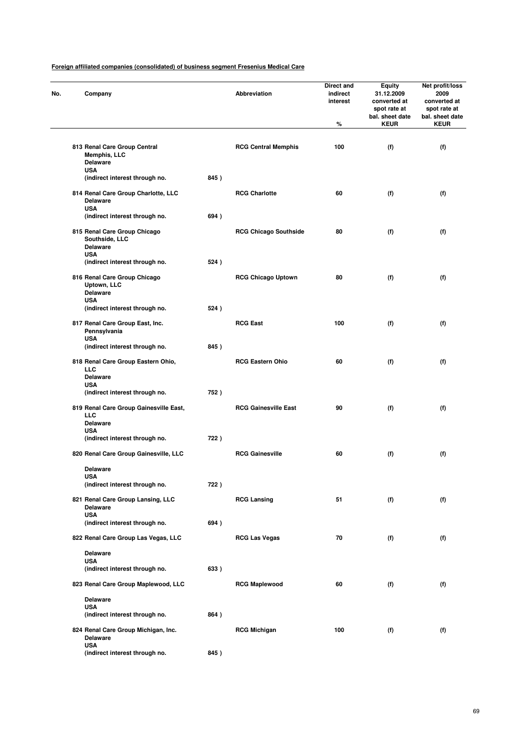**Foreign affiliated companies (consolidated) of business segment Fresenius Medical Care**

| No. | Company | Abbreviation | Direct and indirect interest % | Equity 31.12.2009 converted at spot rate at bal. sheet date KEUR | Net profit/loss 2009 converted at spot rate at bal. sheet date KEUR |
|---|---|---|---|---|---|
| 813 | Renal Care Group Central Memphis, LLC<br>Delaware<br>USA<br>(indirect interest through no. 845 ) | RCG Central Memphis | 100 | (f) | (f) |
| 814 | Renal Care Group Charlotte, LLC<br>Delaware<br>USA<br>(indirect interest through no. 694 ) | RCG Charlotte | 60 | (f) | (f) |
| 815 | Renal Care Group Chicago Southside, LLC<br>Delaware<br>USA<br>(indirect interest through no. 524 ) | RCG Chicago Southside | 80 | (f) | (f) |
| 816 | Renal Care Group Chicago Uptown, LLC<br>Delaware<br>USA<br>(indirect interest through no. 524 ) | RCG Chicago Uptown | 80 | (f) | (f) |
| 817 | Renal Care Group East, Inc.<br>Pennsylvania<br>USA<br>(indirect interest through no. 845 ) | RCG East | 100 | (f) | (f) |
| 818 | Renal Care Group Eastern Ohio, LLC<br>Delaware<br>USA<br>(indirect interest through no. 752 ) | RCG Eastern Ohio | 60 | (f) | (f) |
| 819 | Renal Care Group Gainesville East, LLC<br>Delaware<br>USA<br>(indirect interest through no. 722 ) | RCG Gainesville East | 90 | (f) | (f) |
| 820 | Renal Care Group Gainesville, LLC<br>Delaware<br>USA<br>(indirect interest through no. 722 ) | RCG Gainesville | 60 | (f) | (f) |
| 821 | Renal Care Group Lansing, LLC<br>Delaware<br>USA<br>(indirect interest through no. 694 ) | RCG Lansing | 51 | (f) | (f) |
| 822 | Renal Care Group Las Vegas, LLC<br>Delaware<br>USA<br>(indirect interest through no. 633 ) | RCG Las Vegas | 70 | (f) | (f) |
| 823 | Renal Care Group Maplewood, LLC<br>Delaware<br>USA<br>(indirect interest through no. 864 ) | RCG Maplewood | 60 | (f) | (f) |
| 824 | Renal Care Group Michigan, Inc.<br>Delaware<br>USA<br>(indirect interest through no. 845 ) | RCG Michigan | 100 | (f) | (f) |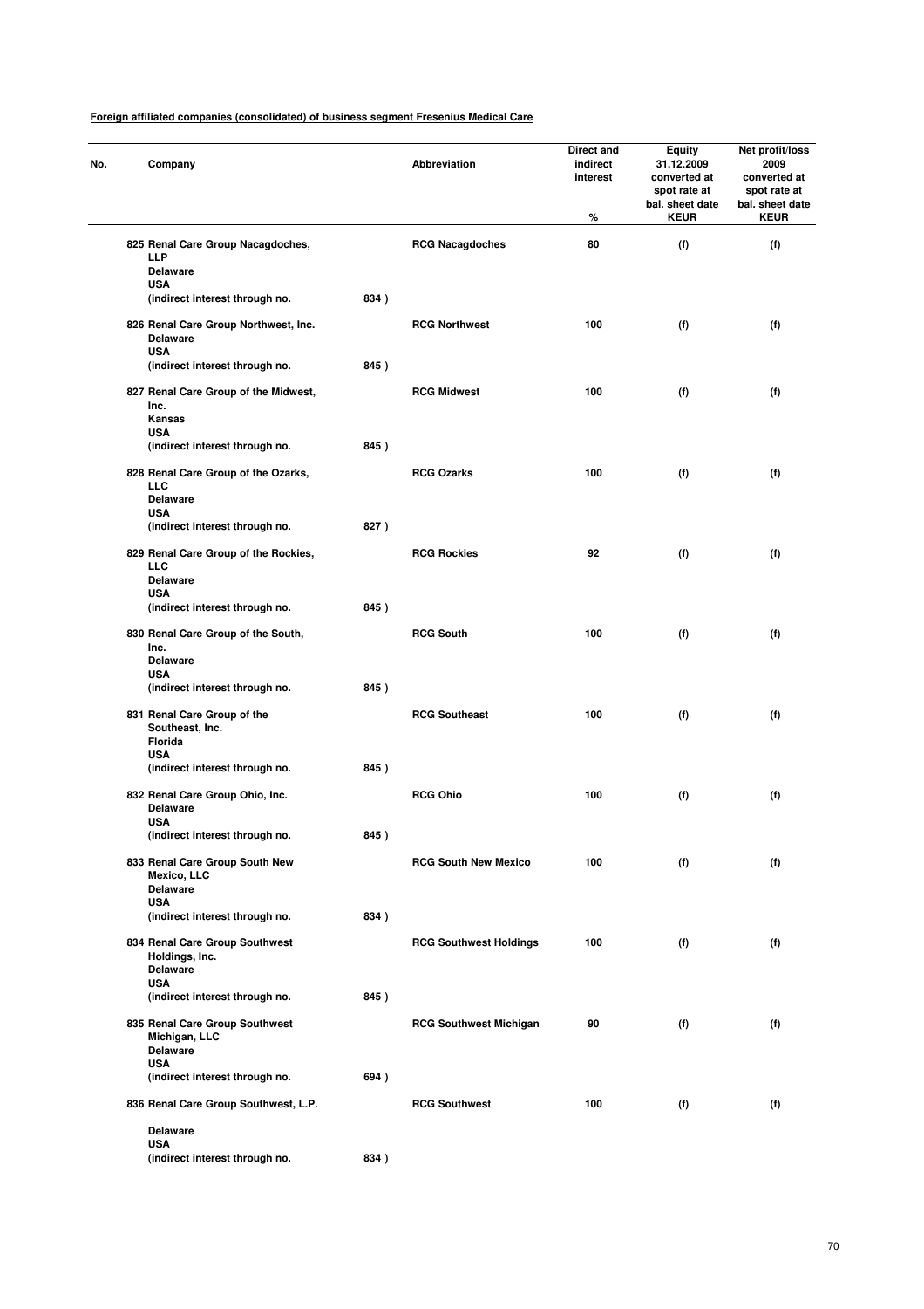**Foreign affiliated companies (consolidated) of business segment Fresenius Medical Care**

| No. | Company | | Abbreviation | Direct and indirect interest % | Equity 31.12.2009 converted at spot rate at bal. sheet date KEUR | Net profit/loss 2009 converted at spot rate at bal. sheet date KEUR |
|---|---|---|---|---|---|---|
| 825 | Renal Care Group Nacagdoches, LLP Delaware USA (indirect interest through no. | 834 ) | RCG Nacagdoches | 80 | (f) | (f) |
| 826 | Renal Care Group Northwest, Inc. Delaware USA (indirect interest through no. | 845 ) | RCG Northwest | 100 | (f) | (f) |
| 827 | Renal Care Group of the Midwest, Inc. Kansas USA (indirect interest through no. | 845 ) | RCG Midwest | 100 | (f) | (f) |
| 828 | Renal Care Group of the Ozarks, LLC Delaware USA (indirect interest through no. | 827 ) | RCG Ozarks | 100 | (f) | (f) |
| 829 | Renal Care Group of the Rockies, LLC Delaware USA (indirect interest through no. | 845 ) | RCG Rockies | 92 | (f) | (f) |
| 830 | Renal Care Group of the South, Inc. Delaware USA (indirect interest through no. | 845 ) | RCG South | 100 | (f) | (f) |
| 831 | Renal Care Group of the Southeast, Inc. Florida USA (indirect interest through no. | 845 ) | RCG Southeast | 100 | (f) | (f) |
| 832 | Renal Care Group Ohio, Inc. Delaware USA (indirect interest through no. | 845 ) | RCG Ohio | 100 | (f) | (f) |
| 833 | Renal Care Group South New Mexico, LLC Delaware USA (indirect interest through no. | 834 ) | RCG South New Mexico | 100 | (f) | (f) |
| 834 | Renal Care Group Southwest Holdings, Inc. Delaware USA (indirect interest through no. | 845 ) | RCG Southwest Holdings | 100 | (f) | (f) |
| 835 | Renal Care Group Southwest Michigan, LLC Delaware USA (indirect interest through no. | 694 ) | RCG Southwest Michigan | 90 | (f) | (f) |
| 836 | Renal Care Group Southwest, L.P. Delaware USA (indirect interest through no. | 834 ) | RCG Southwest | 100 | (f) | (f) |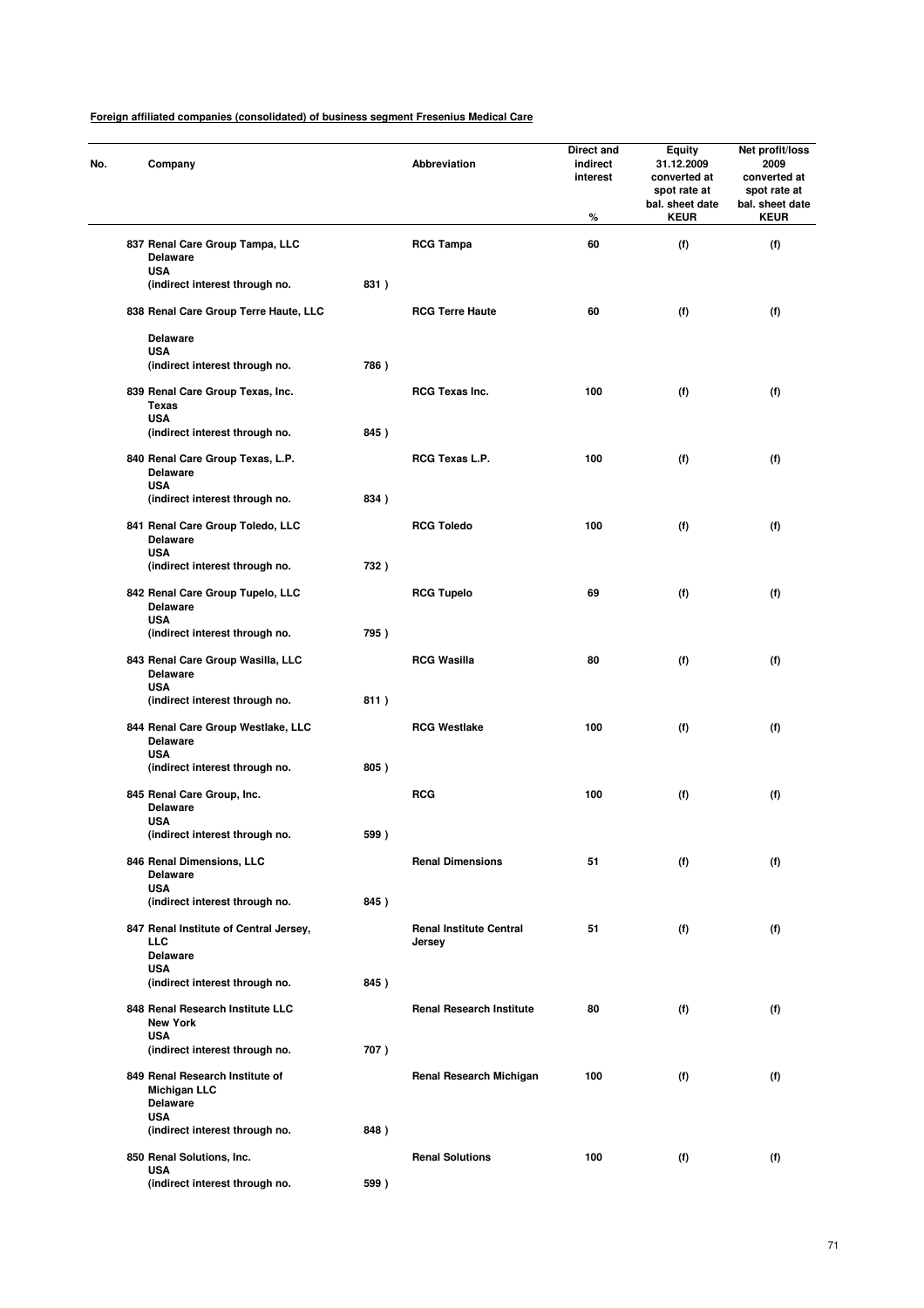**Foreign affiliated companies (consolidated) of business segment Fresenius Medical Care**

| No. | Company | | Abbreviation | Direct and indirect interest % | Equity 31.12.2009 converted at spot rate at bal. sheet date KEUR | Net profit/loss 2009 converted at spot rate at bal. sheet date KEUR |
|---|---|---|---|---|---|---|
| 837 | Renal Care Group Tampa, LLC Delaware USA (indirect interest through no. | 831 ) | RCG Tampa | 60 | (f) | (f) |
| 838 | Renal Care Group Terre Haute, LLC Delaware USA (indirect interest through no. | 786 ) | RCG Terre Haute | 60 | (f) | (f) |
| 839 | Renal Care Group Texas, Inc. Texas USA (indirect interest through no. | 845 ) | RCG Texas Inc. | 100 | (f) | (f) |
| 840 | Renal Care Group Texas, L.P. Delaware USA (indirect interest through no. | 834 ) | RCG Texas L.P. | 100 | (f) | (f) |
| 841 | Renal Care Group Toledo, LLC Delaware USA (indirect interest through no. | 732 ) | RCG Toledo | 100 | (f) | (f) |
| 842 | Renal Care Group Tupelo, LLC Delaware USA (indirect interest through no. | 795 ) | RCG Tupelo | 69 | (f) | (f) |
| 843 | Renal Care Group Wasilla, LLC Delaware USA (indirect interest through no. | 811 ) | RCG Wasilla | 80 | (f) | (f) |
| 844 | Renal Care Group Westlake, LLC Delaware USA (indirect interest through no. | 805 ) | RCG Westlake | 100 | (f) | (f) |
| 845 | Renal Care Group, Inc. Delaware USA (indirect interest through no. | 599 ) | RCG | 100 | (f) | (f) |
| 846 | Renal Dimensions, LLC Delaware USA (indirect interest through no. | 845 ) | Renal Dimensions | 51 | (f) | (f) |
| 847 | Renal Institute of Central Jersey, LLC Delaware USA (indirect interest through no. | 845 ) | Renal Institute Central Jersey | 51 | (f) | (f) |
| 848 | Renal Research Institute LLC New York USA (indirect interest through no. | 707 ) | Renal Research Institute | 80 | (f) | (f) |
| 849 | Renal Research Institute of Michigan LLC Delaware USA (indirect interest through no. | 848 ) | Renal Research Michigan | 100 | (f) | (f) |
| 850 | Renal Solutions, Inc. USA (indirect interest through no. | 599 ) | Renal Solutions | 100 | (f) | (f) |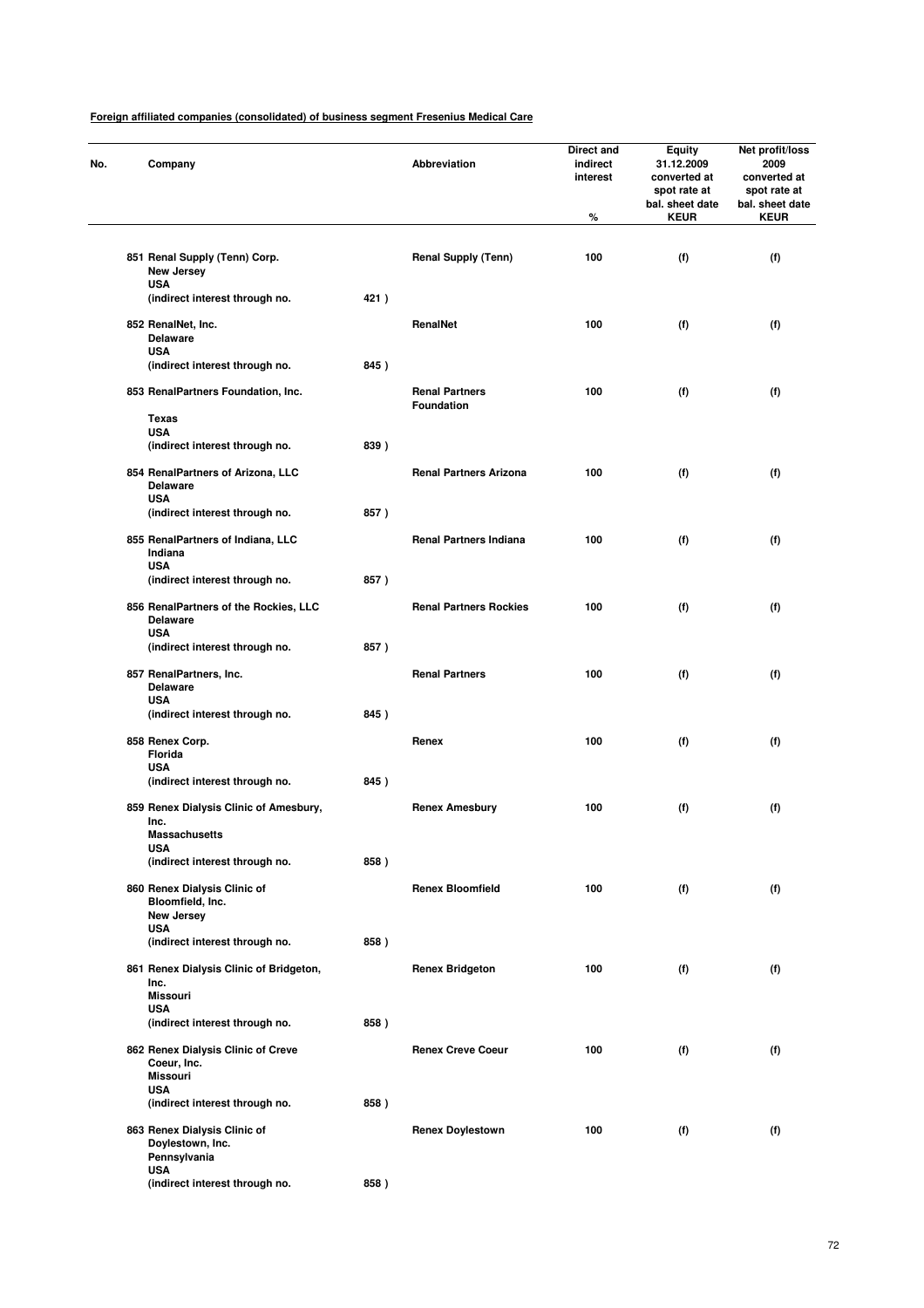**Foreign affiliated companies (consolidated) of business segment Fresenius Medical Care**

| No. | Company | | Abbreviation | Direct and indirect interest % | Equity 31.12.2009 converted at spot rate at bal. sheet date KEUR | Net profit/loss 2009 converted at spot rate at bal. sheet date KEUR |
|---|---|---|---|---|---|---|
| 851 | Renal Supply (Tenn) Corp.<br>New Jersey<br>USA<br>(indirect interest through no. | 421 ) | Renal Supply (Tenn) | 100 | (f) | (f) |
| 852 | RenalNet, Inc.<br>Delaware<br>USA<br>(indirect interest through no. | 845 ) | RenalNet | 100 | (f) | (f) |
| 853 | RenalPartners Foundation, Inc.<br>Texas<br>USA<br>(indirect interest through no. | 839 ) | Renal Partners Foundation | 100 | (f) | (f) |
| 854 | RenalPartners of Arizona, LLC<br>Delaware<br>USA<br>(indirect interest through no. | 857 ) | Renal Partners Arizona | 100 | (f) | (f) |
| 855 | RenalPartners of Indiana, LLC<br>Indiana<br>USA<br>(indirect interest through no. | 857 ) | Renal Partners Indiana | 100 | (f) | (f) |
| 856 | RenalPartners of the Rockies, LLC<br>Delaware<br>USA<br>(indirect interest through no. | 857 ) | Renal Partners Rockies | 100 | (f) | (f) |
| 857 | RenalPartners, Inc.<br>Delaware<br>USA<br>(indirect interest through no. | 845 ) | Renal Partners | 100 | (f) | (f) |
| 858 | Renex Corp.<br>Florida<br>USA<br>(indirect interest through no. | 845 ) | Renex | 100 | (f) | (f) |
| 859 | Renex Dialysis Clinic of Amesbury, Inc.<br>Massachusetts<br>USA<br>(indirect interest through no. | 858 ) | Renex Amesbury | 100 | (f) | (f) |
| 860 | Renex Dialysis Clinic of Bloomfield, Inc.<br>New Jersey<br>USA<br>(indirect interest through no. | 858 ) | Renex Bloomfield | 100 | (f) | (f) |
| 861 | Renex Dialysis Clinic of Bridgeton, Inc.<br>Missouri<br>USA<br>(indirect interest through no. | 858 ) | Renex Bridgeton | 100 | (f) | (f) |
| 862 | Renex Dialysis Clinic of Creve Coeur, Inc.<br>Missouri<br>USA<br>(indirect interest through no. | 858 ) | Renex Creve Coeur | 100 | (f) | (f) |
| 863 | Renex Dialysis Clinic of Doylestown, Inc.<br>Pennsylvania<br>USA<br>(indirect interest through no. | 858 ) | Renex Doylestown | 100 | (f) | (f) |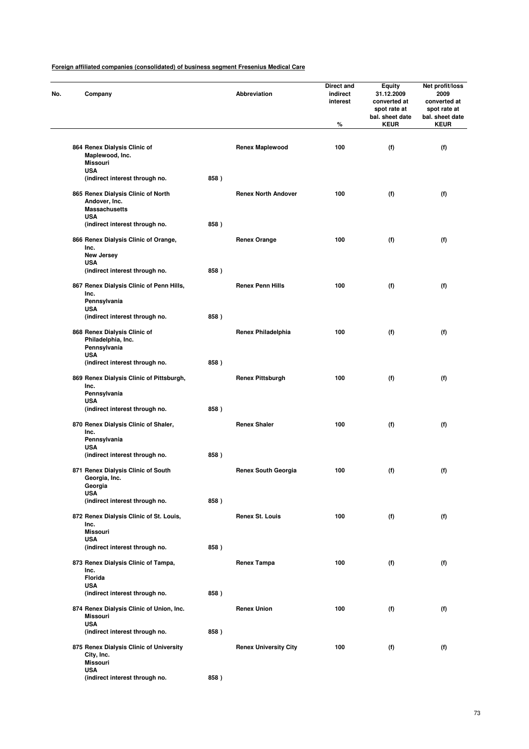**Foreign affiliated companies (consolidated) of business segment Fresenius Medical Care**

| No. | Company | | Abbreviation | Direct and indirect interest % | Equity 31.12.2009 converted at spot rate at bal. sheet date KEUR | Net profit/loss 2009 converted at spot rate at bal. sheet date KEUR |
|---|---|---|---|---|---|---|
| 864 | Renex Dialysis Clinic of Maplewood, Inc. Missouri USA (indirect interest through no. | 858 ) | Renex Maplewood | 100 | (f) | (f) |
| 865 | Renex Dialysis Clinic of North Andover, Inc. Massachusetts USA (indirect interest through no. | 858 ) | Renex North Andover | 100 | (f) | (f) |
| 866 | Renex Dialysis Clinic of Orange, Inc. New Jersey USA (indirect interest through no. | 858 ) | Renex Orange | 100 | (f) | (f) |
| 867 | Renex Dialysis Clinic of Penn Hills, Inc. Pennsylvania USA (indirect interest through no. | 858 ) | Renex Penn Hills | 100 | (f) | (f) |
| 868 | Renex Dialysis Clinic of Philadelphia, Inc. Pennsylvania USA (indirect interest through no. | 858 ) | Renex Philadelphia | 100 | (f) | (f) |
| 869 | Renex Dialysis Clinic of Pittsburgh, Inc. Pennsylvania USA (indirect interest through no. | 858 ) | Renex Pittsburgh | 100 | (f) | (f) |
| 870 | Renex Dialysis Clinic of Shaler, Inc. Pennsylvania USA (indirect interest through no. | 858 ) | Renex Shaler | 100 | (f) | (f) |
| 871 | Renex Dialysis Clinic of South Georgia, Inc. Georgia USA (indirect interest through no. | 858 ) | Renex South Georgia | 100 | (f) | (f) |
| 872 | Renex Dialysis Clinic of St. Louis, Inc. Missouri USA (indirect interest through no. | 858 ) | Renex St. Louis | 100 | (f) | (f) |
| 873 | Renex Dialysis Clinic of Tampa, Inc. Florida USA (indirect interest through no. | 858 ) | Renex Tampa | 100 | (f) | (f) |
| 874 | Renex Dialysis Clinic of Union, Inc. Missouri USA (indirect interest through no. | 858 ) | Renex Union | 100 | (f) | (f) |
| 875 | Renex Dialysis Clinic of University City, Inc. Missouri USA (indirect interest through no. | 858 ) | Renex University City | 100 | (f) | (f) |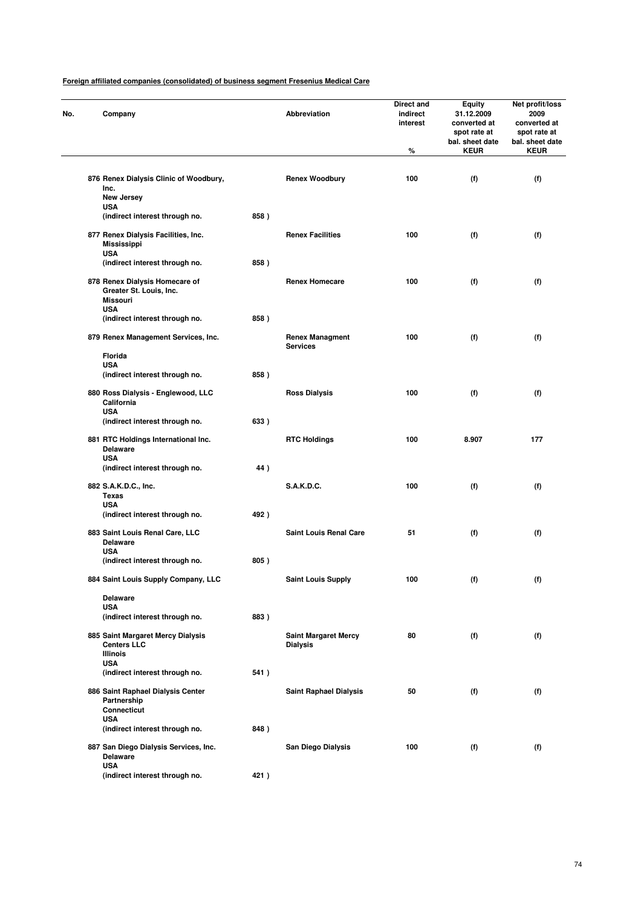**Foreign affiliated companies (consolidated) of business segment Fresenius Medical Care**

| No. | Company | | Abbreviation | Direct and indirect interest % | Equity 31.12.2009 converted at spot rate at bal. sheet date KEUR | Net profit/loss 2009 converted at spot rate at bal. sheet date KEUR |
|---|---|---|---|---|---|---|
| 876 | Renex Dialysis Clinic of Woodbury, Inc. New Jersey USA (indirect interest through no. | 858 ) | Renex Woodbury | 100 | (f) | (f) |
| 877 | Renex Dialysis Facilities, Inc. Mississippi USA (indirect interest through no. | 858 ) | Renex Facilities | 100 | (f) | (f) |
| 878 | Renex Dialysis Homecare of Greater St. Louis, Inc. Missouri USA (indirect interest through no. | 858 ) | Renex Homecare | 100 | (f) | (f) |
| 879 | Renex Management Services, Inc. Florida USA (indirect interest through no. | 858 ) | Renex Managment Services | 100 | (f) | (f) |
| 880 | Ross Dialysis - Englewood, LLC California USA (indirect interest through no. | 633 ) | Ross Dialysis | 100 | (f) | (f) |
| 881 | RTC Holdings International Inc. Delaware USA (indirect interest through no. | 44 ) | RTC Holdings | 100 | 8.907 | 177 |
| 882 | S.A.K.D.C., Inc. Texas USA (indirect interest through no. | 492 ) | S.A.K.D.C. | 100 | (f) | (f) |
| 883 | Saint Louis Renal Care, LLC Delaware USA (indirect interest through no. | 805 ) | Saint Louis Renal Care | 51 | (f) | (f) |
| 884 | Saint Louis Supply Company, LLC Delaware USA (indirect interest through no. | 883 ) | Saint Louis Supply | 100 | (f) | (f) |
| 885 | Saint Margaret Mercy Dialysis Centers LLC Illinois USA (indirect interest through no. | 541 ) | Saint Margaret Mercy Dialysis | 80 | (f) | (f) |
| 886 | Saint Raphael Dialysis Center Partnership Connecticut USA (indirect interest through no. | 848 ) | Saint Raphael Dialysis | 50 | (f) | (f) |
| 887 | San Diego Dialysis Services, Inc. Delaware USA (indirect interest through no. | 421 ) | San Diego Dialysis | 100 | (f) | (f) |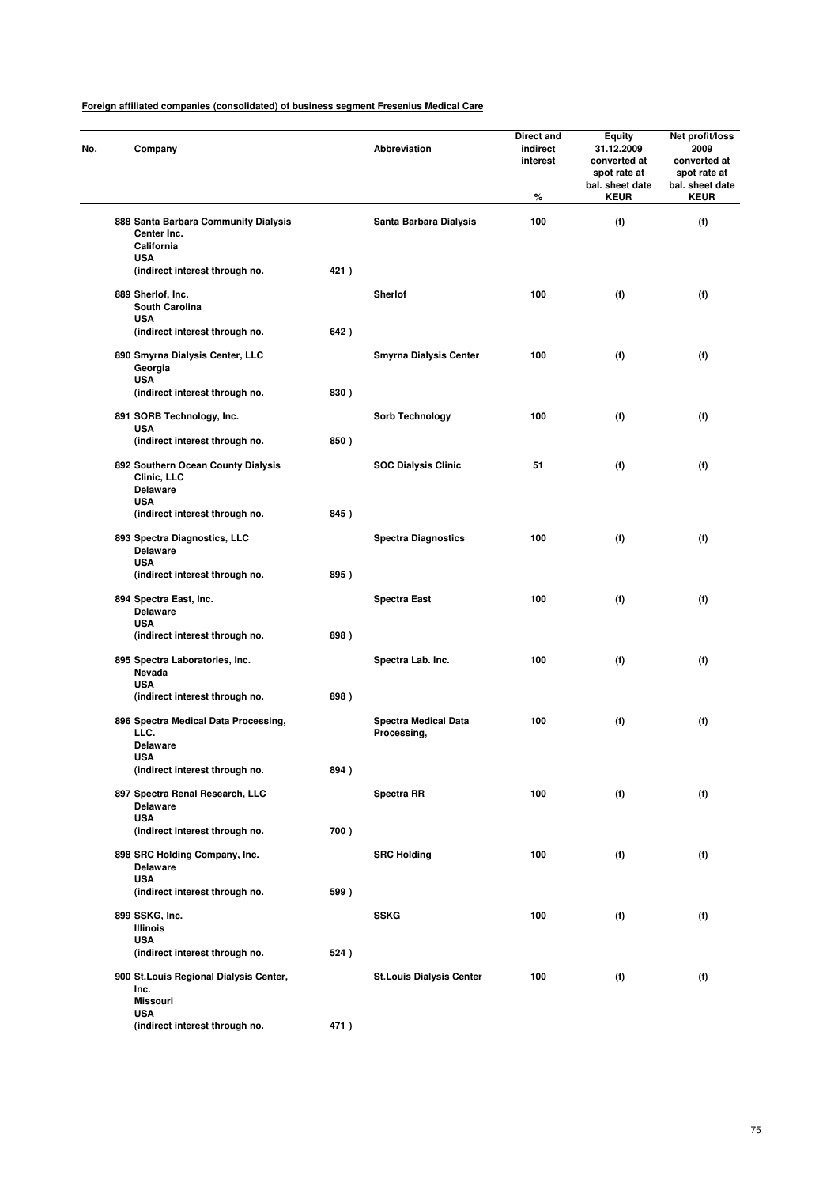**Foreign affiliated companies (consolidated) of business segment Fresenius Medical Care**

| No. | Company | | Abbreviation | Direct and indirect interest % | Equity 31.12.2009 converted at spot rate at bal. sheet date KEUR | Net profit/loss 2009 converted at spot rate at bal. sheet date KEUR |
|---|---|---|---|---|---|---|
| 888 | Santa Barbara Community Dialysis Center Inc. California USA (indirect interest through no. | 421 ) | Santa Barbara Dialysis | 100 | (f) | (f) |
| 889 | Sherlof, Inc. South Carolina USA (indirect interest through no. | 642 ) | Sherlof | 100 | (f) | (f) |
| 890 | Smyrna Dialysis Center, LLC Georgia USA (indirect interest through no. | 830 ) | Smyrna Dialysis Center | 100 | (f) | (f) |
| 891 | SORB Technology, Inc. USA (indirect interest through no. | 850 ) | Sorb Technology | 100 | (f) | (f) |
| 892 | Southern Ocean County Dialysis Clinic, LLC Delaware USA (indirect interest through no. | 845 ) | SOC Dialysis Clinic | 51 | (f) | (f) |
| 893 | Spectra Diagnostics, LLC Delaware USA (indirect interest through no. | 895 ) | Spectra Diagnostics | 100 | (f) | (f) |
| 894 | Spectra East, Inc. Delaware USA (indirect interest through no. | 898 ) | Spectra East | 100 | (f) | (f) |
| 895 | Spectra Laboratories, Inc. Nevada USA (indirect interest through no. | 898 ) | Spectra Lab. Inc. | 100 | (f) | (f) |
| 896 | Spectra Medical Data Processing, LLC. Delaware USA (indirect interest through no. | 894 ) | Spectra Medical Data Processing, | 100 | (f) | (f) |
| 897 | Spectra Renal Research, LLC Delaware USA (indirect interest through no. | 700 ) | Spectra RR | 100 | (f) | (f) |
| 898 | SRC Holding Company, Inc. Delaware USA (indirect interest through no. | 599 ) | SRC Holding | 100 | (f) | (f) |
| 899 | SSKG, Inc. Illinois USA (indirect interest through no. | 524 ) | SSKG | 100 | (f) | (f) |
| 900 | St.Louis Regional Dialysis Center, Inc. Missouri USA (indirect interest through no. | 471 ) | St.Louis Dialysis Center | 100 | (f) | (f) |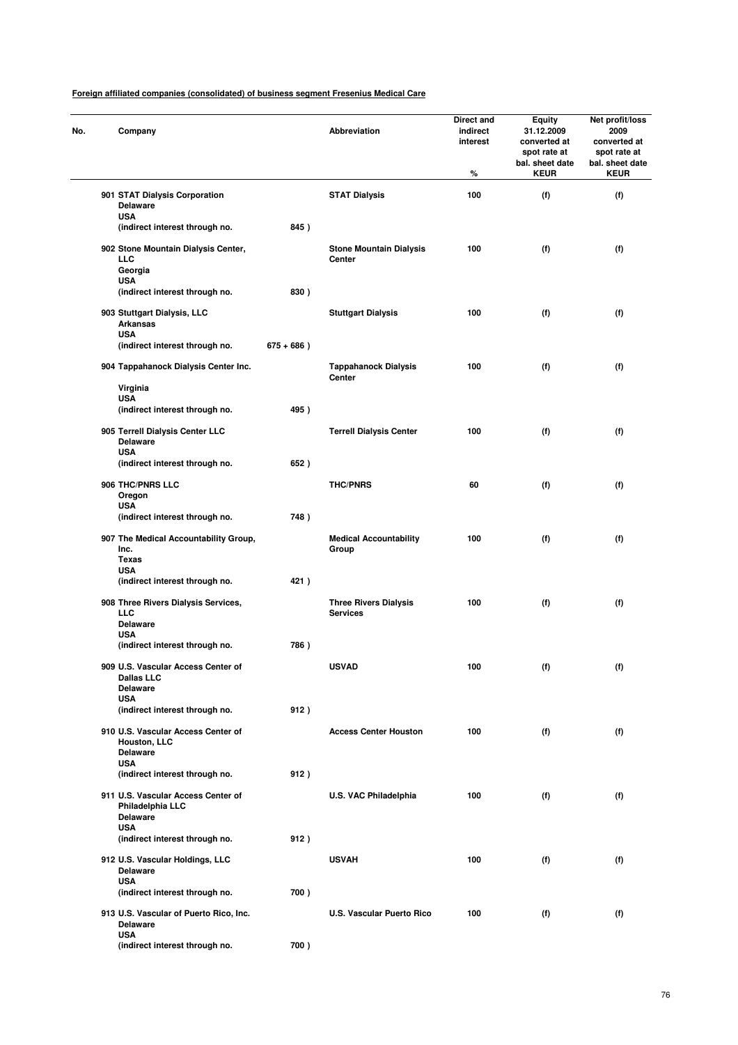**Foreign affiliated companies (consolidated) of business segment Fresenius Medical Care**

| No. | Company | | Abbreviation | Direct and indirect interest<br>% | Equity 31.12.2009 converted at spot rate at bal. sheet date<br>KEUR | Net profit/loss 2009 converted at spot rate at bal. sheet date<br>KEUR |
|---|---|---|---|---|---|---|
| 901 | STAT Dialysis Corporation<br>Delaware<br>USA<br>(indirect interest through no. | 845 ) | STAT Dialysis | 100 | (f) | (f) |
| 902 | Stone Mountain Dialysis Center, LLC<br>Georgia<br>USA<br>(indirect interest through no. | 830 ) | Stone Mountain Dialysis Center | 100 | (f) | (f) |
| 903 | Stuttgart Dialysis, LLC<br>Arkansas<br>USA<br>(indirect interest through no. | 675 + 686 ) | Stuttgart Dialysis | 100 | (f) | (f) |
| 904 | Tappahanock Dialysis Center Inc.<br>Virginia<br>USA<br>(indirect interest through no. | 495 ) | Tappahanock Dialysis Center | 100 | (f) | (f) |
| 905 | Terrell Dialysis Center LLC<br>Delaware<br>USA<br>(indirect interest through no. | 652 ) | Terrell Dialysis Center | 100 | (f) | (f) |
| 906 | THC/PNRS LLC<br>Oregon<br>USA<br>(indirect interest through no. | 748 ) | THC/PNRS | 60 | (f) | (f) |
| 907 | The Medical Accountability Group, Inc.<br>Texas<br>USA<br>(indirect interest through no. | 421 ) | Medical Accountability Group | 100 | (f) | (f) |
| 908 | Three Rivers Dialysis Services, LLC<br>Delaware<br>USA<br>(indirect interest through no. | 786 ) | Three Rivers Dialysis Services | 100 | (f) | (f) |
| 909 | U.S. Vascular Access Center of Dallas LLC<br>Delaware<br>USA<br>(indirect interest through no. | 912 ) | USVAD | 100 | (f) | (f) |
| 910 | U.S. Vascular Access Center of Houston, LLC<br>Delaware<br>USA<br>(indirect interest through no. | 912 ) | Access Center Houston | 100 | (f) | (f) |
| 911 | U.S. Vascular Access Center of Philadelphia LLC<br>Delaware<br>USA<br>(indirect interest through no. | 912 ) | U.S. VAC Philadelphia | 100 | (f) | (f) |
| 912 | U.S. Vascular Holdings, LLC<br>Delaware<br>USA<br>(indirect interest through no. | 700 ) | USVAH | 100 | (f) | (f) |
| 913 | U.S. Vascular of Puerto Rico, Inc.<br>Delaware<br>USA<br>(indirect interest through no. | 700 ) | U.S. Vascular Puerto Rico | 100 | (f) | (f) |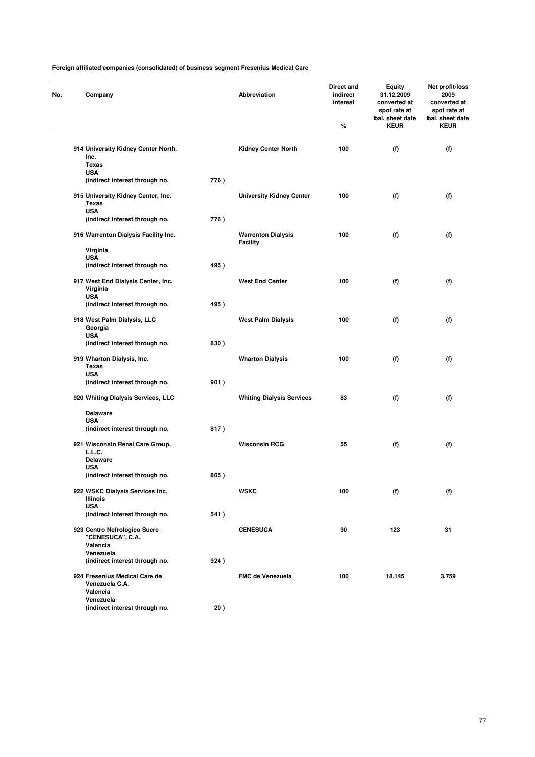**Foreign affiliated companies (consolidated) of business segment Fresenius Medical Care**

| No. | Company | | Abbreviation | Direct and indirect interest % | Equity 31.12.2009 converted at spot rate at bal. sheet date KEUR | Net profit/loss 2009 converted at spot rate at bal. sheet date KEUR |
|---|---|---|---|---|---|---|
| 914 | University Kidney Center North, Inc.<br>Texas<br>USA<br>(indirect interest through no. | 776 ) | Kidney Center North | 100 | (f) | (f) |
| 915 | University Kidney Center, Inc.<br>Texas<br>USA<br>(indirect interest through no. | 776 ) | University Kidney Center | 100 | (f) | (f) |
| 916 | Warrenton Dialysis Facility Inc.<br>Virginia<br>USA<br>(indirect interest through no. | 495 ) | Warrenton Dialysis Facility | 100 | (f) | (f) |
| 917 | West End Dialysis Center, Inc.<br>Virginia<br>USA<br>(indirect interest through no. | 495 ) | West End Center | 100 | (f) | (f) |
| 918 | West Palm Dialysis, LLC<br>Georgia<br>USA<br>(indirect interest through no. | 830 ) | West Palm Dialysis | 100 | (f) | (f) |
| 919 | Wharton Dialysis, Inc.<br>Texas<br>USA<br>(indirect interest through no. | 901 ) | Wharton Dialysis | 100 | (f) | (f) |
| 920 | Whiting Dialysis Services, LLC<br>Delaware<br>USA<br>(indirect interest through no. | 817 ) | Whiting Dialysis Services | 83 | (f) | (f) |
| 921 | Wisconsin Renal Care Group, L.L.C.<br>Delaware<br>USA<br>(indirect interest through no. | 805 ) | Wisconsin RCG | 55 | (f) | (f) |
| 922 | WSKC Dialysis Services Inc.<br>Illinois<br>USA<br>(indirect interest through no. | 541 ) | WSKC | 100 | (f) | (f) |
| 923 | Centro Nefrologico Sucre "CENESUCA", C.A.<br>Valencia<br>Venezuela<br>(indirect interest through no. | 924 ) | CENESUCA | 90 | 123 | 31 |
| 924 | Fresenius Medical Care de Venezuela C.A.<br>Valencia<br>Venezuela<br>(indirect interest through no. | 20 ) | FMC de Venezuela | 100 | 18.145 | 3.759 |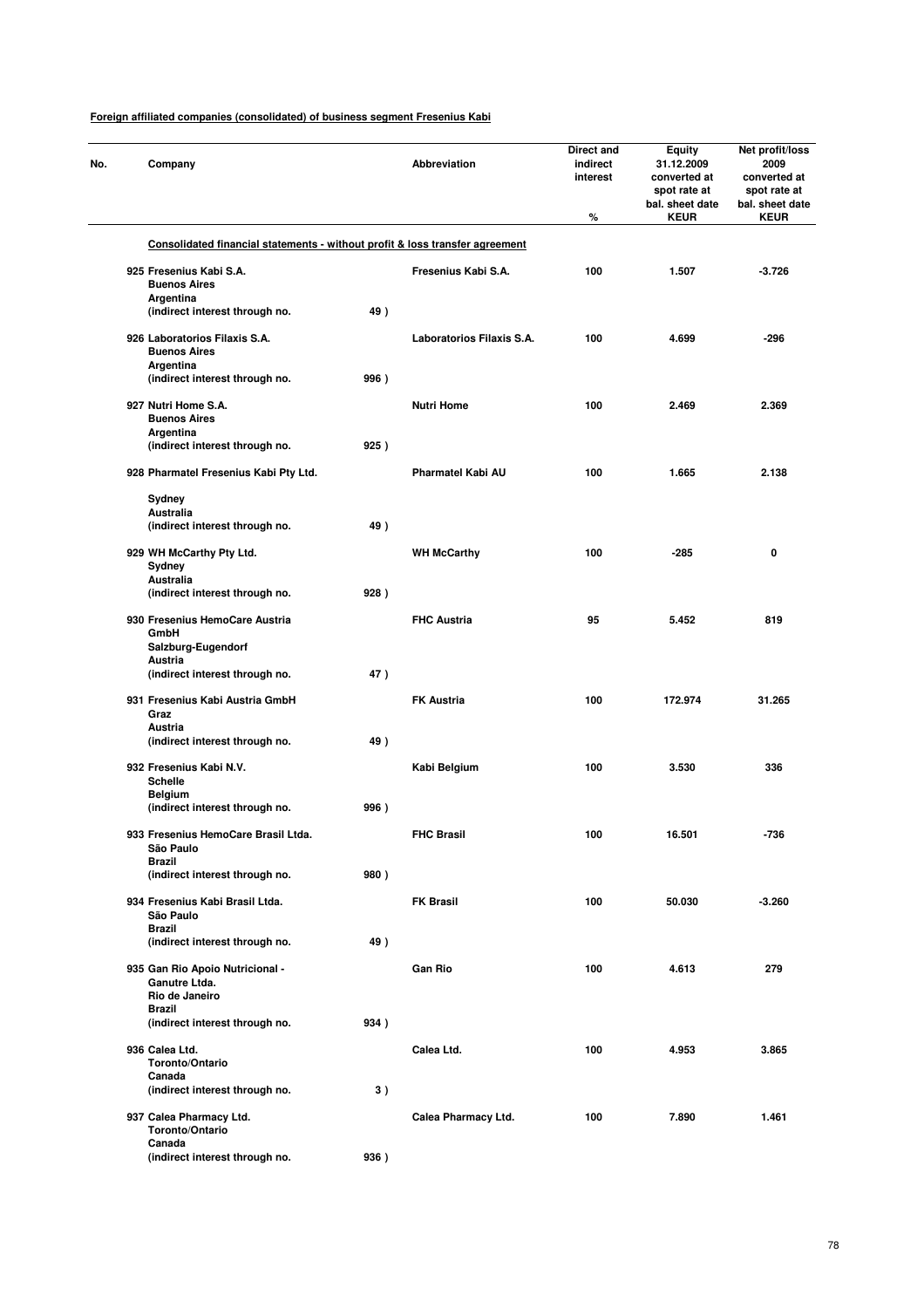**Foreign affiliated companies (consolidated) of business segment Fresenius Kabi**

| No. | Company | | Abbreviation | Direct and indirect interest % | Equity 31.12.2009 converted at spot rate at bal. sheet date KEUR | Net profit/loss 2009 converted at spot rate at bal. sheet date KEUR |
|---|---|---|---|---|---|---|
| | **Consolidated financial statements - without profit & loss transfer agreement** | | | | | |
| 925 | Fresenius Kabi S.A.<br>Buenos Aires<br>Argentina<br>(indirect interest through no. | 49 ) | Fresenius Kabi S.A. | 100 | 1.507 | -3.726 |
| 926 | Laboratorios Filaxis S.A.<br>Buenos Aires<br>Argentina<br>(indirect interest through no. | 996 ) | Laboratorios Filaxis S.A. | 100 | 4.699 | -296 |
| 927 | Nutri Home S.A.<br>Buenos Aires<br>Argentina<br>(indirect interest through no. | 925 ) | Nutri Home | 100 | 2.469 | 2.369 |
| 928 | Pharmatel Fresenius Kabi Pty Ltd.<br>Sydney<br>Australia<br>(indirect interest through no. | 49 ) | Pharmatel Kabi AU | 100 | 1.665 | 2.138 |
| 929 | WH McCarthy Pty Ltd.<br>Sydney<br>Australia<br>(indirect interest through no. | 928 ) | WH McCarthy | 100 | -285 | 0 |
| 930 | Fresenius HemoCare Austria GmbH<br>Salzburg-Eugendorf<br>Austria<br>(indirect interest through no. | 47 ) | FHC Austria | 95 | 5.452 | 819 |
| 931 | Fresenius Kabi Austria GmbH<br>Graz<br>Austria<br>(indirect interest through no. | 49 ) | FK Austria | 100 | 172.974 | 31.265 |
| 932 | Fresenius Kabi N.V.<br>Schelle<br>Belgium<br>(indirect interest through no. | 996 ) | Kabi Belgium | 100 | 3.530 | 336 |
| 933 | Fresenius HemoCare Brasil Ltda.<br>São Paulo<br>Brazil<br>(indirect interest through no. | 980 ) | FHC Brasil | 100 | 16.501 | -736 |
| 934 | Fresenius Kabi Brasil Ltda.<br>São Paulo<br>Brazil<br>(indirect interest through no. | 49 ) | FK Brasil | 100 | 50.030 | -3.260 |
| 935 | Gan Rio Apoio Nutricional - Ganutre Ltda.<br>Rio de Janeiro<br>Brazil<br>(indirect interest through no. | 934 ) | Gan Rio | 100 | 4.613 | 279 |
| 936 | Calea Ltd.<br>Toronto/Ontario<br>Canada<br>(indirect interest through no. | 3 ) | Calea Ltd. | 100 | 4.953 | 3.865 |
| 937 | Calea Pharmacy Ltd.<br>Toronto/Ontario<br>Canada<br>(indirect interest through no. | 936 ) | Calea Pharmacy Ltd. | 100 | 7.890 | 1.461 |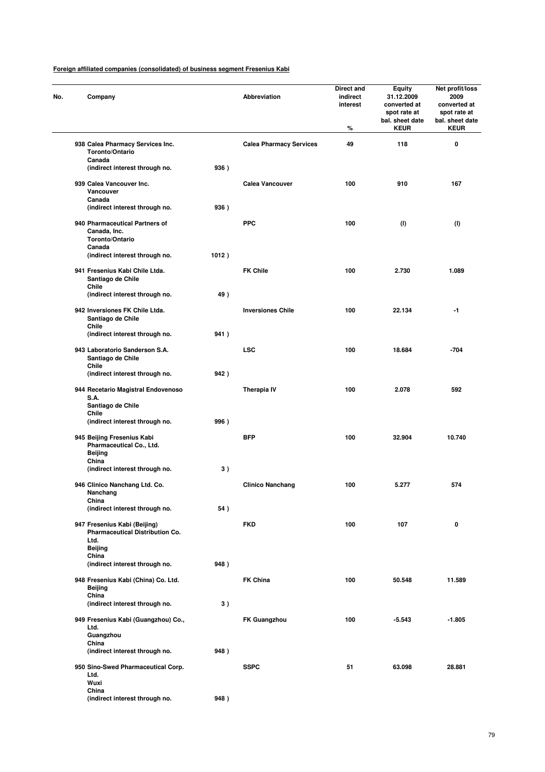**Foreign affiliated companies (consolidated) of business segment Fresenius Kabi**

| No. | Company | | Abbreviation | Direct and indirect interest % | Equity 31.12.2009 converted at spot rate at bal. sheet date KEUR | Net profit/loss 2009 converted at spot rate at bal. sheet date KEUR |
|---|---|---|---|---|---|---|
| 938 | Calea Pharmacy Services Inc. Toronto/Ontario Canada (indirect interest through no. | 936 ) | Calea Pharmacy Services | 49 | 118 | 0 |
| 939 | Calea Vancouver Inc. Vancouver Canada (indirect interest through no. | 936 ) | Calea Vancouver | 100 | 910 | 167 |
| 940 | Pharmaceutical Partners of Canada, Inc. Toronto/Ontario Canada (indirect interest through no. | 1012 ) | PPC | 100 | (I) | (I) |
| 941 | Fresenius Kabi Chile Ltda. Santiago de Chile Chile (indirect interest through no. | 49 ) | FK Chile | 100 | 2.730 | 1.089 |
| 942 | Inversiones FK Chile Ltda. Santiago de Chile Chile (indirect interest through no. | 941 ) | Inversiones Chile | 100 | 22.134 | -1 |
| 943 | Laboratorio Sanderson S.A. Santiago de Chile Chile (indirect interest through no. | 942 ) | LSC | 100 | 18.684 | -704 |
| 944 | Recetario Magistral Endovenoso S.A. Santiago de Chile Chile (indirect interest through no. | 996 ) | Therapia IV | 100 | 2.078 | 592 |
| 945 | Beijing Fresenius Kabi Pharmaceutical Co., Ltd. Beijing China (indirect interest through no. | 3 ) | BFP | 100 | 32.904 | 10.740 |
| 946 | Clinico Nanchang Ltd. Co. Nanchang China (indirect interest through no. | 54 ) | Clinico Nanchang | 100 | 5.277 | 574 |
| 947 | Fresenius Kabi (Beijing) Pharmaceutical Distribution Co. Ltd. Beijing China (indirect interest through no. | 948 ) | FKD | 100 | 107 | 0 |
| 948 | Fresenius Kabi (China) Co. Ltd. Beijing China (indirect interest through no. | 3 ) | FK China | 100 | 50.548 | 11.589 |
| 949 | Fresenius Kabi (Guangzhou) Co., Ltd. Guangzhou China (indirect interest through no. | 948 ) | FK Guangzhou | 100 | -5.543 | -1.805 |
| 950 | Sino-Swed Pharmaceutical Corp. Ltd. Wuxi China (indirect interest through no. | 948 ) | SSPC | 51 | 63.098 | 28.881 |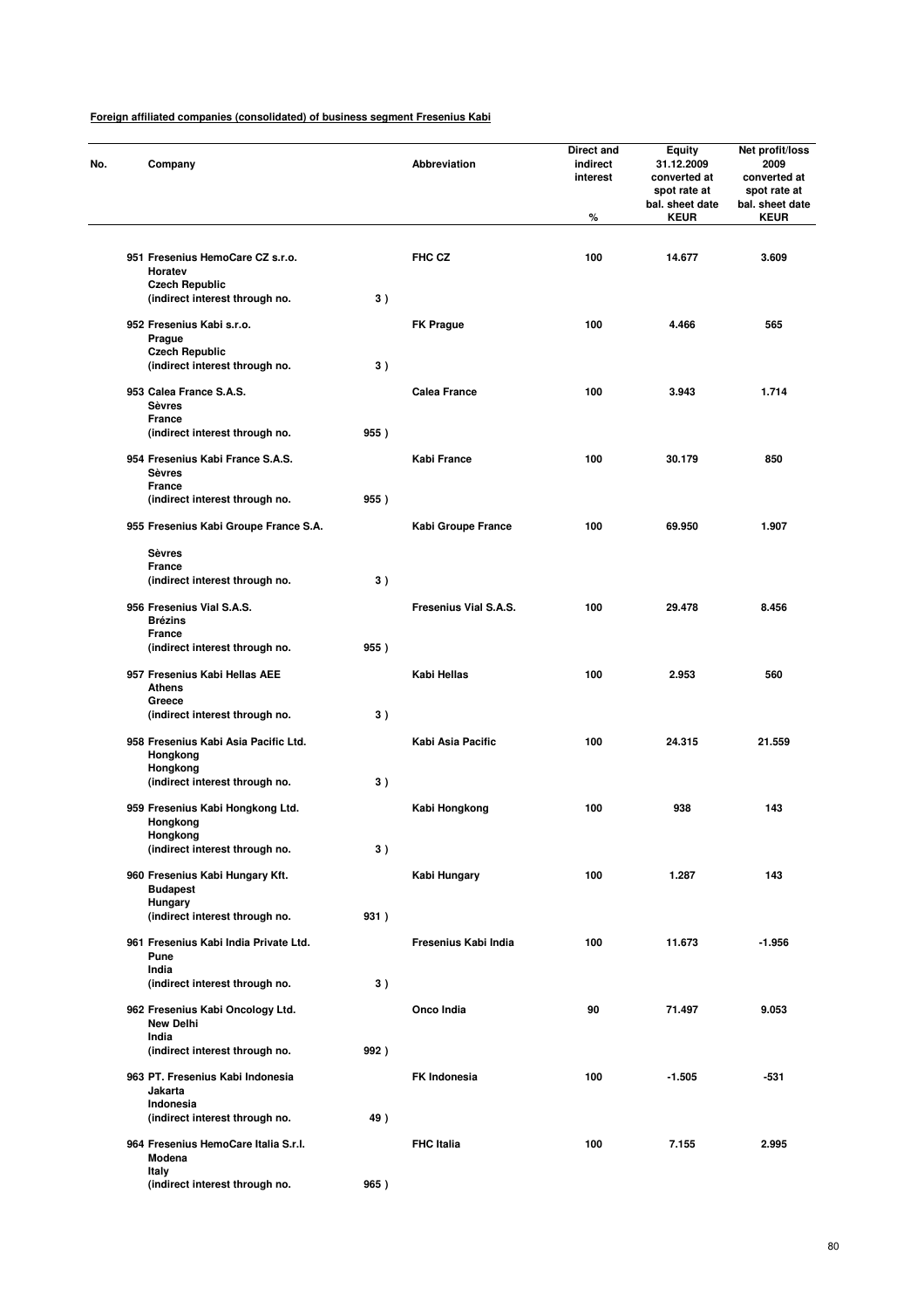**Foreign affiliated companies (consolidated) of business segment Fresenius Kabi**

| No. | Company | | Abbreviation | Direct and indirect interest<br>% | Equity 31.12.2009 converted at spot rate at bal. sheet date<br>KEUR | Net profit/loss 2009 converted at spot rate at bal. sheet date<br>KEUR |
|---|---|---|---|---|---|---|
| 951 | Fresenius HemoCare CZ s.r.o.<br>Horatev<br>Czech Republic<br>(indirect interest through no. | 3 ) | FHC CZ | 100 | 14.677 | 3.609 |
| 952 | Fresenius Kabi s.r.o.<br>Prague<br>Czech Republic<br>(indirect interest through no. | 3 ) | FK Prague | 100 | 4.466 | 565 |
| 953 | Calea France S.A.S.<br>Sèvres<br>France<br>(indirect interest through no. | 955 ) | Calea France | 100 | 3.943 | 1.714 |
| 954 | Fresenius Kabi France S.A.S.<br>Sèvres<br>France<br>(indirect interest through no. | 955 ) | Kabi France | 100 | 30.179 | 850 |
| 955 | Fresenius Kabi Groupe France S.A.<br>Sèvres<br>France<br>(indirect interest through no. | 3 ) | Kabi Groupe France | 100 | 69.950 | 1.907 |
| 956 | Fresenius Vial S.A.S.<br>Brézins<br>France<br>(indirect interest through no. | 955 ) | Fresenius Vial S.A.S. | 100 | 29.478 | 8.456 |
| 957 | Fresenius Kabi Hellas AEE<br>Athens<br>Greece<br>(indirect interest through no. | 3 ) | Kabi Hellas | 100 | 2.953 | 560 |
| 958 | Fresenius Kabi Asia Pacific Ltd.<br>Hongkong<br>Hongkong<br>(indirect interest through no. | 3 ) | Kabi Asia Pacific | 100 | 24.315 | 21.559 |
| 959 | Fresenius Kabi Hongkong Ltd.<br>Hongkong<br>Hongkong<br>(indirect interest through no. | 3 ) | Kabi Hongkong | 100 | 938 | 143 |
| 960 | Fresenius Kabi Hungary Kft.<br>Budapest<br>Hungary<br>(indirect interest through no. | 931 ) | Kabi Hungary | 100 | 1.287 | 143 |
| 961 | Fresenius Kabi India Private Ltd.<br>Pune<br>India<br>(indirect interest through no. | 3 ) | Fresenius Kabi India | 100 | 11.673 | -1.956 |
| 962 | Fresenius Kabi Oncology Ltd.<br>New Delhi<br>India<br>(indirect interest through no. | 992 ) | Onco India | 90 | 71.497 | 9.053 |
| 963 | PT. Fresenius Kabi Indonesia<br>Jakarta<br>Indonesia<br>(indirect interest through no. | 49 ) | FK Indonesia | 100 | -1.505 | -531 |
| 964 | Fresenius HemoCare Italia S.r.l.<br>Modena<br>Italy<br>(indirect interest through no. | 965 ) | FHC Italia | 100 | 7.155 | 2.995 |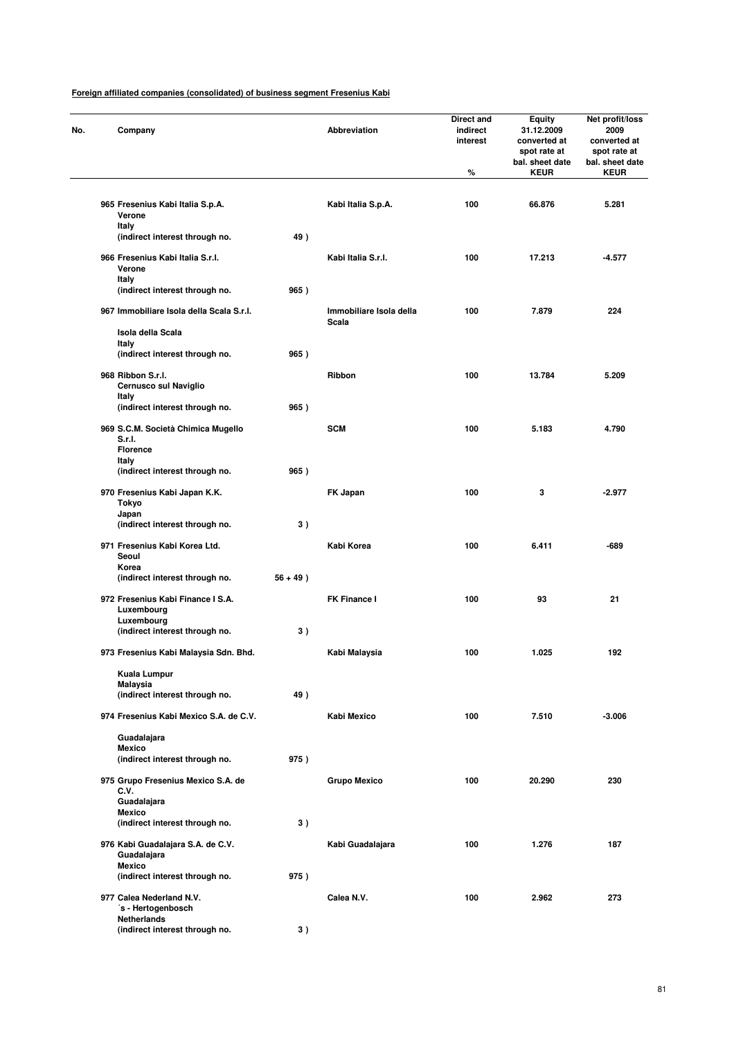**Foreign affiliated companies (consolidated) of business segment Fresenius Kabi**

| No. | Company | | Abbreviation | Direct and indirect interest % | Equity 31.12.2009 converted at spot rate at bal. sheet date KEUR | Net profit/loss 2009 converted at spot rate at bal. sheet date KEUR |
|---|---|---|---|---|---|---|
| 965 | Fresenius Kabi Italia S.p.A.<br>Verone<br>Italy<br>(indirect interest through no. | 49 ) | Kabi Italia S.p.A. | 100 | 66.876 | 5.281 |
| 966 | Fresenius Kabi Italia S.r.l.<br>Verone<br>Italy<br>(indirect interest through no. | 965 ) | Kabi Italia S.r.l. | 100 | 17.213 | -4.577 |
| 967 | Immobiliare Isola della Scala S.r.l.<br>Isola della Scala<br>Italy<br>(indirect interest through no. | 965 ) | Immobiliare Isola della Scala | 100 | 7.879 | 224 |
| 968 | Ribbon S.r.l.<br>Cernusco sul Naviglio<br>Italy<br>(indirect interest through no. | 965 ) | Ribbon | 100 | 13.784 | 5.209 |
| 969 | S.C.M. Società Chimica Mugello S.r.l.<br>Florence<br>Italy<br>(indirect interest through no. | 965 ) | SCM | 100 | 5.183 | 4.790 |
| 970 | Fresenius Kabi Japan K.K.<br>Tokyo<br>Japan<br>(indirect interest through no. | 3 ) | FK Japan | 100 | 3 | -2.977 |
| 971 | Fresenius Kabi Korea Ltd.<br>Seoul<br>Korea<br>(indirect interest through no. | 56 + 49 ) | Kabi Korea | 100 | 6.411 | -689 |
| 972 | Fresenius Kabi Finance I S.A.<br>Luxembourg<br>Luxembourg<br>(indirect interest through no. | 3 ) | FK Finance I | 100 | 93 | 21 |
| 973 | Fresenius Kabi Malaysia Sdn. Bhd.<br>Kuala Lumpur<br>Malaysia<br>(indirect interest through no. | 49 ) | Kabi Malaysia | 100 | 1.025 | 192 |
| 974 | Fresenius Kabi Mexico S.A. de C.V.<br>Guadalajara<br>Mexico<br>(indirect interest through no. | 975 ) | Kabi Mexico | 100 | 7.510 | -3.006 |
| 975 | Grupo Fresenius Mexico S.A. de C.V.<br>Guadalajara<br>Mexico<br>(indirect interest through no. | 3 ) | Grupo Mexico | 100 | 20.290 | 230 |
| 976 | Kabi Guadalajara S.A. de C.V.<br>Guadalajara<br>Mexico<br>(indirect interest through no. | 975 ) | Kabi Guadalajara | 100 | 1.276 | 187 |
| 977 | Calea Nederland N.V.<br>´s - Hertogenbosch<br>Netherlands<br>(indirect interest through no. | 3 ) | Calea N.V. | 100 | 2.962 | 273 |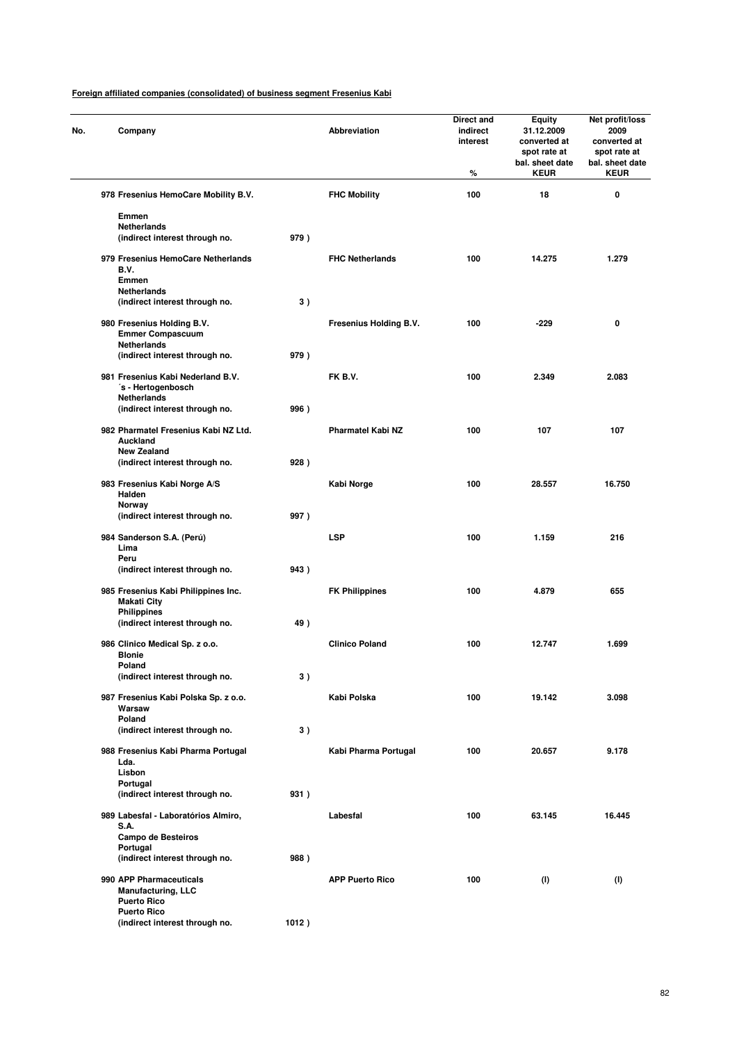**Foreign affiliated companies (consolidated) of business segment Fresenius Kabi**

| No. | Company | | Abbreviation | Direct and indirect interest % | Equity 31.12.2009 converted at spot rate at bal. sheet date KEUR | Net profit/loss 2009 converted at spot rate at bal. sheet date KEUR |
|---|---|---|---|---|---|---|
| 978 | Fresenius HemoCare Mobility B.V. Emmen Netherlands (indirect interest through no. | 979 ) | FHC Mobility | 100 | 18 | 0 |
| 979 | Fresenius HemoCare Netherlands B.V. Emmen Netherlands (indirect interest through no. | 3 ) | FHC Netherlands | 100 | 14.275 | 1.279 |
| 980 | Fresenius Holding B.V. Emmer Compascuum Netherlands (indirect interest through no. | 979 ) | Fresenius Holding B.V. | 100 | -229 | 0 |
| 981 | Fresenius Kabi Nederland B.V. ´s - Hertogenbosch Netherlands (indirect interest through no. | 996 ) | FK B.V. | 100 | 2.349 | 2.083 |
| 982 | Pharmatel Fresenius Kabi NZ Ltd. Auckland New Zealand (indirect interest through no. | 928 ) | Pharmatel Kabi NZ | 100 | 107 | 107 |
| 983 | Fresenius Kabi Norge A/S Halden Norway (indirect interest through no. | 997 ) | Kabi Norge | 100 | 28.557 | 16.750 |
| 984 | Sanderson S.A. (Perú) Lima Peru (indirect interest through no. | 943 ) | LSP | 100 | 1.159 | 216 |
| 985 | Fresenius Kabi Philippines Inc. Makati City Philippines (indirect interest through no. | 49 ) | FK Philippines | 100 | 4.879 | 655 |
| 986 | Clinico Medical Sp. z o.o. Blonie Poland (indirect interest through no. | 3 ) | Clinico Poland | 100 | 12.747 | 1.699 |
| 987 | Fresenius Kabi Polska Sp. z o.o. Warsaw Poland (indirect interest through no. | 3 ) | Kabi Polska | 100 | 19.142 | 3.098 |
| 988 | Fresenius Kabi Pharma Portugal Lda. Lisbon Portugal (indirect interest through no. | 931 ) | Kabi Pharma Portugal | 100 | 20.657 | 9.178 |
| 989 | Labesfal - Laboratórios Almiro, S.A. Campo de Besteiros Portugal (indirect interest through no. | 988 ) | Labesfal | 100 | 63.145 | 16.445 |
| 990 | APP Pharmaceuticals Manufacturing, LLC Puerto Rico Puerto Rico (indirect interest through no. | 1012 ) | APP Puerto Rico | 100 | (I) | (I) |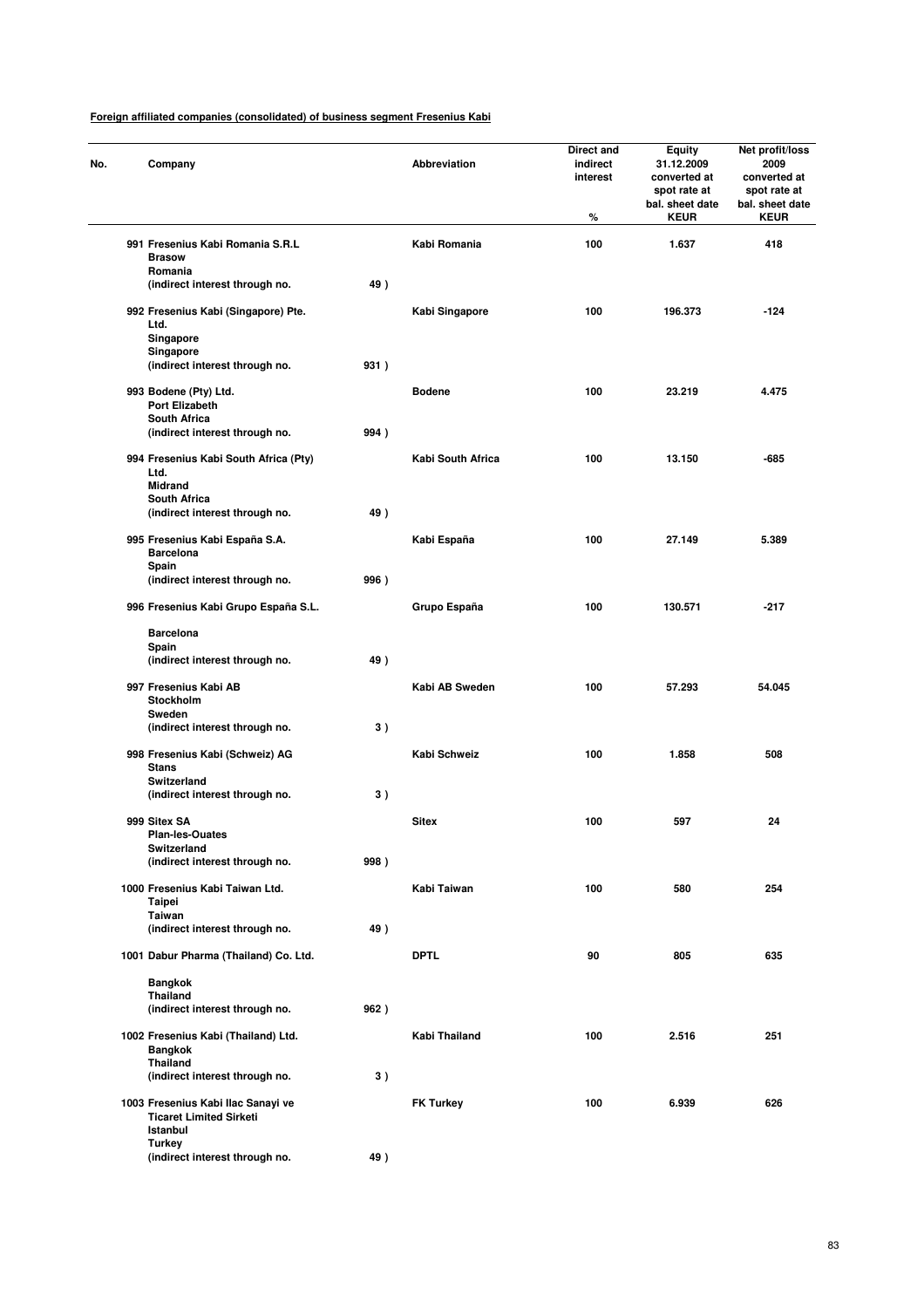**Foreign affiliated companies (consolidated) of business segment Fresenius Kabi**

| No. | Company | | Abbreviation | Direct and indirect interest % | Equity 31.12.2009 converted at spot rate at bal. sheet date KEUR | Net profit/loss 2009 converted at spot rate at bal. sheet date KEUR |
|---|---|---|---|---|---|---|
| 991 | Fresenius Kabi Romania S.R.L<br>Brasow<br>Romania<br>(indirect interest through no. | 49 ) | Kabi Romania | 100 | 1.637 | 418 |
| 992 | Fresenius Kabi (Singapore) Pte. Ltd.<br>Singapore<br>Singapore<br>(indirect interest through no. | 931 ) | Kabi Singapore | 100 | 196.373 | -124 |
| 993 | Bodene (Pty) Ltd.<br>Port Elizabeth<br>South Africa<br>(indirect interest through no. | 994 ) | Bodene | 100 | 23.219 | 4.475 |
| 994 | Fresenius Kabi South Africa (Pty) Ltd.<br>Midrand<br>South Africa<br>(indirect interest through no. | 49 ) | Kabi South Africa | 100 | 13.150 | -685 |
| 995 | Fresenius Kabi España S.A.<br>Barcelona<br>Spain<br>(indirect interest through no. | 996 ) | Kabi España | 100 | 27.149 | 5.389 |
| 996 | Fresenius Kabi Grupo España S.L.<br>Barcelona<br>Spain<br>(indirect interest through no. | 49 ) | Grupo España | 100 | 130.571 | -217 |
| 997 | Fresenius Kabi AB<br>Stockholm<br>Sweden<br>(indirect interest through no. | 3 ) | Kabi AB Sweden | 100 | 57.293 | 54.045 |
| 998 | Fresenius Kabi (Schweiz) AG<br>Stans<br>Switzerland<br>(indirect interest through no. | 3 ) | Kabi Schweiz | 100 | 1.858 | 508 |
| 999 | Sitex SA<br>Plan-les-Ouates<br>Switzerland<br>(indirect interest through no. | 998 ) | Sitex | 100 | 597 | 24 |
| 1000 | Fresenius Kabi Taiwan Ltd.<br>Taipei<br>Taiwan<br>(indirect interest through no. | 49 ) | Kabi Taiwan | 100 | 580 | 254 |
| 1001 | Dabur Pharma (Thailand) Co. Ltd.<br>Bangkok<br>Thailand<br>(indirect interest through no. | 962 ) | DPTL | 90 | 805 | 635 |
| 1002 | Fresenius Kabi (Thailand) Ltd.<br>Bangkok<br>Thailand<br>(indirect interest through no. | 3 ) | Kabi Thailand | 100 | 2.516 | 251 |
| 1003 | Fresenius Kabi Ilac Sanayi ve Ticaret Limited Sirketi<br>Istanbul<br>Turkey<br>(indirect interest through no. | 49 ) | FK Turkey | 100 | 6.939 | 626 |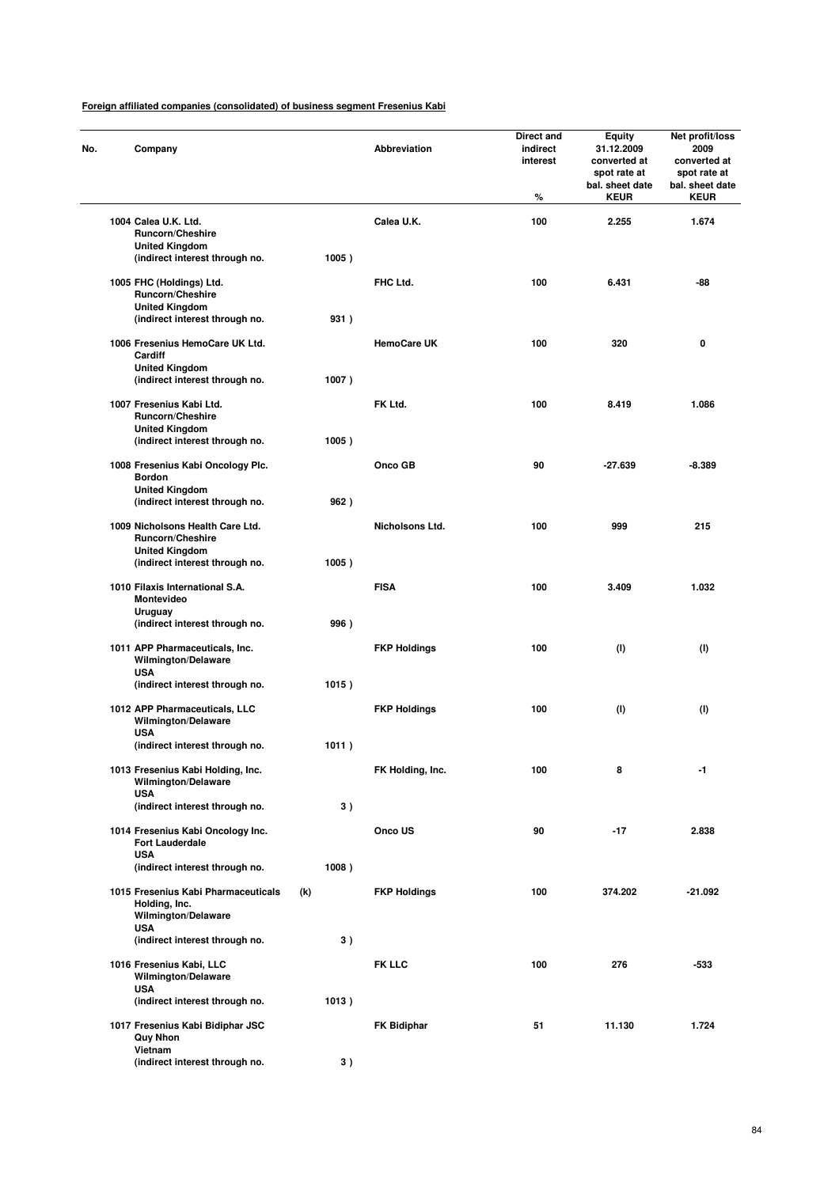**Foreign affiliated companies (consolidated) of business segment Fresenius Kabi**

| No. | Company | | Abbreviation | Direct and indirect interest % | Equity 31.12.2009 converted at spot rate at bal. sheet date KEUR | Net profit/loss 2009 converted at spot rate at bal. sheet date KEUR |
|---|---|---|---|---|---|---|
| 1004 | Calea U.K. Ltd.<br>Runcorn/Cheshire<br>United Kingdom<br>(indirect interest through no. 1005 ) | | Calea U.K. | 100 | 2.255 | 1.674 |
| 1005 | FHC (Holdings) Ltd.<br>Runcorn/Cheshire<br>United Kingdom<br>(indirect interest through no. 931 ) | | FHC Ltd. | 100 | 6.431 | -88 |
| 1006 | Fresenius HemoCare UK Ltd.<br>Cardiff<br>United Kingdom<br>(indirect interest through no. 1007 ) | | HemoCare UK | 100 | 320 | 0 |
| 1007 | Fresenius Kabi Ltd.<br>Runcorn/Cheshire<br>United Kingdom<br>(indirect interest through no. 1005 ) | | FK Ltd. | 100 | 8.419 | 1.086 |
| 1008 | Fresenius Kabi Oncology Plc.<br>Bordon<br>United Kingdom<br>(indirect interest through no. 962 ) | | Onco GB | 90 | -27.639 | -8.389 |
| 1009 | Nicholsons Health Care Ltd.<br>Runcorn/Cheshire<br>United Kingdom<br>(indirect interest through no. 1005 ) | | Nicholsons Ltd. | 100 | 999 | 215 |
| 1010 | Filaxis International S.A.<br>Montevideo<br>Uruguay<br>(indirect interest through no. 996 ) | | FISA | 100 | 3.409 | 1.032 |
| 1011 | APP Pharmaceuticals, Inc.<br>Wilmington/Delaware<br>USA<br>(indirect interest through no. 1015 ) | | FKP Holdings | 100 | (l) | (l) |
| 1012 | APP Pharmaceuticals, LLC<br>Wilmington/Delaware<br>USA<br>(indirect interest through no. 1011 ) | | FKP Holdings | 100 | (l) | (l) |
| 1013 | Fresenius Kabi Holding, Inc.<br>Wilmington/Delaware<br>USA<br>(indirect interest through no. 3 ) | | FK Holding, Inc. | 100 | 8 | -1 |
| 1014 | Fresenius Kabi Oncology Inc.<br>Fort Lauderdale<br>USA<br>(indirect interest through no. 1008 ) | | Onco US | 90 | -17 | 2.838 |
| 1015 | Fresenius Kabi Pharmaceuticals Holding, Inc.<br>Wilmington/Delaware<br>USA<br>(indirect interest through no. 3 ) | (k) | FKP Holdings | 100 | 374.202 | -21.092 |
| 1016 | Fresenius Kabi, LLC<br>Wilmington/Delaware<br>USA<br>(indirect interest through no. 1013 ) | | FK LLC | 100 | 276 | -533 |
| 1017 | Fresenius Kabi Bidiphar JSC<br>Quy Nhon<br>Vietnam<br>(indirect interest through no. 3 ) | | FK Bidiphar | 51 | 11.130 | 1.724 |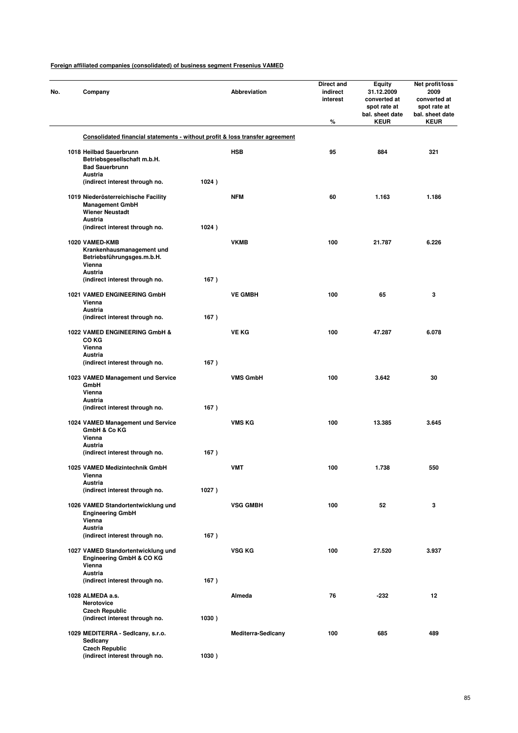**Foreign affiliated companies (consolidated) of business segment Fresenius VAMED**

| No. | Company | | Abbreviation | Direct and indirect interest<br>% | Equity 31.12.2009 converted at spot rate at bal. sheet date<br>KEUR | Net profit/loss 2009 converted at spot rate at bal. sheet date<br>KEUR |
|---|---|---|---|---|---|---|
| | **Consolidated financial statements - without profit & loss transfer agreement** | | | | | |
| 1018 | Heilbad Sauerbrunn Betriebsgesellschaft m.b.H.<br>Bad Sauerbrunn<br>Austria<br>(indirect interest through no. | 1024 ) | HSB | 95 | 884 | 321 |
| 1019 | Niederösterreichische Facility Management GmbH<br>Wiener Neustadt<br>Austria<br>(indirect interest through no. | 1024 ) | NFM | 60 | 1.163 | 1.186 |
| 1020 | VAMED-KMB Krankenhausmanagement und Betriebsführungsges.m.b.H.<br>Vienna<br>Austria<br>(indirect interest through no. | 167 ) | VKMB | 100 | 21.787 | 6.226 |
| 1021 | VAMED ENGINEERING GmbH<br>Vienna<br>Austria<br>(indirect interest through no. | 167 ) | VE GMBH | 100 | 65 | 3 |
| 1022 | VAMED ENGINEERING GmbH & CO KG<br>Vienna<br>Austria<br>(indirect interest through no. | 167 ) | VE KG | 100 | 47.287 | 6.078 |
| 1023 | VAMED Management und Service GmbH<br>Vienna<br>Austria<br>(indirect interest through no. | 167 ) | VMS GmbH | 100 | 3.642 | 30 |
| 1024 | VAMED Management und Service GmbH & Co KG<br>Vienna<br>Austria<br>(indirect interest through no. | 167 ) | VMS KG | 100 | 13.385 | 3.645 |
| 1025 | VAMED Medizintechnik GmbH<br>Vienna<br>Austria<br>(indirect interest through no. | 1027 ) | VMT | 100 | 1.738 | 550 |
| 1026 | VAMED Standortentwicklung und Engineering GmbH<br>Vienna<br>Austria<br>(indirect interest through no. | 167 ) | VSG GMBH | 100 | 52 | 3 |
| 1027 | VAMED Standortentwicklung und Engineering GmbH & CO KG<br>Vienna<br>Austria<br>(indirect interest through no. | 167 ) | VSG KG | 100 | 27.520 | 3.937 |
| 1028 | ALMEDA a.s.<br>Nerotovice<br>Czech Republic<br>(indirect interest through no. | 1030 ) | Almeda | 76 | -232 | 12 |
| 1029 | MEDITERRA - Sedlcany, s.r.o.<br>Sedlcany<br>Czech Republic<br>(indirect interest through no. | 1030 ) | Mediterra-Sedlcany | 100 | 685 | 489 |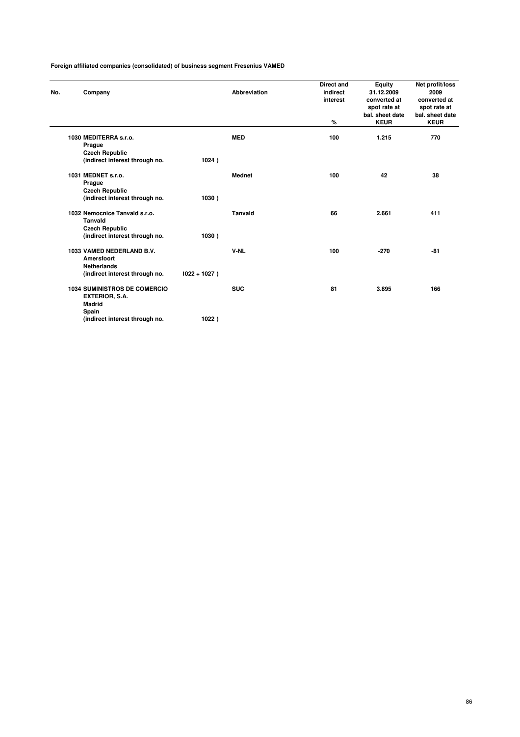**Foreign affiliated companies (consolidated) of business segment Fresenius VAMED**

| No. | Company | | Abbreviation | Direct and indirect interest % | Equity 31.12.2009 converted at spot rate at bal. sheet date KEUR | Net profit/loss 2009 converted at spot rate at bal. sheet date KEUR |
|---|---|---|---|---|---|---|
| 1030 | MEDITERRA s.r.o.<br>Prague<br>Czech Republic<br>(indirect interest through no. | 1024 ) | MED | 100 | 1.215 | 770 |
| 1031 | MEDNET s.r.o.<br>Prague<br>Czech Republic<br>(indirect interest through no. | 1030 ) | Mednet | 100 | 42 | 38 |
| 1032 | Nemocnice Tanvald s.r.o.<br>Tanvald<br>Czech Republic<br>(indirect interest through no. | 1030 ) | Tanvald | 66 | 2.661 | 411 |
| 1033 | VAMED NEDERLAND B.V.<br>Amersfoort<br>Netherlands<br>(indirect interest through no. | 1022 + 1027 ) | V-NL | 100 | -270 | -81 |
| 1034 | SUMINISTROS DE COMERCIO EXTERIOR, S.A.<br>Madrid<br>Spain<br>(indirect interest through no. | 1022 ) | SUC | 81 | 3.895 | 166 |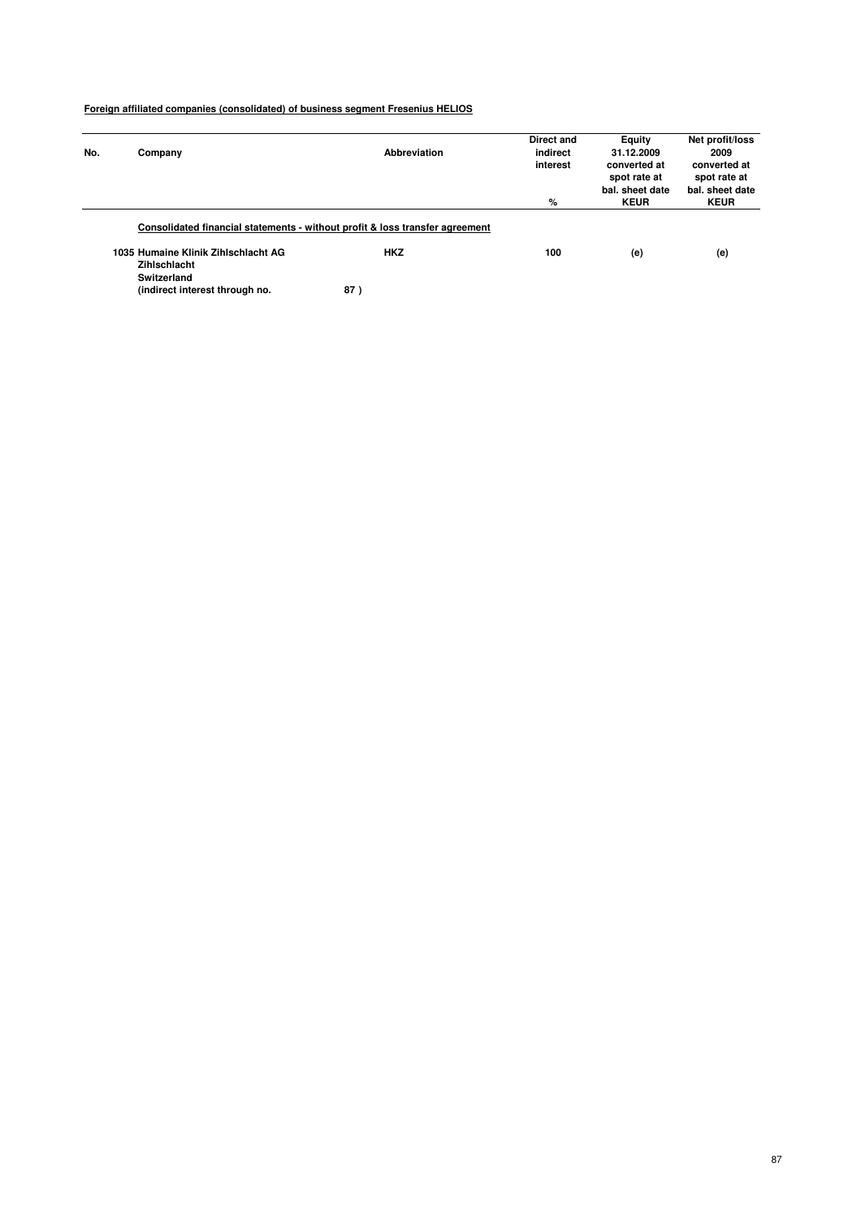**Foreign affiliated companies (consolidated) of business segment Fresenius HELIOS**

| No. | Company | Abbreviation | Direct and indirect interest<br>% | Equity 31.12.2009 converted at spot rate at bal. sheet date<br>KEUR | Net profit/loss 2009 converted at spot rate at bal. sheet date<br>KEUR |
|---|---|---|---|---|---|
| | **Consolidated financial statements - without profit & loss transfer agreement** | | | | |
| 1035 | Humaine Klinik Zihlschlacht AG<br>Zihlschlacht<br>Switzerland<br>(indirect interest through no. 87 ) | HKZ | 100 | (e) | (e) |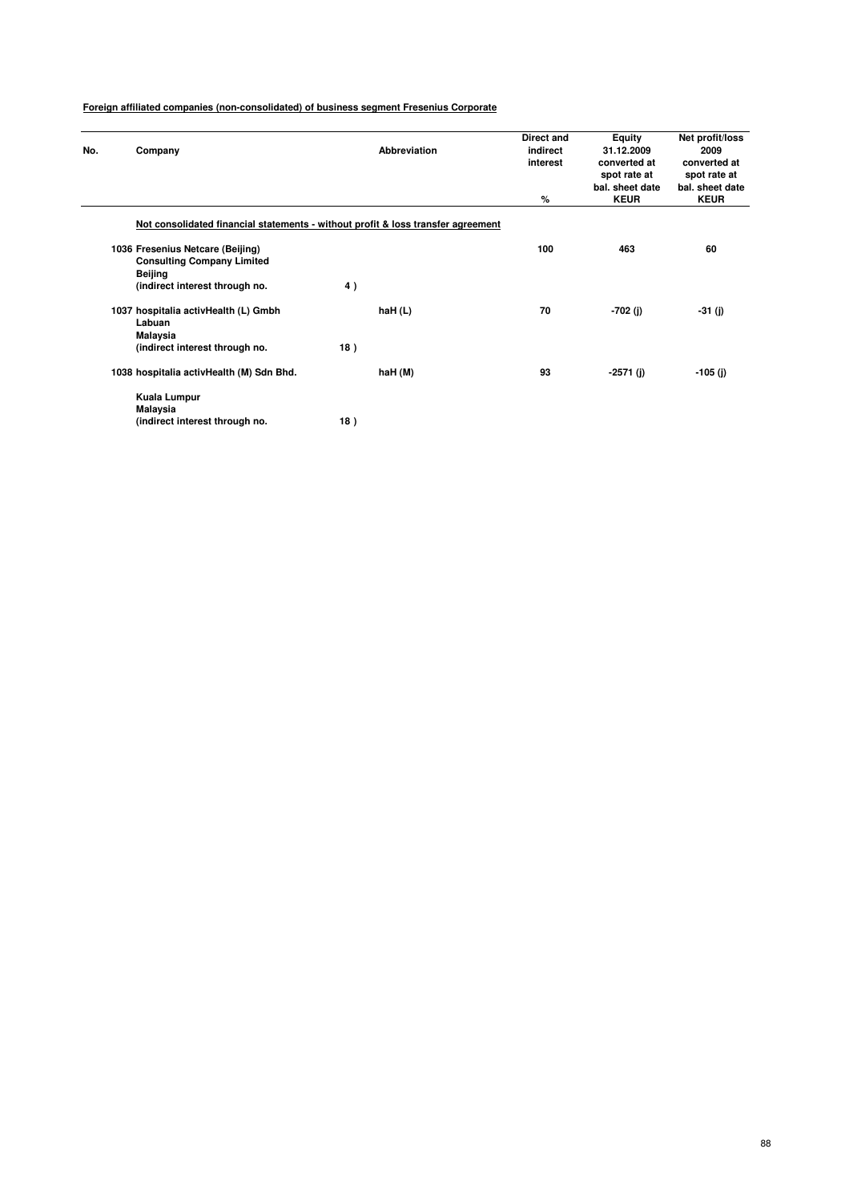**Foreign affiliated companies (non-consolidated) of business segment Fresenius Corporate**

| No. | Company | Abbreviation | Direct and indirect interest % | Equity 31.12.2009 converted at spot rate at bal. sheet date KEUR | Net profit/loss 2009 converted at spot rate at bal. sheet date KEUR |
|---|---|---|---|---|---|
| | **Not consolidated financial statements - without profit & loss transfer agreement** | | | | |
| 1036 | Fresenius Netcare (Beijing) Consulting Company Limited Beijing (indirect interest through no. 4 ) | | 100 | 463 | 60 |
| 1037 | hospitalia activHealth (L) Gmbh Labuan Malaysia (indirect interest through no. 18 ) | haH (L) | 70 | -702 (j) | -31 (j) |
| 1038 | hospitalia activHealth (M) Sdn Bhd. Kuala Lumpur Malaysia (indirect interest through no. 18 ) | haH (M) | 93 | -2571 (j) | -105 (j) |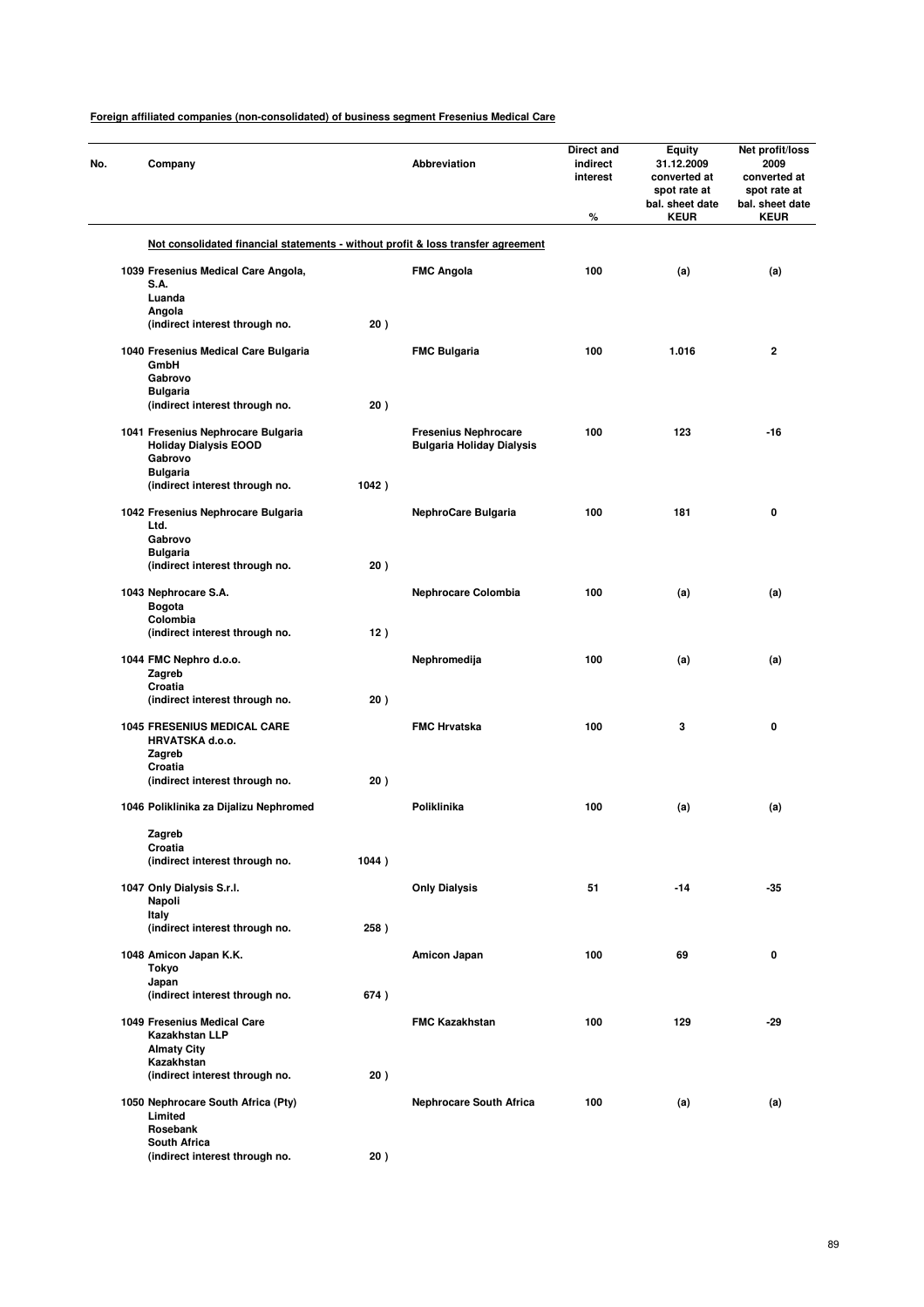**Foreign affiliated companies (non-consolidated) of business segment Fresenius Medical Care**

| No. | Company | | Abbreviation | Direct and indirect interest % | Equity 31.12.2009 converted at spot rate at bal. sheet date KEUR | Net profit/loss 2009 converted at spot rate at bal. sheet date KEUR |
|---|---|---|---|---|---|---|
| | **Not consolidated financial statements - without profit & loss transfer agreement** | | | | | |
| 1039 | Fresenius Medical Care Angola, S.A. Luanda Angola (indirect interest through no. | 20 ) | FMC Angola | 100 | (a) | (a) |
| 1040 | Fresenius Medical Care Bulgaria GmbH Gabrovo Bulgaria (indirect interest through no. | 20 ) | FMC Bulgaria | 100 | 1.016 | 2 |
| 1041 | Fresenius Nephrocare Bulgaria Holiday Dialysis EOOD Gabrovo Bulgaria (indirect interest through no. | 1042 ) | Fresenius Nephrocare Bulgaria Holiday Dialysis | 100 | 123 | -16 |
| 1042 | Fresenius Nephrocare Bulgaria Ltd. Gabrovo Bulgaria (indirect interest through no. | 20 ) | NephroCare Bulgaria | 100 | 181 | 0 |
| 1043 | Nephrocare S.A. Bogota Colombia (indirect interest through no. | 12 ) | Nephrocare Colombia | 100 | (a) | (a) |
| 1044 | FMC Nephro d.o.o. Zagreb Croatia (indirect interest through no. | 20 ) | Nephromedija | 100 | (a) | (a) |
| 1045 | FRESENIUS MEDICAL CARE HRVATSKA d.o.o. Zagreb Croatia (indirect interest through no. | 20 ) | FMC Hrvatska | 100 | 3 | 0 |
| 1046 | Poliklinika za Dijalizu Nephromed Zagreb Croatia (indirect interest through no. | 1044 ) | Poliklinika | 100 | (a) | (a) |
| 1047 | Only Dialysis S.r.l. Napoli Italy (indirect interest through no. | 258 ) | Only Dialysis | 51 | -14 | -35 |
| 1048 | Amicon Japan K.K. Tokyo Japan (indirect interest through no. | 674 ) | Amicon Japan | 100 | 69 | 0 |
| 1049 | Fresenius Medical Care Kazakhstan LLP Almaty City Kazakhstan (indirect interest through no. | 20 ) | FMC Kazakhstan | 100 | 129 | -29 |
| 1050 | Nephrocare South Africa (Pty) Limited Rosebank South Africa (indirect interest through no. | 20 ) | Nephrocare South Africa | 100 | (a) | (a) |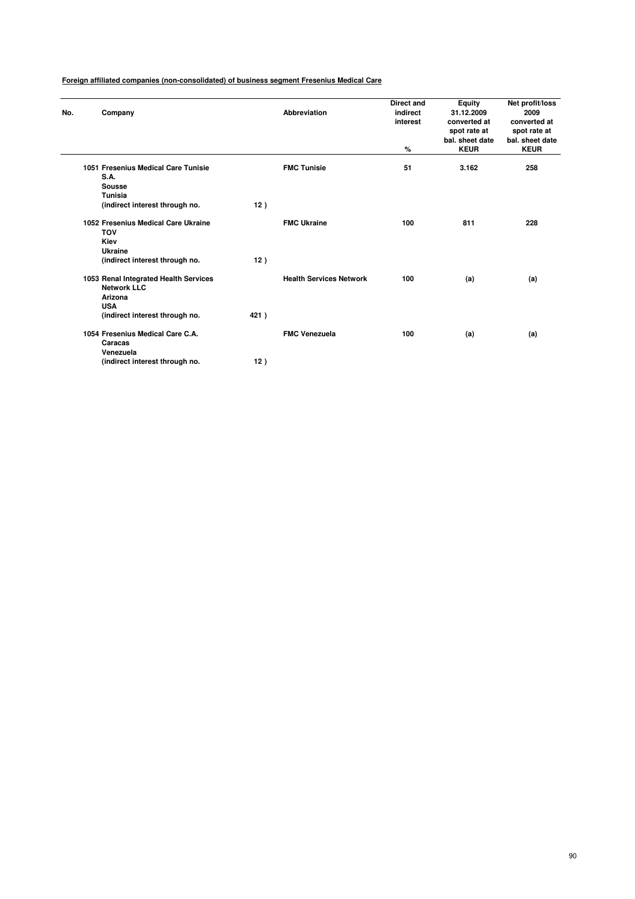**Foreign affiliated companies (non-consolidated) of business segment Fresenius Medical Care**

| No. | Company | | Abbreviation | Direct and indirect interest<br>% | Equity 31.12.2009 converted at spot rate at bal. sheet date<br>KEUR | Net profit/loss 2009 converted at spot rate at bal. sheet date<br>KEUR |
|---|---|---|---|---|---|---|
| 1051 | Fresenius Medical Care Tunisie S.A.<br>Sousse<br>Tunisia<br>(indirect interest through no. | 12 ) | FMC Tunisie | 51 | 3.162 | 258 |
| 1052 | Fresenius Medical Care Ukraine TOV<br>Kiev<br>Ukraine<br>(indirect interest through no. | 12 ) | FMC Ukraine | 100 | 811 | 228 |
| 1053 | Renal Integrated Health Services Network LLC<br>Arizona<br>USA<br>(indirect interest through no. | 421 ) | Health Services Network | 100 | (a) | (a) |
| 1054 | Fresenius Medical Care C.A.<br>Caracas<br>Venezuela<br>(indirect interest through no. | 12 ) | FMC Venezuela | 100 | (a) | (a) |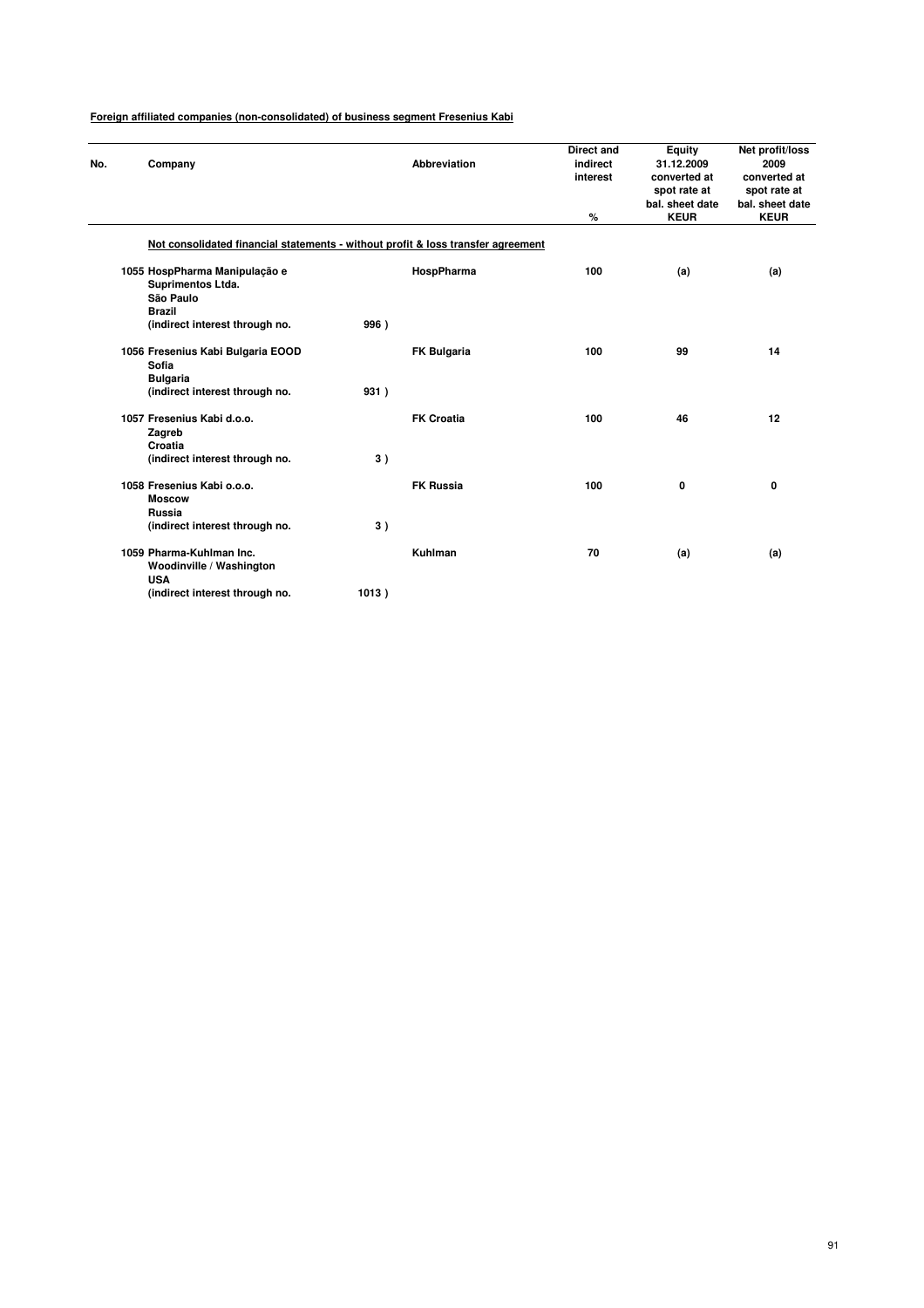**Foreign affiliated companies (non-consolidated) of business segment Fresenius Kabi**

| No. | Company | | Abbreviation | Direct and indirect interest<br>% | Equity 31.12.2009 converted at spot rate at bal. sheet date<br>KEUR | Net profit/loss 2009 converted at spot rate at bal. sheet date<br>KEUR |
|---|---|---|---|---|---|---|
| | **Not consolidated financial statements - without profit & loss transfer agreement** | | | | | |
| 1055 | HospPharma Manipulação e Suprimentos Ltda.<br>São Paulo<br>Brazil<br>(indirect interest through no. | 996 ) | HospPharma | 100 | (a) | (a) |
| 1056 | Fresenius Kabi Bulgaria EOOD<br>Sofia<br>Bulgaria<br>(indirect interest through no. | 931 ) | FK Bulgaria | 100 | 99 | 14 |
| 1057 | Fresenius Kabi d.o.o.<br>Zagreb<br>Croatia<br>(indirect interest through no. | 3 ) | FK Croatia | 100 | 46 | 12 |
| 1058 | Fresenius Kabi o.o.o.<br>Moscow<br>Russia<br>(indirect interest through no. | 3 ) | FK Russia | 100 | 0 | 0 |
| 1059 | Pharma-Kuhlman Inc.<br>Woodinville / Washington<br>USA<br>(indirect interest through no. | 1013 ) | Kuhlman | 70 | (a) | (a) |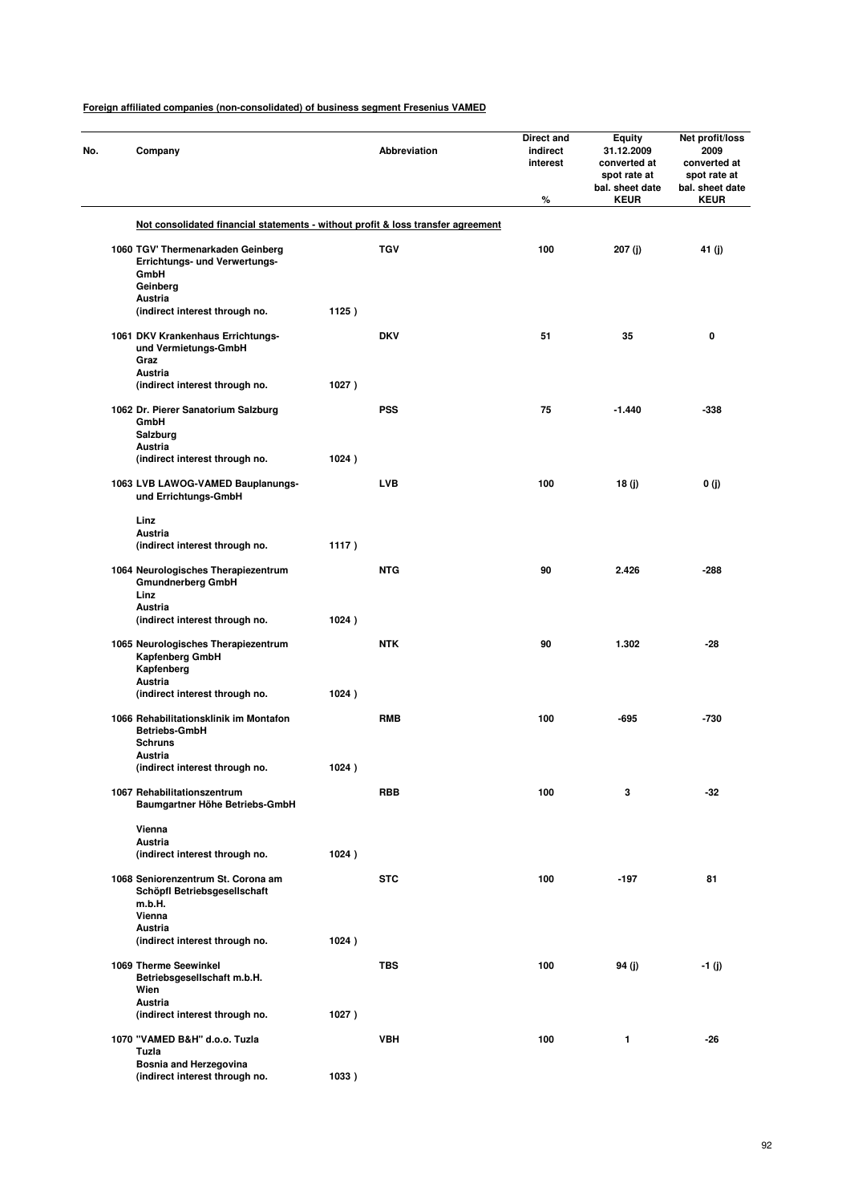**Foreign affiliated companies (non-consolidated) of business segment Fresenius VAMED**

| No. | Company | | Abbreviation | Direct and indirect interest % | Equity 31.12.2009 converted at spot rate at bal. sheet date KEUR | Net profit/loss 2009 converted at spot rate at bal. sheet date KEUR |
|---|---|---|---|---|---|---|
| | **Not consolidated financial statements - without profit & loss transfer agreement** | | | | | |
| 1060 | TGV' Thermenarkaden Geinberg Errichtungs- und Verwertungs-GmbH<br>Geinberg<br>Austria<br>(indirect interest through no. | 1125 ) | TGV | 100 | 207 (j) | 41 (j) |
| 1061 | DKV Krankenhaus Errichtungs- und Vermietungs-GmbH<br>Graz<br>Austria<br>(indirect interest through no. | 1027 ) | DKV | 51 | 35 | 0 |
| 1062 | Dr. Pierer Sanatorium Salzburg GmbH<br>Salzburg<br>Austria<br>(indirect interest through no. | 1024 ) | PSS | 75 | -1.440 | -338 |
| 1063 | LVB LAWOG-VAMED Bauplanungs- und Errichtungs-GmbH<br>Linz<br>Austria<br>(indirect interest through no. | 1117 ) | LVB | 100 | 18 (j) | 0 (j) |
| 1064 | Neurologisches Therapiezentrum Gmundnerberg GmbH<br>Linz<br>Austria<br>(indirect interest through no. | 1024 ) | NTG | 90 | 2.426 | -288 |
| 1065 | Neurologisches Therapiezentrum Kapfenberg GmbH<br>Kapfenberg<br>Austria<br>(indirect interest through no. | 1024 ) | NTK | 90 | 1.302 | -28 |
| 1066 | Rehabilitationsklinik im Montafon Betriebs-GmbH<br>Schruns<br>Austria<br>(indirect interest through no. | 1024 ) | RMB | 100 | -695 | -730 |
| 1067 | Rehabilitationszentrum Baumgartner Höhe Betriebs-GmbH<br>Vienna<br>Austria<br>(indirect interest through no. | 1024 ) | RBB | 100 | 3 | -32 |
| 1068 | Seniorenzentrum St. Corona am Schöpfl Betriebsgesellschaft m.b.H.<br>Vienna<br>Austria<br>(indirect interest through no. | 1024 ) | STC | 100 | -197 | 81 |
| 1069 | Therme Seewinkel Betriebsgesellschaft m.b.H.<br>Wien<br>Austria<br>(indirect interest through no. | 1027 ) | TBS | 100 | 94 (j) | -1 (j) |
| 1070 | "VAMED B&H" d.o.o. Tuzla<br>Tuzla<br>Bosnia and Herzegovina<br>(indirect interest through no. | 1033 ) | VBH | 100 | 1 | -26 |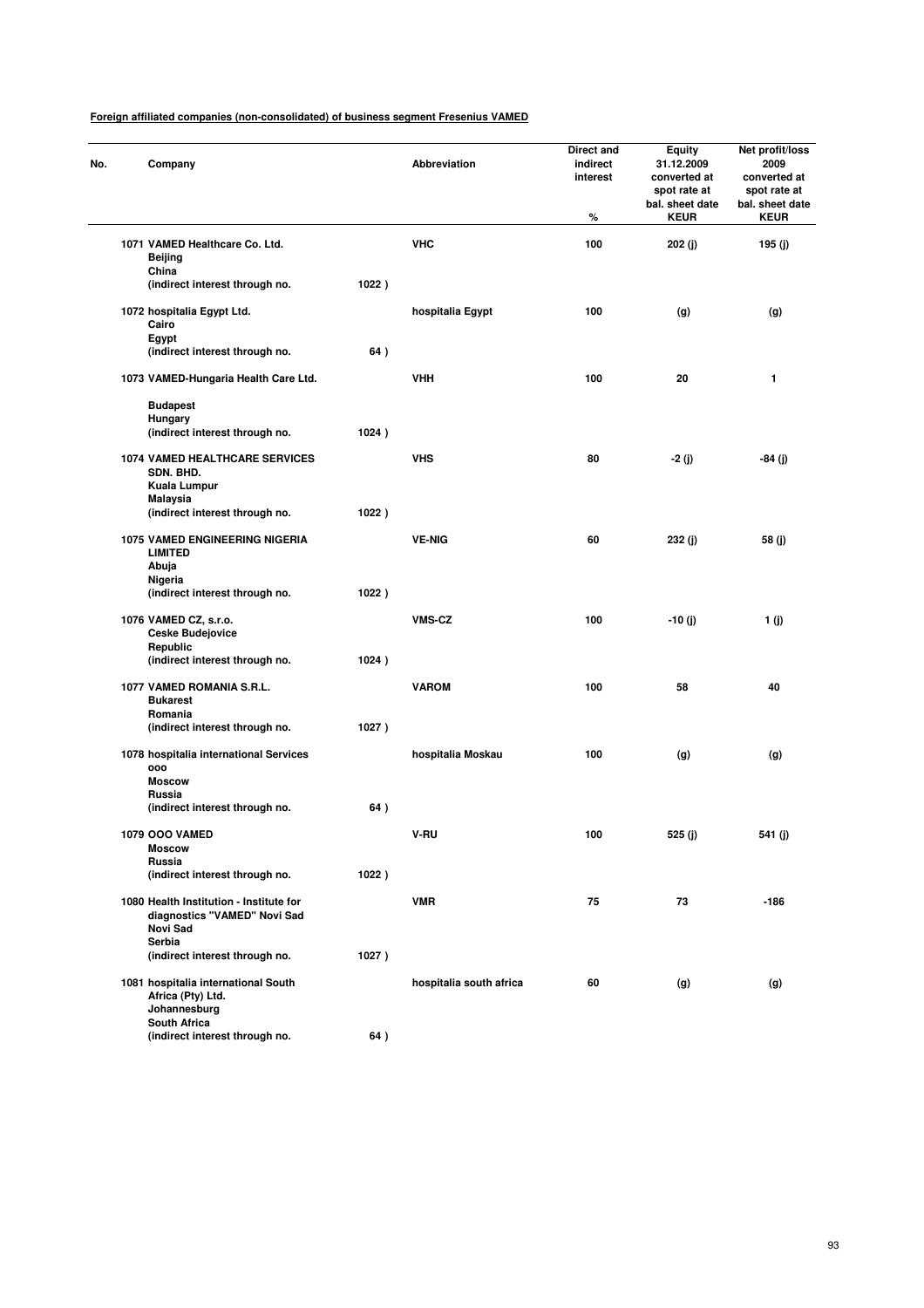**Foreign affiliated companies (non-consolidated) of business segment Fresenius VAMED**

| No. | Company | | Abbreviation | Direct and indirect interest % | Equity 31.12.2009 converted at spot rate at bal. sheet date KEUR | Net profit/loss 2009 converted at spot rate at bal. sheet date KEUR |
|---|---|---|---|---|---|---|
| 1071 | VAMED Healthcare Co. Ltd. Beijing China (indirect interest through no. | 1022 ) | VHC | 100 | 202 (j) | 195 (j) |
| 1072 | hospitalia Egypt Ltd. Cairo Egypt (indirect interest through no. | 64 ) | hospitalia Egypt | 100 | (g) | (g) |
| 1073 | VAMED-Hungaria Health Care Ltd. Budapest Hungary (indirect interest through no. | 1024 ) | VHH | 100 | 20 | 1 |
| 1074 | VAMED HEALTHCARE SERVICES SDN. BHD. Kuala Lumpur Malaysia (indirect interest through no. | 1022 ) | VHS | 80 | -2 (j) | -84 (j) |
| 1075 | VAMED ENGINEERING NIGERIA LIMITED Abuja Nigeria (indirect interest through no. | 1022 ) | VE-NIG | 60 | 232 (j) | 58 (j) |
| 1076 | VAMED CZ, s.r.o. Ceske Budejovice Republic (indirect interest through no. | 1024 ) | VMS-CZ | 100 | -10 (j) | 1 (j) |
| 1077 | VAMED ROMANIA S.R.L. Bukarest Romania (indirect interest through no. | 1027 ) | VAROM | 100 | 58 | 40 |
| 1078 | hospitalia international Services ooo Moscow Russia (indirect interest through no. | 64 ) | hospitalia Moskau | 100 | (g) | (g) |
| 1079 | OOO VAMED Moscow Russia (indirect interest through no. | 1022 ) | V-RU | 100 | 525 (j) | 541 (j) |
| 1080 | Health Institution - Institute for diagnostics "VAMED" Novi Sad Novi Sad Serbia (indirect interest through no. | 1027 ) | VMR | 75 | 73 | -186 |
| 1081 | hospitalia international South Africa (Pty) Ltd. Johannesburg South Africa (indirect interest through no. | 64 ) | hospitalia south africa | 60 | (g) | (g) |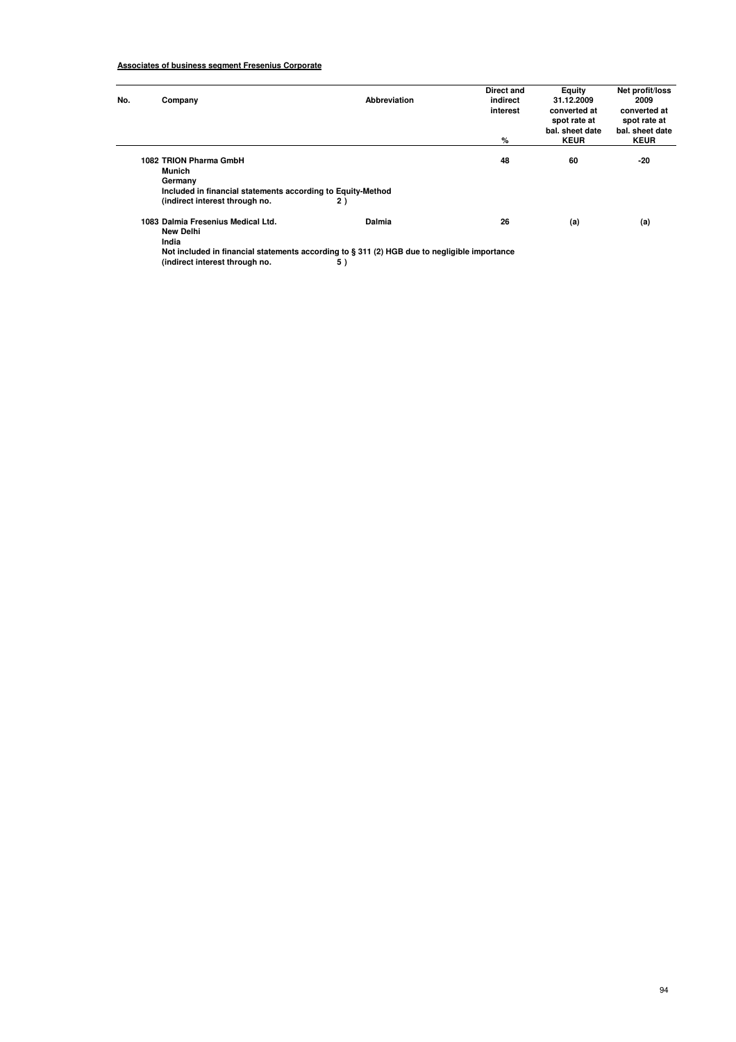**Associates of business segment Fresenius Corporate**

| No. | Company | Abbreviation | Direct and indirect interest<br>% | Equity 31.12.2009 converted at spot rate at bal. sheet date<br>KEUR | Net profit/loss 2009 converted at spot rate at bal. sheet date<br>KEUR |
|---|---|---|---|---|---|
| 1082 | TRION Pharma GmbH<br>Munich<br>Germany<br>Included in financial statements according to Equity-Method<br>(indirect interest through no. 2 ) | | 48 | 60 | -20 |
| 1083 | Dalmia Fresenius Medical Ltd.<br>New Delhi<br>India<br>Not included in financial statements according to § 311 (2) HGB due to negligible importance<br>(indirect interest through no. 5 ) | Dalmia | 26 | (a) | (a) |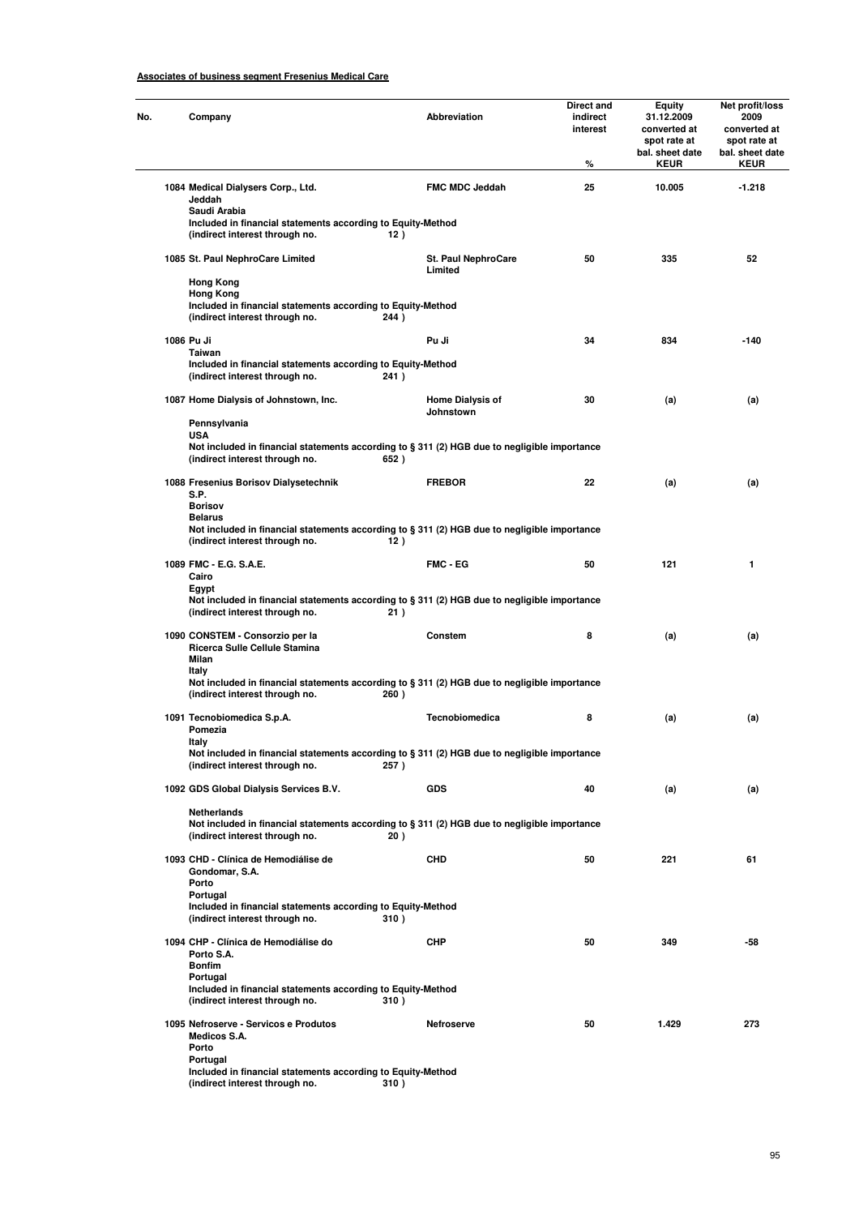**Associates of business segment Fresenius Medical Care**

| No. | Company | Abbreviation | Direct and indirect interest % | Equity 31.12.2009 converted at spot rate at bal. sheet date KEUR | Net profit/loss 2009 converted at spot rate at bal. sheet date KEUR |
|---|---|---|---|---|---|
| 1084 | **Medical Dialysers Corp., Ltd.** Jeddah Saudi Arabia Included in financial statements according to Equity-Method (indirect interest through no. 12 ) | FMC MDC Jeddah | 25 | 10.005 | -1.218 |
| 1085 | **St. Paul NephroCare Limited** Hong Kong Hong Kong Included in financial statements according to Equity-Method (indirect interest through no. 244 ) | St. Paul NephroCare Limited | 50 | 335 | 52 |
| 1086 | **Pu Ji** Taiwan Included in financial statements according to Equity-Method (indirect interest through no. 241 ) | Pu Ji | 34 | 834 | -140 |
| 1087 | **Home Dialysis of Johnstown, Inc.** Pennsylvania USA Not included in financial statements according to § 311 (2) HGB due to negligible importance (indirect interest through no. 652 ) | Home Dialysis of Johnstown | 30 | (a) | (a) |
| 1088 | **Fresenius Borisov Dialysetechnik S.P.** Borisov Belarus Not included in financial statements according to § 311 (2) HGB due to negligible importance (indirect interest through no. 12 ) | FREBOR | 22 | (a) | (a) |
| 1089 | **FMC - E.G. S.A.E.** Cairo Egypt Not included in financial statements according to § 311 (2) HGB due to negligible importance (indirect interest through no. 21 ) | FMC - EG | 50 | 121 | 1 |
| 1090 | **CONSTEM - Consorzio per la Ricerca Sulle Cellule Stamina** Milan Italy Not included in financial statements according to § 311 (2) HGB due to negligible importance (indirect interest through no. 260 ) | Constem | 8 | (a) | (a) |
| 1091 | **Tecnobiomedica S.p.A.** Pomezia Italy Not included in financial statements according to § 311 (2) HGB due to negligible importance (indirect interest through no. 257 ) | Tecnobiomedica | 8 | (a) | (a) |
| 1092 | **GDS Global Dialysis Services B.V.** Netherlands Not included in financial statements according to § 311 (2) HGB due to negligible importance (indirect interest through no. 20 ) | GDS | 40 | (a) | (a) |
| 1093 | **CHD - Clínica de Hemodiálise de Gondomar, S.A.** Porto Portugal Included in financial statements according to Equity-Method (indirect interest through no. 310 ) | CHD | 50 | 221 | 61 |
| 1094 | **CHP - Clínica de Hemodiálise do Porto S.A.** Bonfim Portugal Included in financial statements according to Equity-Method (indirect interest through no. 310 ) | CHP | 50 | 349 | -58 |
| 1095 | **Nefroserve - Servicos e Produtos Medicos S.A.** Porto Portugal Included in financial statements according to Equity-Method (indirect interest through no. 310 ) | Nefroserve | 50 | 1.429 | 273 |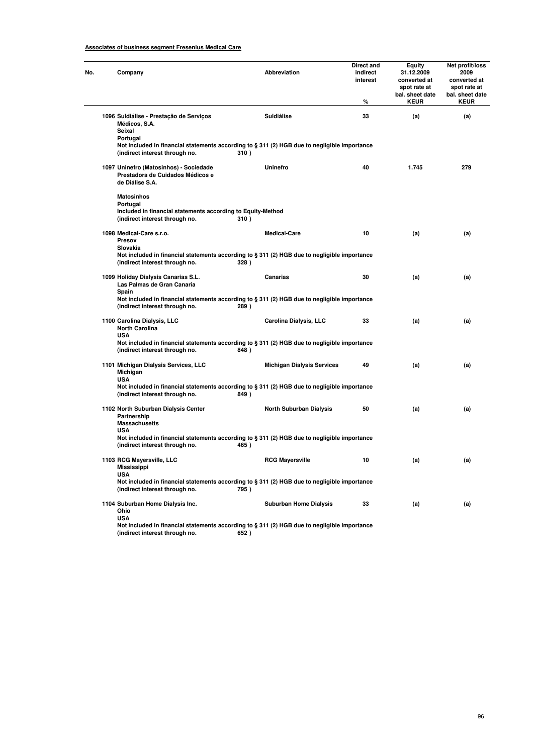**Associates of business segment Fresenius Medical Care**

| No. | Company | Abbreviation | Direct and indirect interest % | Equity 31.12.2009 converted at spot rate at bal. sheet date KEUR | Net profit/loss 2009 converted at spot rate at bal. sheet date KEUR |
|---|---|---|---|---|---|
| 1096 | Suldiálise - Prestação de Serviços Médicos, S.A.<br>Seixal<br>Portugal<br>Not included in financial statements according to § 311 (2) HGB due to negligible importance<br>(indirect interest through no. 310 ) | Suldiálise | 33 | (a) | (a) |
| 1097 | Uninefro (Matosinhos) - Sociedade Prestadora de Cuidados Médicos e de Diálise S.A.<br>Matosinhos<br>Portugal<br>Included in financial statements according to Equity-Method<br>(indirect interest through no. 310 ) | Uninefro | 40 | 1.745 | 279 |
| 1098 | Medical-Care s.r.o.<br>Presov<br>Slovakia<br>Not included in financial statements according to § 311 (2) HGB due to negligible importance<br>(indirect interest through no. 328 ) | Medical-Care | 10 | (a) | (a) |
| 1099 | Holiday Dialysis Canarias S.L.<br>Las Palmas de Gran Canaria<br>Spain<br>Not included in financial statements according to § 311 (2) HGB due to negligible importance<br>(indirect interest through no. 289 ) | Canarias | 30 | (a) | (a) |
| 1100 | Carolina Dialysis, LLC<br>North Carolina<br>USA<br>Not included in financial statements according to § 311 (2) HGB due to negligible importance<br>(indirect interest through no. 848 ) | Carolina Dialysis, LLC | 33 | (a) | (a) |
| 1101 | Michigan Dialysis Services, LLC<br>Michigan<br>USA<br>Not included in financial statements according to § 311 (2) HGB due to negligible importance<br>(indirect interest through no. 849 ) | Michigan Dialysis Services | 49 | (a) | (a) |
| 1102 | North Suburban Dialysis Center Partnership<br>Massachusetts<br>USA<br>Not included in financial statements according to § 311 (2) HGB due to negligible importance<br>(indirect interest through no. 465 ) | North Suburban Dialysis | 50 | (a) | (a) |
| 1103 | RCG Mayersville, LLC<br>Mississippi<br>USA<br>Not included in financial statements according to § 311 (2) HGB due to negligible importance<br>(indirect interest through no. 795 ) | RCG Mayersville | 10 | (a) | (a) |
| 1104 | Suburban Home Dialysis Inc.<br>Ohio<br>USA<br>Not included in financial statements according to § 311 (2) HGB due to negligible importance<br>(indirect interest through no. 652 ) | Suburban Home Dialysis | 33 | (a) | (a) |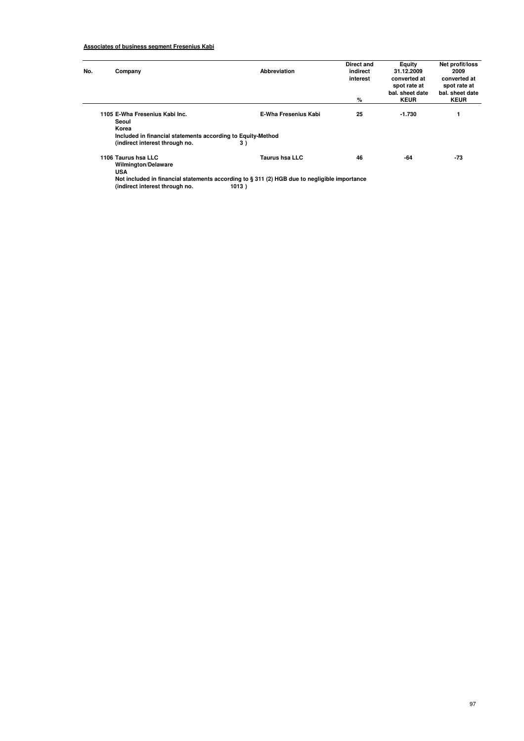**Associates of business segment Fresenius Kabi**

| No. | Company | Abbreviation | Direct and indirect interest<br>% | Equity 31.12.2009 converted at spot rate at bal. sheet date<br>KEUR | Net profit/loss 2009 converted at spot rate at bal. sheet date<br>KEUR |
|---|---|---|---|---|---|
| 1105 | E-Wha Fresenius Kabi Inc.<br>Seoul<br>Korea<br>Included in financial statements according to Equity-Method<br>(indirect interest through no. 3 ) | E-Wha Fresenius Kabi | 25 | -1.730 | 1 |
| 1106 | Taurus hsa LLC<br>Wilmington/Delaware<br>USA<br>Not included in financial statements according to § 311 (2) HGB due to negligible importance<br>(indirect interest through no. 1013 ) | Taurus hsa LLC | 46 | -64 | -73 |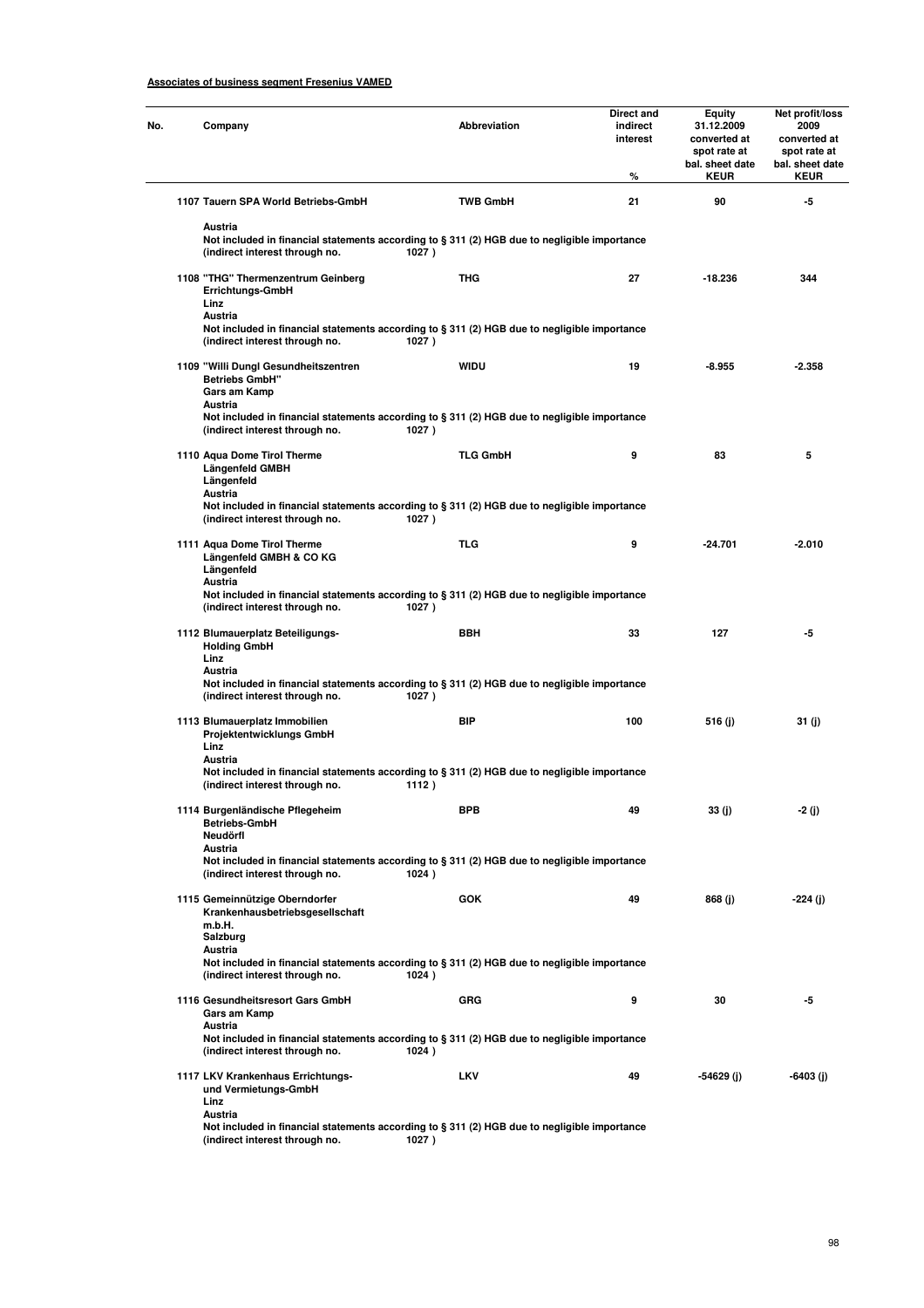**Associates of business segment Fresenius VAMED**

| No. | Company | Abbreviation | Direct and indirect interest % | Equity 31.12.2009 converted at spot rate at bal. sheet date KEUR | Net profit/loss 2009 converted at spot rate at bal. sheet date KEUR |
|---|---|---|---|---|---|
| 1107 | **Tauern SPA World Betriebs-GmbH**<br>Austria<br>Not included in financial statements according to § 311 (2) HGB due to negligible importance<br>(indirect interest through no. 1027 ) | TWB GmbH | 21 | 90 | -5 |
| 1108 | **"THG" Thermenzentrum Geinberg Errichtungs-GmbH**<br>Linz<br>Austria<br>Not included in financial statements according to § 311 (2) HGB due to negligible importance<br>(indirect interest through no. 1027 ) | THG | 27 | -18.236 | 344 |
| 1109 | **"Willi Dungl Gesundheitszentren Betriebs GmbH"**<br>Gars am Kamp<br>Austria<br>Not included in financial statements according to § 311 (2) HGB due to negligible importance<br>(indirect interest through no. 1027 ) | WIDU | 19 | -8.955 | -2.358 |
| 1110 | **Aqua Dome Tirol Therme Längenfeld GMBH**<br>Längenfeld<br>Austria<br>Not included in financial statements according to § 311 (2) HGB due to negligible importance<br>(indirect interest through no. 1027 ) | TLG GmbH | 9 | 83 | 5 |
| 1111 | **Aqua Dome Tirol Therme Längenfeld GMBH & CO KG**<br>Längenfeld<br>Austria<br>Not included in financial statements according to § 311 (2) HGB due to negligible importance<br>(indirect interest through no. 1027 ) | TLG | 9 | -24.701 | -2.010 |
| 1112 | **Blumauerplatz Beteiligungs-Holding GmbH**<br>Linz<br>Austria<br>Not included in financial statements according to § 311 (2) HGB due to negligible importance<br>(indirect interest through no. 1027 ) | BBH | 33 | 127 | -5 |
| 1113 | **Blumauerplatz Immobilien Projektentwicklungs GmbH**<br>Linz<br>Austria<br>Not included in financial statements according to § 311 (2) HGB due to negligible importance<br>(indirect interest through no. 1112 ) | BIP | 100 | 516 (j) | 31 (j) |
| 1114 | **Burgenländische Pflegeheim Betriebs-GmbH**<br>Neudörfl<br>Austria<br>Not included in financial statements according to § 311 (2) HGB due to negligible importance<br>(indirect interest through no. 1024 ) | BPB | 49 | 33 (j) | -2 (j) |
| 1115 | **Gemeinnützige Oberndorfer Krankenhausbetriebsgesellschaft m.b.H.**<br>Salzburg<br>Austria<br>Not included in financial statements according to § 311 (2) HGB due to negligible importance<br>(indirect interest through no. 1024 ) | GOK | 49 | 868 (j) | -224 (j) |
| 1116 | **Gesundheitsresort Gars GmbH**<br>Gars am Kamp<br>Austria<br>Not included in financial statements according to § 311 (2) HGB due to negligible importance<br>(indirect interest through no. 1024 ) | GRG | 9 | 30 | -5 |
| 1117 | **LKV Krankenhaus Errichtungs- und Vermietungs-GmbH**<br>Linz<br>Austria<br>Not included in financial statements according to § 311 (2) HGB due to negligible importance<br>(indirect interest through no. 1027 ) | LKV | 49 | -54629 (j) | -6403 (j) |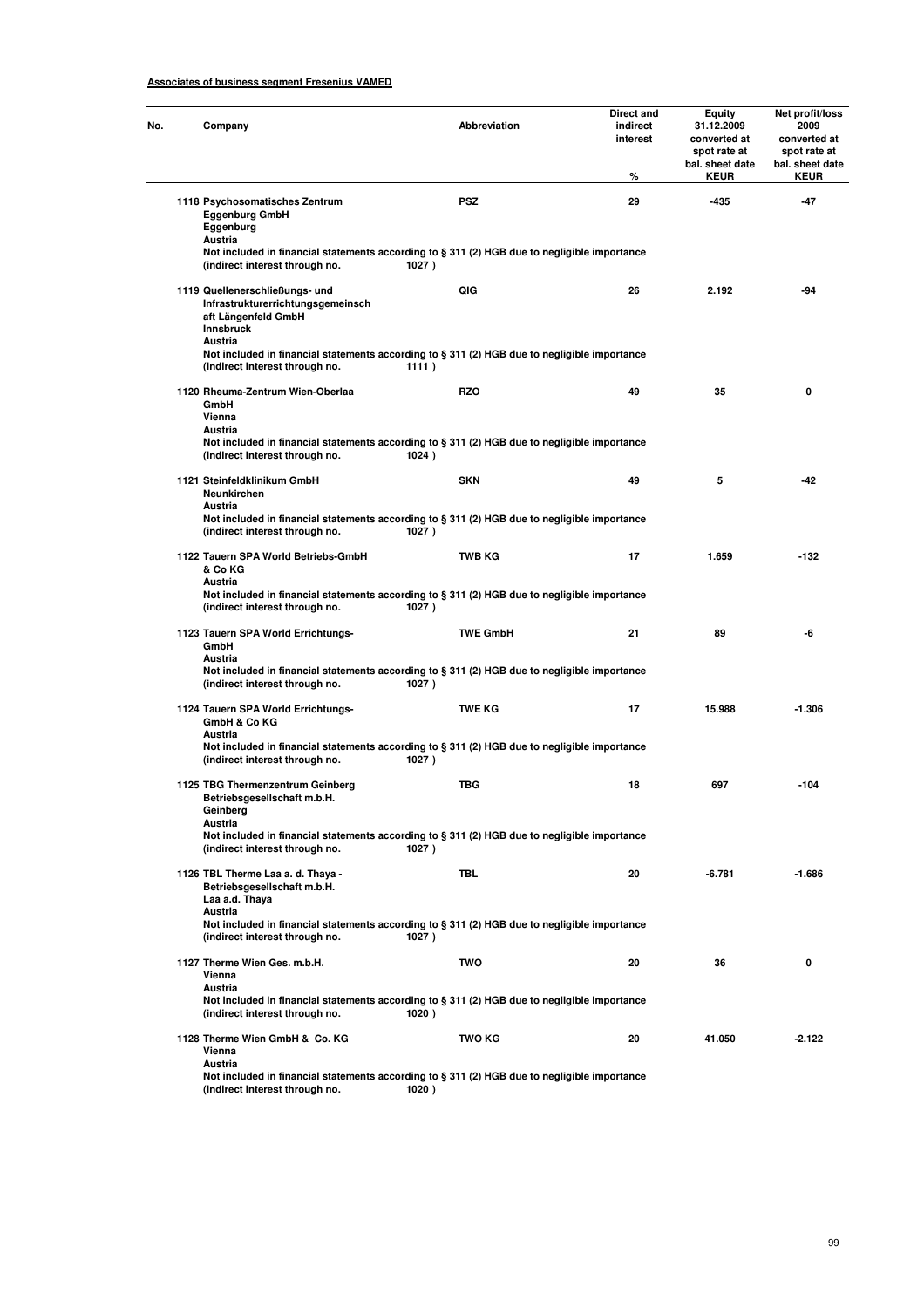**Associates of business segment Fresenius VAMED**

| No. | Company | Abbreviation | Direct and indirect interest % | Equity 31.12.2009 converted at spot rate at bal. sheet date KEUR | Net profit/loss 2009 converted at spot rate at bal. sheet date KEUR |
|---|---|---|---|---|---|
| 1118 | Psychosomatisches Zentrum Eggenburg GmbH<br>Eggenburg<br>Austria<br>Not included in financial statements according to § 311 (2) HGB due to negligible importance<br>(indirect interest through no. 1027 ) | PSZ | 29 | -435 | -47 |
| 1119 | Quellenerschließungs- und Infrastrukturerrichtungsgemeinschaft Längenfeld GmbH<br>Innsbruck<br>Austria<br>Not included in financial statements according to § 311 (2) HGB due to negligible importance<br>(indirect interest through no. 1111 ) | QIG | 26 | 2.192 | -94 |
| 1120 | Rheuma-Zentrum Wien-Oberlaa GmbH<br>Vienna<br>Austria<br>Not included in financial statements according to § 311 (2) HGB due to negligible importance<br>(indirect interest through no. 1024 ) | RZO | 49 | 35 | 0 |
| 1121 | Steinfeldklinikum GmbH<br>Neunkirchen<br>Austria<br>Not included in financial statements according to § 311 (2) HGB due to negligible importance<br>(indirect interest through no. 1027 ) | SKN | 49 | 5 | -42 |
| 1122 | Tauern SPA World Betriebs-GmbH & Co KG<br>Austria<br>Not included in financial statements according to § 311 (2) HGB due to negligible importance<br>(indirect interest through no. 1027 ) | TWB KG | 17 | 1.659 | -132 |
| 1123 | Tauern SPA World Errichtungs-GmbH<br>Austria<br>Not included in financial statements according to § 311 (2) HGB due to negligible importance<br>(indirect interest through no. 1027 ) | TWE GmbH | 21 | 89 | -6 |
| 1124 | Tauern SPA World Errichtungs-GmbH & Co KG<br>Austria<br>Not included in financial statements according to § 311 (2) HGB due to negligible importance<br>(indirect interest through no. 1027 ) | TWE KG | 17 | 15.988 | -1.306 |
| 1125 | TBG Thermenzentrum Geinberg Betriebsgesellschaft m.b.H.<br>Geinberg<br>Austria<br>Not included in financial statements according to § 311 (2) HGB due to negligible importance<br>(indirect interest through no. 1027 ) | TBG | 18 | 697 | -104 |
| 1126 | TBL Therme Laa a. d. Thaya - Betriebsgesellschaft m.b.H.<br>Laa a.d. Thaya<br>Austria<br>Not included in financial statements according to § 311 (2) HGB due to negligible importance<br>(indirect interest through no. 1027 ) | TBL | 20 | -6.781 | -1.686 |
| 1127 | Therme Wien Ges. m.b.H.<br>Vienna<br>Austria<br>Not included in financial statements according to § 311 (2) HGB due to negligible importance<br>(indirect interest through no. 1020 ) | TWO | 20 | 36 | 0 |
| 1128 | Therme Wien GmbH & Co. KG<br>Vienna<br>Austria<br>Not included in financial statements according to § 311 (2) HGB due to negligible importance<br>(indirect interest through no. 1020 ) | TWO KG | 20 | 41.050 | -2.122 |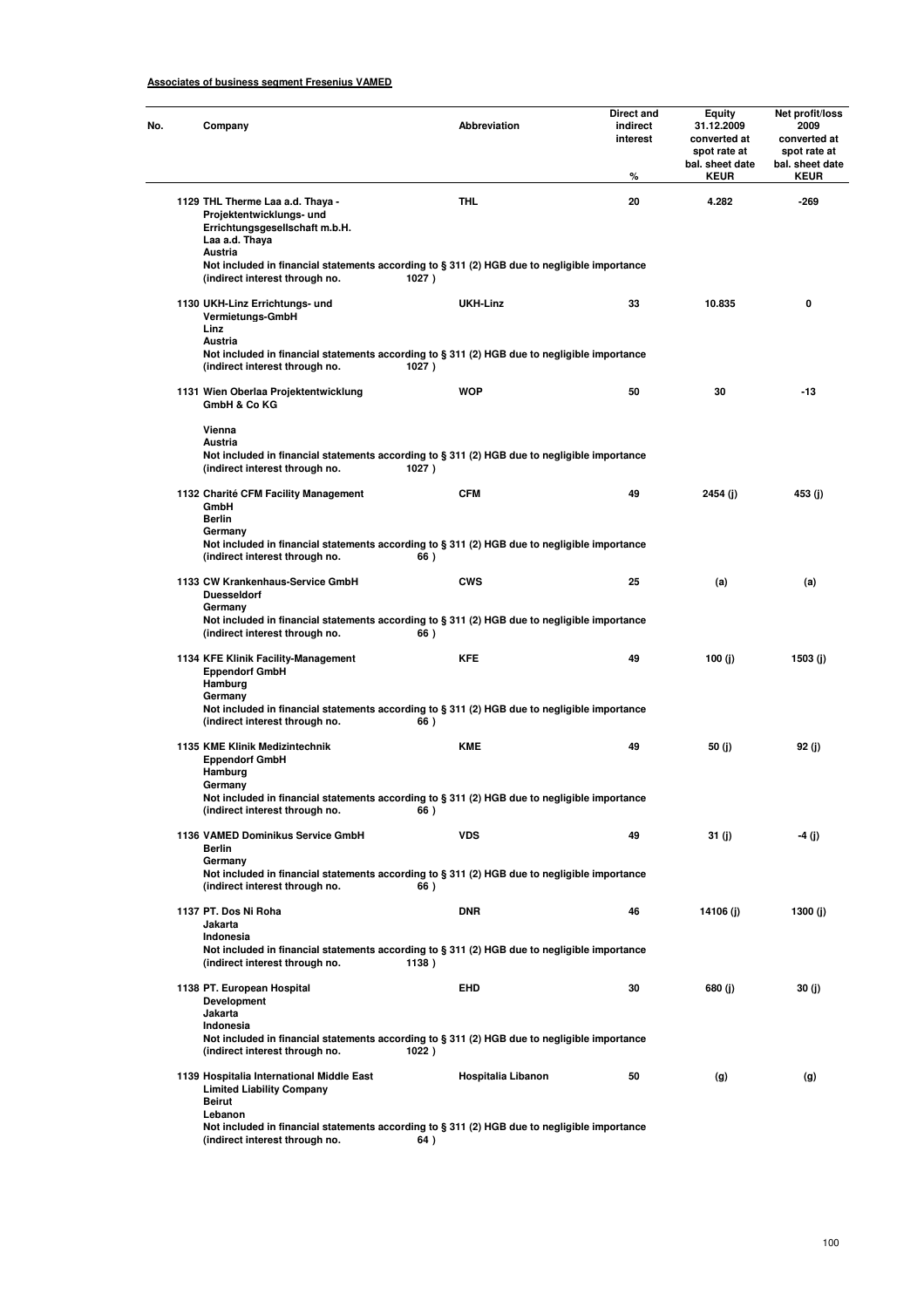**Associates of business segment Fresenius VAMED**

| No. | Company | Abbreviation | Direct and indirect interest<br>% | Equity 31.12.2009 converted at spot rate at bal. sheet date<br>KEUR | Net profit/loss 2009 converted at spot rate at bal. sheet date<br>KEUR |
|---|---|---|---|---|---|
| 1129 | THL Therme Laa a.d. Thaya - Projektentwicklungs- und Errichtungsgesellschaft m.b.H.<br>Laa a.d. Thaya<br>Austria<br>Not included in financial statements according to § 311 (2) HGB due to negligible importance<br>(indirect interest through no. 1027 ) | THL | 20 | 4.282 | -269 |
| 1130 | UKH-Linz Errichtungs- und Vermietungs-GmbH<br>Linz<br>Austria<br>Not included in financial statements according to § 311 (2) HGB due to negligible importance<br>(indirect interest through no. 1027 ) | UKH-Linz | 33 | 10.835 | 0 |
| 1131 | Wien Oberlaa Projektentwicklung GmbH & Co KG<br>Vienna<br>Austria<br>Not included in financial statements according to § 311 (2) HGB due to negligible importance<br>(indirect interest through no. 1027 ) | WOP | 50 | 30 | -13 |
| 1132 | Charité CFM Facility Management GmbH<br>Berlin<br>Germany<br>Not included in financial statements according to § 311 (2) HGB due to negligible importance<br>(indirect interest through no. 66 ) | CFM | 49 | 2454 (j) | 453 (j) |
| 1133 | CW Krankenhaus-Service GmbH<br>Duesseldorf<br>Germany<br>Not included in financial statements according to § 311 (2) HGB due to negligible importance<br>(indirect interest through no. 66 ) | CWS | 25 | (a) | (a) |
| 1134 | KFE Klinik Facility-Management Eppendorf GmbH<br>Hamburg<br>Germany<br>Not included in financial statements according to § 311 (2) HGB due to negligible importance<br>(indirect interest through no. 66 ) | KFE | 49 | 100 (j) | 1503 (j) |
| 1135 | KME Klinik Medizintechnik Eppendorf GmbH<br>Hamburg<br>Germany<br>Not included in financial statements according to § 311 (2) HGB due to negligible importance<br>(indirect interest through no. 66 ) | KME | 49 | 50 (j) | 92 (j) |
| 1136 | VAMED Dominikus Service GmbH<br>Berlin<br>Germany<br>Not included in financial statements according to § 311 (2) HGB due to negligible importance<br>(indirect interest through no. 66 ) | VDS | 49 | 31 (j) | -4 (j) |
| 1137 | PT. Dos Ni Roha<br>Jakarta<br>Indonesia<br>Not included in financial statements according to § 311 (2) HGB due to negligible importance<br>(indirect interest through no. 1138 ) | DNR | 46 | 14106 (j) | 1300 (j) |
| 1138 | PT. European Hospital Development<br>Jakarta<br>Indonesia<br>Not included in financial statements according to § 311 (2) HGB due to negligible importance<br>(indirect interest through no. 1022 ) | EHD | 30 | 680 (j) | 30 (j) |
| 1139 | Hospitalia International Middle East Limited Liability Company<br>Beirut<br>Lebanon<br>Not included in financial statements according to § 311 (2) HGB due to negligible importance<br>(indirect interest through no. 64 ) | Hospitalia Libanon | 50 | (g) | (g) |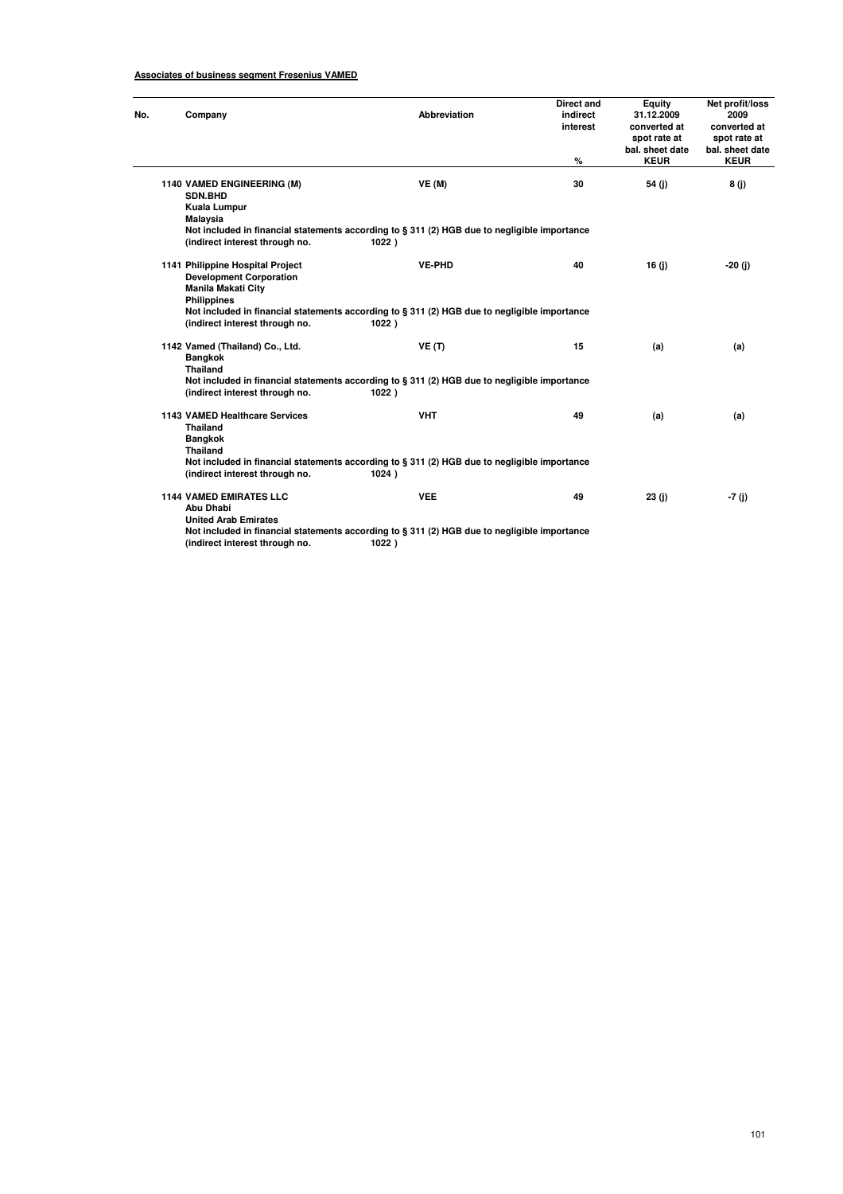**Associates of business segment Fresenius VAMED**

| No. | Company | Abbreviation | Direct and indirect interest % | Equity 31.12.2009 converted at spot rate at bal. sheet date KEUR | Net profit/loss 2009 converted at spot rate at bal. sheet date KEUR |
|---|---|---|---|---|---|
| 1140 | VAMED ENGINEERING (M) SDN.BHD Kuala Lumpur Malaysia | VE (M) | 30 | 54 (j) | 8 (j) |
| | Not included in financial statements according to § 311 (2) HGB due to negligible importance (indirect interest through no. 1022 ) | | | | |
| 1141 | Philippine Hospital Project Development Corporation Manila Makati City Philippines | VE-PHD | 40 | 16 (j) | -20 (j) |
| | Not included in financial statements according to § 311 (2) HGB due to negligible importance (indirect interest through no. 1022 ) | | | | |
| 1142 | Vamed (Thailand) Co., Ltd. Bangkok Thailand | VE (T) | 15 | (a) | (a) |
| | Not included in financial statements according to § 311 (2) HGB due to negligible importance (indirect interest through no. 1022 ) | | | | |
| 1143 | VAMED Healthcare Services Thailand Bangkok Thailand | VHT | 49 | (a) | (a) |
| | Not included in financial statements according to § 311 (2) HGB due to negligible importance (indirect interest through no. 1024 ) | | | | |
| 1144 | VAMED EMIRATES LLC Abu Dhabi United Arab Emirates | VEE | 49 | 23 (j) | -7 (j) |
| | Not included in financial statements according to § 311 (2) HGB due to negligible importance (indirect interest through no. 1022 ) | | | | |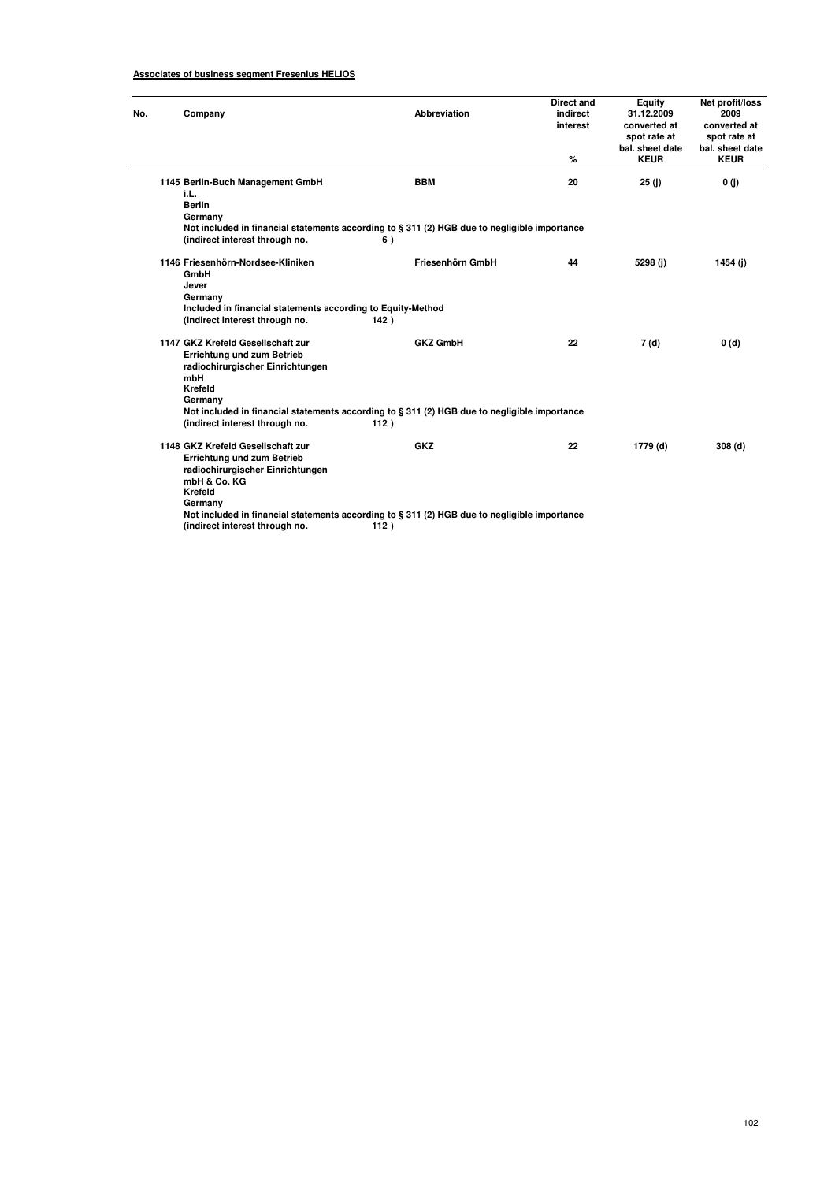**Associates of business segment Fresenius HELIOS**

| No. | Company | Abbreviation | Direct and indirect interest % | Equity 31.12.2009 converted at spot rate at bal. sheet date KEUR | Net profit/loss 2009 converted at spot rate at bal. sheet date KEUR |
|---|---|---|---|---|---|
| 1145 | Berlin-Buch Management GmbH i.L. Berlin Germany Not included in financial statements according to § 311 (2) HGB due to negligible importance (indirect interest through no. 6 ) | BBM | 20 | 25 (j) | 0 (j) |
| 1146 | Friesenhörn-Nordsee-Kliniken GmbH Jever Germany Included in financial statements according to Equity-Method (indirect interest through no. 142 ) | Friesenhörn GmbH | 44 | 5298 (j) | 1454 (j) |
| 1147 | GKZ Krefeld Gesellschaft zur Errichtung und zum Betrieb radiochirurgischer Einrichtungen mbH Krefeld Germany Not included in financial statements according to § 311 (2) HGB due to negligible importance (indirect interest through no. 112 ) | GKZ GmbH | 22 | 7 (d) | 0 (d) |
| 1148 | GKZ Krefeld Gesellschaft zur Errichtung und zum Betrieb radiochirurgischer Einrichtungen mbH & Co. KG Krefeld Germany Not included in financial statements according to § 311 (2) HGB due to negligible importance (indirect interest through no. 112 ) | GKZ | 22 | 1779 (d) | 308 (d) |